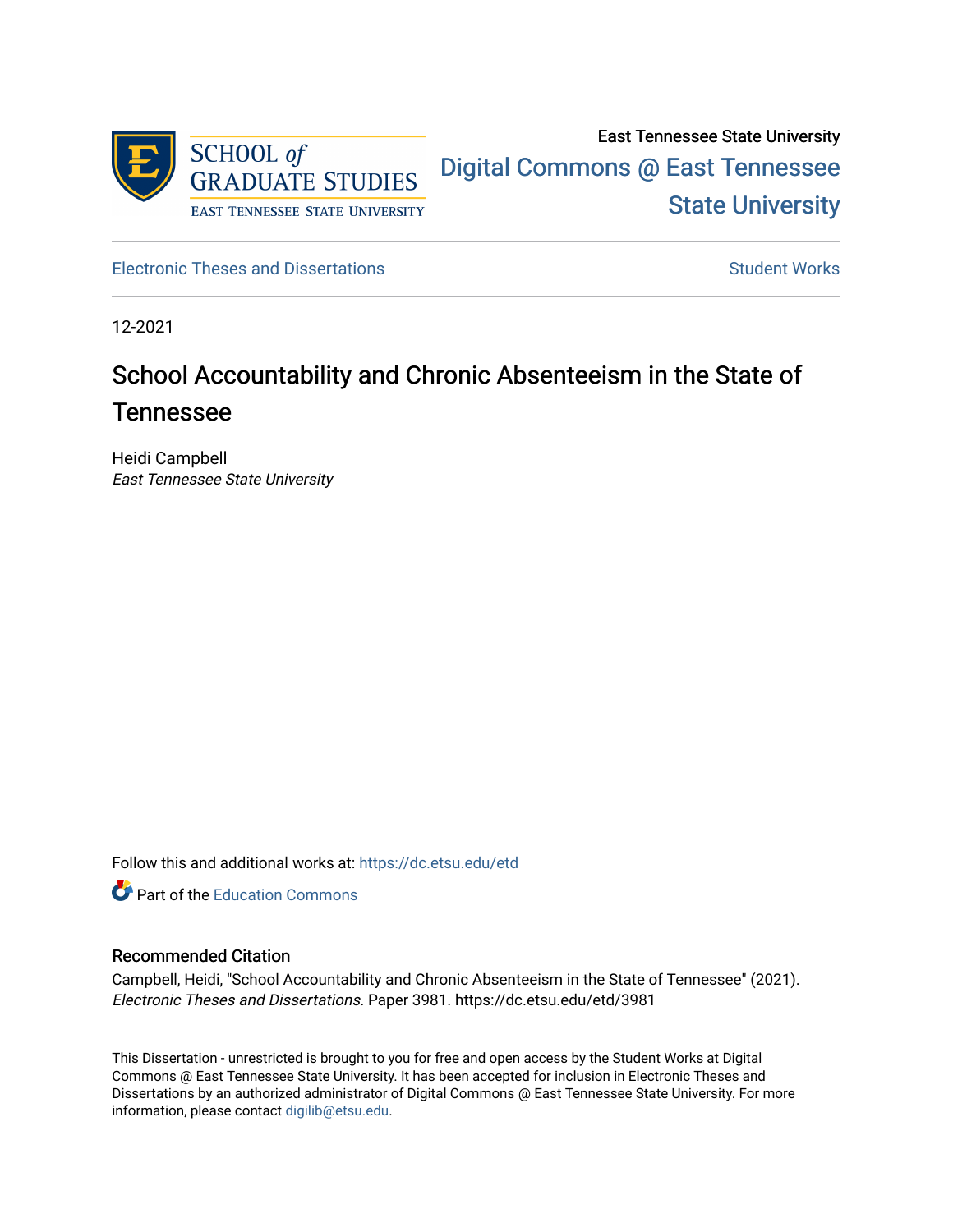East Tennessee State University

Digital Commons @ East Tennessee State University

Electronic Theses and Dissertations

Student Works

12-2021

# School Accountability and Chronic Absenteeism in the State of Tennessee

Heidi Campbell
*East Tennessee State University*

Follow this and additional works at: https://dc.etsu.edu/etd

Part of the Education Commons

## Recommended Citation

Campbell, Heidi, "School Accountability and Chronic Absenteeism in the State of Tennessee" (2021). *Electronic Theses and Dissertations.* Paper 3981. https://dc.etsu.edu/etd/3981

This Dissertation - unrestricted is brought to you for free and open access by the Student Works at Digital Commons @ East Tennessee State University. It has been accepted for inclusion in Electronic Theses and Dissertations by an authorized administrator of Digital Commons @ East Tennessee State University. For more information, please contact digilib@etsu.edu.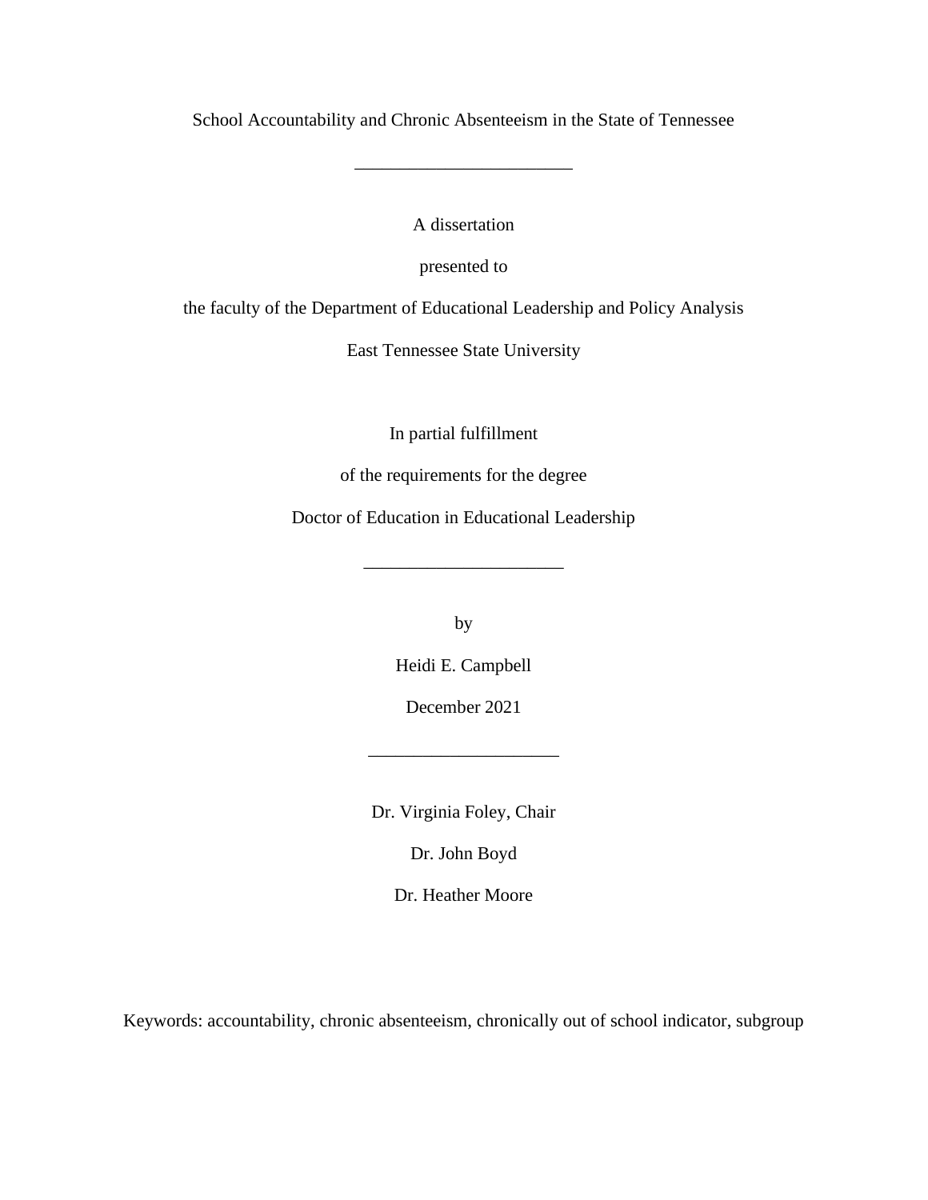School Accountability and Chronic Absenteeism in the State of Tennessee

________________________

A dissertation

presented to

the faculty of the Department of Educational Leadership and Policy Analysis

East Tennessee State University

In partial fulfillment

of the requirements for the degree

Doctor of Education in Educational Leadership

______________________

by

Heidi E. Campbell

December 2021

_____________________

Dr. Virginia Foley, Chair

Dr. John Boyd

Dr. Heather Moore

Keywords: accountability, chronic absenteeism, chronically out of school indicator, subgroup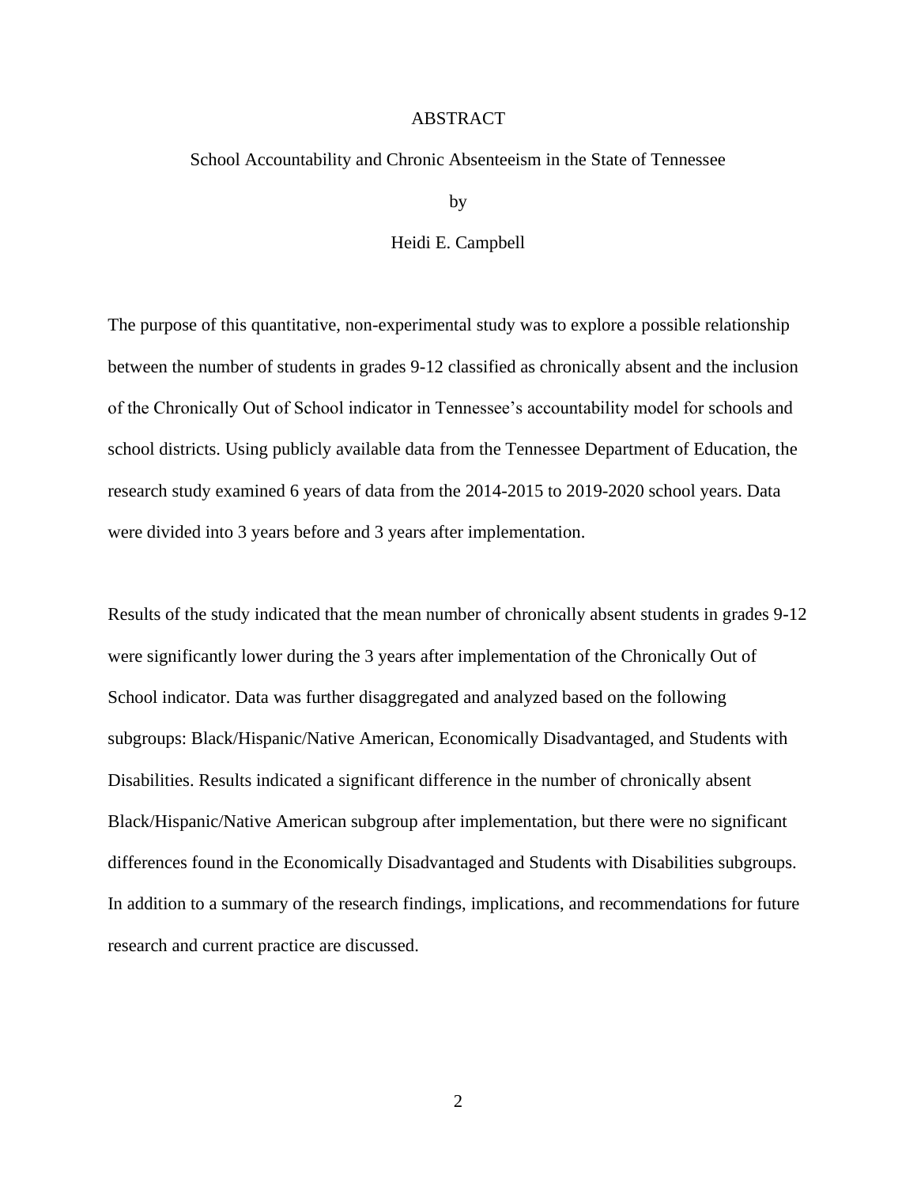# ABSTRACT

School Accountability and Chronic Absenteeism in the State of Tennessee

by

Heidi E. Campbell

The purpose of this quantitative, non-experimental study was to explore a possible relationship between the number of students in grades 9-12 classified as chronically absent and the inclusion of the Chronically Out of School indicator in Tennessee's accountability model for schools and school districts. Using publicly available data from the Tennessee Department of Education, the research study examined 6 years of data from the 2014-2015 to 2019-2020 school years. Data were divided into 3 years before and 3 years after implementation.

Results of the study indicated that the mean number of chronically absent students in grades 9-12 were significantly lower during the 3 years after implementation of the Chronically Out of School indicator. Data was further disaggregated and analyzed based on the following subgroups: Black/Hispanic/Native American, Economically Disadvantaged, and Students with Disabilities. Results indicated a significant difference in the number of chronically absent Black/Hispanic/Native American subgroup after implementation, but there were no significant differences found in the Economically Disadvantaged and Students with Disabilities subgroups. In addition to a summary of the research findings, implications, and recommendations for future research and current practice are discussed.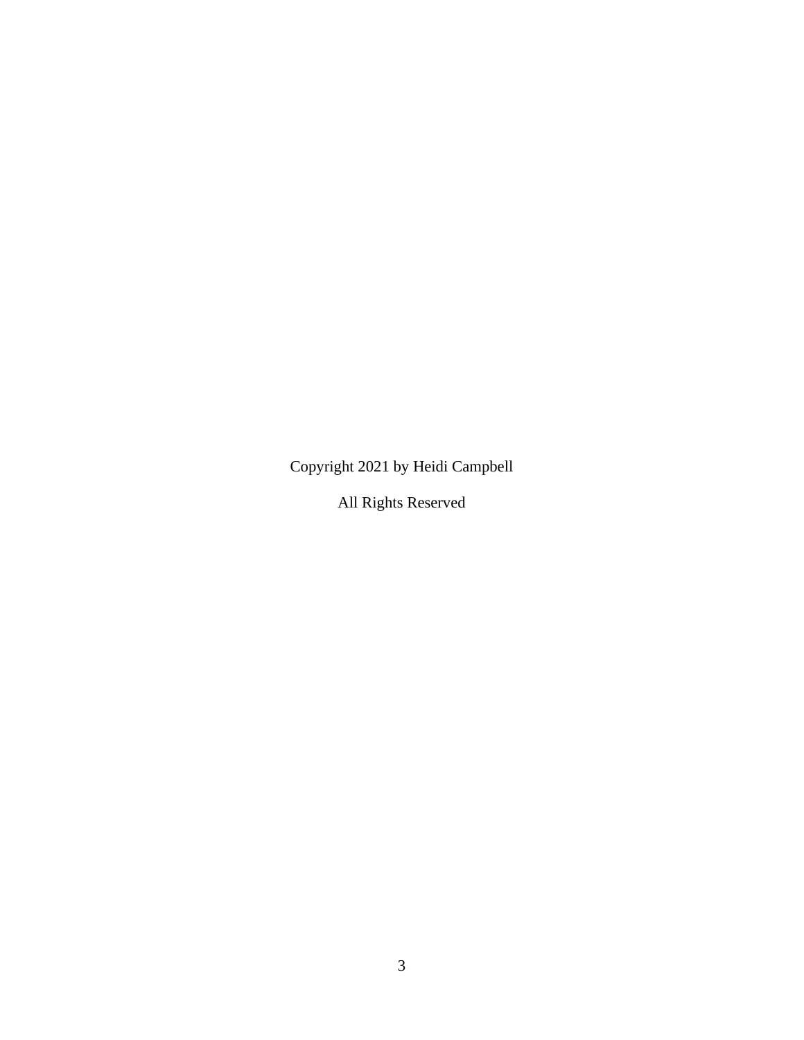Copyright 2021 by Heidi Campbell

All Rights Reserved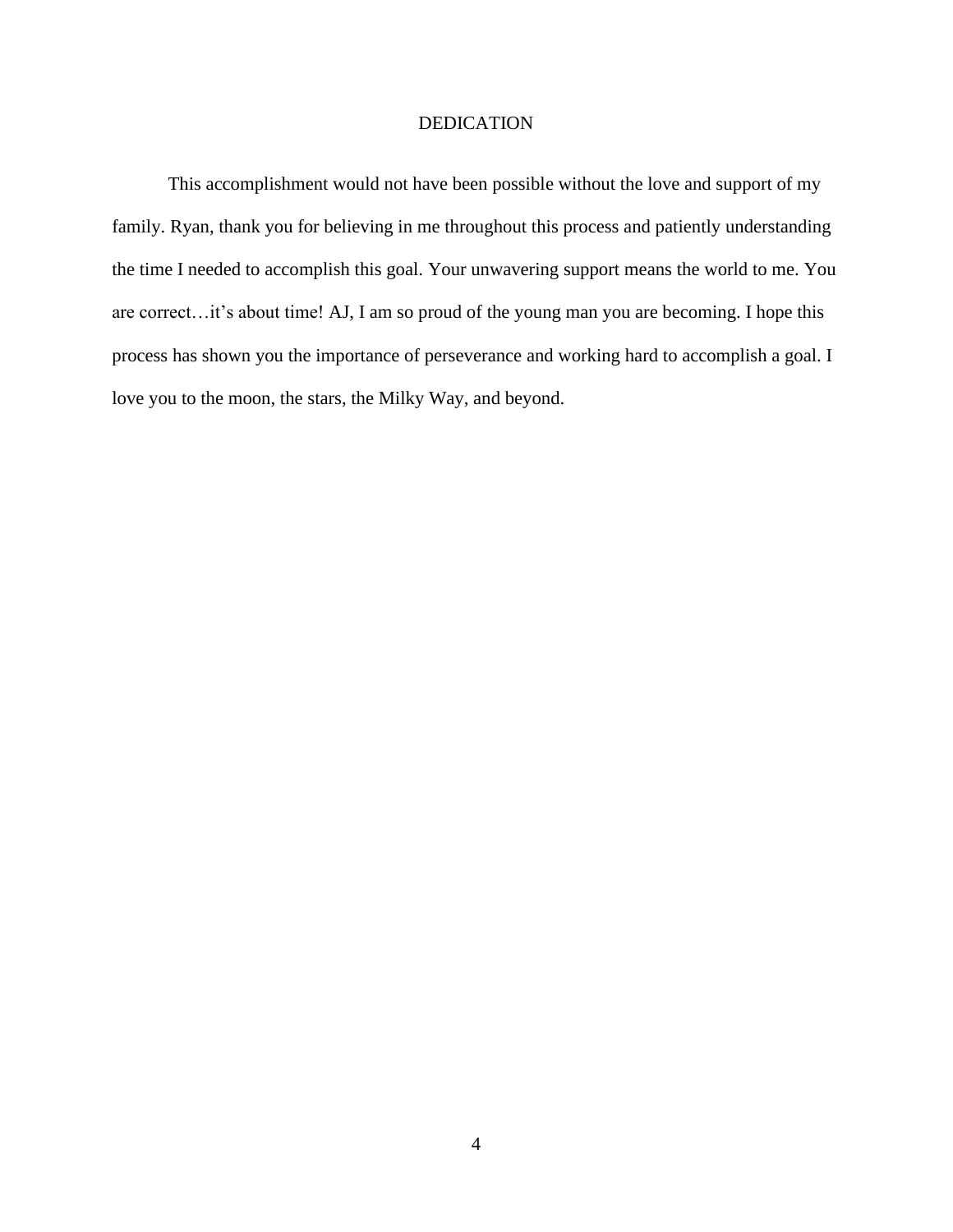# DEDICATION

This accomplishment would not have been possible without the love and support of my family. Ryan, thank you for believing in me throughout this process and patiently understanding the time I needed to accomplish this goal. Your unwavering support means the world to me. You are correct…it's about time! AJ, I am so proud of the young man you are becoming. I hope this process has shown you the importance of perseverance and working hard to accomplish a goal. I love you to the moon, the stars, the Milky Way, and beyond.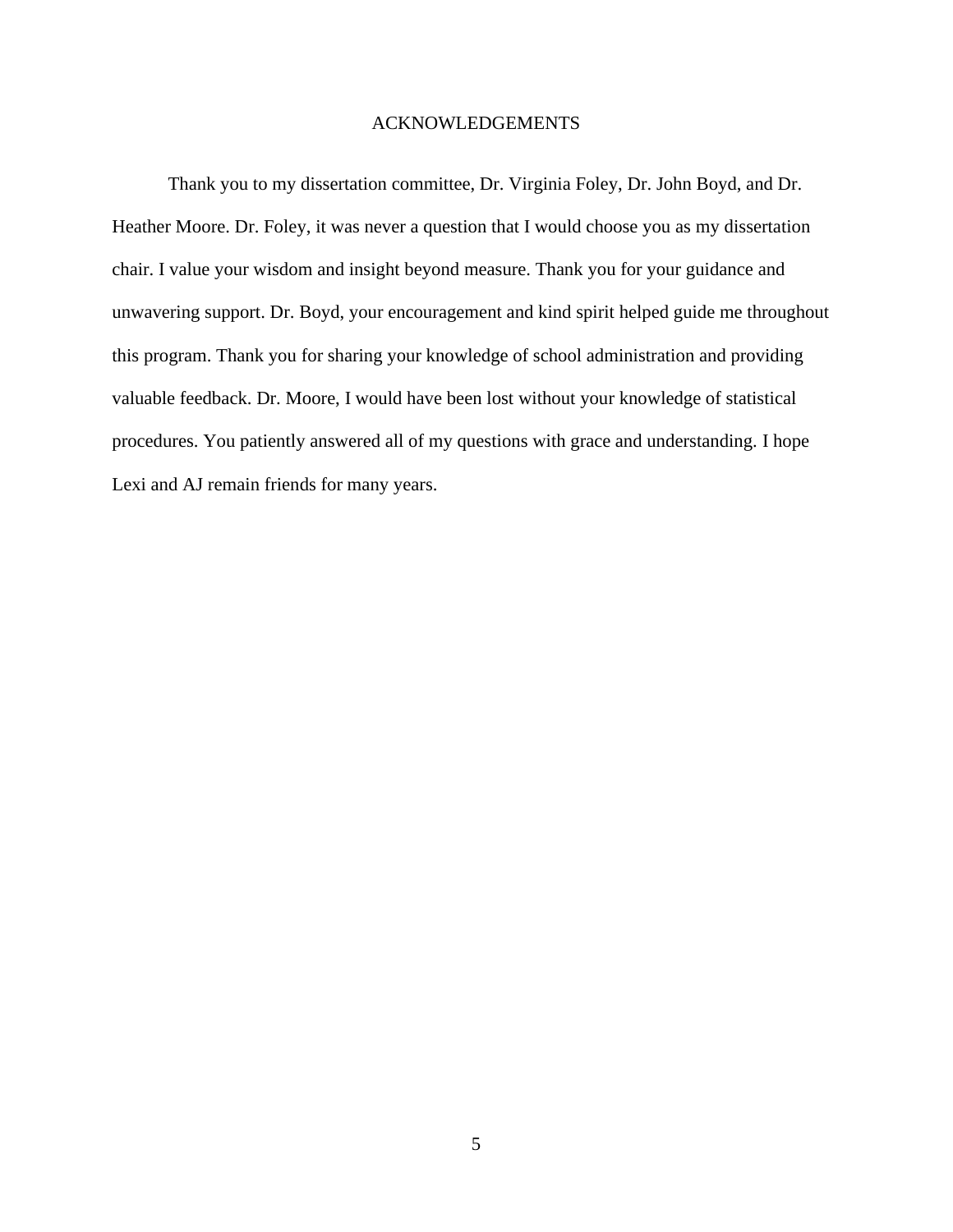# ACKNOWLEDGEMENTS

Thank you to my dissertation committee, Dr. Virginia Foley, Dr. John Boyd, and Dr. Heather Moore. Dr. Foley, it was never a question that I would choose you as my dissertation chair. I value your wisdom and insight beyond measure. Thank you for your guidance and unwavering support. Dr. Boyd, your encouragement and kind spirit helped guide me throughout this program. Thank you for sharing your knowledge of school administration and providing valuable feedback. Dr. Moore, I would have been lost without your knowledge of statistical procedures. You patiently answered all of my questions with grace and understanding. I hope Lexi and AJ remain friends for many years.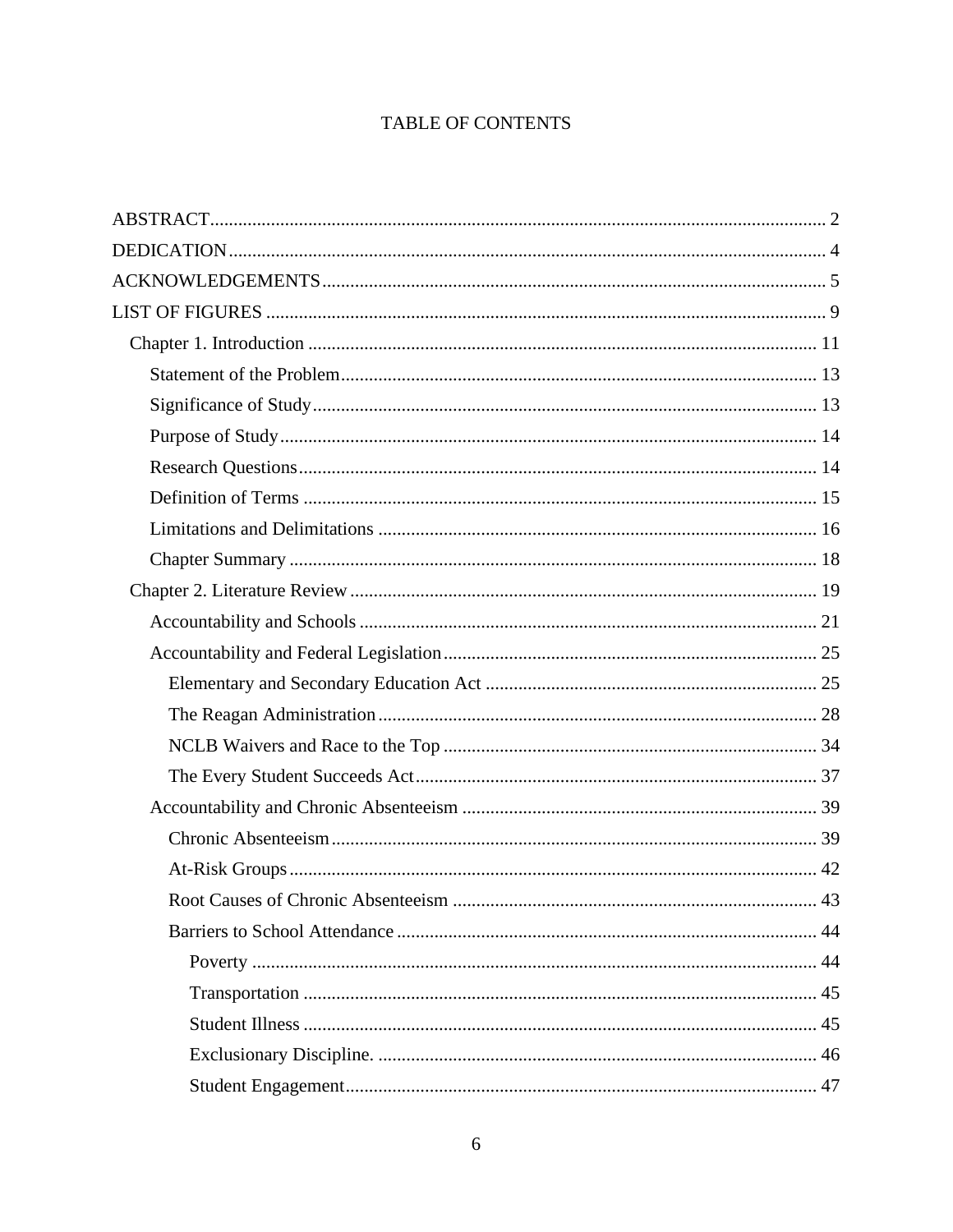# TABLE OF CONTENTS

ABSTRACT .......... 2
DEDICATION .......... 4
ACKNOWLEDGEMENTS .......... 5
LIST OF FIGURES .......... 9
- Chapter 1. Introduction .......... 11
  - Statement of the Problem .......... 13
  - Significance of Study .......... 13
  - Purpose of Study .......... 14
  - Research Questions .......... 14
  - Definition of Terms .......... 15
  - Limitations and Delimitations .......... 16
  - Chapter Summary .......... 18
- Chapter 2. Literature Review .......... 19
  - Accountability and Schools .......... 21
  - Accountability and Federal Legislation .......... 25
    - Elementary and Secondary Education Act .......... 25
    - The Reagan Administration .......... 28
    - NCLB Waivers and Race to the Top .......... 34
    - The Every Student Succeeds Act .......... 37
  - Accountability and Chronic Absenteeism .......... 39
    - Chronic Absenteeism .......... 39
    - At-Risk Groups .......... 42
    - Root Causes of Chronic Absenteeism .......... 43
    - Barriers to School Attendance .......... 44
      - Poverty .......... 44
      - Transportation .......... 45
      - Student Illness .......... 45
      - Exclusionary Discipline. .......... 46
      - Student Engagement .......... 47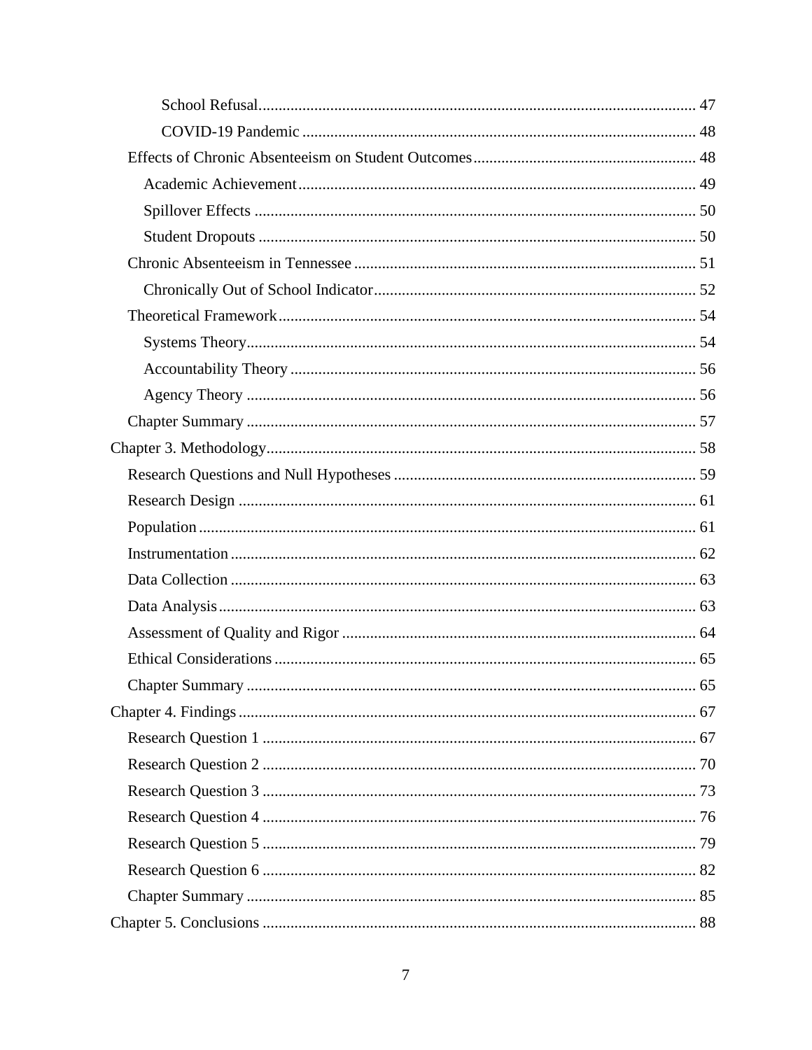School Refusal ............................................................................................................. 47

COVID-19 Pandemic ................................................................................................... 48

Effects of Chronic Absenteeism on Student Outcomes ........................................................ 48

Academic Achievement ................................................................................................... 49

Spillover Effects ............................................................................................................. 50

Student Dropouts ............................................................................................................ 50

Chronic Absenteeism in Tennessee ..................................................................................... 51

Chronically Out of School Indicator ................................................................................. 52

Theoretical Framework ........................................................................................................ 54

Systems Theory ................................................................................................................ 54

Accountability Theory ..................................................................................................... 56

Agency Theory ................................................................................................................ 56

Chapter Summary ................................................................................................................ 57

Chapter 3. Methodology ........................................................................................................... 58

Research Questions and Null Hypotheses ............................................................................ 59

Research Design .................................................................................................................. 61

Population ............................................................................................................................ 61

Instrumentation .................................................................................................................... 62

Data Collection .................................................................................................................... 63

Data Analysis ....................................................................................................................... 63

Assessment of Quality and Rigor ......................................................................................... 64

Ethical Considerations ......................................................................................................... 65

Chapter Summary ................................................................................................................ 65

Chapter 4. Findings .................................................................................................................. 67

Research Question 1 ............................................................................................................ 67

Research Question 2 ............................................................................................................ 70

Research Question 3 ............................................................................................................ 73

Research Question 4 ............................................................................................................ 76

Research Question 5 ............................................................................................................ 79

Research Question 6 ............................................................................................................ 82

Chapter Summary ................................................................................................................ 85

Chapter 5. Conclusions ............................................................................................................ 88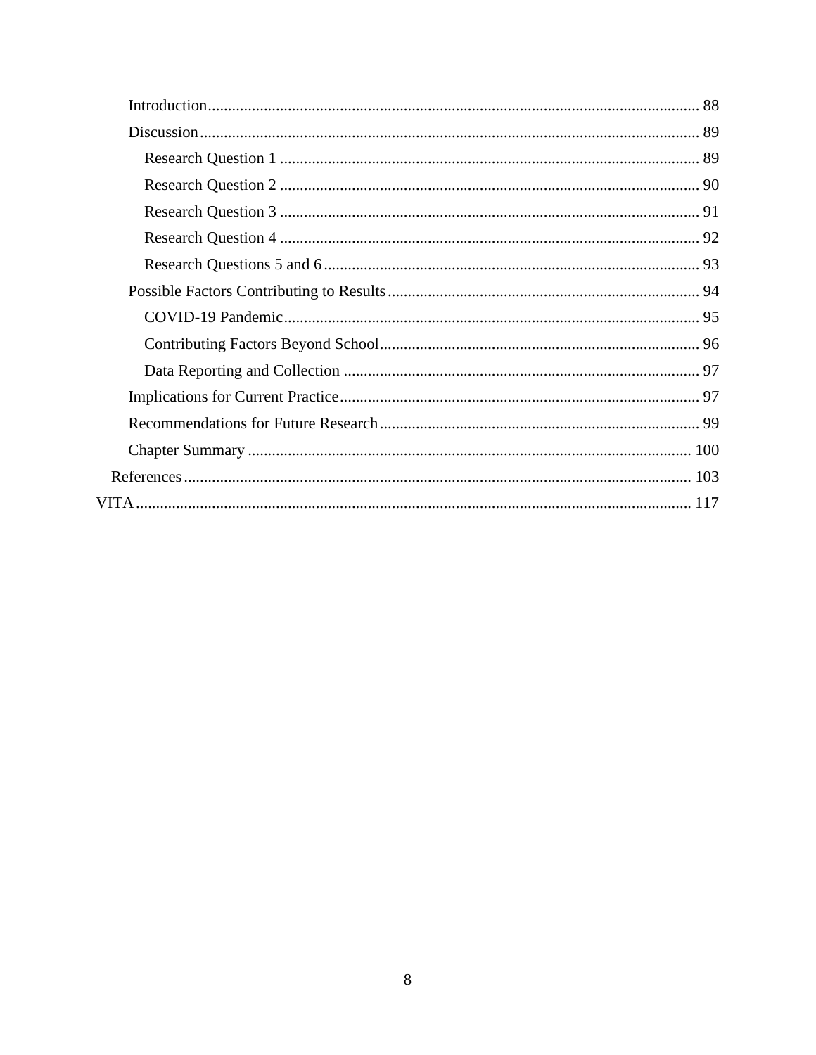- Introduction ........................................................ 88
- Discussion ........................................................ 89
  - Research Question 1 ........................................................ 89
  - Research Question 2 ........................................................ 90
  - Research Question 3 ........................................................ 91
  - Research Question 4 ........................................................ 92
  - Research Questions 5 and 6 ........................................................ 93
- Possible Factors Contributing to Results ........................................................ 94
  - COVID-19 Pandemic ........................................................ 95
  - Contributing Factors Beyond School ........................................................ 96
  - Data Reporting and Collection ........................................................ 97
- Implications for Current Practice ........................................................ 97
- Recommendations for Future Research ........................................................ 99
- Chapter Summary ........................................................ 100

References ........................................................ 103

VITA ........................................................ 117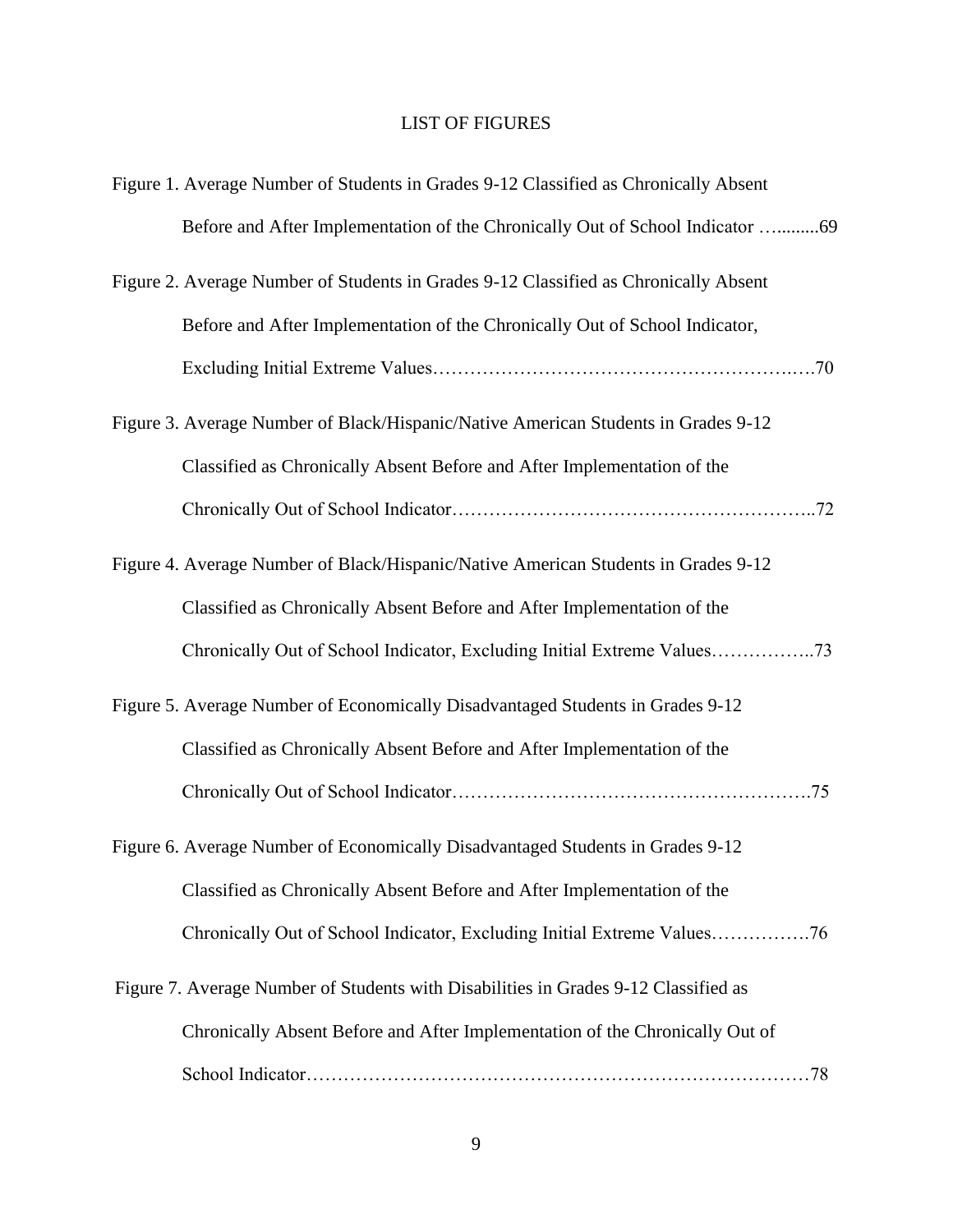# LIST OF FIGURES

Figure 1. Average Number of Students in Grades 9-12 Classified as Chronically Absent Before and After Implementation of the Chronically Out of School Indicator ….........69

Figure 2. Average Number of Students in Grades 9-12 Classified as Chronically Absent Before and After Implementation of the Chronically Out of School Indicator, Excluding Initial Extreme Values……………………………………………….….70

Figure 3. Average Number of Black/Hispanic/Native American Students in Grades 9-12 Classified as Chronically Absent Before and After Implementation of the Chronically Out of School Indicator………………………………………………..72

Figure 4. Average Number of Black/Hispanic/Native American Students in Grades 9-12 Classified as Chronically Absent Before and After Implementation of the Chronically Out of School Indicator, Excluding Initial Extreme Values……………..73

Figure 5. Average Number of Economically Disadvantaged Students in Grades 9-12 Classified as Chronically Absent Before and After Implementation of the Chronically Out of School Indicator……………………………………………….75

Figure 6. Average Number of Economically Disadvantaged Students in Grades 9-12 Classified as Chronically Absent Before and After Implementation of the Chronically Out of School Indicator, Excluding Initial Extreme Values…………….76

Figure 7. Average Number of Students with Disabilities in Grades 9-12 Classified as Chronically Absent Before and After Implementation of the Chronically Out of School Indicator………………………………………………………………78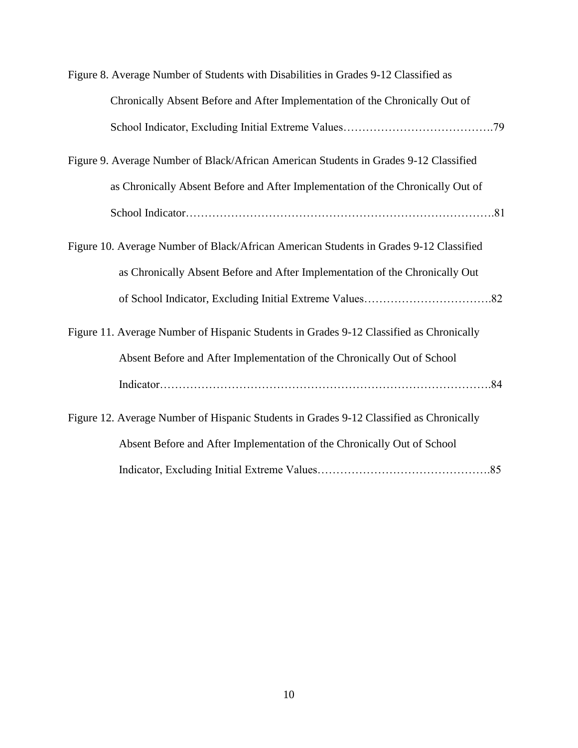Figure 8. Average Number of Students with Disabilities in Grades 9-12 Classified as Chronically Absent Before and After Implementation of the Chronically Out of School Indicator, Excluding Initial Extreme Values…………………………………..79

Figure 9. Average Number of Black/African American Students in Grades 9-12 Classified as Chronically Absent Before and After Implementation of the Chronically Out of School Indicator……………………………………………………………………….81

Figure 10. Average Number of Black/African American Students in Grades 9-12 Classified as Chronically Absent Before and After Implementation of the Chronically Out of School Indicator, Excluding Initial Extreme Values…………………………….82

Figure 11. Average Number of Hispanic Students in Grades 9-12 Classified as Chronically Absent Before and After Implementation of the Chronically Out of School Indicator……………………………………………………………………….84

Figure 12. Average Number of Hispanic Students in Grades 9-12 Classified as Chronically Absent Before and After Implementation of the Chronically Out of School Indicator, Excluding Initial Extreme Values……………………………………….85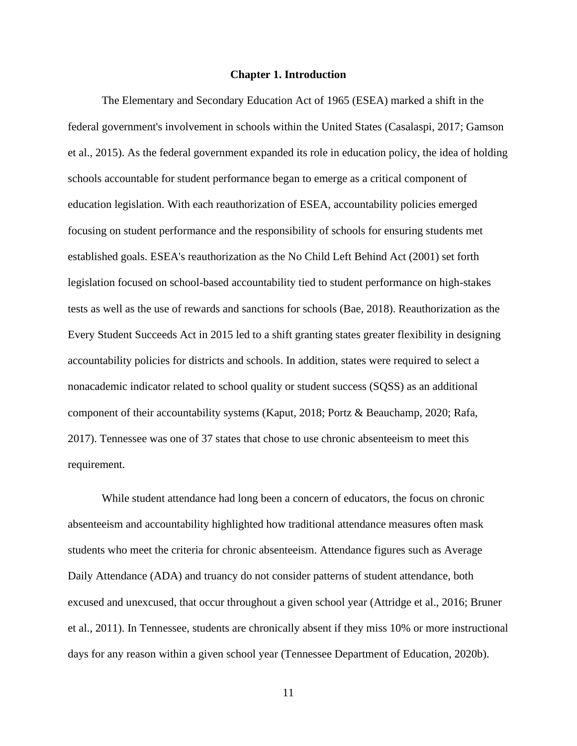# Chapter 1. Introduction

The Elementary and Secondary Education Act of 1965 (ESEA) marked a shift in the federal government's involvement in schools within the United States (Casalaspi, 2017; Gamson et al., 2015). As the federal government expanded its role in education policy, the idea of holding schools accountable for student performance began to emerge as a critical component of education legislation. With each reauthorization of ESEA, accountability policies emerged focusing on student performance and the responsibility of schools for ensuring students met established goals. ESEA's reauthorization as the No Child Left Behind Act (2001) set forth legislation focused on school-based accountability tied to student performance on high-stakes tests as well as the use of rewards and sanctions for schools (Bae, 2018). Reauthorization as the Every Student Succeeds Act in 2015 led to a shift granting states greater flexibility in designing accountability policies for districts and schools. In addition, states were required to select a nonacademic indicator related to school quality or student success (SQSS) as an additional component of their accountability systems (Kaput, 2018; Portz & Beauchamp, 2020; Rafa, 2017). Tennessee was one of 37 states that chose to use chronic absenteeism to meet this requirement.

While student attendance had long been a concern of educators, the focus on chronic absenteeism and accountability highlighted how traditional attendance measures often mask students who meet the criteria for chronic absenteeism. Attendance figures such as Average Daily Attendance (ADA) and truancy do not consider patterns of student attendance, both excused and unexcused, that occur throughout a given school year (Attridge et al., 2016; Bruner et al., 2011). In Tennessee, students are chronically absent if they miss 10% or more instructional days for any reason within a given school year (Tennessee Department of Education, 2020b).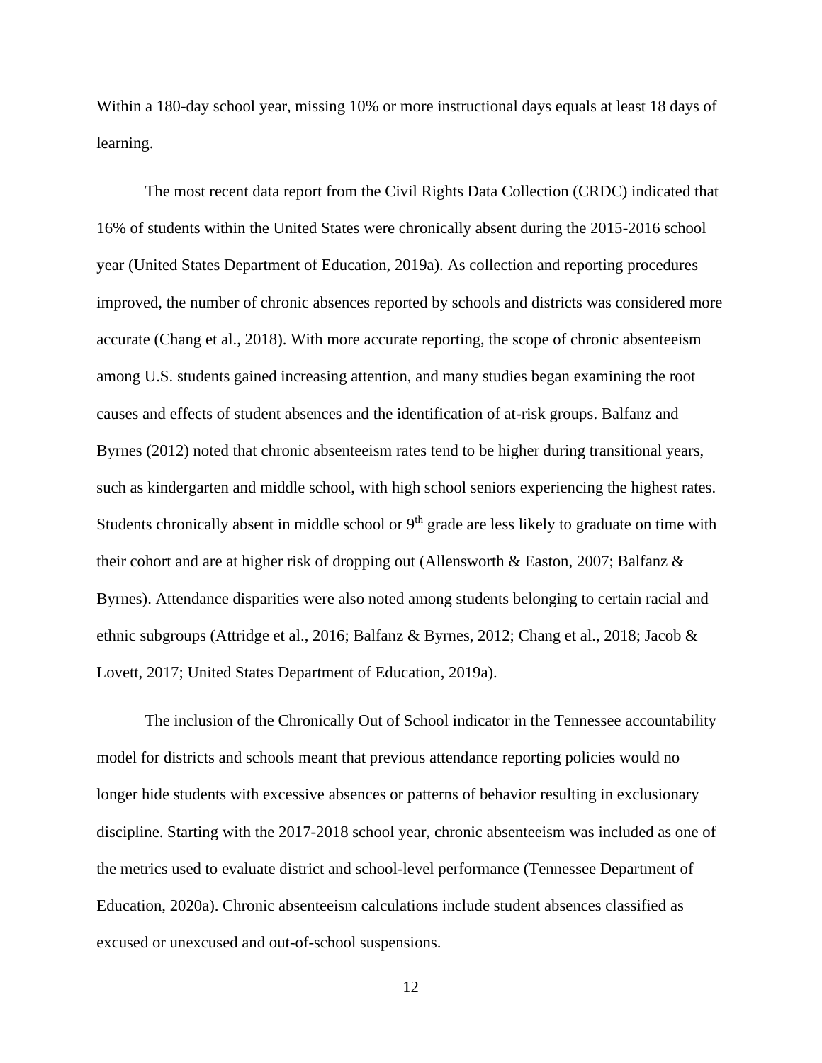Within a 180-day school year, missing 10% or more instructional days equals at least 18 days of learning.

The most recent data report from the Civil Rights Data Collection (CRDC) indicated that 16% of students within the United States were chronically absent during the 2015-2016 school year (United States Department of Education, 2019a). As collection and reporting procedures improved, the number of chronic absences reported by schools and districts was considered more accurate (Chang et al., 2018). With more accurate reporting, the scope of chronic absenteeism among U.S. students gained increasing attention, and many studies began examining the root causes and effects of student absences and the identification of at-risk groups. Balfanz and Byrnes (2012) noted that chronic absenteeism rates tend to be higher during transitional years, such as kindergarten and middle school, with high school seniors experiencing the highest rates. Students chronically absent in middle school or 9th grade are less likely to graduate on time with their cohort and are at higher risk of dropping out (Allensworth & Easton, 2007; Balfanz & Byrnes). Attendance disparities were also noted among students belonging to certain racial and ethnic subgroups (Attridge et al., 2016; Balfanz & Byrnes, 2012; Chang et al., 2018; Jacob & Lovett, 2017; United States Department of Education, 2019a).

The inclusion of the Chronically Out of School indicator in the Tennessee accountability model for districts and schools meant that previous attendance reporting policies would no longer hide students with excessive absences or patterns of behavior resulting in exclusionary discipline. Starting with the 2017-2018 school year, chronic absenteeism was included as one of the metrics used to evaluate district and school-level performance (Tennessee Department of Education, 2020a). Chronic absenteeism calculations include student absences classified as excused or unexcused and out-of-school suspensions.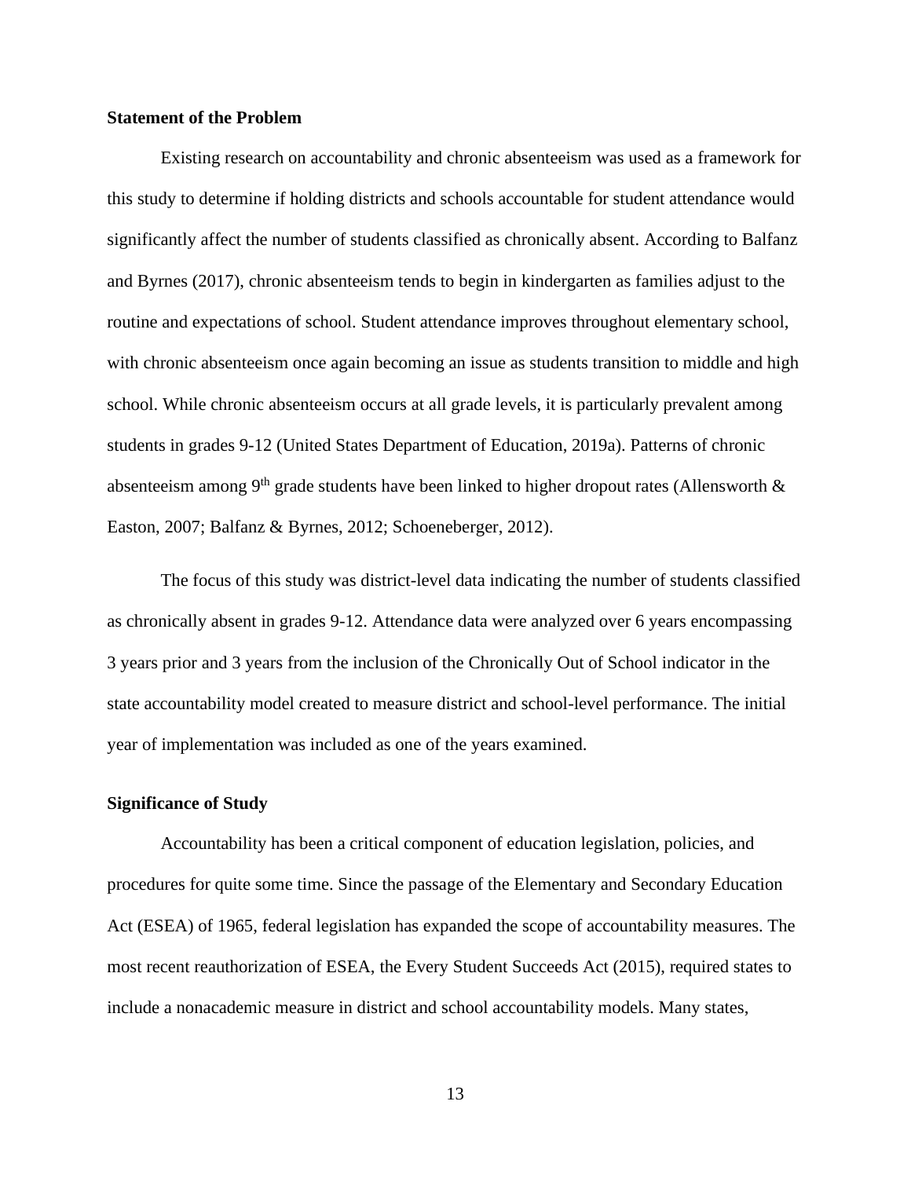**Statement of the Problem**

Existing research on accountability and chronic absenteeism was used as a framework for this study to determine if holding districts and schools accountable for student attendance would significantly affect the number of students classified as chronically absent. According to Balfanz and Byrnes (2017), chronic absenteeism tends to begin in kindergarten as families adjust to the routine and expectations of school. Student attendance improves throughout elementary school, with chronic absenteeism once again becoming an issue as students transition to middle and high school. While chronic absenteeism occurs at all grade levels, it is particularly prevalent among students in grades 9-12 (United States Department of Education, 2019a). Patterns of chronic absenteeism among 9th grade students have been linked to higher dropout rates (Allensworth & Easton, 2007; Balfanz & Byrnes, 2012; Schoeneberger, 2012).

The focus of this study was district-level data indicating the number of students classified as chronically absent in grades 9-12. Attendance data were analyzed over 6 years encompassing 3 years prior and 3 years from the inclusion of the Chronically Out of School indicator in the state accountability model created to measure district and school-level performance. The initial year of implementation was included as one of the years examined.

**Significance of Study**

Accountability has been a critical component of education legislation, policies, and procedures for quite some time. Since the passage of the Elementary and Secondary Education Act (ESEA) of 1965, federal legislation has expanded the scope of accountability measures. The most recent reauthorization of ESEA, the Every Student Succeeds Act (2015), required states to include a nonacademic measure in district and school accountability models. Many states,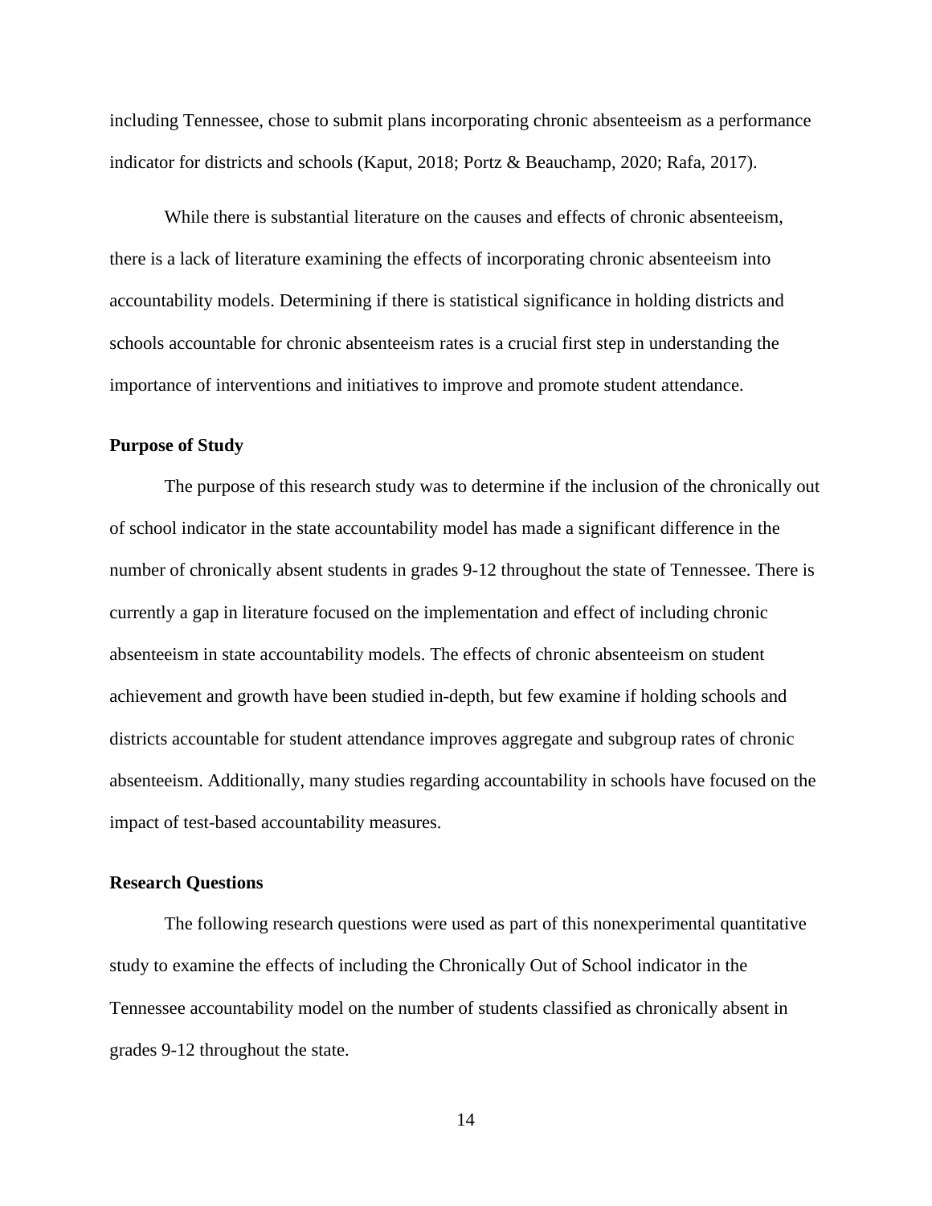including Tennessee, chose to submit plans incorporating chronic absenteeism as a performance indicator for districts and schools (Kaput, 2018; Portz & Beauchamp, 2020; Rafa, 2017).

While there is substantial literature on the causes and effects of chronic absenteeism, there is a lack of literature examining the effects of incorporating chronic absenteeism into accountability models. Determining if there is statistical significance in holding districts and schools accountable for chronic absenteeism rates is a crucial first step in understanding the importance of interventions and initiatives to improve and promote student attendance.

## Purpose of Study

The purpose of this research study was to determine if the inclusion of the chronically out of school indicator in the state accountability model has made a significant difference in the number of chronically absent students in grades 9-12 throughout the state of Tennessee. There is currently a gap in literature focused on the implementation and effect of including chronic absenteeism in state accountability models. The effects of chronic absenteeism on student achievement and growth have been studied in-depth, but few examine if holding schools and districts accountable for student attendance improves aggregate and subgroup rates of chronic absenteeism. Additionally, many studies regarding accountability in schools have focused on the impact of test-based accountability measures.

## Research Questions

The following research questions were used as part of this nonexperimental quantitative study to examine the effects of including the Chronically Out of School indicator in the Tennessee accountability model on the number of students classified as chronically absent in grades 9-12 throughout the state.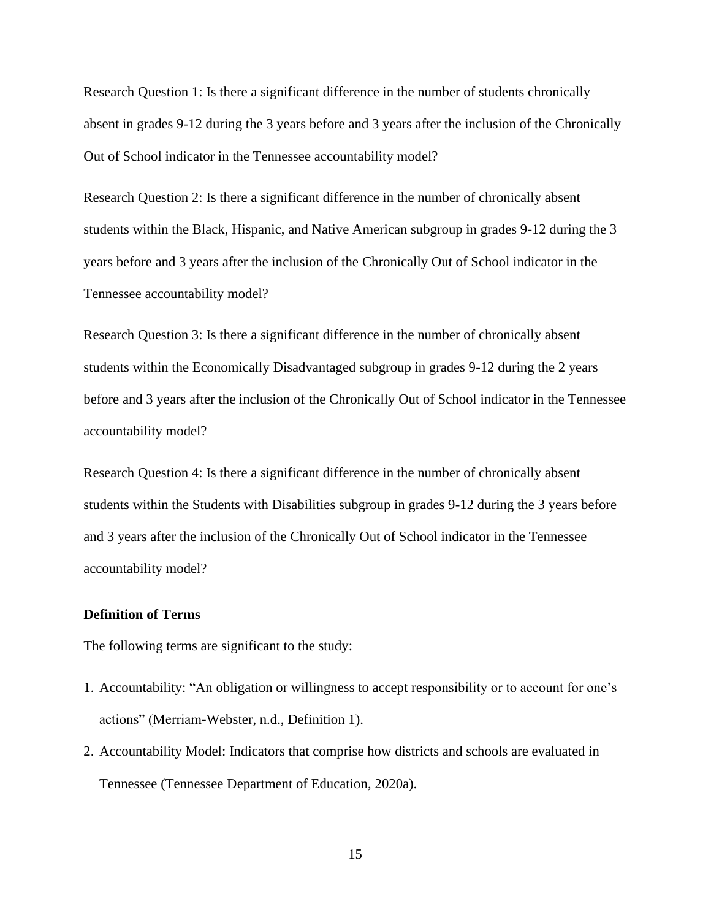Research Question 1: Is there a significant difference in the number of students chronically absent in grades 9-12 during the 3 years before and 3 years after the inclusion of the Chronically Out of School indicator in the Tennessee accountability model?

Research Question 2: Is there a significant difference in the number of chronically absent students within the Black, Hispanic, and Native American subgroup in grades 9-12 during the 3 years before and 3 years after the inclusion of the Chronically Out of School indicator in the Tennessee accountability model?

Research Question 3: Is there a significant difference in the number of chronically absent students within the Economically Disadvantaged subgroup in grades 9-12 during the 2 years before and 3 years after the inclusion of the Chronically Out of School indicator in the Tennessee accountability model?

Research Question 4: Is there a significant difference in the number of chronically absent students within the Students with Disabilities subgroup in grades 9-12 during the 3 years before and 3 years after the inclusion of the Chronically Out of School indicator in the Tennessee accountability model?

### Definition of Terms

The following terms are significant to the study:

1. Accountability: "An obligation or willingness to accept responsibility or to account for one's actions" (Merriam-Webster, n.d., Definition 1).
2. Accountability Model: Indicators that comprise how districts and schools are evaluated in Tennessee (Tennessee Department of Education, 2020a).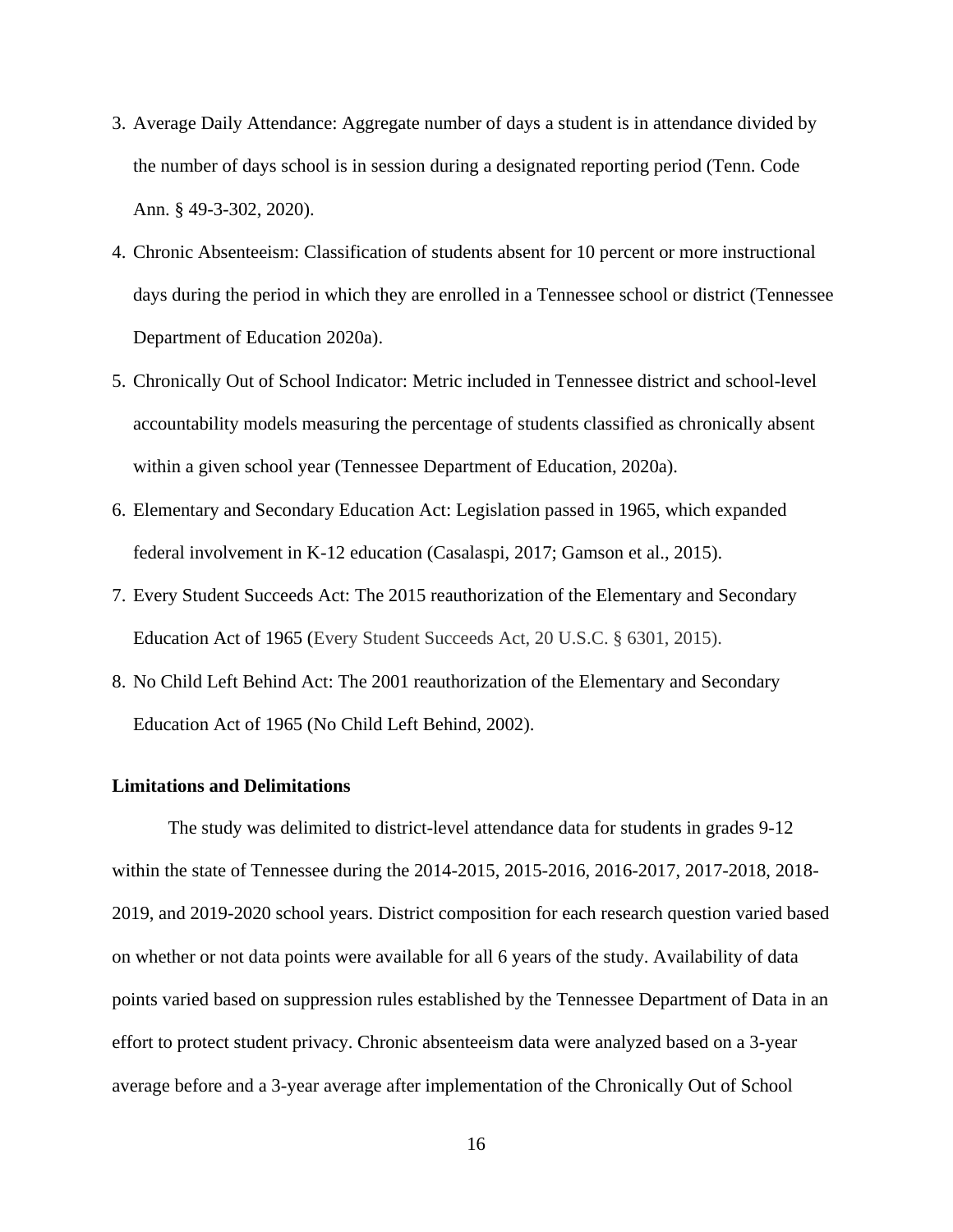3. Average Daily Attendance: Aggregate number of days a student is in attendance divided by the number of days school is in session during a designated reporting period (Tenn. Code Ann. § 49-3-302, 2020).
4. Chronic Absenteeism: Classification of students absent for 10 percent or more instructional days during the period in which they are enrolled in a Tennessee school or district (Tennessee Department of Education 2020a).
5. Chronically Out of School Indicator: Metric included in Tennessee district and school-level accountability models measuring the percentage of students classified as chronically absent within a given school year (Tennessee Department of Education, 2020a).
6. Elementary and Secondary Education Act: Legislation passed in 1965, which expanded federal involvement in K-12 education (Casalaspi, 2017; Gamson et al., 2015).
7. Every Student Succeeds Act: The 2015 reauthorization of the Elementary and Secondary Education Act of 1965 (Every Student Succeeds Act, 20 U.S.C. § 6301, 2015).
8. No Child Left Behind Act: The 2001 reauthorization of the Elementary and Secondary Education Act of 1965 (No Child Left Behind, 2002).

### Limitations and Delimitations

The study was delimited to district-level attendance data for students in grades 9-12 within the state of Tennessee during the 2014-2015, 2015-2016, 2016-2017, 2017-2018, 2018-2019, and 2019-2020 school years. District composition for each research question varied based on whether or not data points were available for all 6 years of the study. Availability of data points varied based on suppression rules established by the Tennessee Department of Data in an effort to protect student privacy. Chronic absenteeism data were analyzed based on a 3-year average before and a 3-year average after implementation of the Chronically Out of School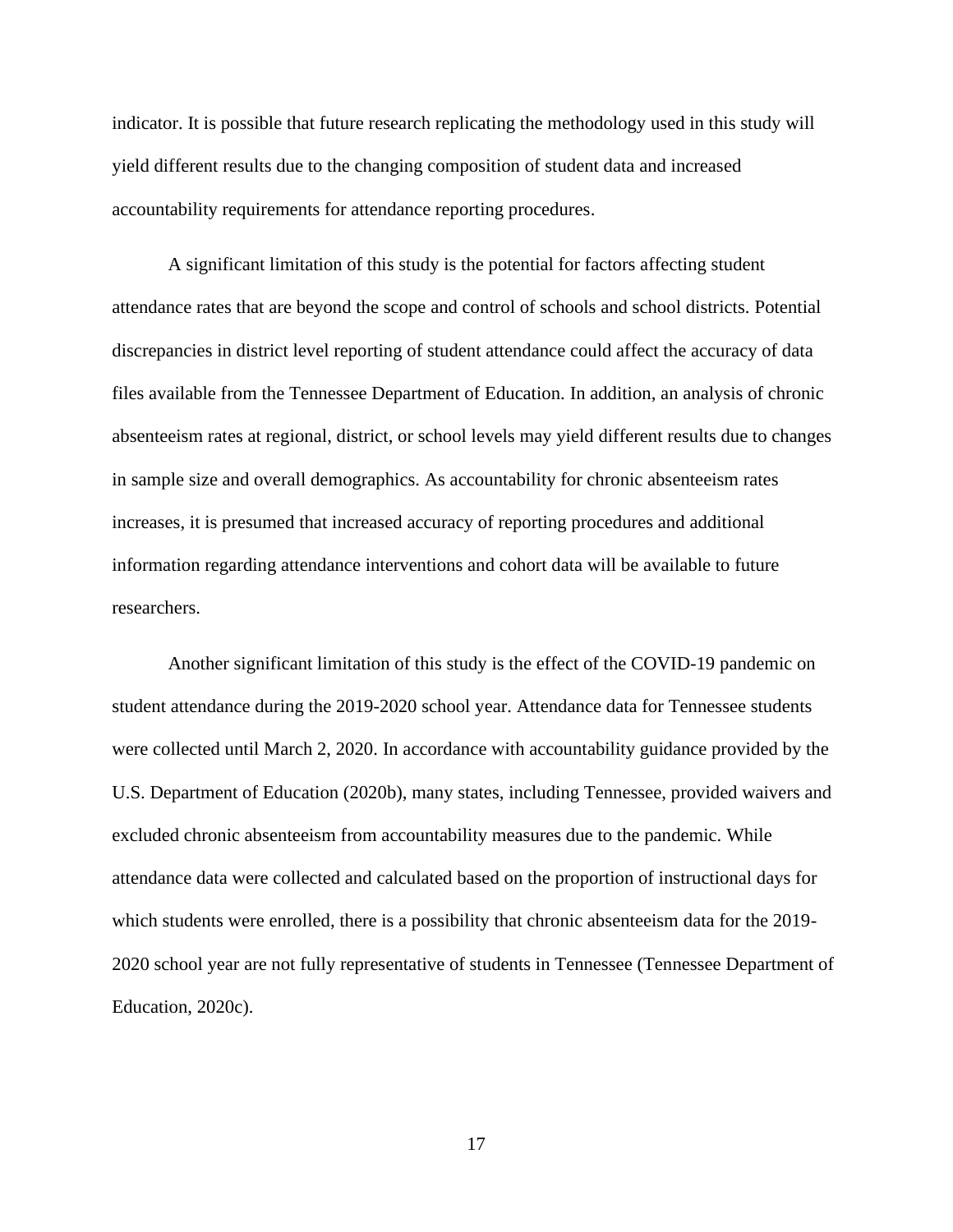indicator. It is possible that future research replicating the methodology used in this study will yield different results due to the changing composition of student data and increased accountability requirements for attendance reporting procedures.

A significant limitation of this study is the potential for factors affecting student attendance rates that are beyond the scope and control of schools and school districts. Potential discrepancies in district level reporting of student attendance could affect the accuracy of data files available from the Tennessee Department of Education. In addition, an analysis of chronic absenteeism rates at regional, district, or school levels may yield different results due to changes in sample size and overall demographics. As accountability for chronic absenteeism rates increases, it is presumed that increased accuracy of reporting procedures and additional information regarding attendance interventions and cohort data will be available to future researchers.

Another significant limitation of this study is the effect of the COVID-19 pandemic on student attendance during the 2019-2020 school year. Attendance data for Tennessee students were collected until March 2, 2020. In accordance with accountability guidance provided by the U.S. Department of Education (2020b), many states, including Tennessee, provided waivers and excluded chronic absenteeism from accountability measures due to the pandemic. While attendance data were collected and calculated based on the proportion of instructional days for which students were enrolled, there is a possibility that chronic absenteeism data for the 2019-2020 school year are not fully representative of students in Tennessee (Tennessee Department of Education, 2020c).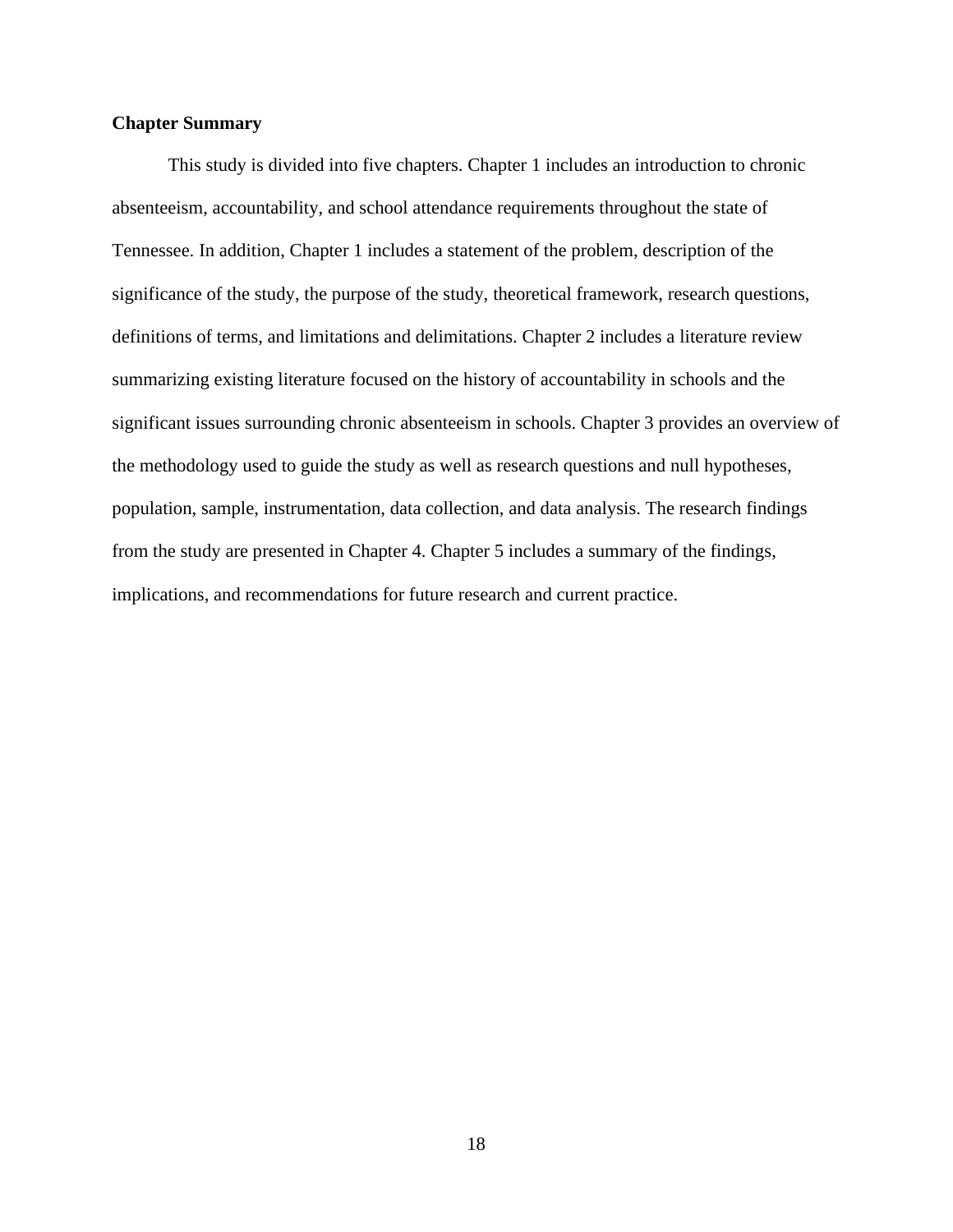### Chapter Summary

This study is divided into five chapters. Chapter 1 includes an introduction to chronic absenteeism, accountability, and school attendance requirements throughout the state of Tennessee. In addition, Chapter 1 includes a statement of the problem, description of the significance of the study, the purpose of the study, theoretical framework, research questions, definitions of terms, and limitations and delimitations. Chapter 2 includes a literature review summarizing existing literature focused on the history of accountability in schools and the significant issues surrounding chronic absenteeism in schools. Chapter 3 provides an overview of the methodology used to guide the study as well as research questions and null hypotheses, population, sample, instrumentation, data collection, and data analysis. The research findings from the study are presented in Chapter 4. Chapter 5 includes a summary of the findings, implications, and recommendations for future research and current practice.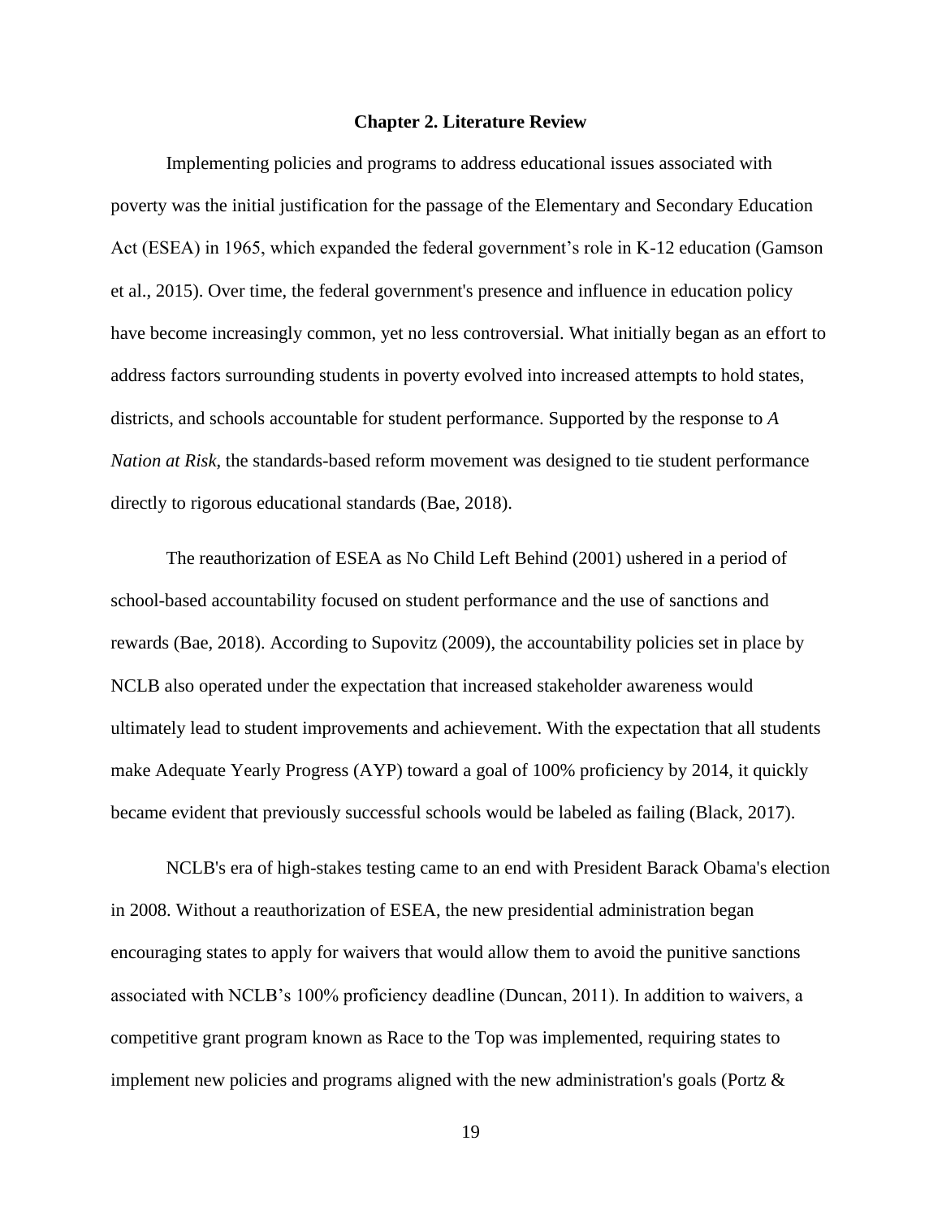# Chapter 2. Literature Review

Implementing policies and programs to address educational issues associated with poverty was the initial justification for the passage of the Elementary and Secondary Education Act (ESEA) in 1965, which expanded the federal government's role in K-12 education (Gamson et al., 2015). Over time, the federal government's presence and influence in education policy have become increasingly common, yet no less controversial. What initially began as an effort to address factors surrounding students in poverty evolved into increased attempts to hold states, districts, and schools accountable for student performance. Supported by the response to *A Nation at Risk*, the standards-based reform movement was designed to tie student performance directly to rigorous educational standards (Bae, 2018).

The reauthorization of ESEA as No Child Left Behind (2001) ushered in a period of school-based accountability focused on student performance and the use of sanctions and rewards (Bae, 2018). According to Supovitz (2009), the accountability policies set in place by NCLB also operated under the expectation that increased stakeholder awareness would ultimately lead to student improvements and achievement. With the expectation that all students make Adequate Yearly Progress (AYP) toward a goal of 100% proficiency by 2014, it quickly became evident that previously successful schools would be labeled as failing (Black, 2017).

NCLB's era of high-stakes testing came to an end with President Barack Obama's election in 2008. Without a reauthorization of ESEA, the new presidential administration began encouraging states to apply for waivers that would allow them to avoid the punitive sanctions associated with NCLB's 100% proficiency deadline (Duncan, 2011). In addition to waivers, a competitive grant program known as Race to the Top was implemented, requiring states to implement new policies and programs aligned with the new administration's goals (Portz &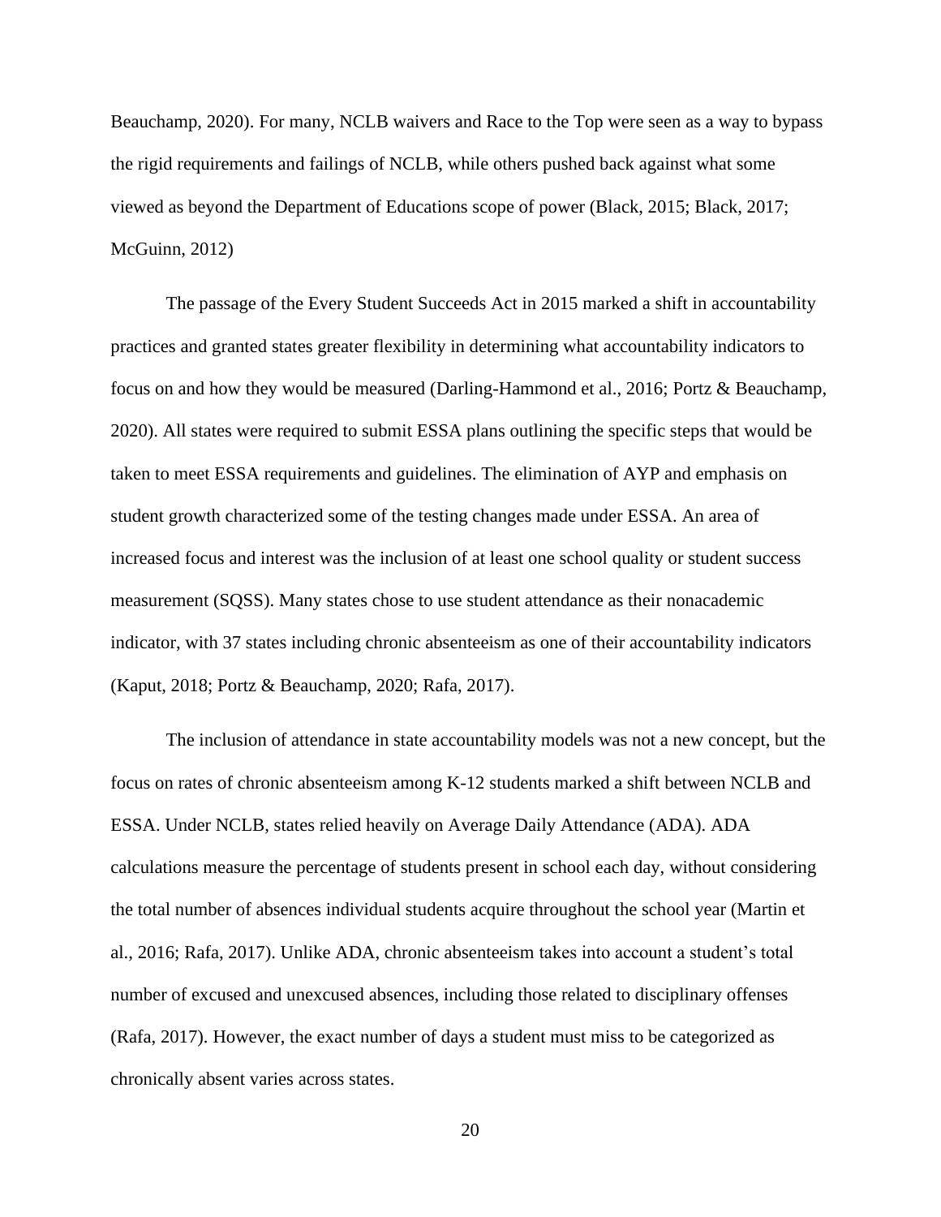Beauchamp, 2020). For many, NCLB waivers and Race to the Top were seen as a way to bypass the rigid requirements and failings of NCLB, while others pushed back against what some viewed as beyond the Department of Educations scope of power (Black, 2015; Black, 2017; McGuinn, 2012)

The passage of the Every Student Succeeds Act in 2015 marked a shift in accountability practices and granted states greater flexibility in determining what accountability indicators to focus on and how they would be measured (Darling-Hammond et al., 2016; Portz & Beauchamp, 2020). All states were required to submit ESSA plans outlining the specific steps that would be taken to meet ESSA requirements and guidelines. The elimination of AYP and emphasis on student growth characterized some of the testing changes made under ESSA. An area of increased focus and interest was the inclusion of at least one school quality or student success measurement (SQSS). Many states chose to use student attendance as their nonacademic indicator, with 37 states including chronic absenteeism as one of their accountability indicators (Kaput, 2018; Portz & Beauchamp, 2020; Rafa, 2017).

The inclusion of attendance in state accountability models was not a new concept, but the focus on rates of chronic absenteeism among K-12 students marked a shift between NCLB and ESSA. Under NCLB, states relied heavily on Average Daily Attendance (ADA). ADA calculations measure the percentage of students present in school each day, without considering the total number of absences individual students acquire throughout the school year (Martin et al., 2016; Rafa, 2017). Unlike ADA, chronic absenteeism takes into account a student's total number of excused and unexcused absences, including those related to disciplinary offenses (Rafa, 2017). However, the exact number of days a student must miss to be categorized as chronically absent varies across states.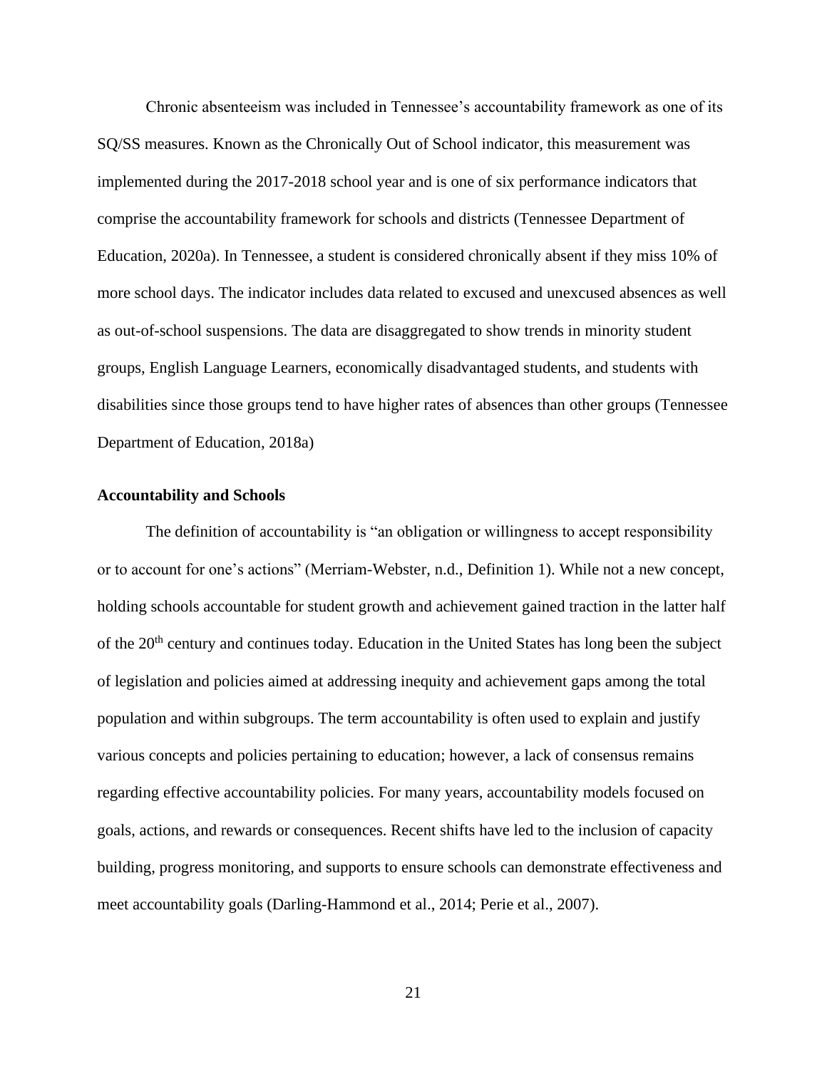Chronic absenteeism was included in Tennessee's accountability framework as one of its SQ/SS measures. Known as the Chronically Out of School indicator, this measurement was implemented during the 2017-2018 school year and is one of six performance indicators that comprise the accountability framework for schools and districts (Tennessee Department of Education, 2020a). In Tennessee, a student is considered chronically absent if they miss 10% of more school days. The indicator includes data related to excused and unexcused absences as well as out-of-school suspensions. The data are disaggregated to show trends in minority student groups, English Language Learners, economically disadvantaged students, and students with disabilities since those groups tend to have higher rates of absences than other groups (Tennessee Department of Education, 2018a)

**Accountability and Schools**

The definition of accountability is "an obligation or willingness to accept responsibility or to account for one's actions" (Merriam-Webster, n.d., Definition 1). While not a new concept, holding schools accountable for student growth and achievement gained traction in the latter half of the 20th century and continues today. Education in the United States has long been the subject of legislation and policies aimed at addressing inequity and achievement gaps among the total population and within subgroups. The term accountability is often used to explain and justify various concepts and policies pertaining to education; however, a lack of consensus remains regarding effective accountability policies. For many years, accountability models focused on goals, actions, and rewards or consequences. Recent shifts have led to the inclusion of capacity building, progress monitoring, and supports to ensure schools can demonstrate effectiveness and meet accountability goals (Darling-Hammond et al., 2014; Perie et al., 2007).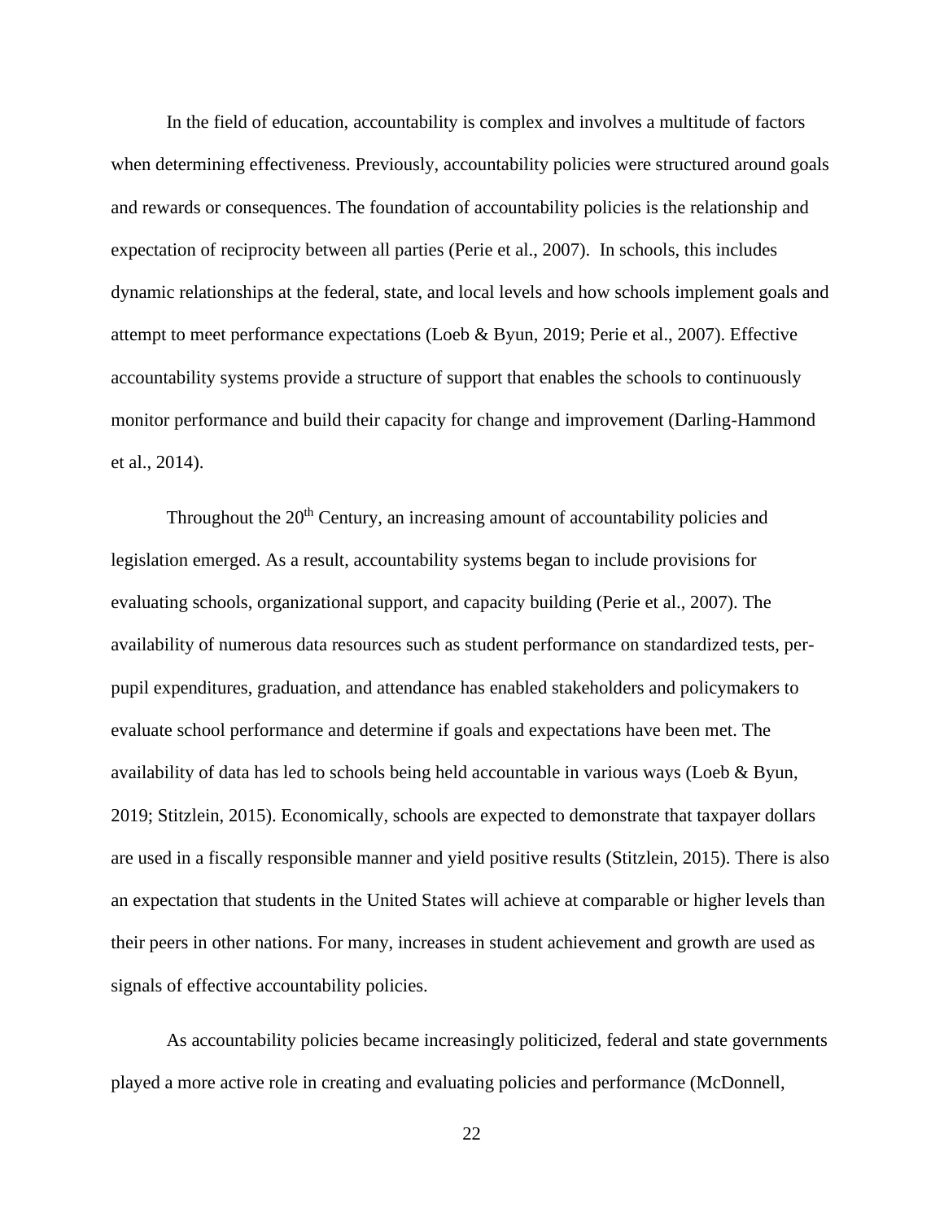In the field of education, accountability is complex and involves a multitude of factors when determining effectiveness. Previously, accountability policies were structured around goals and rewards or consequences. The foundation of accountability policies is the relationship and expectation of reciprocity between all parties (Perie et al., 2007). In schools, this includes dynamic relationships at the federal, state, and local levels and how schools implement goals and attempt to meet performance expectations (Loeb & Byun, 2019; Perie et al., 2007). Effective accountability systems provide a structure of support that enables the schools to continuously monitor performance and build their capacity for change and improvement (Darling-Hammond et al., 2014).

Throughout the 20th Century, an increasing amount of accountability policies and legislation emerged. As a result, accountability systems began to include provisions for evaluating schools, organizational support, and capacity building (Perie et al., 2007). The availability of numerous data resources such as student performance on standardized tests, per-pupil expenditures, graduation, and attendance has enabled stakeholders and policymakers to evaluate school performance and determine if goals and expectations have been met. The availability of data has led to schools being held accountable in various ways (Loeb & Byun, 2019; Stitzlein, 2015). Economically, schools are expected to demonstrate that taxpayer dollars are used in a fiscally responsible manner and yield positive results (Stitzlein, 2015). There is also an expectation that students in the United States will achieve at comparable or higher levels than their peers in other nations. For many, increases in student achievement and growth are used as signals of effective accountability policies.

As accountability policies became increasingly politicized, federal and state governments played a more active role in creating and evaluating policies and performance (McDonnell,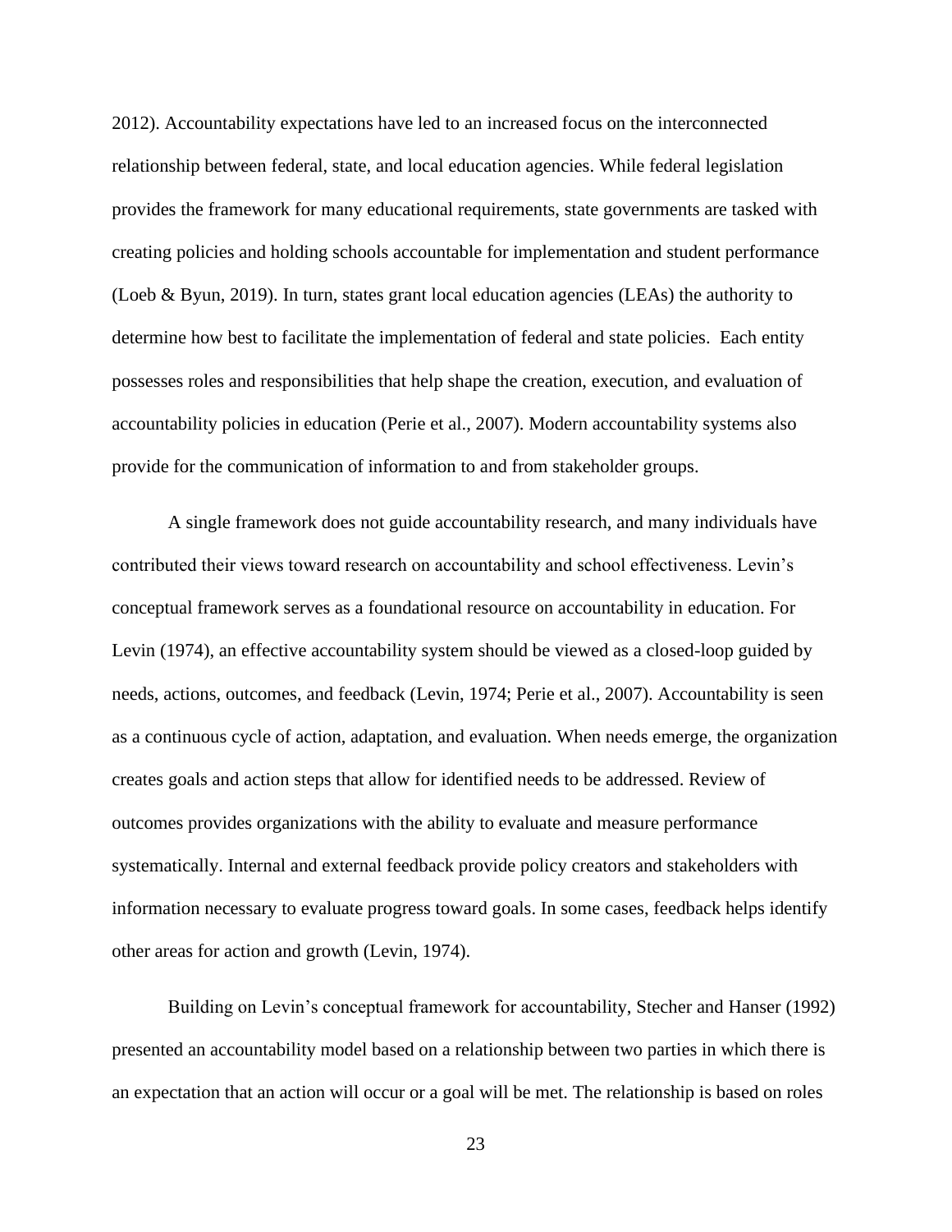2012). Accountability expectations have led to an increased focus on the interconnected relationship between federal, state, and local education agencies. While federal legislation provides the framework for many educational requirements, state governments are tasked with creating policies and holding schools accountable for implementation and student performance (Loeb & Byun, 2019). In turn, states grant local education agencies (LEAs) the authority to determine how best to facilitate the implementation of federal and state policies. Each entity possesses roles and responsibilities that help shape the creation, execution, and evaluation of accountability policies in education (Perie et al., 2007). Modern accountability systems also provide for the communication of information to and from stakeholder groups.

A single framework does not guide accountability research, and many individuals have contributed their views toward research on accountability and school effectiveness. Levin's conceptual framework serves as a foundational resource on accountability in education. For Levin (1974), an effective accountability system should be viewed as a closed-loop guided by needs, actions, outcomes, and feedback (Levin, 1974; Perie et al., 2007). Accountability is seen as a continuous cycle of action, adaptation, and evaluation. When needs emerge, the organization creates goals and action steps that allow for identified needs to be addressed. Review of outcomes provides organizations with the ability to evaluate and measure performance systematically. Internal and external feedback provide policy creators and stakeholders with information necessary to evaluate progress toward goals. In some cases, feedback helps identify other areas for action and growth (Levin, 1974).

Building on Levin's conceptual framework for accountability, Stecher and Hanser (1992) presented an accountability model based on a relationship between two parties in which there is an expectation that an action will occur or a goal will be met. The relationship is based on roles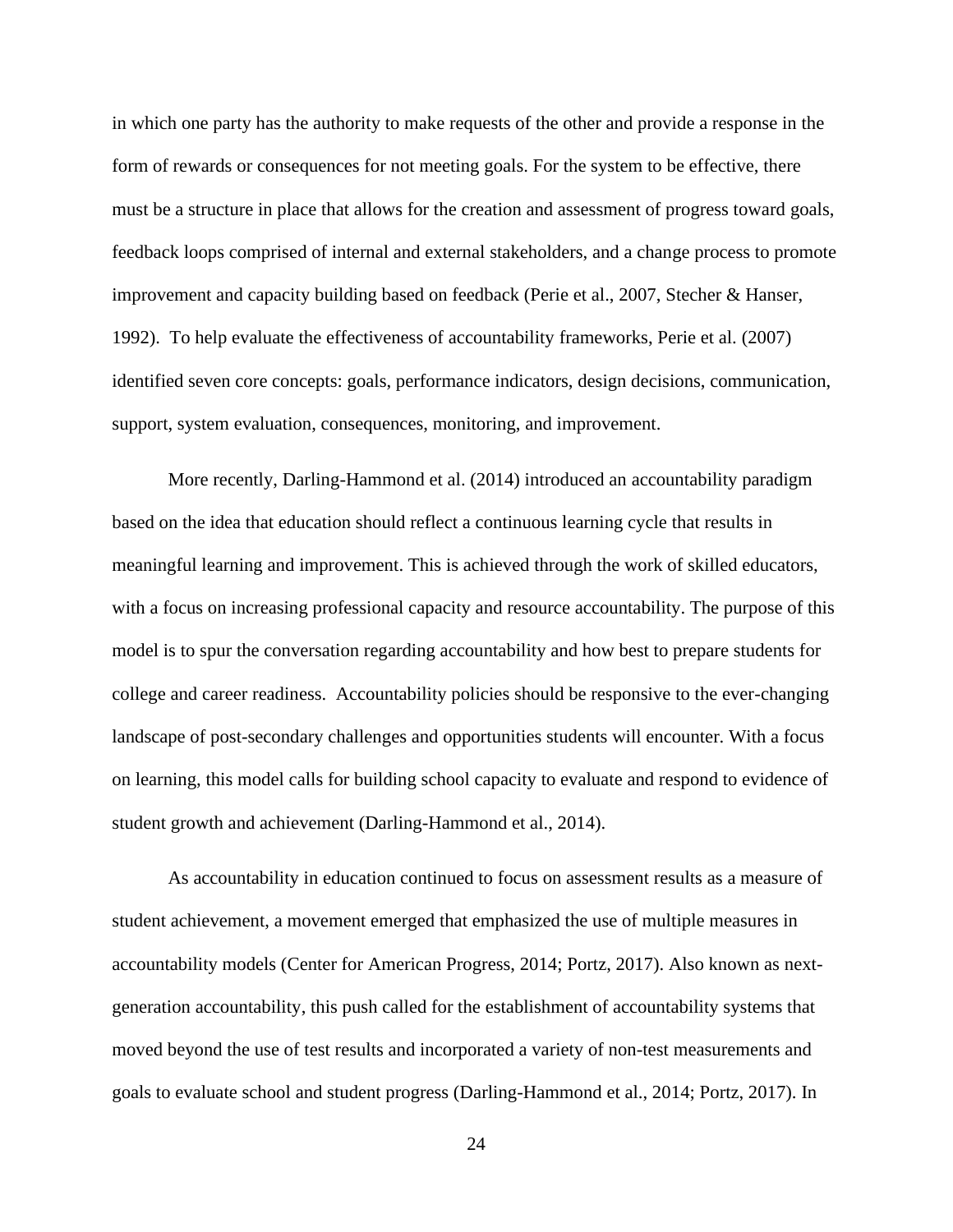in which one party has the authority to make requests of the other and provide a response in the form of rewards or consequences for not meeting goals. For the system to be effective, there must be a structure in place that allows for the creation and assessment of progress toward goals, feedback loops comprised of internal and external stakeholders, and a change process to promote improvement and capacity building based on feedback (Perie et al., 2007, Stecher & Hanser, 1992). To help evaluate the effectiveness of accountability frameworks, Perie et al. (2007) identified seven core concepts: goals, performance indicators, design decisions, communication, support, system evaluation, consequences, monitoring, and improvement.

More recently, Darling-Hammond et al. (2014) introduced an accountability paradigm based on the idea that education should reflect a continuous learning cycle that results in meaningful learning and improvement. This is achieved through the work of skilled educators, with a focus on increasing professional capacity and resource accountability. The purpose of this model is to spur the conversation regarding accountability and how best to prepare students for college and career readiness. Accountability policies should be responsive to the ever-changing landscape of post-secondary challenges and opportunities students will encounter. With a focus on learning, this model calls for building school capacity to evaluate and respond to evidence of student growth and achievement (Darling-Hammond et al., 2014).

As accountability in education continued to focus on assessment results as a measure of student achievement, a movement emerged that emphasized the use of multiple measures in accountability models (Center for American Progress, 2014; Portz, 2017). Also known as next-generation accountability, this push called for the establishment of accountability systems that moved beyond the use of test results and incorporated a variety of non-test measurements and goals to evaluate school and student progress (Darling-Hammond et al., 2014; Portz, 2017). In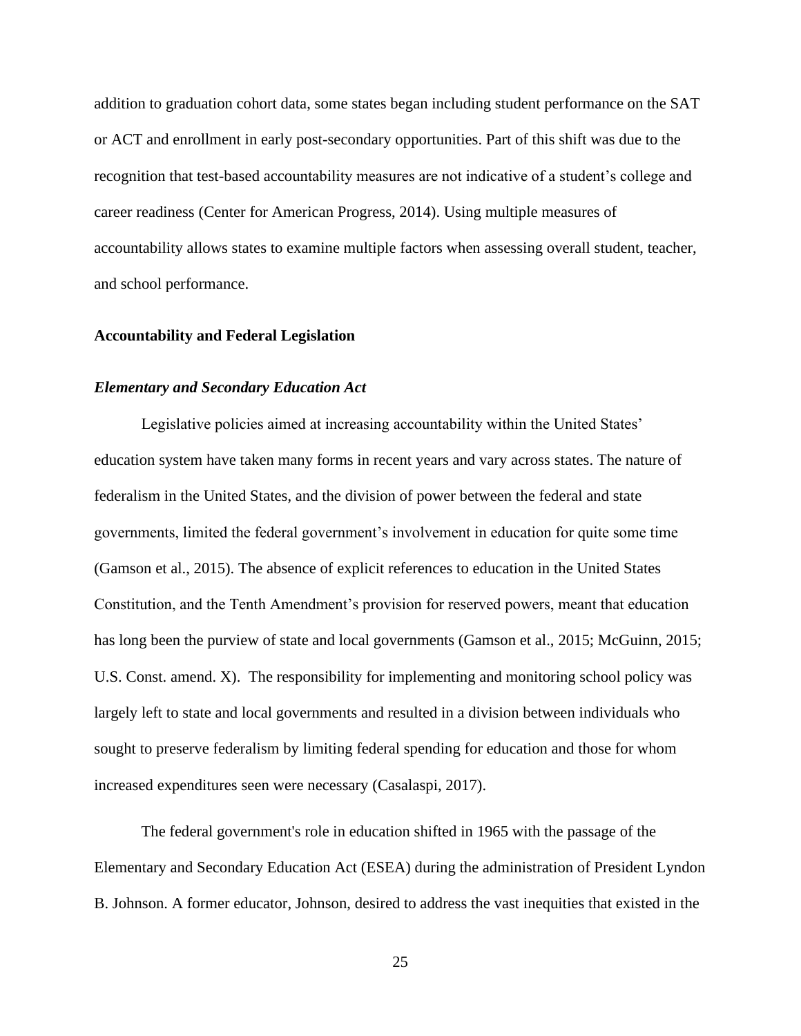addition to graduation cohort data, some states began including student performance on the SAT or ACT and enrollment in early post-secondary opportunities. Part of this shift was due to the recognition that test-based accountability measures are not indicative of a student's college and career readiness (Center for American Progress, 2014). Using multiple measures of accountability allows states to examine multiple factors when assessing overall student, teacher, and school performance.

## Accountability and Federal Legislation

### *Elementary and Secondary Education Act*

Legislative policies aimed at increasing accountability within the United States' education system have taken many forms in recent years and vary across states. The nature of federalism in the United States, and the division of power between the federal and state governments, limited the federal government's involvement in education for quite some time (Gamson et al., 2015). The absence of explicit references to education in the United States Constitution, and the Tenth Amendment's provision for reserved powers, meant that education has long been the purview of state and local governments (Gamson et al., 2015; McGuinn, 2015; U.S. Const. amend. X). The responsibility for implementing and monitoring school policy was largely left to state and local governments and resulted in a division between individuals who sought to preserve federalism by limiting federal spending for education and those for whom increased expenditures seen were necessary (Casalaspi, 2017).

The federal government's role in education shifted in 1965 with the passage of the Elementary and Secondary Education Act (ESEA) during the administration of President Lyndon B. Johnson. A former educator, Johnson, desired to address the vast inequities that existed in the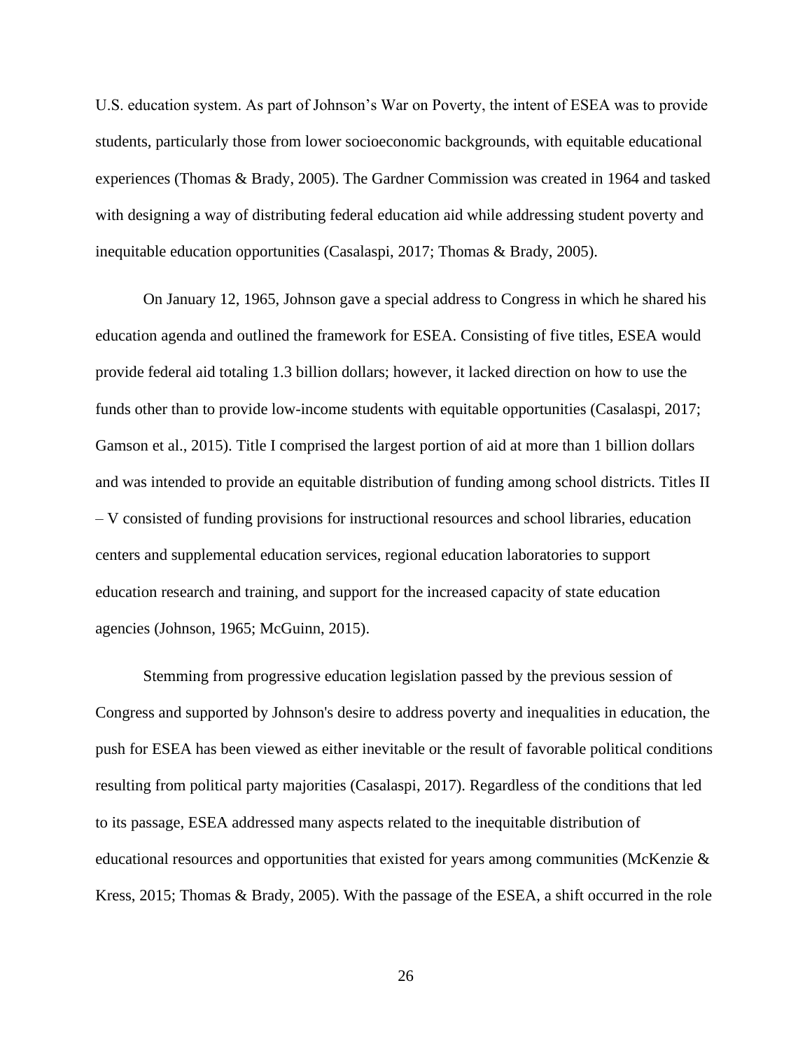U.S. education system. As part of Johnson's War on Poverty, the intent of ESEA was to provide students, particularly those from lower socioeconomic backgrounds, with equitable educational experiences (Thomas & Brady, 2005). The Gardner Commission was created in 1964 and tasked with designing a way of distributing federal education aid while addressing student poverty and inequitable education opportunities (Casalaspi, 2017; Thomas & Brady, 2005).

On January 12, 1965, Johnson gave a special address to Congress in which he shared his education agenda and outlined the framework for ESEA. Consisting of five titles, ESEA would provide federal aid totaling 1.3 billion dollars; however, it lacked direction on how to use the funds other than to provide low-income students with equitable opportunities (Casalaspi, 2017; Gamson et al., 2015). Title I comprised the largest portion of aid at more than 1 billion dollars and was intended to provide an equitable distribution of funding among school districts. Titles II – V consisted of funding provisions for instructional resources and school libraries, education centers and supplemental education services, regional education laboratories to support education research and training, and support for the increased capacity of state education agencies (Johnson, 1965; McGuinn, 2015).

Stemming from progressive education legislation passed by the previous session of Congress and supported by Johnson's desire to address poverty and inequalities in education, the push for ESEA has been viewed as either inevitable or the result of favorable political conditions resulting from political party majorities (Casalaspi, 2017). Regardless of the conditions that led to its passage, ESEA addressed many aspects related to the inequitable distribution of educational resources and opportunities that existed for years among communities (McKenzie & Kress, 2015; Thomas & Brady, 2005). With the passage of the ESEA, a shift occurred in the role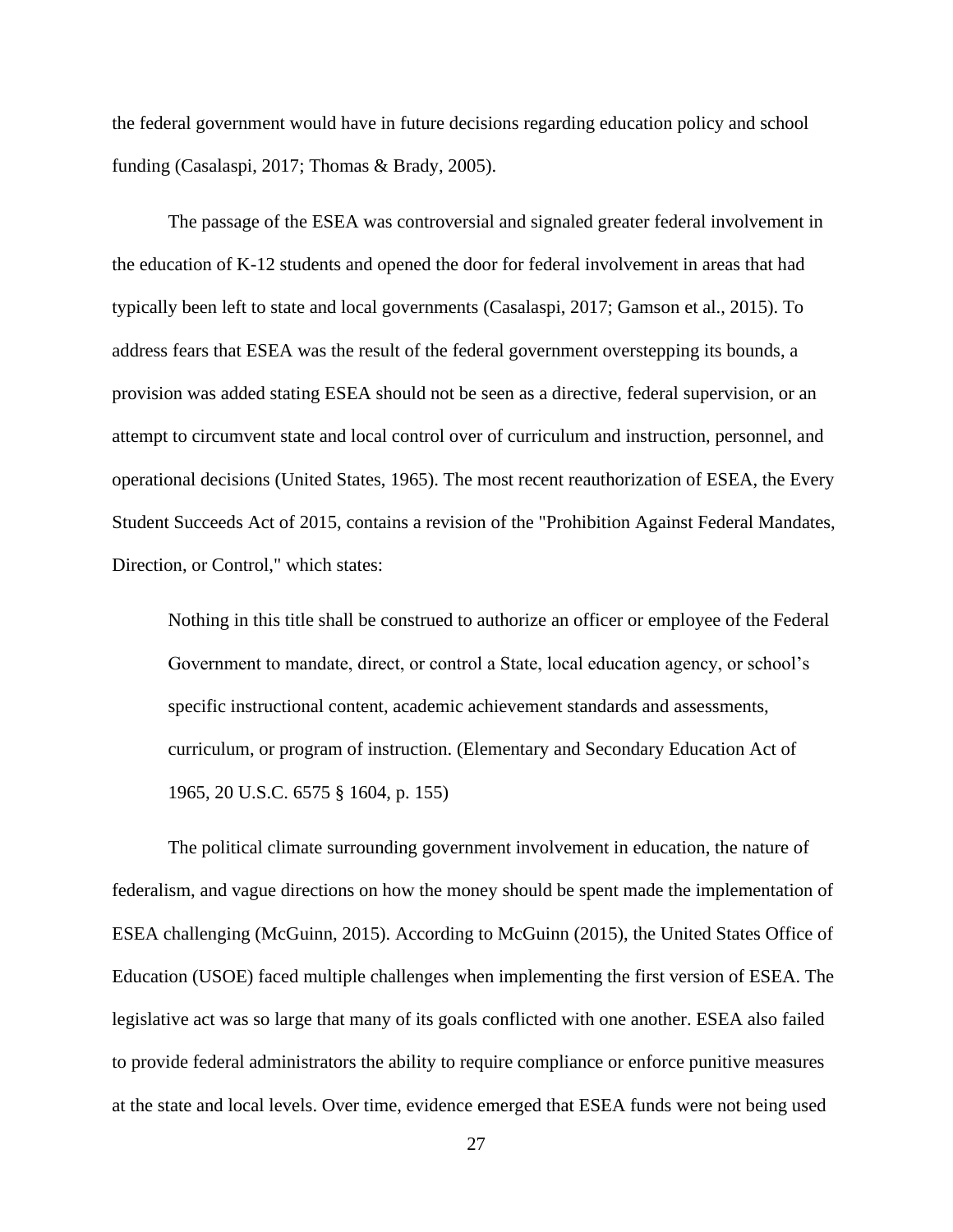the federal government would have in future decisions regarding education policy and school funding (Casalaspi, 2017; Thomas & Brady, 2005).

The passage of the ESEA was controversial and signaled greater federal involvement in the education of K-12 students and opened the door for federal involvement in areas that had typically been left to state and local governments (Casalaspi, 2017; Gamson et al., 2015). To address fears that ESEA was the result of the federal government overstepping its bounds, a provision was added stating ESEA should not be seen as a directive, federal supervision, or an attempt to circumvent state and local control over of curriculum and instruction, personnel, and operational decisions (United States, 1965). The most recent reauthorization of ESEA, the Every Student Succeeds Act of 2015, contains a revision of the "Prohibition Against Federal Mandates, Direction, or Control," which states:

> Nothing in this title shall be construed to authorize an officer or employee of the Federal Government to mandate, direct, or control a State, local education agency, or school's specific instructional content, academic achievement standards and assessments, curriculum, or program of instruction. (Elementary and Secondary Education Act of 1965, 20 U.S.C. 6575 § 1604, p. 155)

The political climate surrounding government involvement in education, the nature of federalism, and vague directions on how the money should be spent made the implementation of ESEA challenging (McGuinn, 2015). According to McGuinn (2015), the United States Office of Education (USOE) faced multiple challenges when implementing the first version of ESEA. The legislative act was so large that many of its goals conflicted with one another. ESEA also failed to provide federal administrators the ability to require compliance or enforce punitive measures at the state and local levels. Over time, evidence emerged that ESEA funds were not being used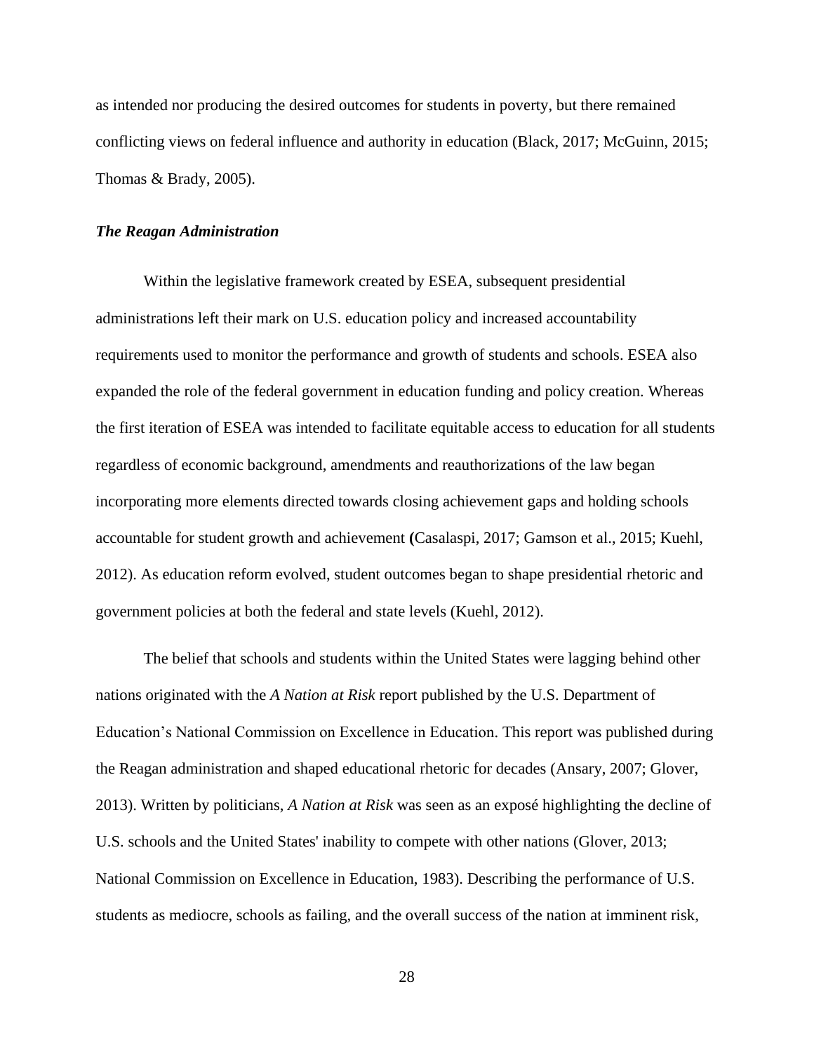as intended nor producing the desired outcomes for students in poverty, but there remained conflicting views on federal influence and authority in education (Black, 2017; McGuinn, 2015; Thomas & Brady, 2005).

### *The Reagan Administration*

Within the legislative framework created by ESEA, subsequent presidential administrations left their mark on U.S. education policy and increased accountability requirements used to monitor the performance and growth of students and schools. ESEA also expanded the role of the federal government in education funding and policy creation. Whereas the first iteration of ESEA was intended to facilitate equitable access to education for all students regardless of economic background, amendments and reauthorizations of the law began incorporating more elements directed towards closing achievement gaps and holding schools accountable for student growth and achievement **(**Casalaspi, 2017; Gamson et al., 2015; Kuehl, 2012). As education reform evolved, student outcomes began to shape presidential rhetoric and government policies at both the federal and state levels (Kuehl, 2012).

The belief that schools and students within the United States were lagging behind other nations originated with the *A Nation at Risk* report published by the U.S. Department of Education's National Commission on Excellence in Education. This report was published during the Reagan administration and shaped educational rhetoric for decades (Ansary, 2007; Glover, 2013). Written by politicians, *A Nation at Risk* was seen as an exposé highlighting the decline of U.S. schools and the United States' inability to compete with other nations (Glover, 2013; National Commission on Excellence in Education, 1983). Describing the performance of U.S. students as mediocre, schools as failing, and the overall success of the nation at imminent risk,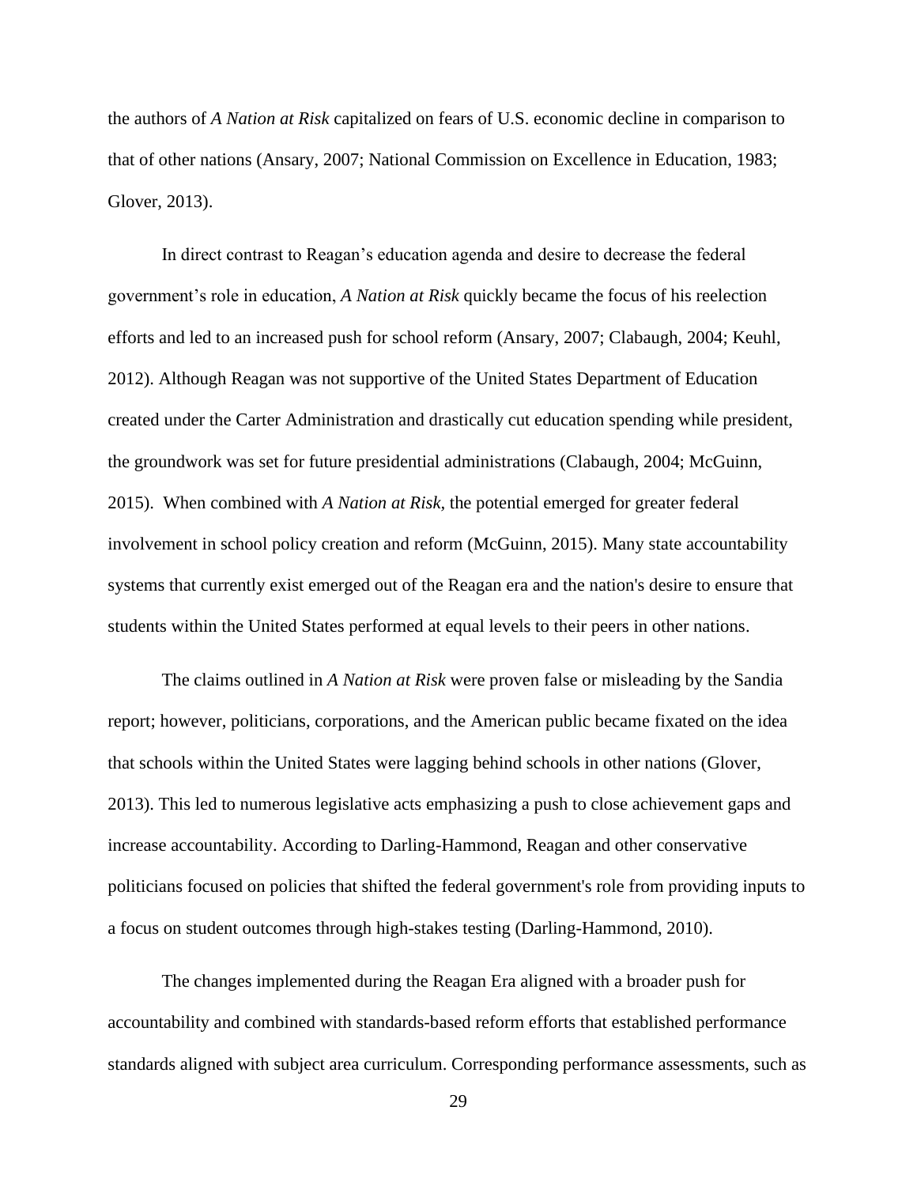the authors of *A Nation at Risk* capitalized on fears of U.S. economic decline in comparison to that of other nations (Ansary, 2007; National Commission on Excellence in Education, 1983; Glover, 2013).

In direct contrast to Reagan's education agenda and desire to decrease the federal government's role in education, *A Nation at Risk* quickly became the focus of his reelection efforts and led to an increased push for school reform (Ansary, 2007; Clabaugh, 2004; Keuhl, 2012). Although Reagan was not supportive of the United States Department of Education created under the Carter Administration and drastically cut education spending while president, the groundwork was set for future presidential administrations (Clabaugh, 2004; McGuinn, 2015). When combined with *A Nation at Risk*, the potential emerged for greater federal involvement in school policy creation and reform (McGuinn, 2015). Many state accountability systems that currently exist emerged out of the Reagan era and the nation's desire to ensure that students within the United States performed at equal levels to their peers in other nations.

The claims outlined in *A Nation at Risk* were proven false or misleading by the Sandia report; however, politicians, corporations, and the American public became fixated on the idea that schools within the United States were lagging behind schools in other nations (Glover, 2013). This led to numerous legislative acts emphasizing a push to close achievement gaps and increase accountability. According to Darling-Hammond, Reagan and other conservative politicians focused on policies that shifted the federal government's role from providing inputs to a focus on student outcomes through high-stakes testing (Darling-Hammond, 2010).

The changes implemented during the Reagan Era aligned with a broader push for accountability and combined with standards-based reform efforts that established performance standards aligned with subject area curriculum. Corresponding performance assessments, such as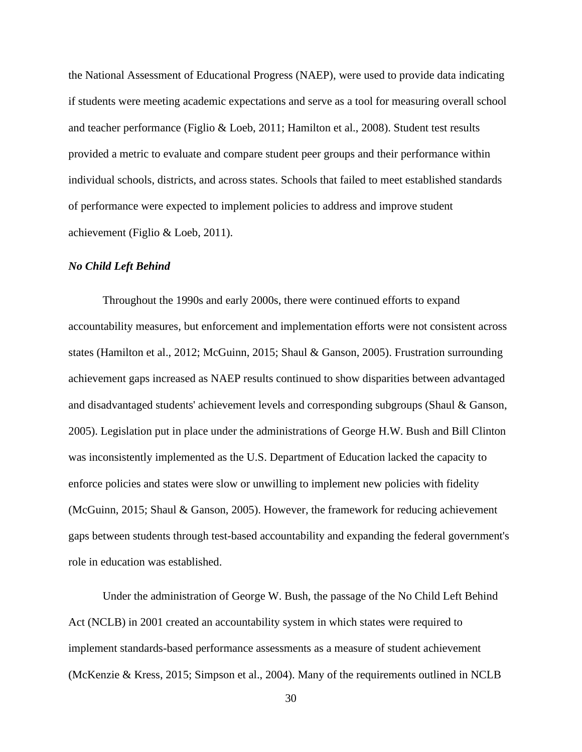the National Assessment of Educational Progress (NAEP), were used to provide data indicating if students were meeting academic expectations and serve as a tool for measuring overall school and teacher performance (Figlio & Loeb, 2011; Hamilton et al., 2008). Student test results provided a metric to evaluate and compare student peer groups and their performance within individual schools, districts, and across states. Schools that failed to meet established standards of performance were expected to implement policies to address and improve student achievement (Figlio & Loeb, 2011).

***No Child Left Behind***

Throughout the 1990s and early 2000s, there were continued efforts to expand accountability measures, but enforcement and implementation efforts were not consistent across states (Hamilton et al., 2012; McGuinn, 2015; Shaul & Ganson, 2005). Frustration surrounding achievement gaps increased as NAEP results continued to show disparities between advantaged and disadvantaged students' achievement levels and corresponding subgroups (Shaul & Ganson, 2005). Legislation put in place under the administrations of George H.W. Bush and Bill Clinton was inconsistently implemented as the U.S. Department of Education lacked the capacity to enforce policies and states were slow or unwilling to implement new policies with fidelity (McGuinn, 2015; Shaul & Ganson, 2005). However, the framework for reducing achievement gaps between students through test-based accountability and expanding the federal government's role in education was established.

Under the administration of George W. Bush, the passage of the No Child Left Behind Act (NCLB) in 2001 created an accountability system in which states were required to implement standards-based performance assessments as a measure of student achievement (McKenzie & Kress, 2015; Simpson et al., 2004). Many of the requirements outlined in NCLB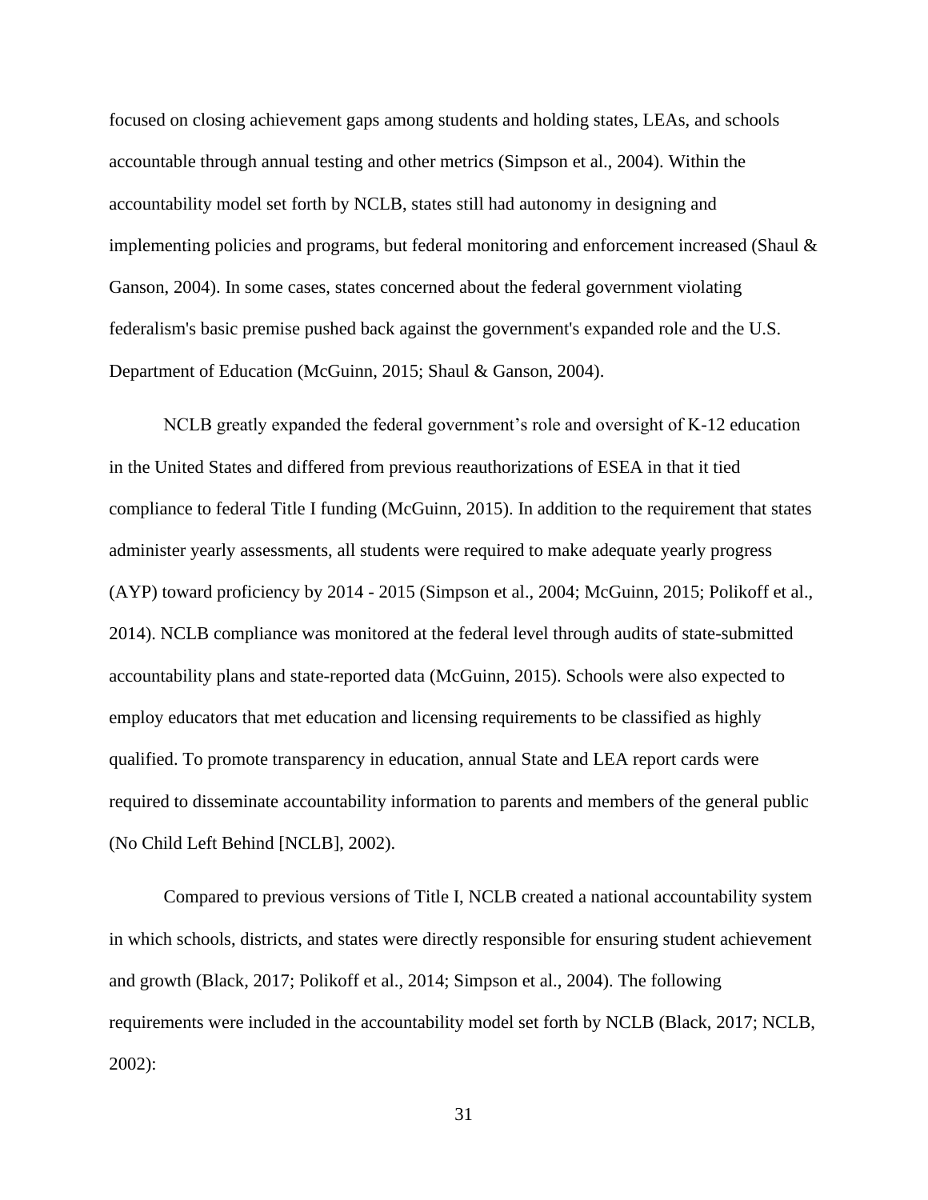focused on closing achievement gaps among students and holding states, LEAs, and schools accountable through annual testing and other metrics (Simpson et al., 2004). Within the accountability model set forth by NCLB, states still had autonomy in designing and implementing policies and programs, but federal monitoring and enforcement increased (Shaul & Ganson, 2004). In some cases, states concerned about the federal government violating federalism's basic premise pushed back against the government's expanded role and the U.S. Department of Education (McGuinn, 2015; Shaul & Ganson, 2004).

NCLB greatly expanded the federal government's role and oversight of K-12 education in the United States and differed from previous reauthorizations of ESEA in that it tied compliance to federal Title I funding (McGuinn, 2015). In addition to the requirement that states administer yearly assessments, all students were required to make adequate yearly progress (AYP) toward proficiency by 2014 - 2015 (Simpson et al., 2004; McGuinn, 2015; Polikoff et al., 2014). NCLB compliance was monitored at the federal level through audits of state-submitted accountability plans and state-reported data (McGuinn, 2015). Schools were also expected to employ educators that met education and licensing requirements to be classified as highly qualified. To promote transparency in education, annual State and LEA report cards were required to disseminate accountability information to parents and members of the general public (No Child Left Behind [NCLB], 2002).

Compared to previous versions of Title I, NCLB created a national accountability system in which schools, districts, and states were directly responsible for ensuring student achievement and growth (Black, 2017; Polikoff et al., 2014; Simpson et al., 2004). The following requirements were included in the accountability model set forth by NCLB (Black, 2017; NCLB, 2002):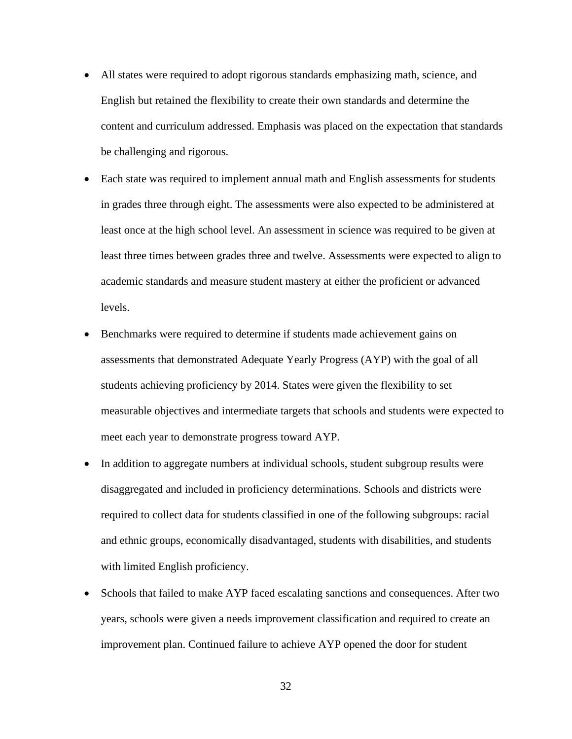- All states were required to adopt rigorous standards emphasizing math, science, and English but retained the flexibility to create their own standards and determine the content and curriculum addressed. Emphasis was placed on the expectation that standards be challenging and rigorous.
- Each state was required to implement annual math and English assessments for students in grades three through eight. The assessments were also expected to be administered at least once at the high school level. An assessment in science was required to be given at least three times between grades three and twelve. Assessments were expected to align to academic standards and measure student mastery at either the proficient or advanced levels.
- Benchmarks were required to determine if students made achievement gains on assessments that demonstrated Adequate Yearly Progress (AYP) with the goal of all students achieving proficiency by 2014. States were given the flexibility to set measurable objectives and intermediate targets that schools and students were expected to meet each year to demonstrate progress toward AYP.
- In addition to aggregate numbers at individual schools, student subgroup results were disaggregated and included in proficiency determinations. Schools and districts were required to collect data for students classified in one of the following subgroups: racial and ethnic groups, economically disadvantaged, students with disabilities, and students with limited English proficiency.
- Schools that failed to make AYP faced escalating sanctions and consequences. After two years, schools were given a needs improvement classification and required to create an improvement plan. Continued failure to achieve AYP opened the door for student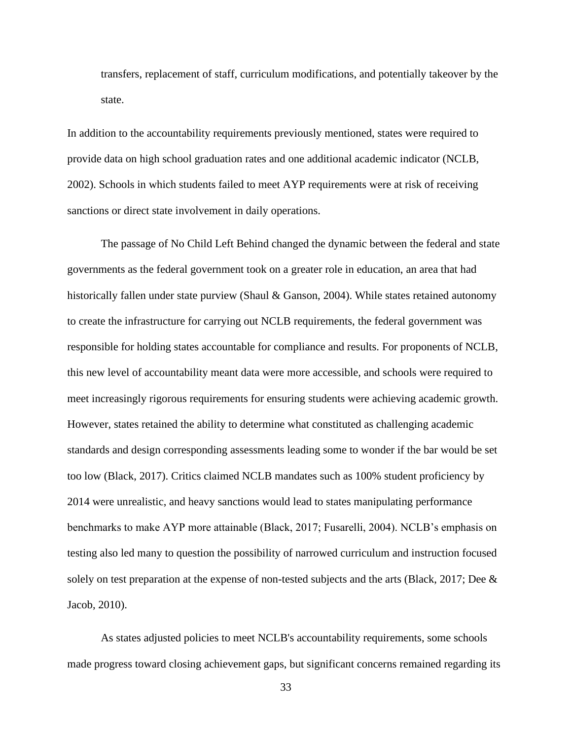transfers, replacement of staff, curriculum modifications, and potentially takeover by the state.

In addition to the accountability requirements previously mentioned, states were required to provide data on high school graduation rates and one additional academic indicator (NCLB, 2002). Schools in which students failed to meet AYP requirements were at risk of receiving sanctions or direct state involvement in daily operations.

The passage of No Child Left Behind changed the dynamic between the federal and state governments as the federal government took on a greater role in education, an area that had historically fallen under state purview (Shaul & Ganson, 2004). While states retained autonomy to create the infrastructure for carrying out NCLB requirements, the federal government was responsible for holding states accountable for compliance and results. For proponents of NCLB, this new level of accountability meant data were more accessible, and schools were required to meet increasingly rigorous requirements for ensuring students were achieving academic growth. However, states retained the ability to determine what constituted as challenging academic standards and design corresponding assessments leading some to wonder if the bar would be set too low (Black, 2017). Critics claimed NCLB mandates such as 100% student proficiency by 2014 were unrealistic, and heavy sanctions would lead to states manipulating performance benchmarks to make AYP more attainable (Black, 2017; Fusarelli, 2004). NCLB's emphasis on testing also led many to question the possibility of narrowed curriculum and instruction focused solely on test preparation at the expense of non-tested subjects and the arts (Black, 2017; Dee & Jacob, 2010).

As states adjusted policies to meet NCLB's accountability requirements, some schools made progress toward closing achievement gaps, but significant concerns remained regarding its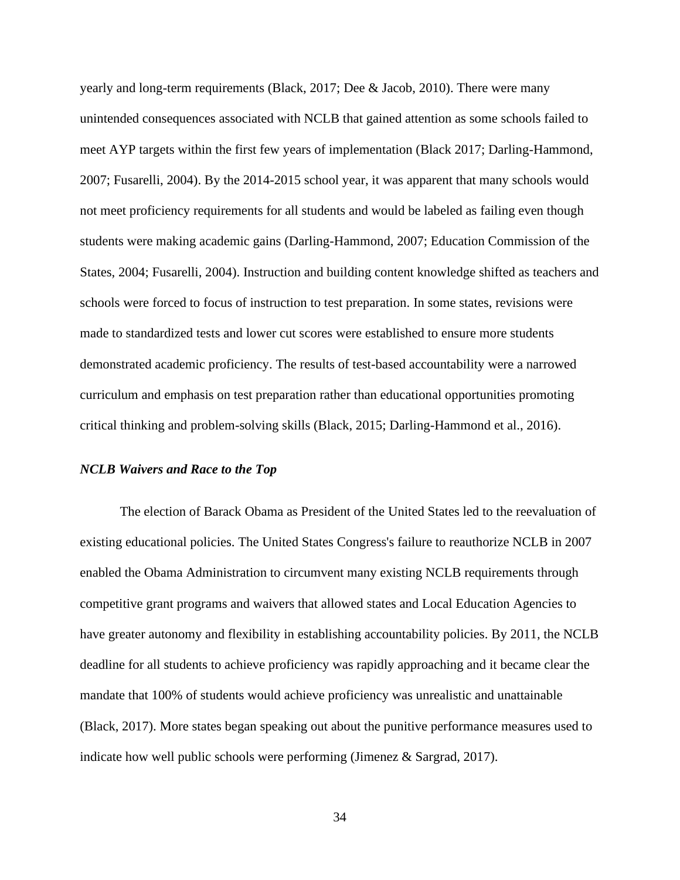yearly and long-term requirements (Black, 2017; Dee & Jacob, 2010). There were many unintended consequences associated with NCLB that gained attention as some schools failed to meet AYP targets within the first few years of implementation (Black 2017; Darling-Hammond, 2007; Fusarelli, 2004). By the 2014-2015 school year, it was apparent that many schools would not meet proficiency requirements for all students and would be labeled as failing even though students were making academic gains (Darling-Hammond, 2007; Education Commission of the States, 2004; Fusarelli, 2004). Instruction and building content knowledge shifted as teachers and schools were forced to focus of instruction to test preparation. In some states, revisions were made to standardized tests and lower cut scores were established to ensure more students demonstrated academic proficiency. The results of test-based accountability were a narrowed curriculum and emphasis on test preparation rather than educational opportunities promoting critical thinking and problem-solving skills (Black, 2015; Darling-Hammond et al., 2016).

### *NCLB Waivers and Race to the Top*

The election of Barack Obama as President of the United States led to the reevaluation of existing educational policies. The United States Congress's failure to reauthorize NCLB in 2007 enabled the Obama Administration to circumvent many existing NCLB requirements through competitive grant programs and waivers that allowed states and Local Education Agencies to have greater autonomy and flexibility in establishing accountability policies. By 2011, the NCLB deadline for all students to achieve proficiency was rapidly approaching and it became clear the mandate that 100% of students would achieve proficiency was unrealistic and unattainable (Black, 2017). More states began speaking out about the punitive performance measures used to indicate how well public schools were performing (Jimenez & Sargrad, 2017).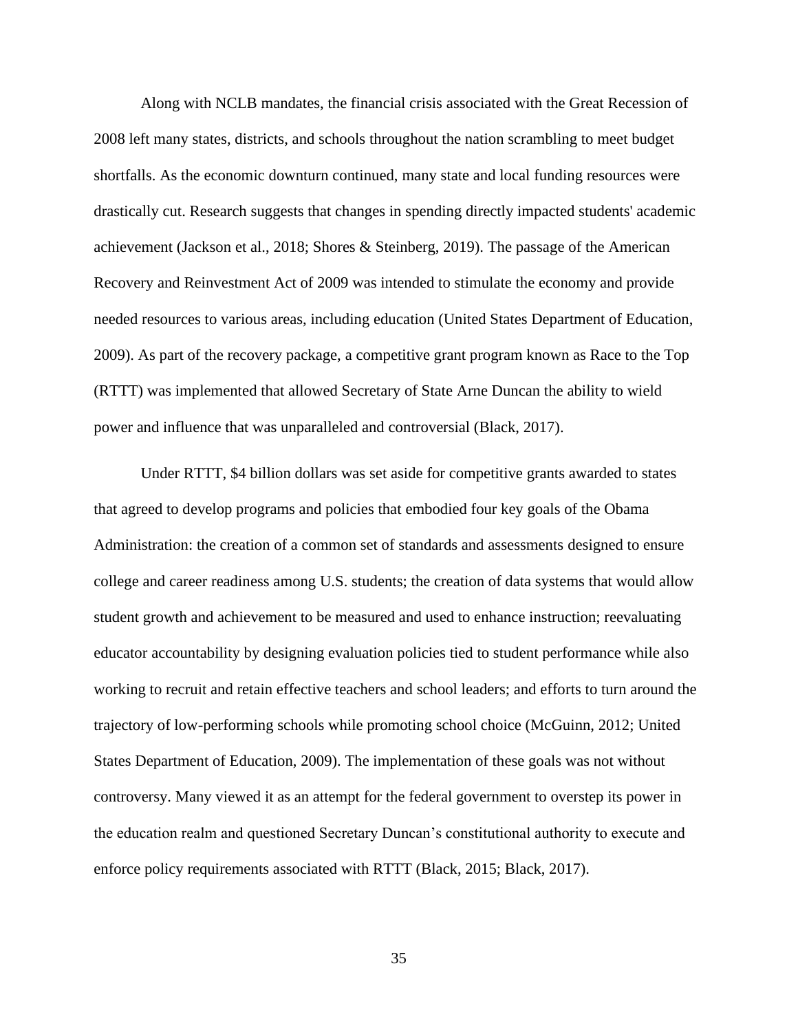Along with NCLB mandates, the financial crisis associated with the Great Recession of 2008 left many states, districts, and schools throughout the nation scrambling to meet budget shortfalls. As the economic downturn continued, many state and local funding resources were drastically cut. Research suggests that changes in spending directly impacted students' academic achievement (Jackson et al., 2018; Shores & Steinberg, 2019). The passage of the American Recovery and Reinvestment Act of 2009 was intended to stimulate the economy and provide needed resources to various areas, including education (United States Department of Education, 2009). As part of the recovery package, a competitive grant program known as Race to the Top (RTTT) was implemented that allowed Secretary of State Arne Duncan the ability to wield power and influence that was unparalleled and controversial (Black, 2017).

Under RTTT, $4 billion dollars was set aside for competitive grants awarded to states that agreed to develop programs and policies that embodied four key goals of the Obama Administration: the creation of a common set of standards and assessments designed to ensure college and career readiness among U.S. students; the creation of data systems that would allow student growth and achievement to be measured and used to enhance instruction; reevaluating educator accountability by designing evaluation policies tied to student performance while also working to recruit and retain effective teachers and school leaders; and efforts to turn around the trajectory of low-performing schools while promoting school choice (McGuinn, 2012; United States Department of Education, 2009). The implementation of these goals was not without controversy. Many viewed it as an attempt for the federal government to overstep its power in the education realm and questioned Secretary Duncan's constitutional authority to execute and enforce policy requirements associated with RTTT (Black, 2015; Black, 2017).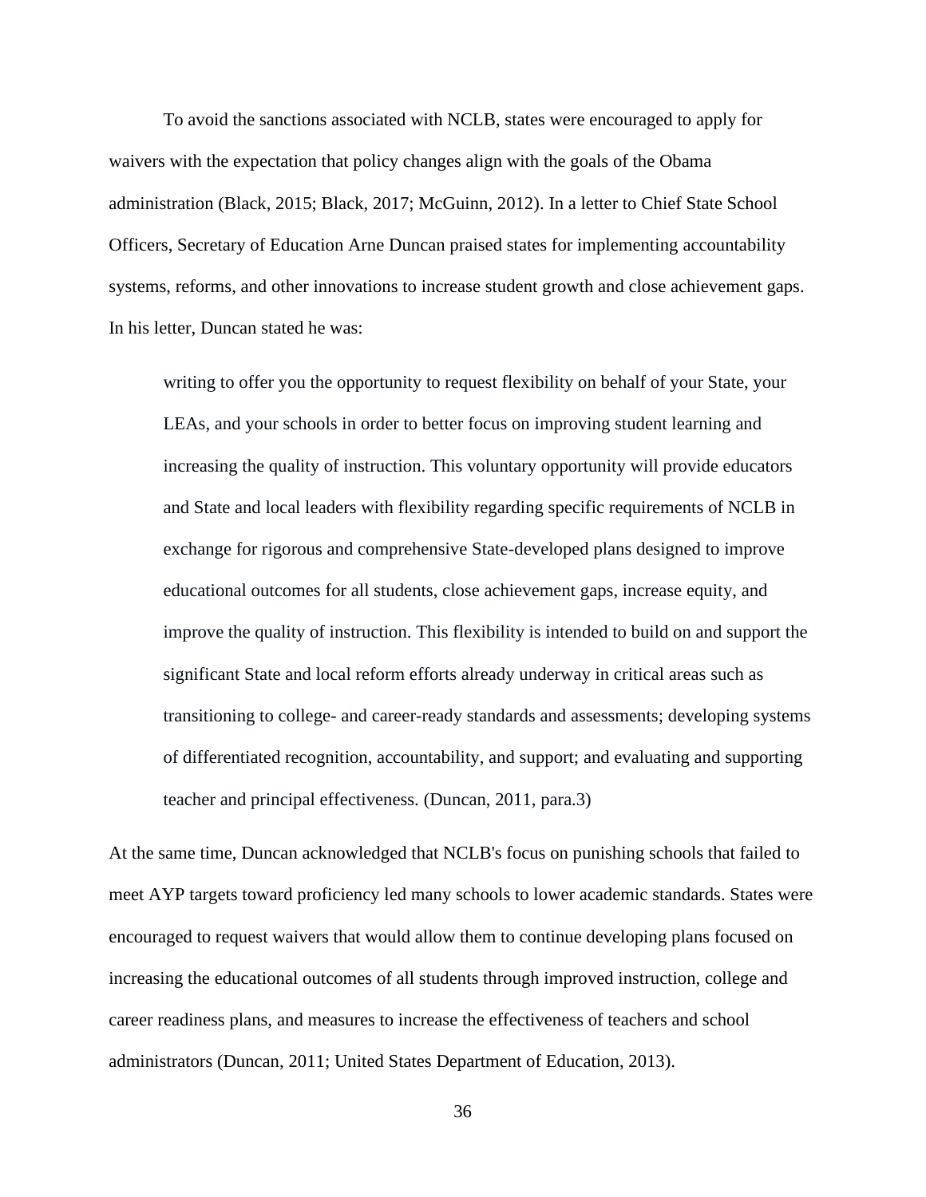To avoid the sanctions associated with NCLB, states were encouraged to apply for waivers with the expectation that policy changes align with the goals of the Obama administration (Black, 2015; Black, 2017; McGuinn, 2012). In a letter to Chief State School Officers, Secretary of Education Arne Duncan praised states for implementing accountability systems, reforms, and other innovations to increase student growth and close achievement gaps. In his letter, Duncan stated he was:

> writing to offer you the opportunity to request flexibility on behalf of your State, your LEAs, and your schools in order to better focus on improving student learning and increasing the quality of instruction. This voluntary opportunity will provide educators and State and local leaders with flexibility regarding specific requirements of NCLB in exchange for rigorous and comprehensive State-developed plans designed to improve educational outcomes for all students, close achievement gaps, increase equity, and improve the quality of instruction. This flexibility is intended to build on and support the significant State and local reform efforts already underway in critical areas such as transitioning to college- and career-ready standards and assessments; developing systems of differentiated recognition, accountability, and support; and evaluating and supporting teacher and principal effectiveness. (Duncan, 2011, para.3)

At the same time, Duncan acknowledged that NCLB's focus on punishing schools that failed to meet AYP targets toward proficiency led many schools to lower academic standards. States were encouraged to request waivers that would allow them to continue developing plans focused on increasing the educational outcomes of all students through improved instruction, college and career readiness plans, and measures to increase the effectiveness of teachers and school administrators (Duncan, 2011; United States Department of Education, 2013).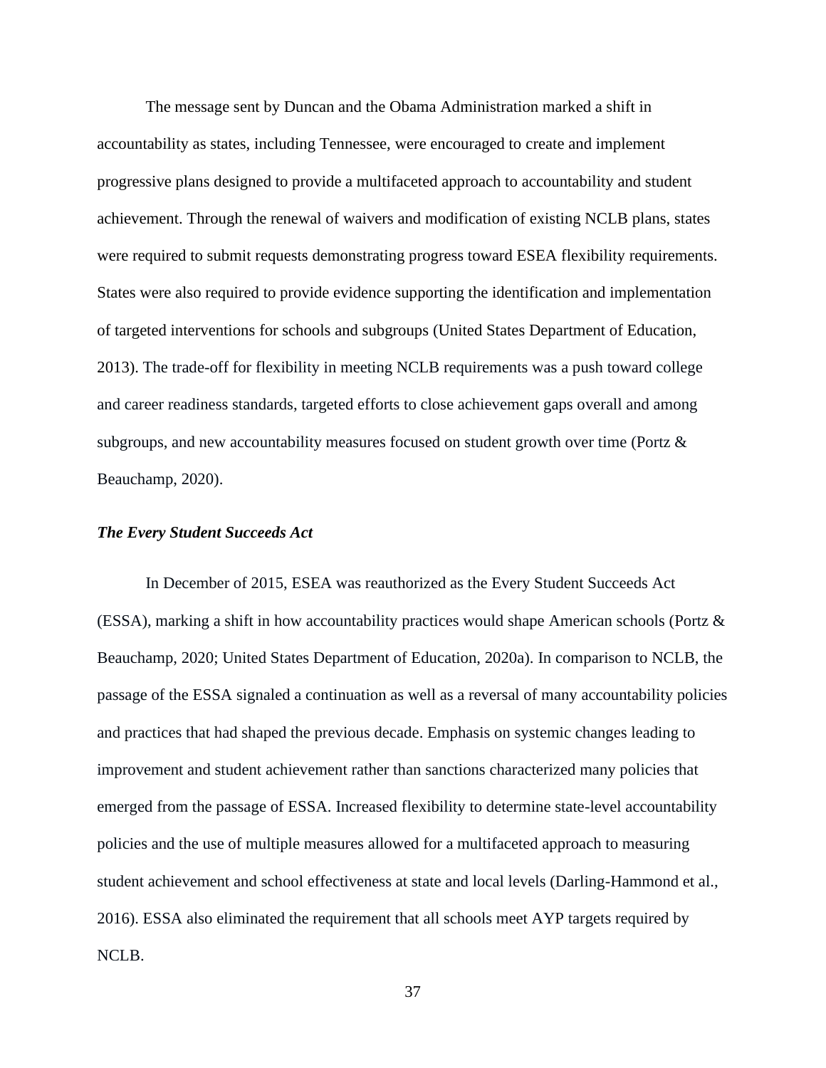The message sent by Duncan and the Obama Administration marked a shift in accountability as states, including Tennessee, were encouraged to create and implement progressive plans designed to provide a multifaceted approach to accountability and student achievement. Through the renewal of waivers and modification of existing NCLB plans, states were required to submit requests demonstrating progress toward ESEA flexibility requirements. States were also required to provide evidence supporting the identification and implementation of targeted interventions for schools and subgroups (United States Department of Education, 2013). The trade-off for flexibility in meeting NCLB requirements was a push toward college and career readiness standards, targeted efforts to close achievement gaps overall and among subgroups, and new accountability measures focused on student growth over time (Portz & Beauchamp, 2020).

### ***The Every Student Succeeds Act***

In December of 2015, ESEA was reauthorized as the Every Student Succeeds Act (ESSA), marking a shift in how accountability practices would shape American schools (Portz & Beauchamp, 2020; United States Department of Education, 2020a). In comparison to NCLB, the passage of the ESSA signaled a continuation as well as a reversal of many accountability policies and practices that had shaped the previous decade. Emphasis on systemic changes leading to improvement and student achievement rather than sanctions characterized many policies that emerged from the passage of ESSA. Increased flexibility to determine state-level accountability policies and the use of multiple measures allowed for a multifaceted approach to measuring student achievement and school effectiveness at state and local levels (Darling-Hammond et al., 2016). ESSA also eliminated the requirement that all schools meet AYP targets required by NCLB.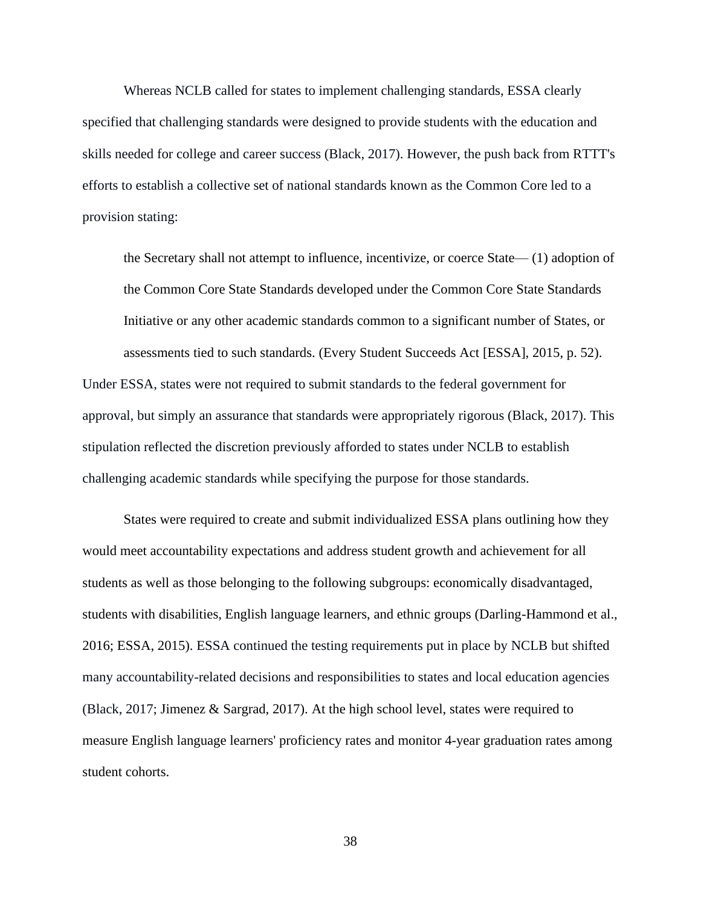Whereas NCLB called for states to implement challenging standards, ESSA clearly specified that challenging standards were designed to provide students with the education and skills needed for college and career success (Black, 2017). However, the push back from RTTT's efforts to establish a collective set of national standards known as the Common Core led to a provision stating:

> the Secretary shall not attempt to influence, incentivize, or coerce State— (1) adoption of the Common Core State Standards developed under the Common Core State Standards Initiative or any other academic standards common to a significant number of States, or assessments tied to such standards. (Every Student Succeeds Act [ESSA], 2015, p. 52).

Under ESSA, states were not required to submit standards to the federal government for approval, but simply an assurance that standards were appropriately rigorous (Black, 2017). This stipulation reflected the discretion previously afforded to states under NCLB to establish challenging academic standards while specifying the purpose for those standards.

States were required to create and submit individualized ESSA plans outlining how they would meet accountability expectations and address student growth and achievement for all students as well as those belonging to the following subgroups: economically disadvantaged, students with disabilities, English language learners, and ethnic groups (Darling-Hammond et al., 2016; ESSA, 2015). ESSA continued the testing requirements put in place by NCLB but shifted many accountability-related decisions and responsibilities to states and local education agencies (Black, 2017; Jimenez & Sargrad, 2017). At the high school level, states were required to measure English language learners' proficiency rates and monitor 4-year graduation rates among student cohorts.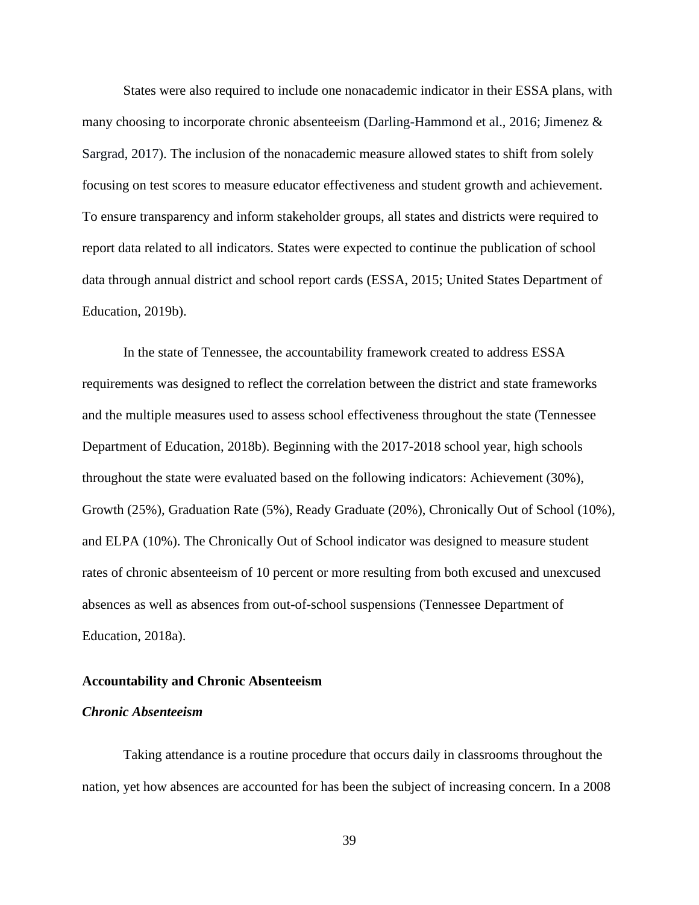States were also required to include one nonacademic indicator in their ESSA plans, with many choosing to incorporate chronic absenteeism (Darling-Hammond et al., 2016; Jimenez & Sargrad, 2017). The inclusion of the nonacademic measure allowed states to shift from solely focusing on test scores to measure educator effectiveness and student growth and achievement. To ensure transparency and inform stakeholder groups, all states and districts were required to report data related to all indicators. States were expected to continue the publication of school data through annual district and school report cards (ESSA, 2015; United States Department of Education, 2019b).

In the state of Tennessee, the accountability framework created to address ESSA requirements was designed to reflect the correlation between the district and state frameworks and the multiple measures used to assess school effectiveness throughout the state (Tennessee Department of Education, 2018b). Beginning with the 2017-2018 school year, high schools throughout the state were evaluated based on the following indicators: Achievement (30%), Growth (25%), Graduation Rate (5%), Ready Graduate (20%), Chronically Out of School (10%), and ELPA (10%). The Chronically Out of School indicator was designed to measure student rates of chronic absenteeism of 10 percent or more resulting from both excused and unexcused absences as well as absences from out-of-school suspensions (Tennessee Department of Education, 2018a).

## Accountability and Chronic Absenteeism

### *Chronic Absenteeism*

Taking attendance is a routine procedure that occurs daily in classrooms throughout the nation, yet how absences are accounted for has been the subject of increasing concern. In a 2008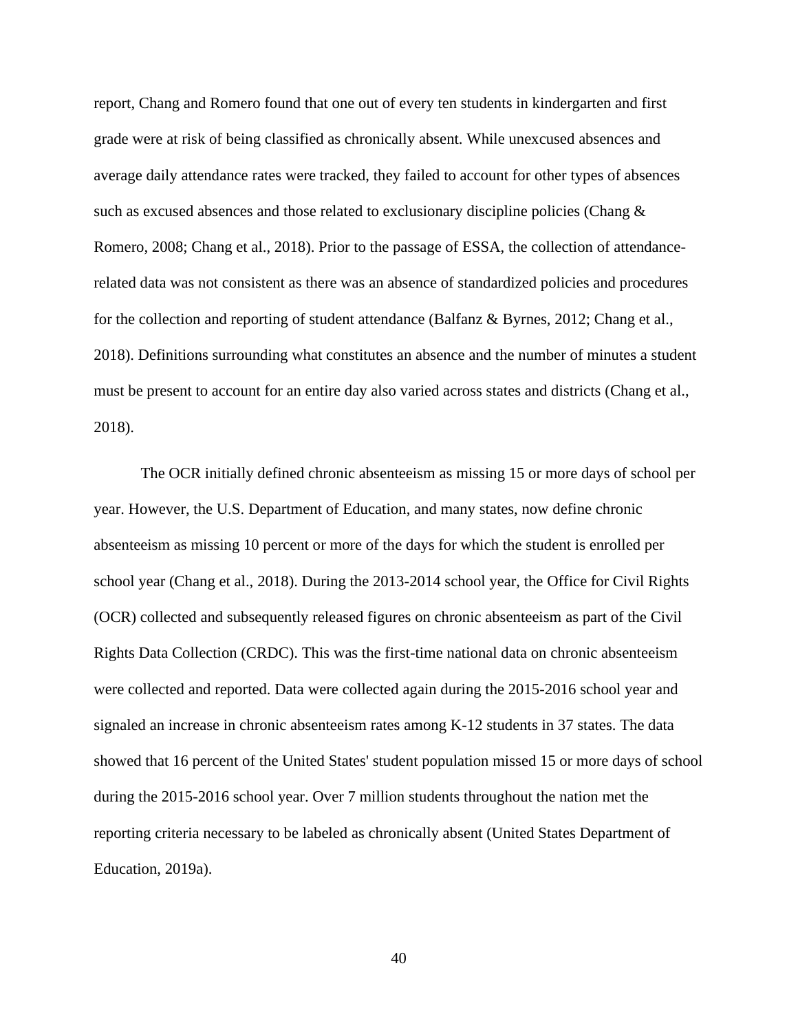report, Chang and Romero found that one out of every ten students in kindergarten and first grade were at risk of being classified as chronically absent. While unexcused absences and average daily attendance rates were tracked, they failed to account for other types of absences such as excused absences and those related to exclusionary discipline policies (Chang & Romero, 2008; Chang et al., 2018). Prior to the passage of ESSA, the collection of attendance-related data was not consistent as there was an absence of standardized policies and procedures for the collection and reporting of student attendance (Balfanz & Byrnes, 2012; Chang et al., 2018). Definitions surrounding what constitutes an absence and the number of minutes a student must be present to account for an entire day also varied across states and districts (Chang et al., 2018).

The OCR initially defined chronic absenteeism as missing 15 or more days of school per year. However, the U.S. Department of Education, and many states, now define chronic absenteeism as missing 10 percent or more of the days for which the student is enrolled per school year (Chang et al., 2018). During the 2013-2014 school year, the Office for Civil Rights (OCR) collected and subsequently released figures on chronic absenteeism as part of the Civil Rights Data Collection (CRDC). This was the first-time national data on chronic absenteeism were collected and reported. Data were collected again during the 2015-2016 school year and signaled an increase in chronic absenteeism rates among K-12 students in 37 states. The data showed that 16 percent of the United States' student population missed 15 or more days of school during the 2015-2016 school year. Over 7 million students throughout the nation met the reporting criteria necessary to be labeled as chronically absent (United States Department of Education, 2019a).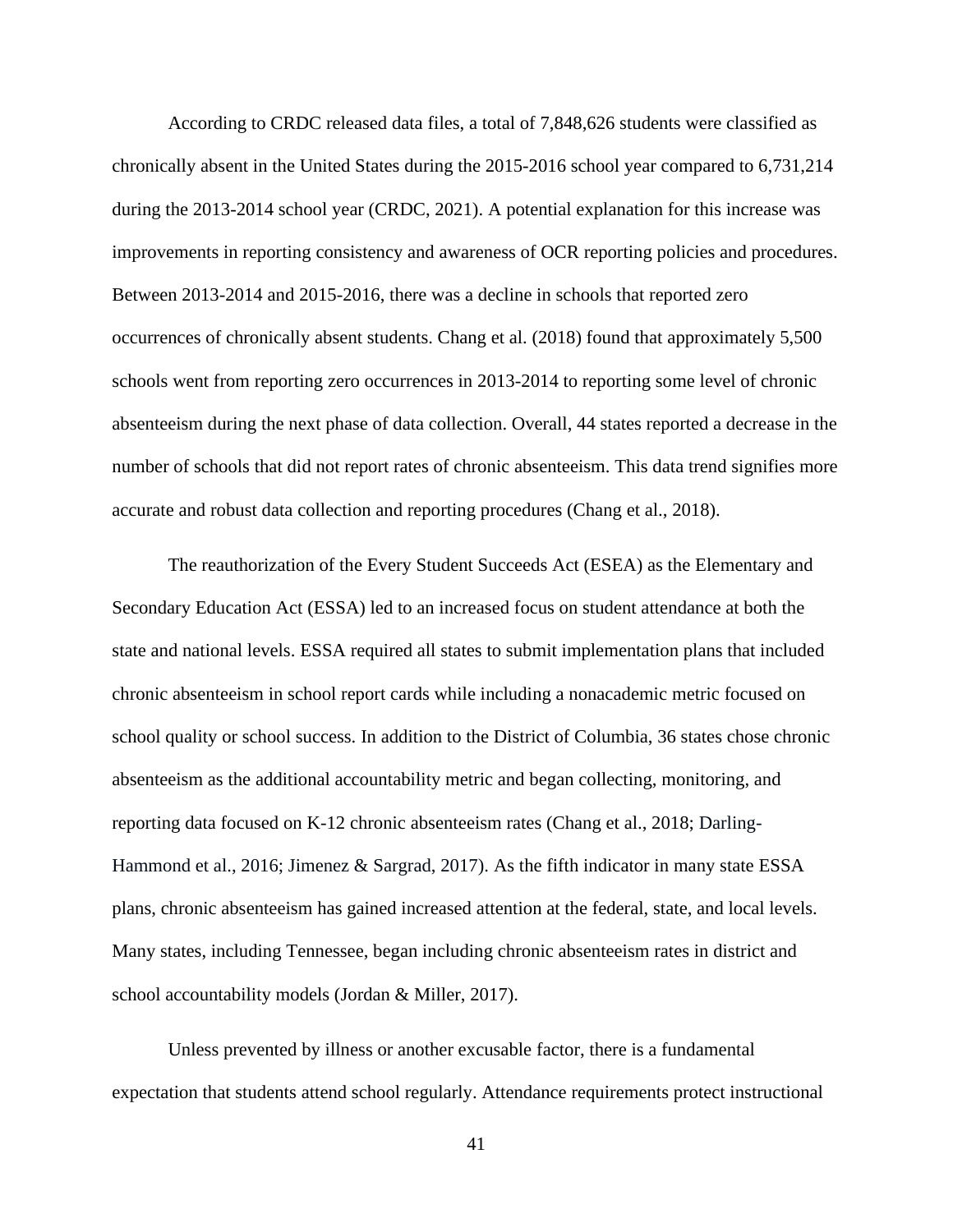According to CRDC released data files, a total of 7,848,626 students were classified as chronically absent in the United States during the 2015-2016 school year compared to 6,731,214 during the 2013-2014 school year (CRDC, 2021). A potential explanation for this increase was improvements in reporting consistency and awareness of OCR reporting policies and procedures. Between 2013-2014 and 2015-2016, there was a decline in schools that reported zero occurrences of chronically absent students. Chang et al. (2018) found that approximately 5,500 schools went from reporting zero occurrences in 2013-2014 to reporting some level of chronic absenteeism during the next phase of data collection. Overall, 44 states reported a decrease in the number of schools that did not report rates of chronic absenteeism. This data trend signifies more accurate and robust data collection and reporting procedures (Chang et al., 2018).

The reauthorization of the Every Student Succeeds Act (ESEA) as the Elementary and Secondary Education Act (ESSA) led to an increased focus on student attendance at both the state and national levels. ESSA required all states to submit implementation plans that included chronic absenteeism in school report cards while including a nonacademic metric focused on school quality or school success. In addition to the District of Columbia, 36 states chose chronic absenteeism as the additional accountability metric and began collecting, monitoring, and reporting data focused on K-12 chronic absenteeism rates (Chang et al., 2018; Darling-Hammond et al., 2016; Jimenez & Sargrad, 2017). As the fifth indicator in many state ESSA plans, chronic absenteeism has gained increased attention at the federal, state, and local levels. Many states, including Tennessee, began including chronic absenteeism rates in district and school accountability models (Jordan & Miller, 2017).

Unless prevented by illness or another excusable factor, there is a fundamental expectation that students attend school regularly. Attendance requirements protect instructional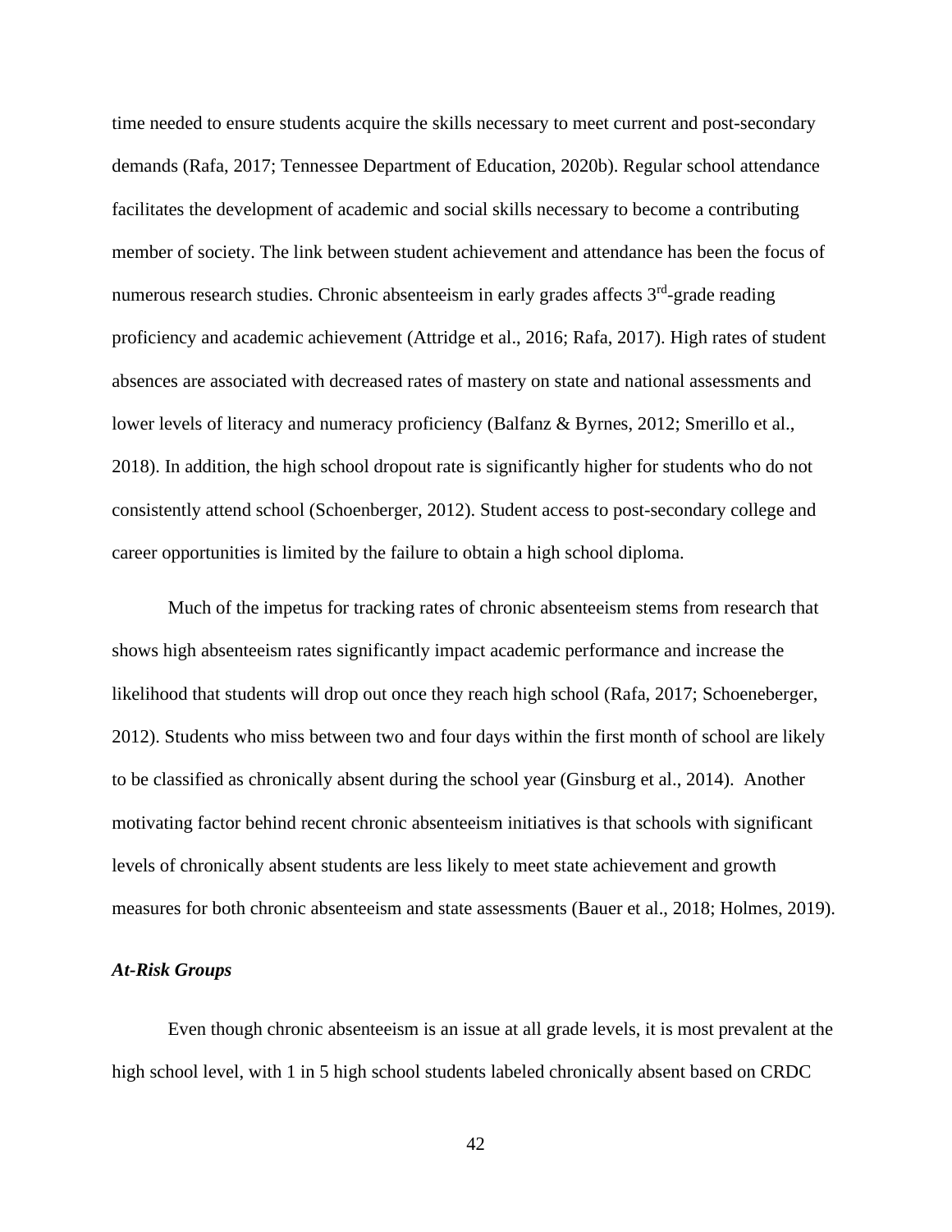time needed to ensure students acquire the skills necessary to meet current and post-secondary demands (Rafa, 2017; Tennessee Department of Education, 2020b). Regular school attendance facilitates the development of academic and social skills necessary to become a contributing member of society. The link between student achievement and attendance has been the focus of numerous research studies. Chronic absenteeism in early grades affects 3rd-grade reading proficiency and academic achievement (Attridge et al., 2016; Rafa, 2017). High rates of student absences are associated with decreased rates of mastery on state and national assessments and lower levels of literacy and numeracy proficiency (Balfanz & Byrnes, 2012; Smerillo et al., 2018). In addition, the high school dropout rate is significantly higher for students who do not consistently attend school (Schoenberger, 2012). Student access to post-secondary college and career opportunities is limited by the failure to obtain a high school diploma.

Much of the impetus for tracking rates of chronic absenteeism stems from research that shows high absenteeism rates significantly impact academic performance and increase the likelihood that students will drop out once they reach high school (Rafa, 2017; Schoeneberger, 2012). Students who miss between two and four days within the first month of school are likely to be classified as chronically absent during the school year (Ginsburg et al., 2014). Another motivating factor behind recent chronic absenteeism initiatives is that schools with significant levels of chronically absent students are less likely to meet state achievement and growth measures for both chronic absenteeism and state assessments (Bauer et al., 2018; Holmes, 2019).

### *At-Risk Groups*

Even though chronic absenteeism is an issue at all grade levels, it is most prevalent at the high school level, with 1 in 5 high school students labeled chronically absent based on CRDC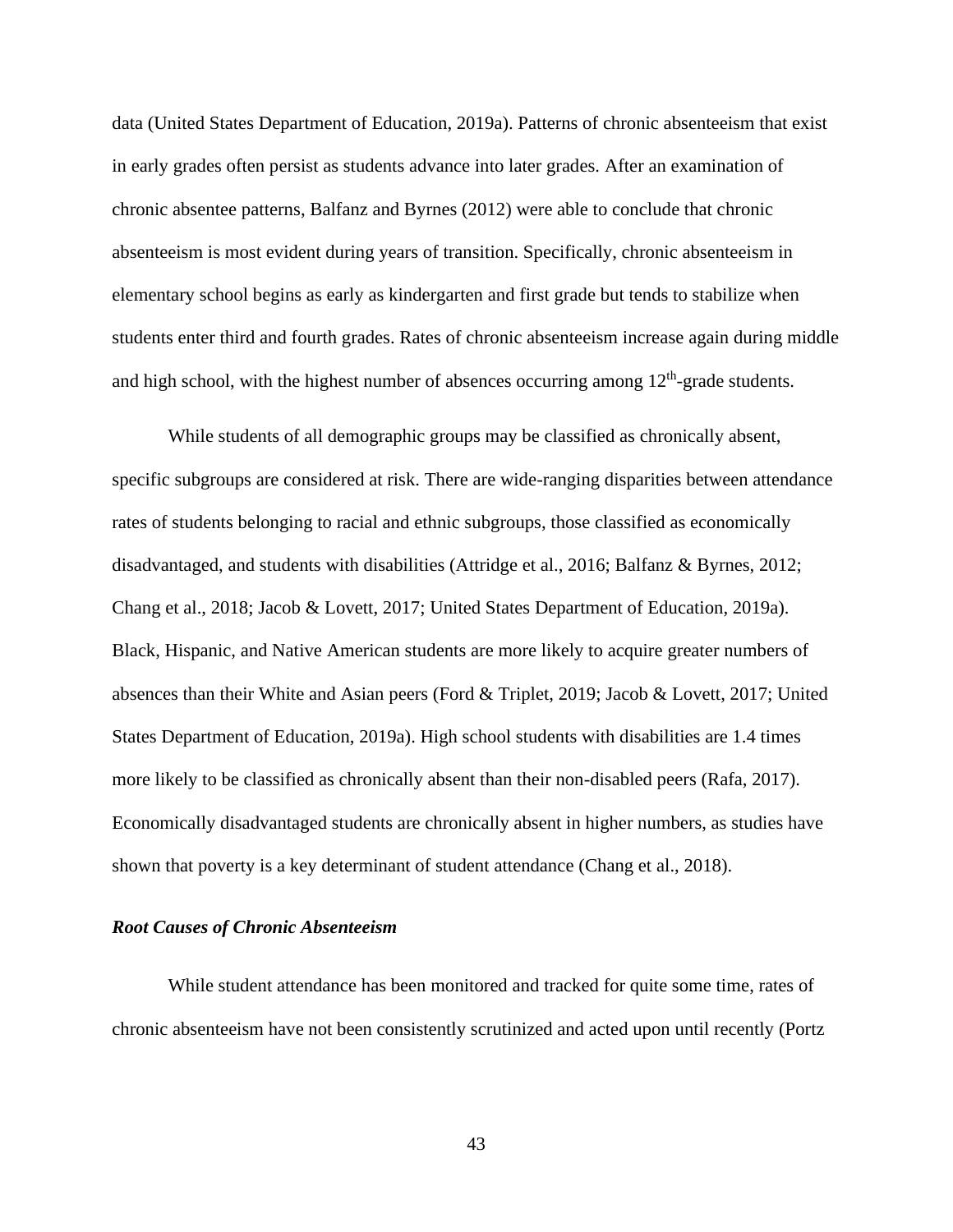data (United States Department of Education, 2019a). Patterns of chronic absenteeism that exist in early grades often persist as students advance into later grades. After an examination of chronic absentee patterns, Balfanz and Byrnes (2012) were able to conclude that chronic absenteeism is most evident during years of transition. Specifically, chronic absenteeism in elementary school begins as early as kindergarten and first grade but tends to stabilize when students enter third and fourth grades. Rates of chronic absenteeism increase again during middle and high school, with the highest number of absences occurring among 12th-grade students.

While students of all demographic groups may be classified as chronically absent, specific subgroups are considered at risk. There are wide-ranging disparities between attendance rates of students belonging to racial and ethnic subgroups, those classified as economically disadvantaged, and students with disabilities (Attridge et al., 2016; Balfanz & Byrnes, 2012; Chang et al., 2018; Jacob & Lovett, 2017; United States Department of Education, 2019a). Black, Hispanic, and Native American students are more likely to acquire greater numbers of absences than their White and Asian peers (Ford & Triplet, 2019; Jacob & Lovett, 2017; United States Department of Education, 2019a). High school students with disabilities are 1.4 times more likely to be classified as chronically absent than their non-disabled peers (Rafa, 2017). Economically disadvantaged students are chronically absent in higher numbers, as studies have shown that poverty is a key determinant of student attendance (Chang et al., 2018).

### *Root Causes of Chronic Absenteeism*

While student attendance has been monitored and tracked for quite some time, rates of chronic absenteeism have not been consistently scrutinized and acted upon until recently (Portz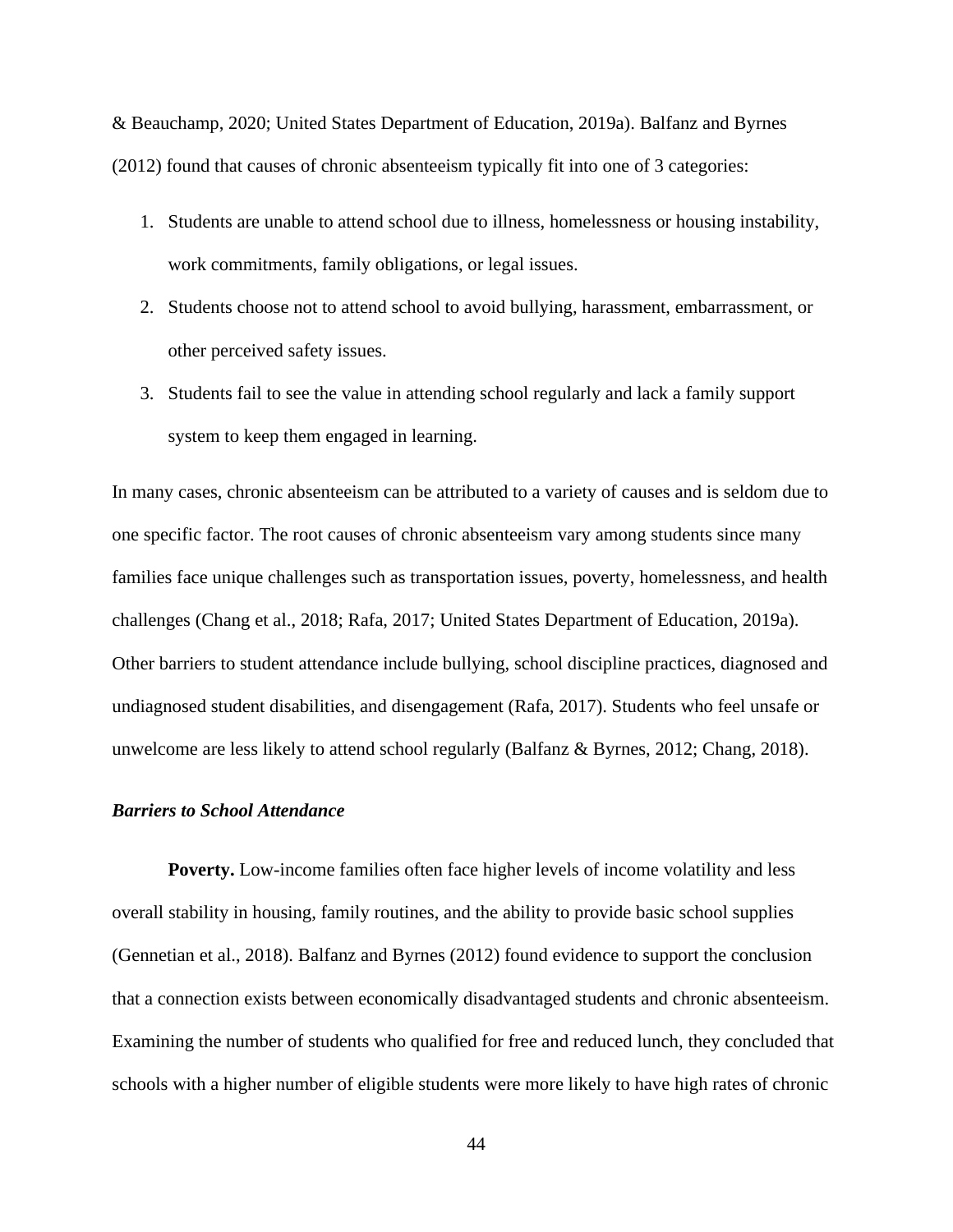& Beauchamp, 2020; United States Department of Education, 2019a). Balfanz and Byrnes (2012) found that causes of chronic absenteeism typically fit into one of 3 categories:

1. Students are unable to attend school due to illness, homelessness or housing instability, work commitments, family obligations, or legal issues.
2. Students choose not to attend school to avoid bullying, harassment, embarrassment, or other perceived safety issues.
3. Students fail to see the value in attending school regularly and lack a family support system to keep them engaged in learning.

In many cases, chronic absenteeism can be attributed to a variety of causes and is seldom due to one specific factor. The root causes of chronic absenteeism vary among students since many families face unique challenges such as transportation issues, poverty, homelessness, and health challenges (Chang et al., 2018; Rafa, 2017; United States Department of Education, 2019a). Other barriers to student attendance include bullying, school discipline practices, diagnosed and undiagnosed student disabilities, and disengagement (Rafa, 2017). Students who feel unsafe or unwelcome are less likely to attend school regularly (Balfanz & Byrnes, 2012; Chang, 2018).

### *Barriers to School Attendance*

**Poverty.** Low-income families often face higher levels of income volatility and less overall stability in housing, family routines, and the ability to provide basic school supplies (Gennetian et al., 2018). Balfanz and Byrnes (2012) found evidence to support the conclusion that a connection exists between economically disadvantaged students and chronic absenteeism. Examining the number of students who qualified for free and reduced lunch, they concluded that schools with a higher number of eligible students were more likely to have high rates of chronic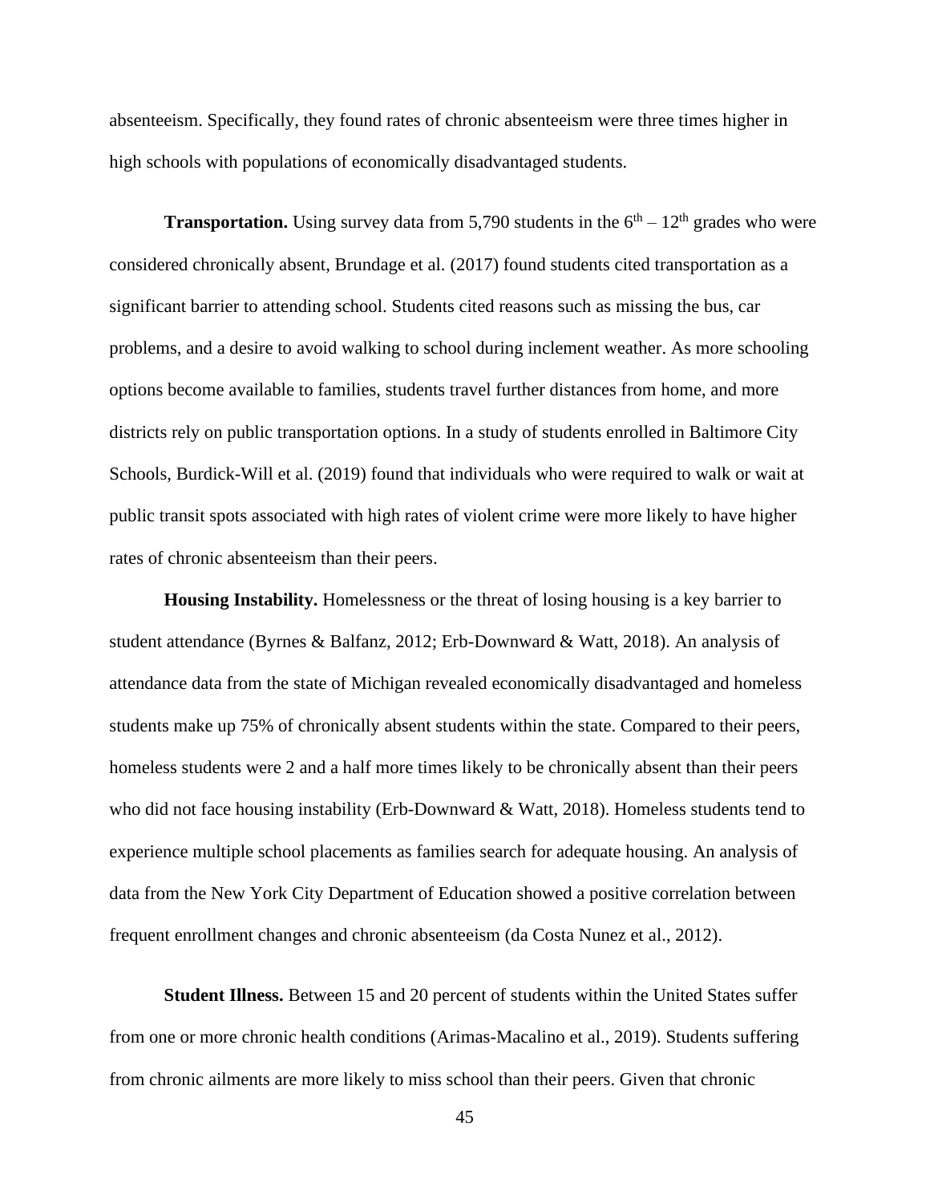absenteeism. Specifically, they found rates of chronic absenteeism were three times higher in high schools with populations of economically disadvantaged students.

**Transportation.** Using survey data from 5,790 students in the 6th – 12th grades who were considered chronically absent, Brundage et al. (2017) found students cited transportation as a significant barrier to attending school. Students cited reasons such as missing the bus, car problems, and a desire to avoid walking to school during inclement weather. As more schooling options become available to families, students travel further distances from home, and more districts rely on public transportation options. In a study of students enrolled in Baltimore City Schools, Burdick-Will et al. (2019) found that individuals who were required to walk or wait at public transit spots associated with high rates of violent crime were more likely to have higher rates of chronic absenteeism than their peers.

**Housing Instability.** Homelessness or the threat of losing housing is a key barrier to student attendance (Byrnes & Balfanz, 2012; Erb-Downward & Watt, 2018). An analysis of attendance data from the state of Michigan revealed economically disadvantaged and homeless students make up 75% of chronically absent students within the state. Compared to their peers, homeless students were 2 and a half more times likely to be chronically absent than their peers who did not face housing instability (Erb-Downward & Watt, 2018). Homeless students tend to experience multiple school placements as families search for adequate housing. An analysis of data from the New York City Department of Education showed a positive correlation between frequent enrollment changes and chronic absenteeism (da Costa Nunez et al., 2012).

**Student Illness.** Between 15 and 20 percent of students within the United States suffer from one or more chronic health conditions (Arimas-Macalino et al., 2019). Students suffering from chronic ailments are more likely to miss school than their peers. Given that chronic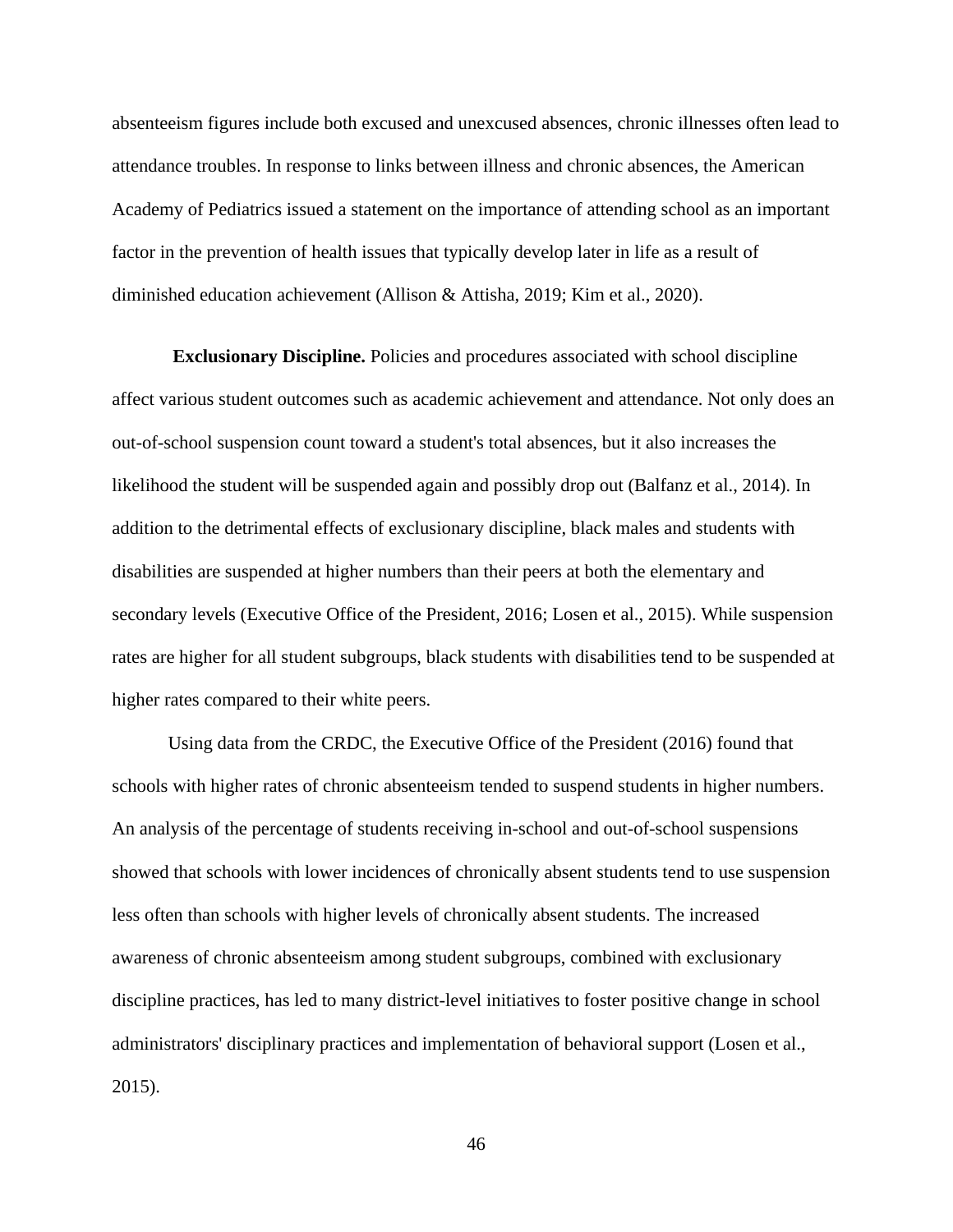absenteeism figures include both excused and unexcused absences, chronic illnesses often lead to attendance troubles. In response to links between illness and chronic absences, the American Academy of Pediatrics issued a statement on the importance of attending school as an important factor in the prevention of health issues that typically develop later in life as a result of diminished education achievement (Allison & Attisha, 2019; Kim et al., 2020).

**Exclusionary Discipline.** Policies and procedures associated with school discipline affect various student outcomes such as academic achievement and attendance. Not only does an out-of-school suspension count toward a student's total absences, but it also increases the likelihood the student will be suspended again and possibly drop out (Balfanz et al., 2014). In addition to the detrimental effects of exclusionary discipline, black males and students with disabilities are suspended at higher numbers than their peers at both the elementary and secondary levels (Executive Office of the President, 2016; Losen et al., 2015). While suspension rates are higher for all student subgroups, black students with disabilities tend to be suspended at higher rates compared to their white peers.

Using data from the CRDC, the Executive Office of the President (2016) found that schools with higher rates of chronic absenteeism tended to suspend students in higher numbers. An analysis of the percentage of students receiving in-school and out-of-school suspensions showed that schools with lower incidences of chronically absent students tend to use suspension less often than schools with higher levels of chronically absent students. The increased awareness of chronic absenteeism among student subgroups, combined with exclusionary discipline practices, has led to many district-level initiatives to foster positive change in school administrators' disciplinary practices and implementation of behavioral support (Losen et al., 2015).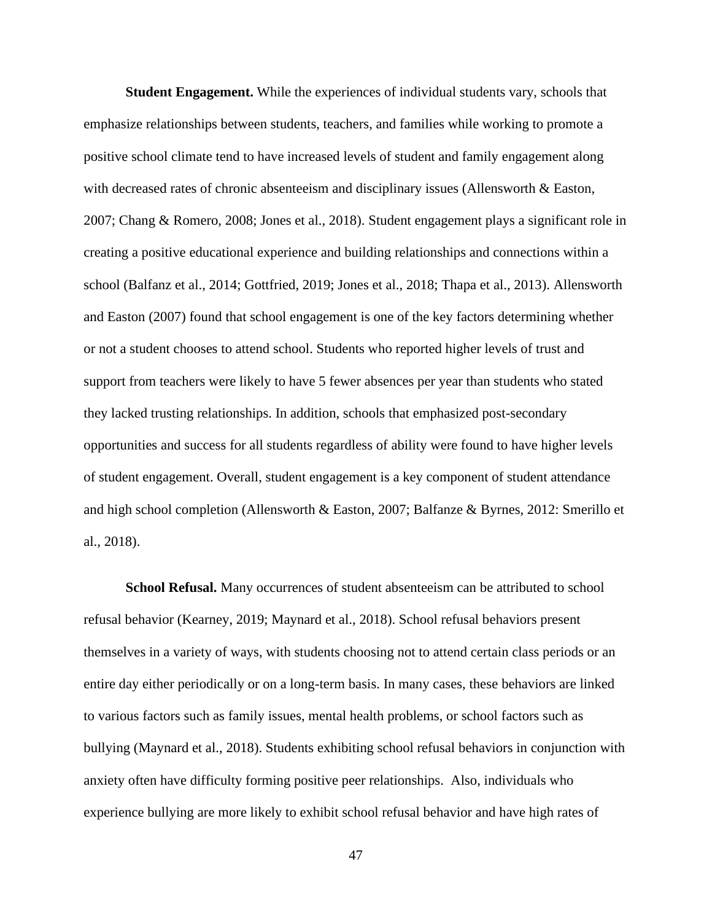**Student Engagement.** While the experiences of individual students vary, schools that emphasize relationships between students, teachers, and families while working to promote a positive school climate tend to have increased levels of student and family engagement along with decreased rates of chronic absenteeism and disciplinary issues (Allensworth & Easton, 2007; Chang & Romero, 2008; Jones et al., 2018). Student engagement plays a significant role in creating a positive educational experience and building relationships and connections within a school (Balfanz et al., 2014; Gottfried, 2019; Jones et al., 2018; Thapa et al., 2013). Allensworth and Easton (2007) found that school engagement is one of the key factors determining whether or not a student chooses to attend school. Students who reported higher levels of trust and support from teachers were likely to have 5 fewer absences per year than students who stated they lacked trusting relationships. In addition, schools that emphasized post-secondary opportunities and success for all students regardless of ability were found to have higher levels of student engagement. Overall, student engagement is a key component of student attendance and high school completion (Allensworth & Easton, 2007; Balfanze & Byrnes, 2012: Smerillo et al., 2018).

**School Refusal.** Many occurrences of student absenteeism can be attributed to school refusal behavior (Kearney, 2019; Maynard et al., 2018). School refusal behaviors present themselves in a variety of ways, with students choosing not to attend certain class periods or an entire day either periodically or on a long-term basis. In many cases, these behaviors are linked to various factors such as family issues, mental health problems, or school factors such as bullying (Maynard et al., 2018). Students exhibiting school refusal behaviors in conjunction with anxiety often have difficulty forming positive peer relationships. Also, individuals who experience bullying are more likely to exhibit school refusal behavior and have high rates of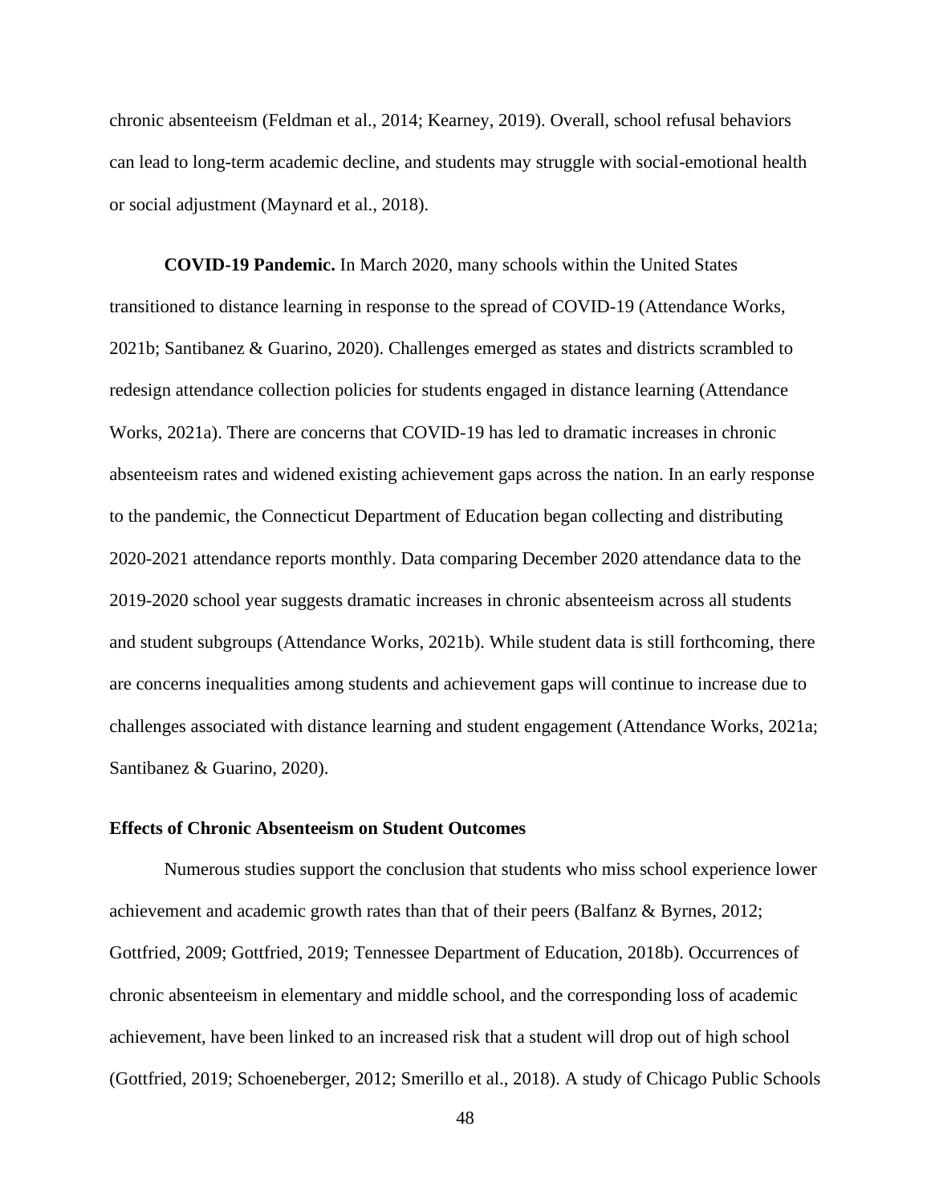chronic absenteeism (Feldman et al., 2014; Kearney, 2019). Overall, school refusal behaviors can lead to long-term academic decline, and students may struggle with social-emotional health or social adjustment (Maynard et al., 2018).

**COVID-19 Pandemic.** In March 2020, many schools within the United States transitioned to distance learning in response to the spread of COVID-19 (Attendance Works, 2021b; Santibanez & Guarino, 2020). Challenges emerged as states and districts scrambled to redesign attendance collection policies for students engaged in distance learning (Attendance Works, 2021a). There are concerns that COVID-19 has led to dramatic increases in chronic absenteeism rates and widened existing achievement gaps across the nation. In an early response to the pandemic, the Connecticut Department of Education began collecting and distributing 2020-2021 attendance reports monthly. Data comparing December 2020 attendance data to the 2019-2020 school year suggests dramatic increases in chronic absenteeism across all students and student subgroups (Attendance Works, 2021b). While student data is still forthcoming, there are concerns inequalities among students and achievement gaps will continue to increase due to challenges associated with distance learning and student engagement (Attendance Works, 2021a; Santibanez & Guarino, 2020).

### Effects of Chronic Absenteeism on Student Outcomes

Numerous studies support the conclusion that students who miss school experience lower achievement and academic growth rates than that of their peers (Balfanz & Byrnes, 2012; Gottfried, 2009; Gottfried, 2019; Tennessee Department of Education, 2018b). Occurrences of chronic absenteeism in elementary and middle school, and the corresponding loss of academic achievement, have been linked to an increased risk that a student will drop out of high school (Gottfried, 2019; Schoeneberger, 2012; Smerillo et al., 2018). A study of Chicago Public Schools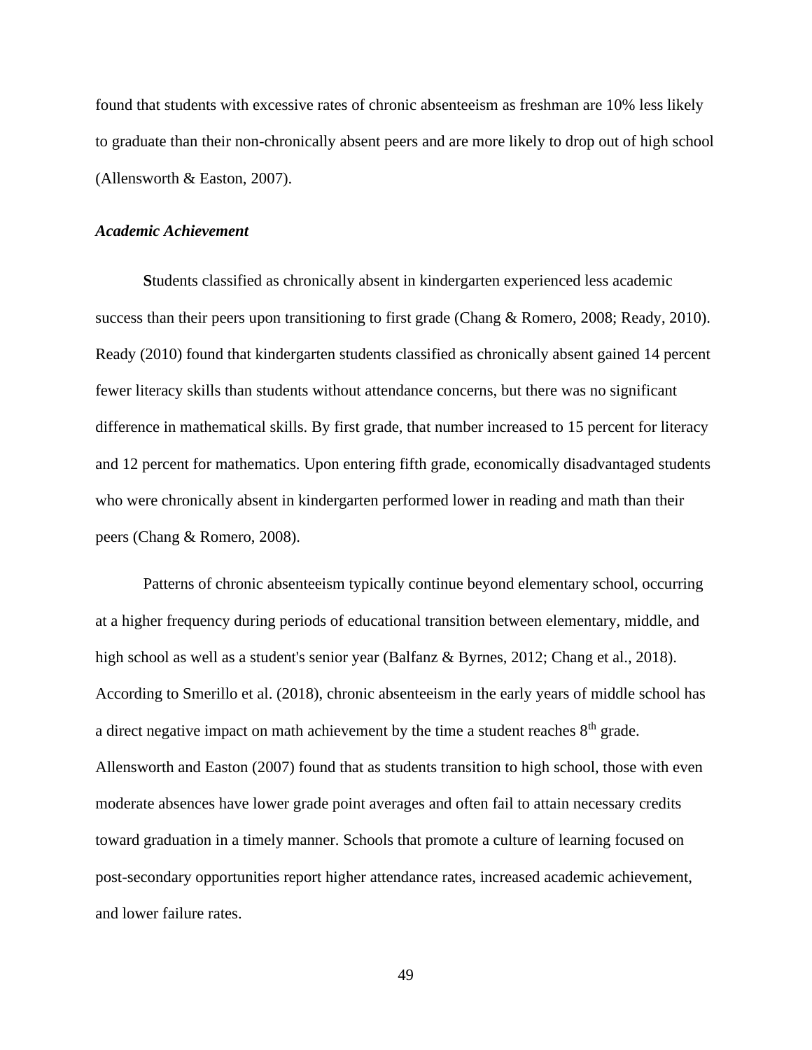found that students with excessive rates of chronic absenteeism as freshman are 10% less likely to graduate than their non-chronically absent peers and are more likely to drop out of high school (Allensworth & Easton, 2007).

### *Academic Achievement*

**S**tudents classified as chronically absent in kindergarten experienced less academic success than their peers upon transitioning to first grade (Chang & Romero, 2008; Ready, 2010). Ready (2010) found that kindergarten students classified as chronically absent gained 14 percent fewer literacy skills than students without attendance concerns, but there was no significant difference in mathematical skills. By first grade, that number increased to 15 percent for literacy and 12 percent for mathematics. Upon entering fifth grade, economically disadvantaged students who were chronically absent in kindergarten performed lower in reading and math than their peers (Chang & Romero, 2008).

Patterns of chronic absenteeism typically continue beyond elementary school, occurring at a higher frequency during periods of educational transition between elementary, middle, and high school as well as a student's senior year (Balfanz & Byrnes, 2012; Chang et al., 2018). According to Smerillo et al. (2018), chronic absenteeism in the early years of middle school has a direct negative impact on math achievement by the time a student reaches 8th grade. Allensworth and Easton (2007) found that as students transition to high school, those with even moderate absences have lower grade point averages and often fail to attain necessary credits toward graduation in a timely manner. Schools that promote a culture of learning focused on post-secondary opportunities report higher attendance rates, increased academic achievement, and lower failure rates.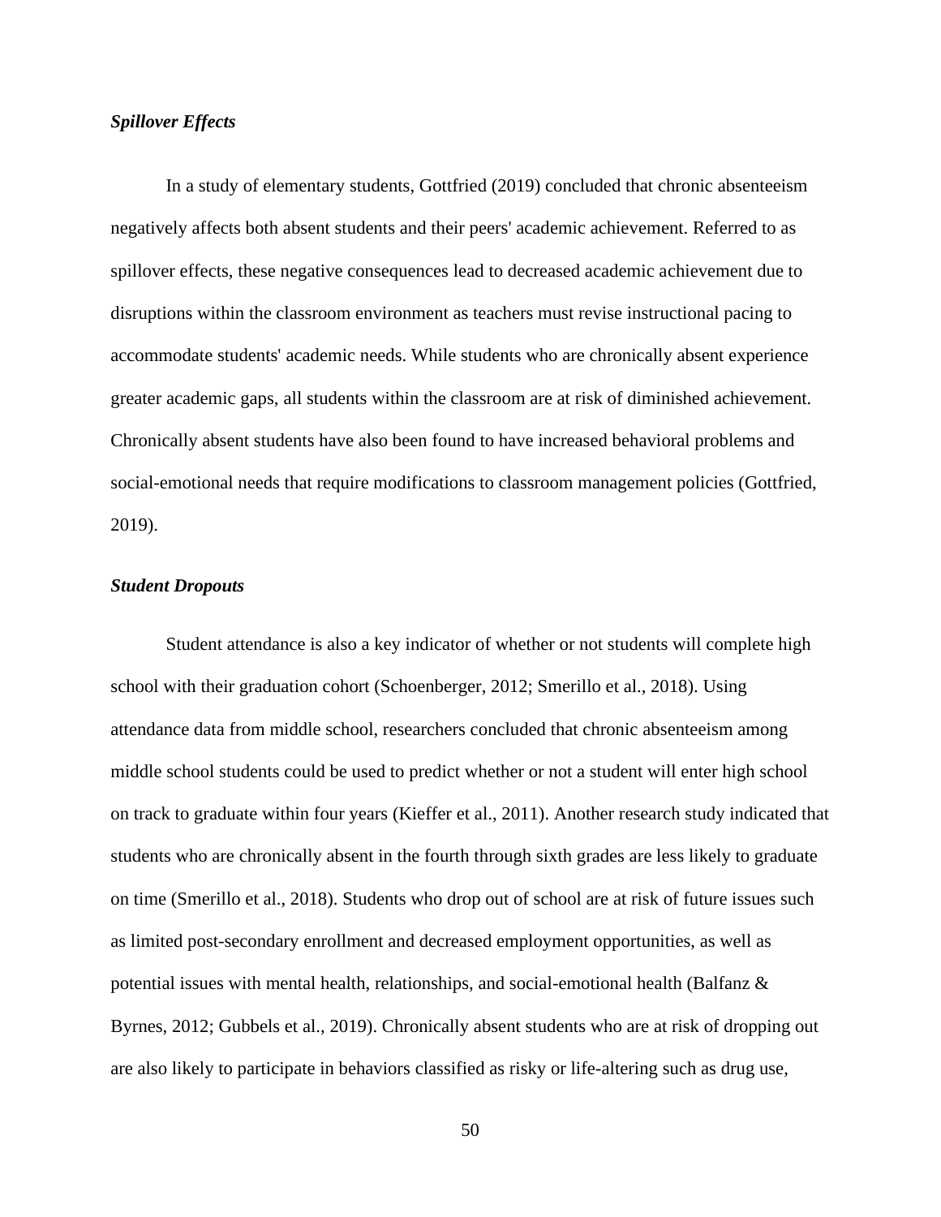### ***Spillover Effects***

In a study of elementary students, Gottfried (2019) concluded that chronic absenteeism negatively affects both absent students and their peers' academic achievement. Referred to as spillover effects, these negative consequences lead to decreased academic achievement due to disruptions within the classroom environment as teachers must revise instructional pacing to accommodate students' academic needs. While students who are chronically absent experience greater academic gaps, all students within the classroom are at risk of diminished achievement. Chronically absent students have also been found to have increased behavioral problems and social-emotional needs that require modifications to classroom management policies (Gottfried, 2019).

### ***Student Dropouts***

Student attendance is also a key indicator of whether or not students will complete high school with their graduation cohort (Schoenberger, 2012; Smerillo et al., 2018). Using attendance data from middle school, researchers concluded that chronic absenteeism among middle school students could be used to predict whether or not a student will enter high school on track to graduate within four years (Kieffer et al., 2011). Another research study indicated that students who are chronically absent in the fourth through sixth grades are less likely to graduate on time (Smerillo et al., 2018). Students who drop out of school are at risk of future issues such as limited post-secondary enrollment and decreased employment opportunities, as well as potential issues with mental health, relationships, and social-emotional health (Balfanz & Byrnes, 2012; Gubbels et al., 2019). Chronically absent students who are at risk of dropping out are also likely to participate in behaviors classified as risky or life-altering such as drug use,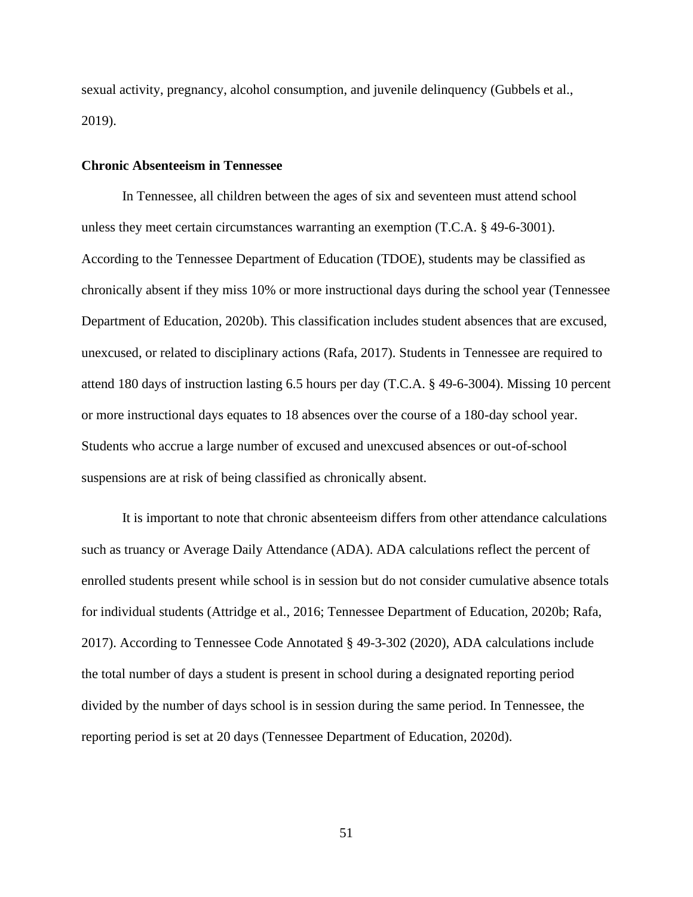sexual activity, pregnancy, alcohol consumption, and juvenile delinquency (Gubbels et al., 2019).

### Chronic Absenteeism in Tennessee

In Tennessee, all children between the ages of six and seventeen must attend school unless they meet certain circumstances warranting an exemption (T.C.A. § 49-6-3001). According to the Tennessee Department of Education (TDOE), students may be classified as chronically absent if they miss 10% or more instructional days during the school year (Tennessee Department of Education, 2020b). This classification includes student absences that are excused, unexcused, or related to disciplinary actions (Rafa, 2017). Students in Tennessee are required to attend 180 days of instruction lasting 6.5 hours per day (T.C.A. § 49-6-3004). Missing 10 percent or more instructional days equates to 18 absences over the course of a 180-day school year. Students who accrue a large number of excused and unexcused absences or out-of-school suspensions are at risk of being classified as chronically absent.

It is important to note that chronic absenteeism differs from other attendance calculations such as truancy or Average Daily Attendance (ADA). ADA calculations reflect the percent of enrolled students present while school is in session but do not consider cumulative absence totals for individual students (Attridge et al., 2016; Tennessee Department of Education, 2020b; Rafa, 2017). According to Tennessee Code Annotated § 49-3-302 (2020), ADA calculations include the total number of days a student is present in school during a designated reporting period divided by the number of days school is in session during the same period. In Tennessee, the reporting period is set at 20 days (Tennessee Department of Education, 2020d).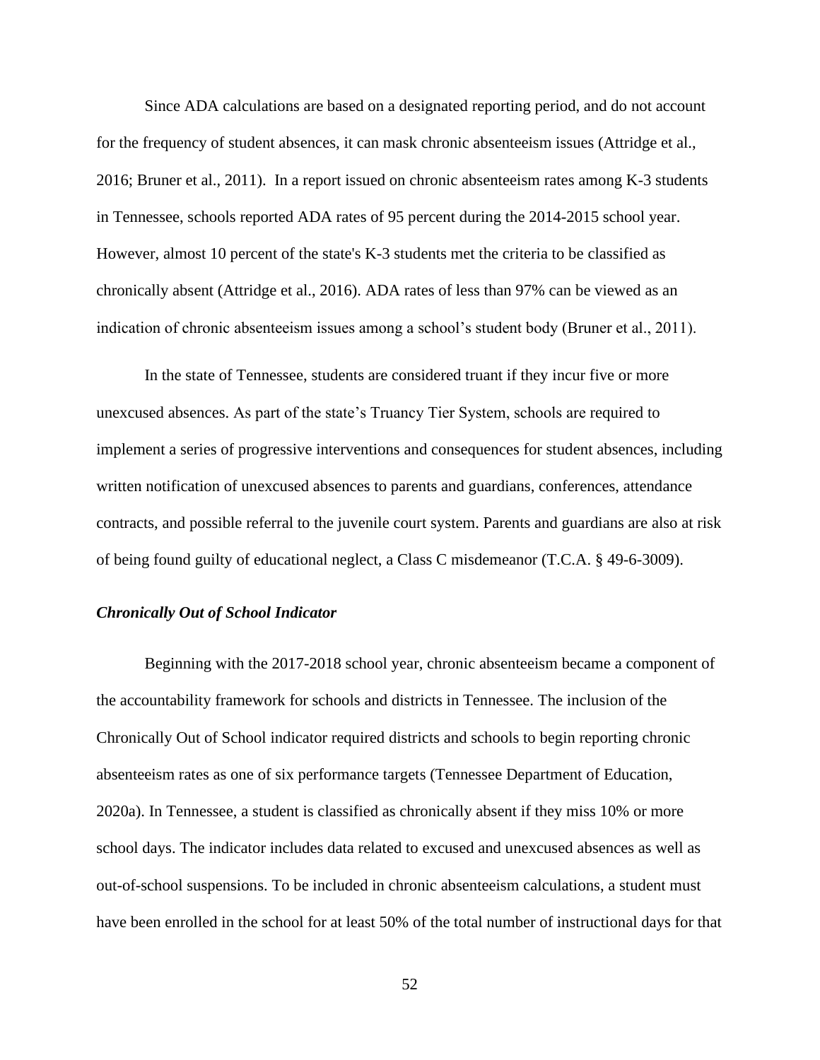Since ADA calculations are based on a designated reporting period, and do not account for the frequency of student absences, it can mask chronic absenteeism issues (Attridge et al., 2016; Bruner et al., 2011). In a report issued on chronic absenteeism rates among K-3 students in Tennessee, schools reported ADA rates of 95 percent during the 2014-2015 school year. However, almost 10 percent of the state's K-3 students met the criteria to be classified as chronically absent (Attridge et al., 2016). ADA rates of less than 97% can be viewed as an indication of chronic absenteeism issues among a school's student body (Bruner et al., 2011).

In the state of Tennessee, students are considered truant if they incur five or more unexcused absences. As part of the state's Truancy Tier System, schools are required to implement a series of progressive interventions and consequences for student absences, including written notification of unexcused absences to parents and guardians, conferences, attendance contracts, and possible referral to the juvenile court system. Parents and guardians are also at risk of being found guilty of educational neglect, a Class C misdemeanor (T.C.A. § 49-6-3009).

### *Chronically Out of School Indicator*

Beginning with the 2017-2018 school year, chronic absenteeism became a component of the accountability framework for schools and districts in Tennessee. The inclusion of the Chronically Out of School indicator required districts and schools to begin reporting chronic absenteeism rates as one of six performance targets (Tennessee Department of Education, 2020a). In Tennessee, a student is classified as chronically absent if they miss 10% or more school days. The indicator includes data related to excused and unexcused absences as well as out-of-school suspensions. To be included in chronic absenteeism calculations, a student must have been enrolled in the school for at least 50% of the total number of instructional days for that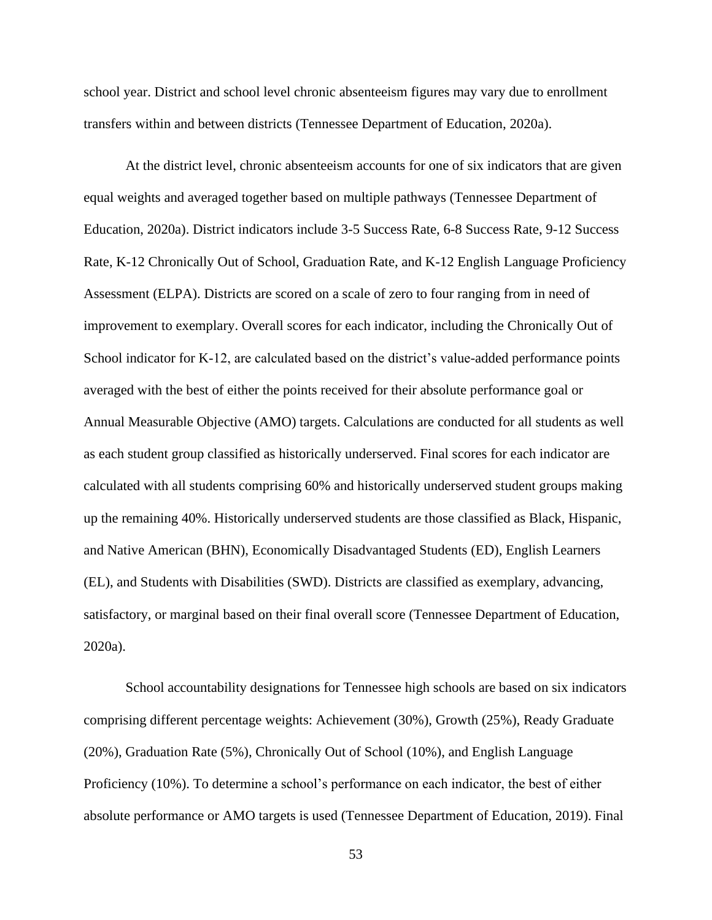school year. District and school level chronic absenteeism figures may vary due to enrollment transfers within and between districts (Tennessee Department of Education, 2020a).

At the district level, chronic absenteeism accounts for one of six indicators that are given equal weights and averaged together based on multiple pathways (Tennessee Department of Education, 2020a). District indicators include 3-5 Success Rate, 6-8 Success Rate, 9-12 Success Rate, K-12 Chronically Out of School, Graduation Rate, and K-12 English Language Proficiency Assessment (ELPA). Districts are scored on a scale of zero to four ranging from in need of improvement to exemplary. Overall scores for each indicator, including the Chronically Out of School indicator for K-12, are calculated based on the district's value-added performance points averaged with the best of either the points received for their absolute performance goal or Annual Measurable Objective (AMO) targets. Calculations are conducted for all students as well as each student group classified as historically underserved. Final scores for each indicator are calculated with all students comprising 60% and historically underserved student groups making up the remaining 40%. Historically underserved students are those classified as Black, Hispanic, and Native American (BHN), Economically Disadvantaged Students (ED), English Learners (EL), and Students with Disabilities (SWD). Districts are classified as exemplary, advancing, satisfactory, or marginal based on their final overall score (Tennessee Department of Education, 2020a).

School accountability designations for Tennessee high schools are based on six indicators comprising different percentage weights: Achievement (30%), Growth (25%), Ready Graduate (20%), Graduation Rate (5%), Chronically Out of School (10%), and English Language Proficiency (10%). To determine a school's performance on each indicator, the best of either absolute performance or AMO targets is used (Tennessee Department of Education, 2019). Final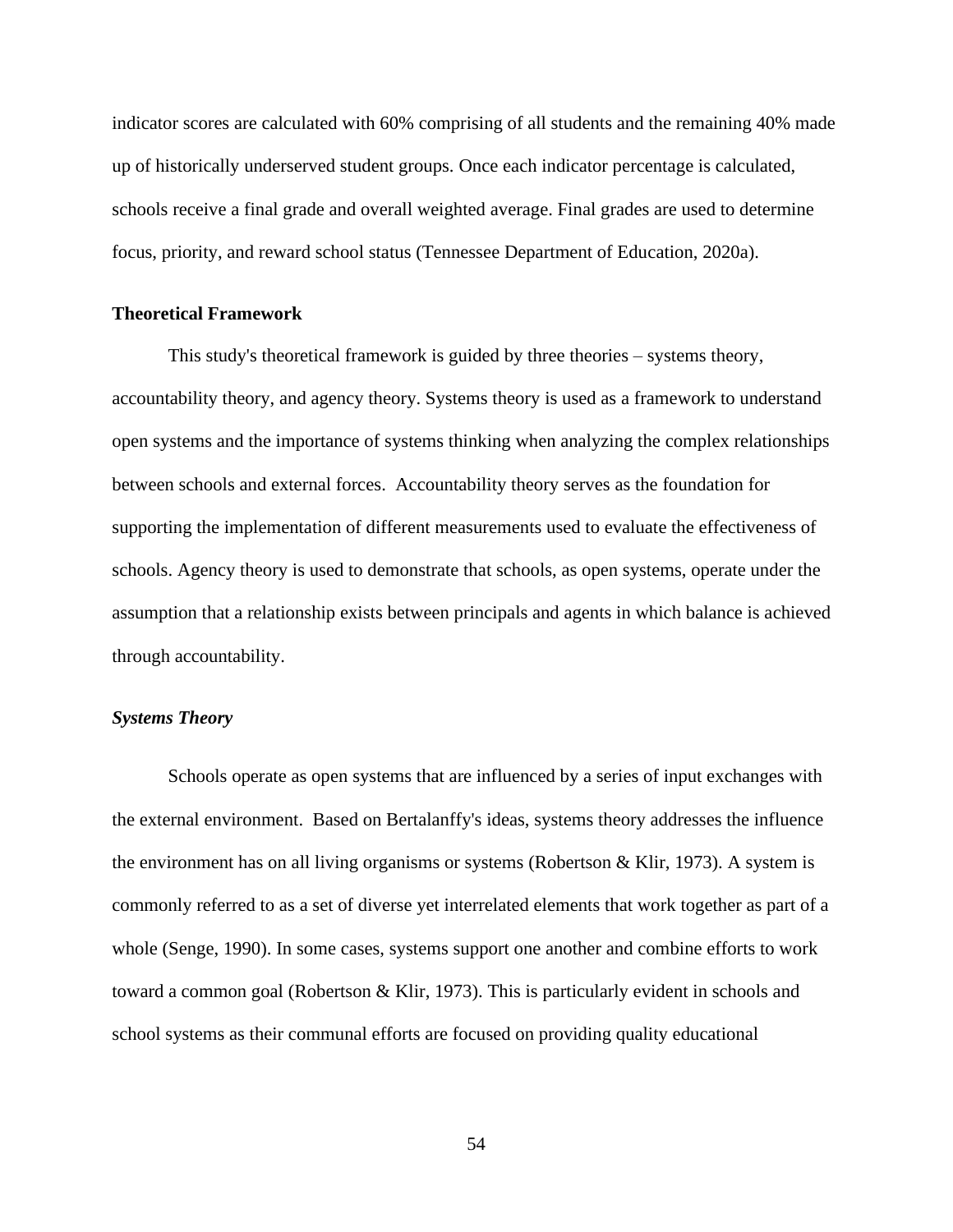indicator scores are calculated with 60% comprising of all students and the remaining 40% made up of historically underserved student groups. Once each indicator percentage is calculated, schools receive a final grade and overall weighted average. Final grades are used to determine focus, priority, and reward school status (Tennessee Department of Education, 2020a).

## Theoretical Framework

This study's theoretical framework is guided by three theories – systems theory, accountability theory, and agency theory. Systems theory is used as a framework to understand open systems and the importance of systems thinking when analyzing the complex relationships between schools and external forces. Accountability theory serves as the foundation for supporting the implementation of different measurements used to evaluate the effectiveness of schools. Agency theory is used to demonstrate that schools, as open systems, operate under the assumption that a relationship exists between principals and agents in which balance is achieved through accountability.

### *Systems Theory*

Schools operate as open systems that are influenced by a series of input exchanges with the external environment. Based on Bertalanffy's ideas, systems theory addresses the influence the environment has on all living organisms or systems (Robertson & Klir, 1973). A system is commonly referred to as a set of diverse yet interrelated elements that work together as part of a whole (Senge, 1990). In some cases, systems support one another and combine efforts to work toward a common goal (Robertson & Klir, 1973). This is particularly evident in schools and school systems as their communal efforts are focused on providing quality educational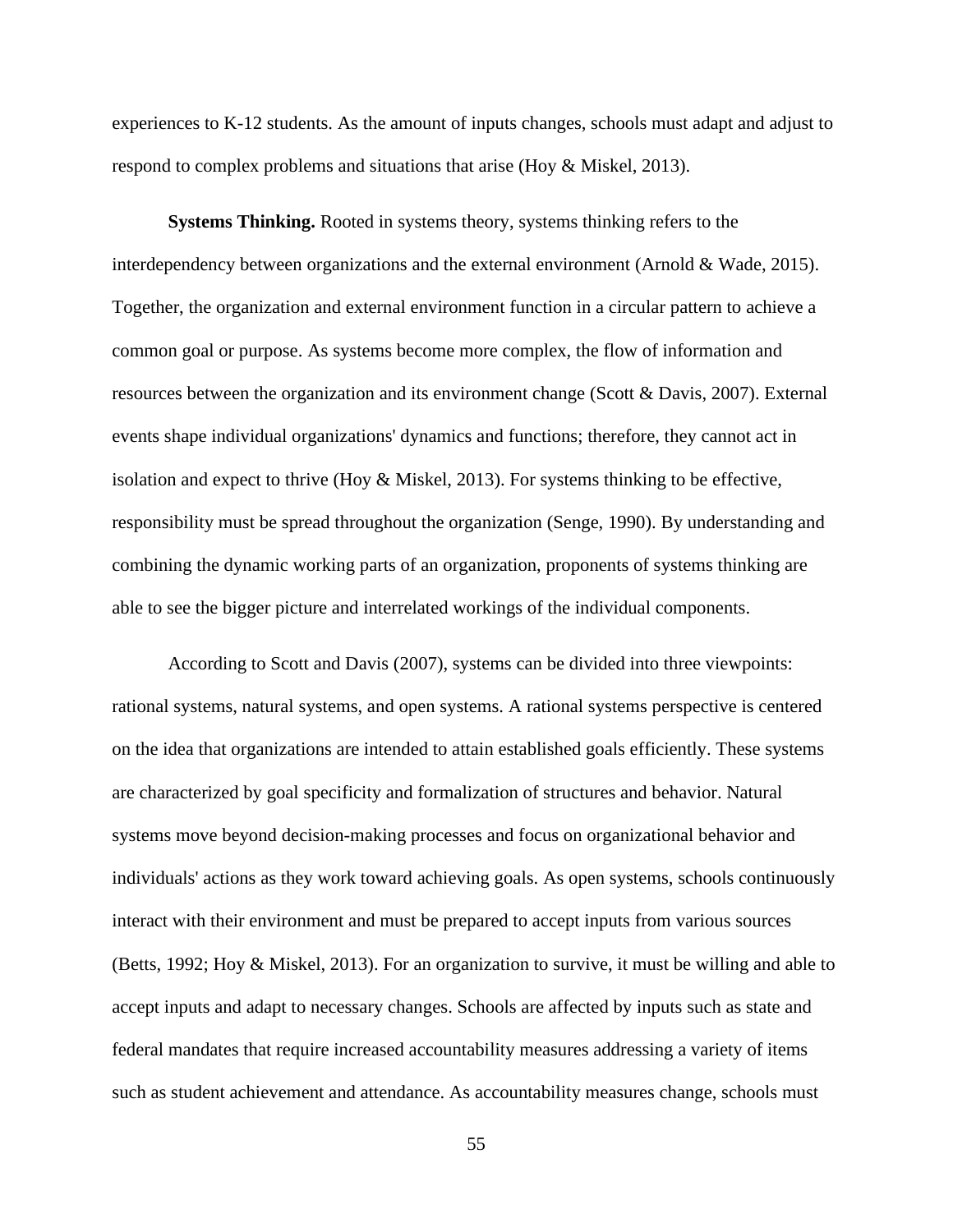experiences to K-12 students. As the amount of inputs changes, schools must adapt and adjust to respond to complex problems and situations that arise (Hoy & Miskel, 2013).

**Systems Thinking.** Rooted in systems theory, systems thinking refers to the interdependency between organizations and the external environment (Arnold & Wade, 2015). Together, the organization and external environment function in a circular pattern to achieve a common goal or purpose. As systems become more complex, the flow of information and resources between the organization and its environment change (Scott & Davis, 2007). External events shape individual organizations' dynamics and functions; therefore, they cannot act in isolation and expect to thrive (Hoy & Miskel, 2013). For systems thinking to be effective, responsibility must be spread throughout the organization (Senge, 1990). By understanding and combining the dynamic working parts of an organization, proponents of systems thinking are able to see the bigger picture and interrelated workings of the individual components.

According to Scott and Davis (2007), systems can be divided into three viewpoints: rational systems, natural systems, and open systems. A rational systems perspective is centered on the idea that organizations are intended to attain established goals efficiently. These systems are characterized by goal specificity and formalization of structures and behavior. Natural systems move beyond decision-making processes and focus on organizational behavior and individuals' actions as they work toward achieving goals. As open systems, schools continuously interact with their environment and must be prepared to accept inputs from various sources (Betts, 1992; Hoy & Miskel, 2013). For an organization to survive, it must be willing and able to accept inputs and adapt to necessary changes. Schools are affected by inputs such as state and federal mandates that require increased accountability measures addressing a variety of items such as student achievement and attendance. As accountability measures change, schools must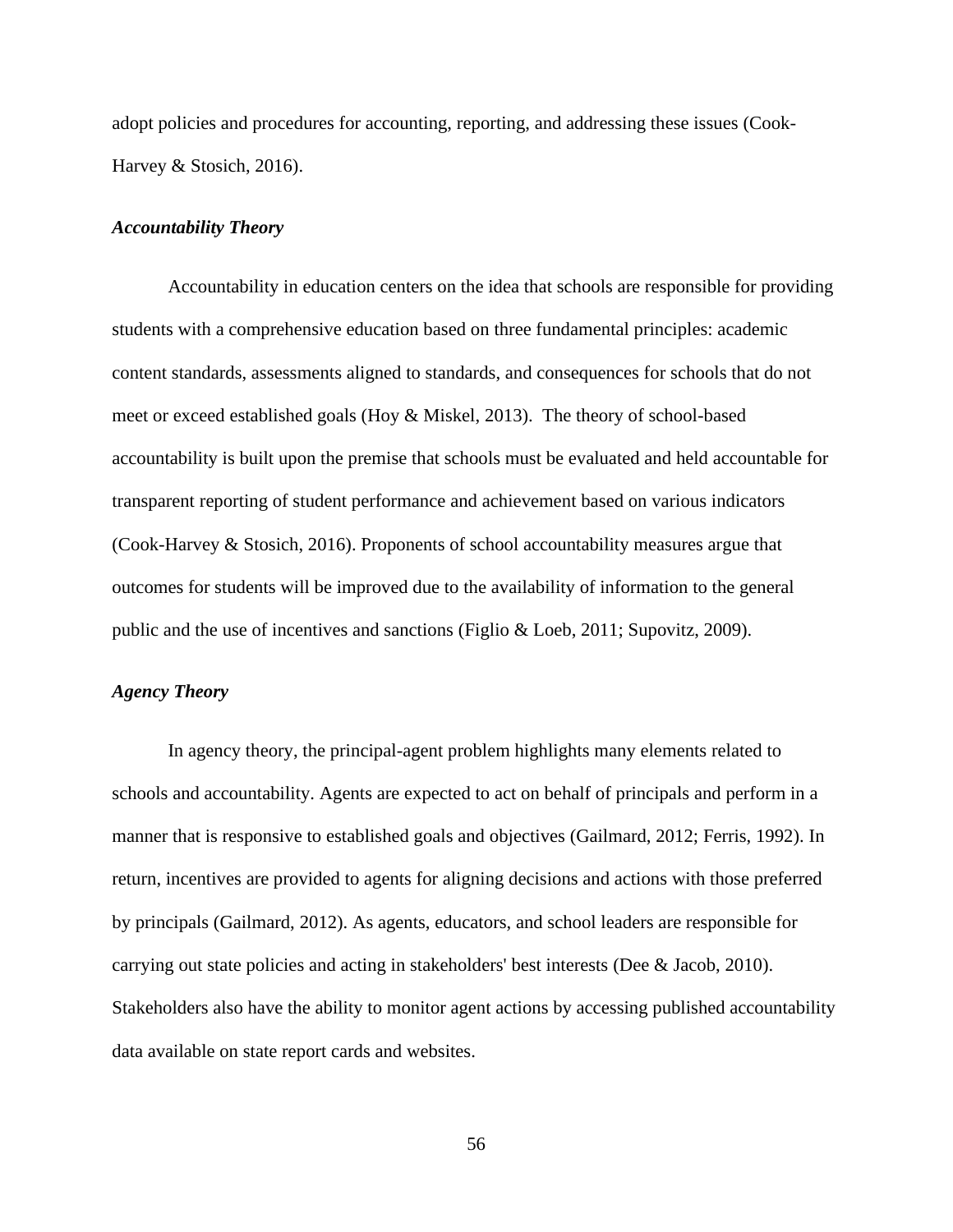adopt policies and procedures for accounting, reporting, and addressing these issues (Cook-Harvey & Stosich, 2016).

### *Accountability Theory*

Accountability in education centers on the idea that schools are responsible for providing students with a comprehensive education based on three fundamental principles: academic content standards, assessments aligned to standards, and consequences for schools that do not meet or exceed established goals (Hoy & Miskel, 2013). The theory of school-based accountability is built upon the premise that schools must be evaluated and held accountable for transparent reporting of student performance and achievement based on various indicators (Cook-Harvey & Stosich, 2016). Proponents of school accountability measures argue that outcomes for students will be improved due to the availability of information to the general public and the use of incentives and sanctions (Figlio & Loeb, 2011; Supovitz, 2009).

### *Agency Theory*

In agency theory, the principal-agent problem highlights many elements related to schools and accountability. Agents are expected to act on behalf of principals and perform in a manner that is responsive to established goals and objectives (Gailmard, 2012; Ferris, 1992). In return, incentives are provided to agents for aligning decisions and actions with those preferred by principals (Gailmard, 2012). As agents, educators, and school leaders are responsible for carrying out state policies and acting in stakeholders' best interests (Dee & Jacob, 2010). Stakeholders also have the ability to monitor agent actions by accessing published accountability data available on state report cards and websites.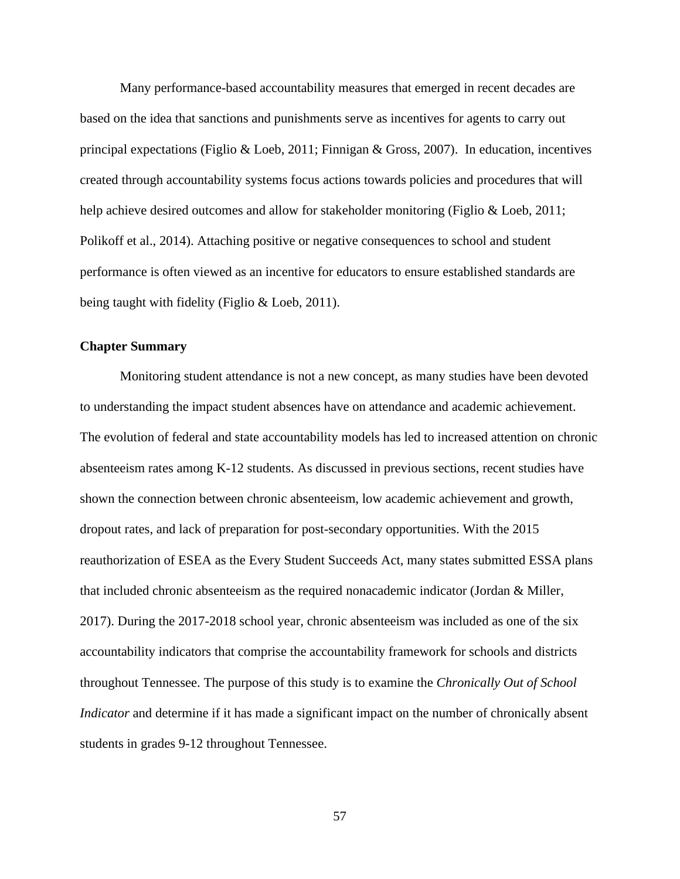Many performance-based accountability measures that emerged in recent decades are based on the idea that sanctions and punishments serve as incentives for agents to carry out principal expectations (Figlio & Loeb, 2011; Finnigan & Gross, 2007). In education, incentives created through accountability systems focus actions towards policies and procedures that will help achieve desired outcomes and allow for stakeholder monitoring (Figlio & Loeb, 2011; Polikoff et al., 2014). Attaching positive or negative consequences to school and student performance is often viewed as an incentive for educators to ensure established standards are being taught with fidelity (Figlio & Loeb, 2011).

### Chapter Summary

Monitoring student attendance is not a new concept, as many studies have been devoted to understanding the impact student absences have on attendance and academic achievement. The evolution of federal and state accountability models has led to increased attention on chronic absenteeism rates among K-12 students. As discussed in previous sections, recent studies have shown the connection between chronic absenteeism, low academic achievement and growth, dropout rates, and lack of preparation for post-secondary opportunities. With the 2015 reauthorization of ESEA as the Every Student Succeeds Act, many states submitted ESSA plans that included chronic absenteeism as the required nonacademic indicator (Jordan & Miller, 2017). During the 2017-2018 school year, chronic absenteeism was included as one of the six accountability indicators that comprise the accountability framework for schools and districts throughout Tennessee. The purpose of this study is to examine the *Chronically Out of School Indicator* and determine if it has made a significant impact on the number of chronically absent students in grades 9-12 throughout Tennessee.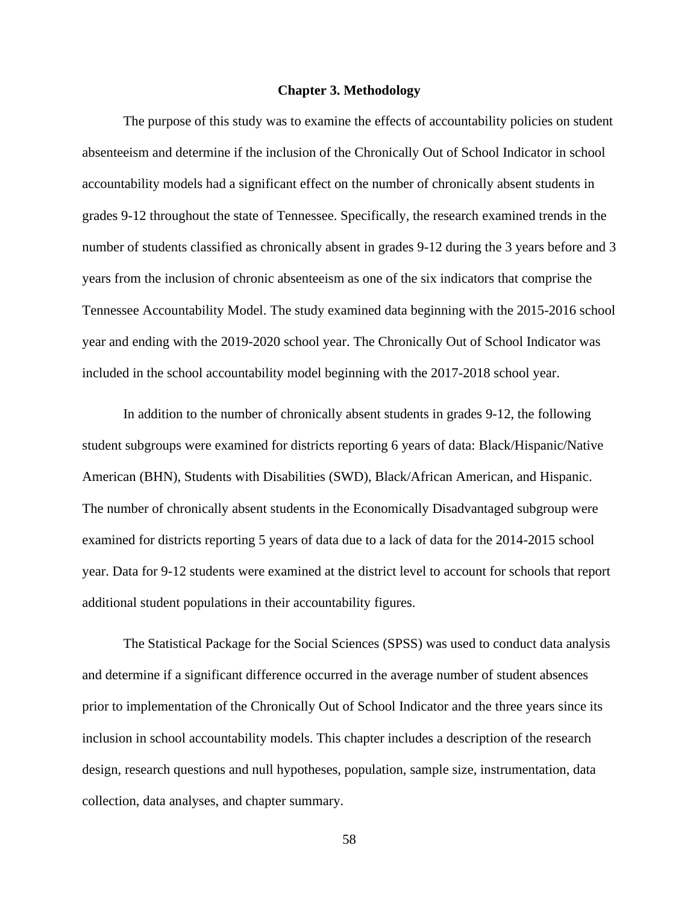# Chapter 3. Methodology

The purpose of this study was to examine the effects of accountability policies on student absenteeism and determine if the inclusion of the Chronically Out of School Indicator in school accountability models had a significant effect on the number of chronically absent students in grades 9-12 throughout the state of Tennessee. Specifically, the research examined trends in the number of students classified as chronically absent in grades 9-12 during the 3 years before and 3 years from the inclusion of chronic absenteeism as one of the six indicators that comprise the Tennessee Accountability Model. The study examined data beginning with the 2015-2016 school year and ending with the 2019-2020 school year. The Chronically Out of School Indicator was included in the school accountability model beginning with the 2017-2018 school year.

In addition to the number of chronically absent students in grades 9-12, the following student subgroups were examined for districts reporting 6 years of data: Black/Hispanic/Native American (BHN), Students with Disabilities (SWD), Black/African American, and Hispanic. The number of chronically absent students in the Economically Disadvantaged subgroup were examined for districts reporting 5 years of data due to a lack of data for the 2014-2015 school year. Data for 9-12 students were examined at the district level to account for schools that report additional student populations in their accountability figures.

The Statistical Package for the Social Sciences (SPSS) was used to conduct data analysis and determine if a significant difference occurred in the average number of student absences prior to implementation of the Chronically Out of School Indicator and the three years since its inclusion in school accountability models. This chapter includes a description of the research design, research questions and null hypotheses, population, sample size, instrumentation, data collection, data analyses, and chapter summary.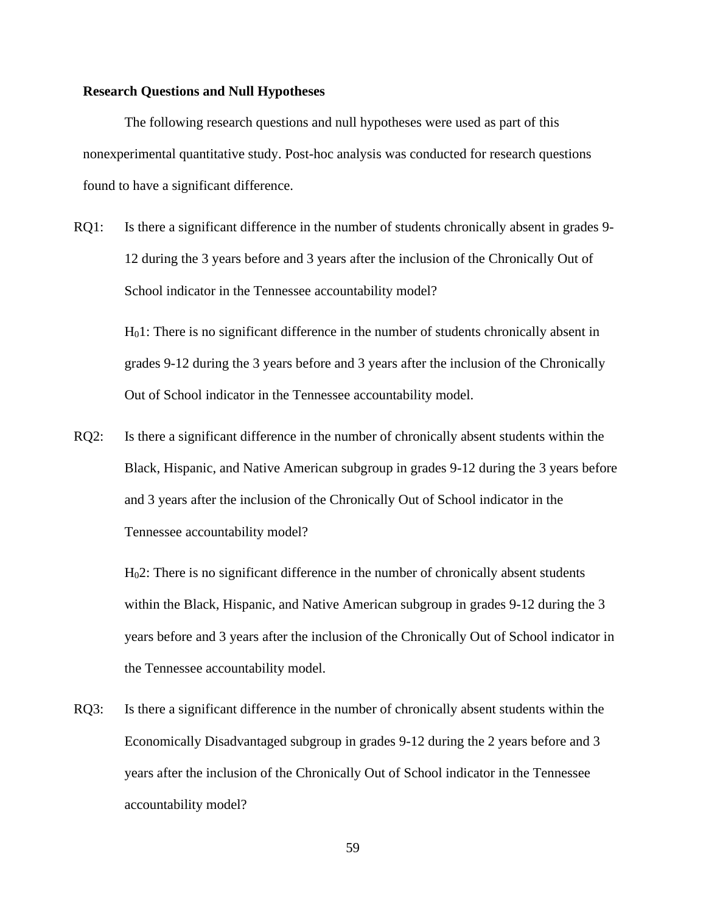## Research Questions and Null Hypotheses

The following research questions and null hypotheses were used as part of this nonexperimental quantitative study. Post-hoc analysis was conducted for research questions found to have a significant difference.

RQ1: Is there a significant difference in the number of students chronically absent in grades 9-12 during the 3 years before and 3 years after the inclusion of the Chronically Out of School indicator in the Tennessee accountability model?

$H_01$: There is no significant difference in the number of students chronically absent in grades 9-12 during the 3 years before and 3 years after the inclusion of the Chronically Out of School indicator in the Tennessee accountability model.

RQ2: Is there a significant difference in the number of chronically absent students within the Black, Hispanic, and Native American subgroup in grades 9-12 during the 3 years before and 3 years after the inclusion of the Chronically Out of School indicator in the Tennessee accountability model?

$H_02$: There is no significant difference in the number of chronically absent students within the Black, Hispanic, and Native American subgroup in grades 9-12 during the 3 years before and 3 years after the inclusion of the Chronically Out of School indicator in the Tennessee accountability model.

RQ3: Is there a significant difference in the number of chronically absent students within the Economically Disadvantaged subgroup in grades 9-12 during the 2 years before and 3 years after the inclusion of the Chronically Out of School indicator in the Tennessee accountability model?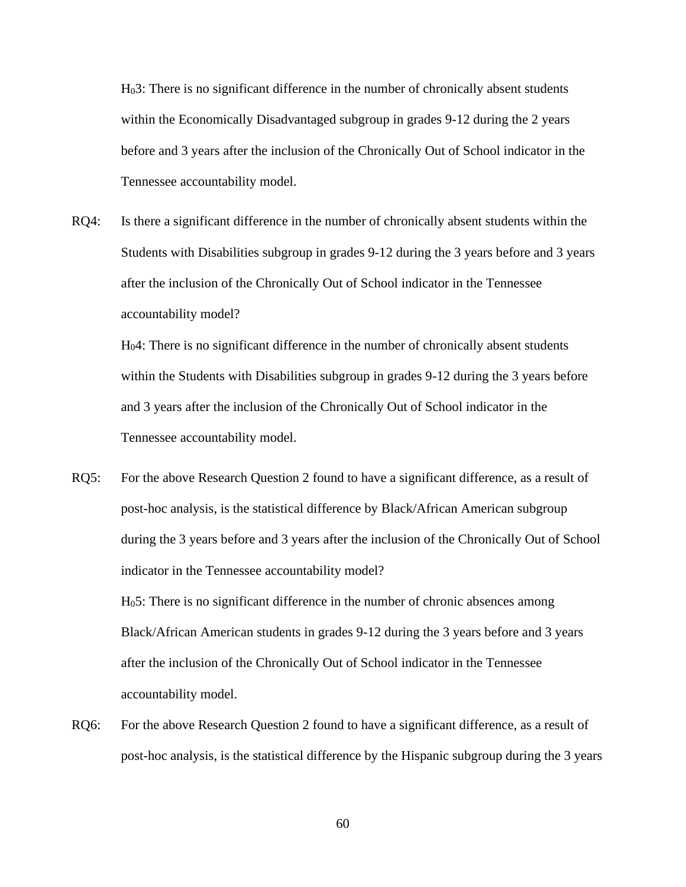$H_03$: There is no significant difference in the number of chronically absent students within the Economically Disadvantaged subgroup in grades 9-12 during the 2 years before and 3 years after the inclusion of the Chronically Out of School indicator in the Tennessee accountability model.

RQ4: Is there a significant difference in the number of chronically absent students within the Students with Disabilities subgroup in grades 9-12 during the 3 years before and 3 years after the inclusion of the Chronically Out of School indicator in the Tennessee accountability model?

$H_04$: There is no significant difference in the number of chronically absent students within the Students with Disabilities subgroup in grades 9-12 during the 3 years before and 3 years after the inclusion of the Chronically Out of School indicator in the Tennessee accountability model.

RQ5: For the above Research Question 2 found to have a significant difference, as a result of post-hoc analysis, is the statistical difference by Black/African American subgroup during the 3 years before and 3 years after the inclusion of the Chronically Out of School indicator in the Tennessee accountability model?

$H_05$: There is no significant difference in the number of chronic absences among Black/African American students in grades 9-12 during the 3 years before and 3 years after the inclusion of the Chronically Out of School indicator in the Tennessee accountability model.

RQ6: For the above Research Question 2 found to have a significant difference, as a result of post-hoc analysis, is the statistical difference by the Hispanic subgroup during the 3 years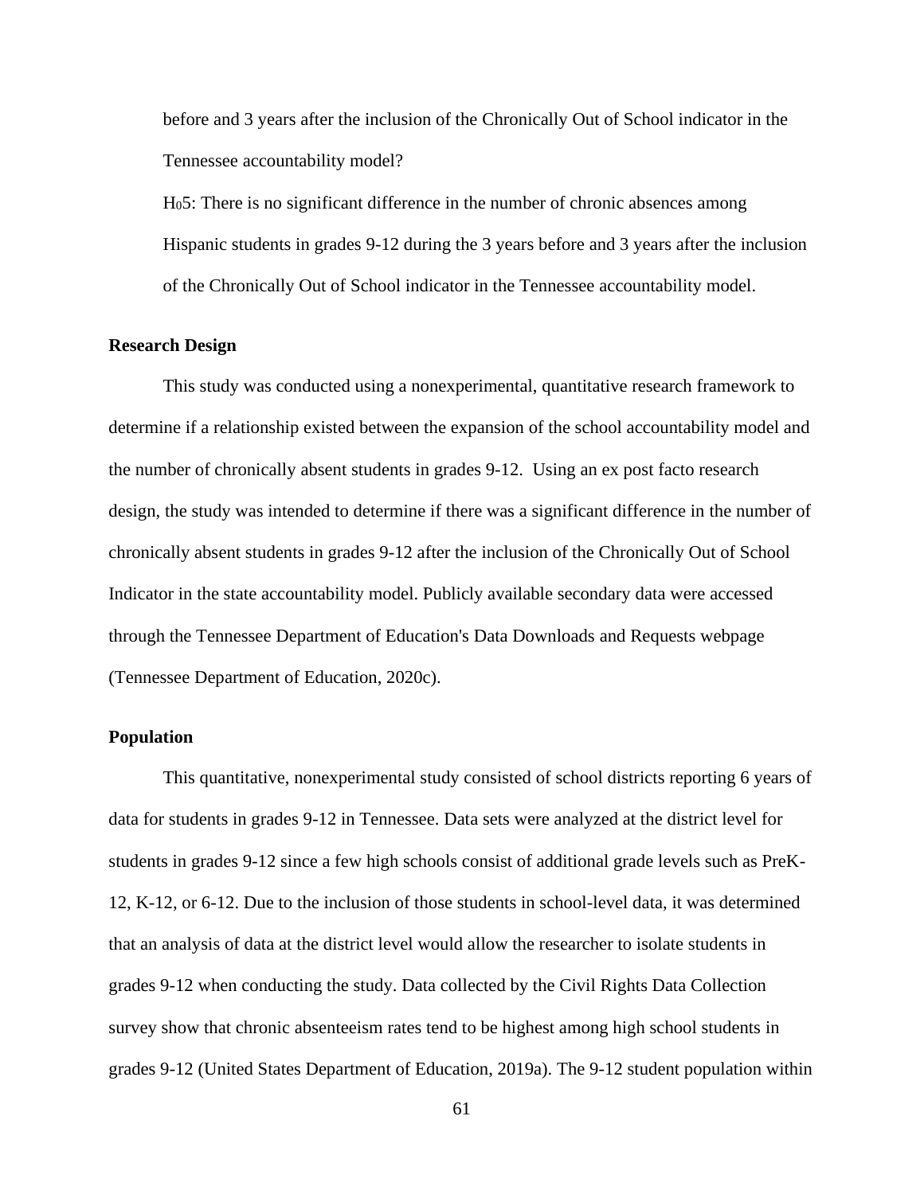before and 3 years after the inclusion of the Chronically Out of School indicator in the Tennessee accountability model?

$H_0 5$: There is no significant difference in the number of chronic absences among Hispanic students in grades 9-12 during the 3 years before and 3 years after the inclusion of the Chronically Out of School indicator in the Tennessee accountability model.

**Research Design**

This study was conducted using a nonexperimental, quantitative research framework to determine if a relationship existed between the expansion of the school accountability model and the number of chronically absent students in grades 9-12. Using an ex post facto research design, the study was intended to determine if there was a significant difference in the number of chronically absent students in grades 9-12 after the inclusion of the Chronically Out of School Indicator in the state accountability model. Publicly available secondary data were accessed through the Tennessee Department of Education's Data Downloads and Requests webpage (Tennessee Department of Education, 2020c).

**Population**

This quantitative, nonexperimental study consisted of school districts reporting 6 years of data for students in grades 9-12 in Tennessee. Data sets were analyzed at the district level for students in grades 9-12 since a few high schools consist of additional grade levels such as PreK-12, K-12, or 6-12. Due to the inclusion of those students in school-level data, it was determined that an analysis of data at the district level would allow the researcher to isolate students in grades 9-12 when conducting the study. Data collected by the Civil Rights Data Collection survey show that chronic absenteeism rates tend to be highest among high school students in grades 9-12 (United States Department of Education, 2019a). The 9-12 student population within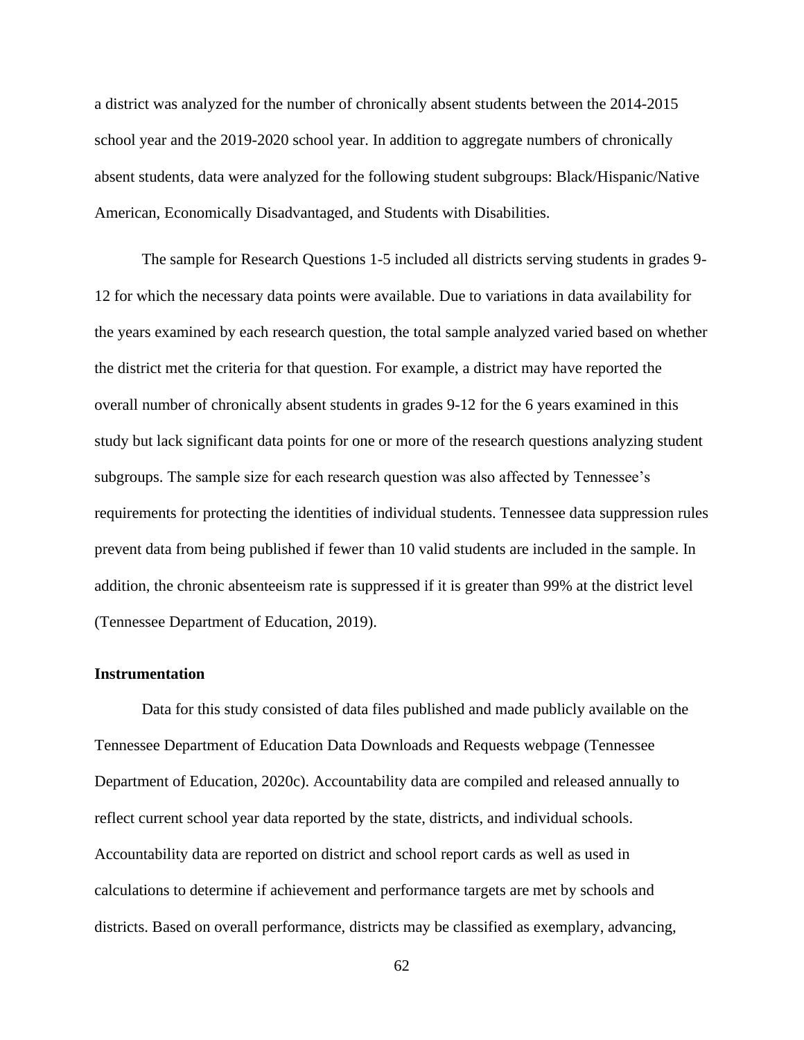a district was analyzed for the number of chronically absent students between the 2014-2015 school year and the 2019-2020 school year. In addition to aggregate numbers of chronically absent students, data were analyzed for the following student subgroups: Black/Hispanic/Native American, Economically Disadvantaged, and Students with Disabilities.

The sample for Research Questions 1-5 included all districts serving students in grades 9-12 for which the necessary data points were available. Due to variations in data availability for the years examined by each research question, the total sample analyzed varied based on whether the district met the criteria for that question. For example, a district may have reported the overall number of chronically absent students in grades 9-12 for the 6 years examined in this study but lack significant data points for one or more of the research questions analyzing student subgroups. The sample size for each research question was also affected by Tennessee's requirements for protecting the identities of individual students. Tennessee data suppression rules prevent data from being published if fewer than 10 valid students are included in the sample. In addition, the chronic absenteeism rate is suppressed if it is greater than 99% at the district level (Tennessee Department of Education, 2019).

### Instrumentation

Data for this study consisted of data files published and made publicly available on the Tennessee Department of Education Data Downloads and Requests webpage (Tennessee Department of Education, 2020c). Accountability data are compiled and released annually to reflect current school year data reported by the state, districts, and individual schools. Accountability data are reported on district and school report cards as well as used in calculations to determine if achievement and performance targets are met by schools and districts. Based on overall performance, districts may be classified as exemplary, advancing,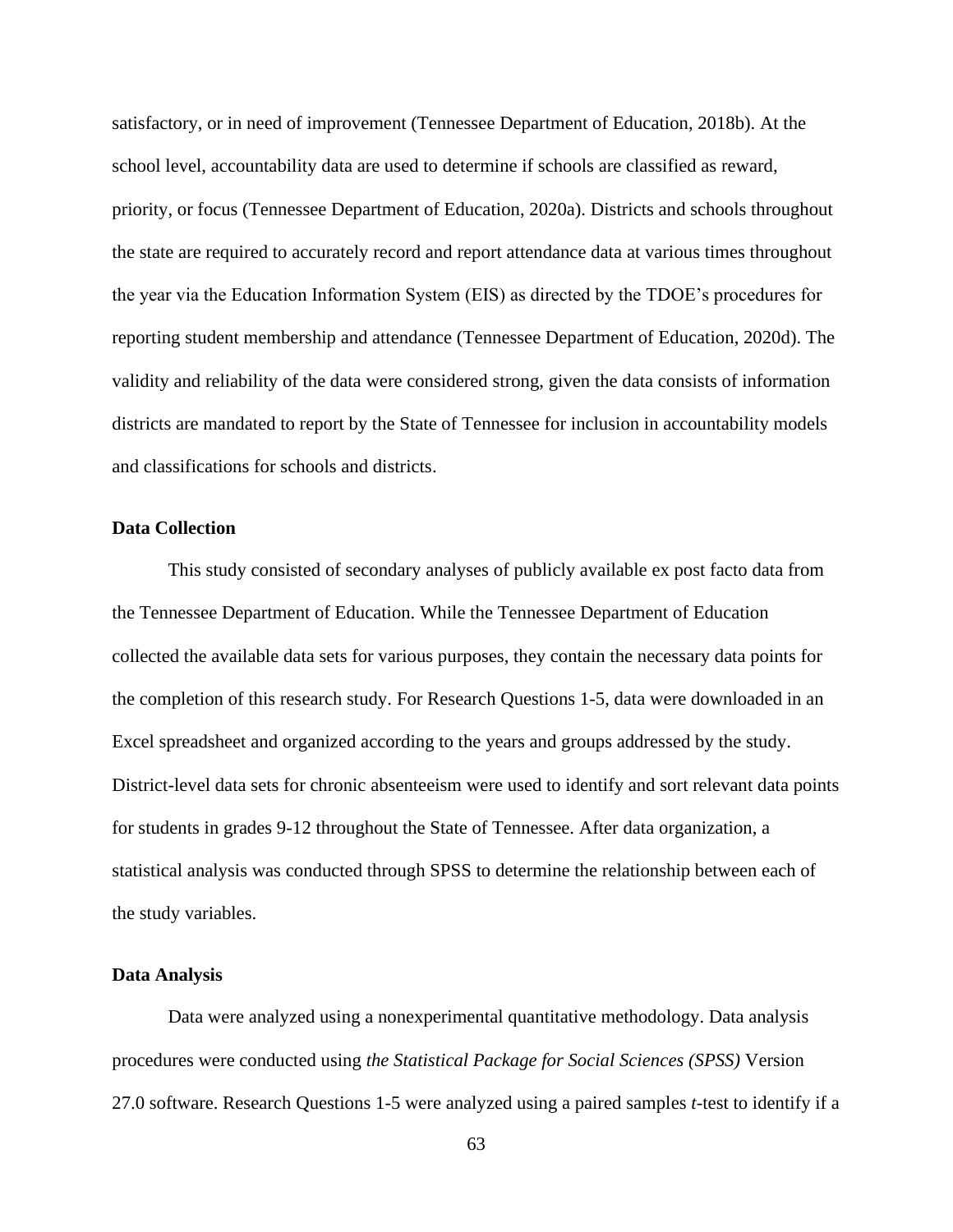satisfactory, or in need of improvement (Tennessee Department of Education, 2018b). At the school level, accountability data are used to determine if schools are classified as reward, priority, or focus (Tennessee Department of Education, 2020a). Districts and schools throughout the state are required to accurately record and report attendance data at various times throughout the year via the Education Information System (EIS) as directed by the TDOE's procedures for reporting student membership and attendance (Tennessee Department of Education, 2020d). The validity and reliability of the data were considered strong, given the data consists of information districts are mandated to report by the State of Tennessee for inclusion in accountability models and classifications for schools and districts.

### Data Collection

This study consisted of secondary analyses of publicly available ex post facto data from the Tennessee Department of Education. While the Tennessee Department of Education collected the available data sets for various purposes, they contain the necessary data points for the completion of this research study. For Research Questions 1-5, data were downloaded in an Excel spreadsheet and organized according to the years and groups addressed by the study. District-level data sets for chronic absenteeism were used to identify and sort relevant data points for students in grades 9-12 throughout the State of Tennessee. After data organization, a statistical analysis was conducted through SPSS to determine the relationship between each of the study variables.

### Data Analysis

Data were analyzed using a nonexperimental quantitative methodology. Data analysis procedures were conducted using *the Statistical Package for Social Sciences (SPSS)* Version 27.0 software. Research Questions 1-5 were analyzed using a paired samples *t*-test to identify if a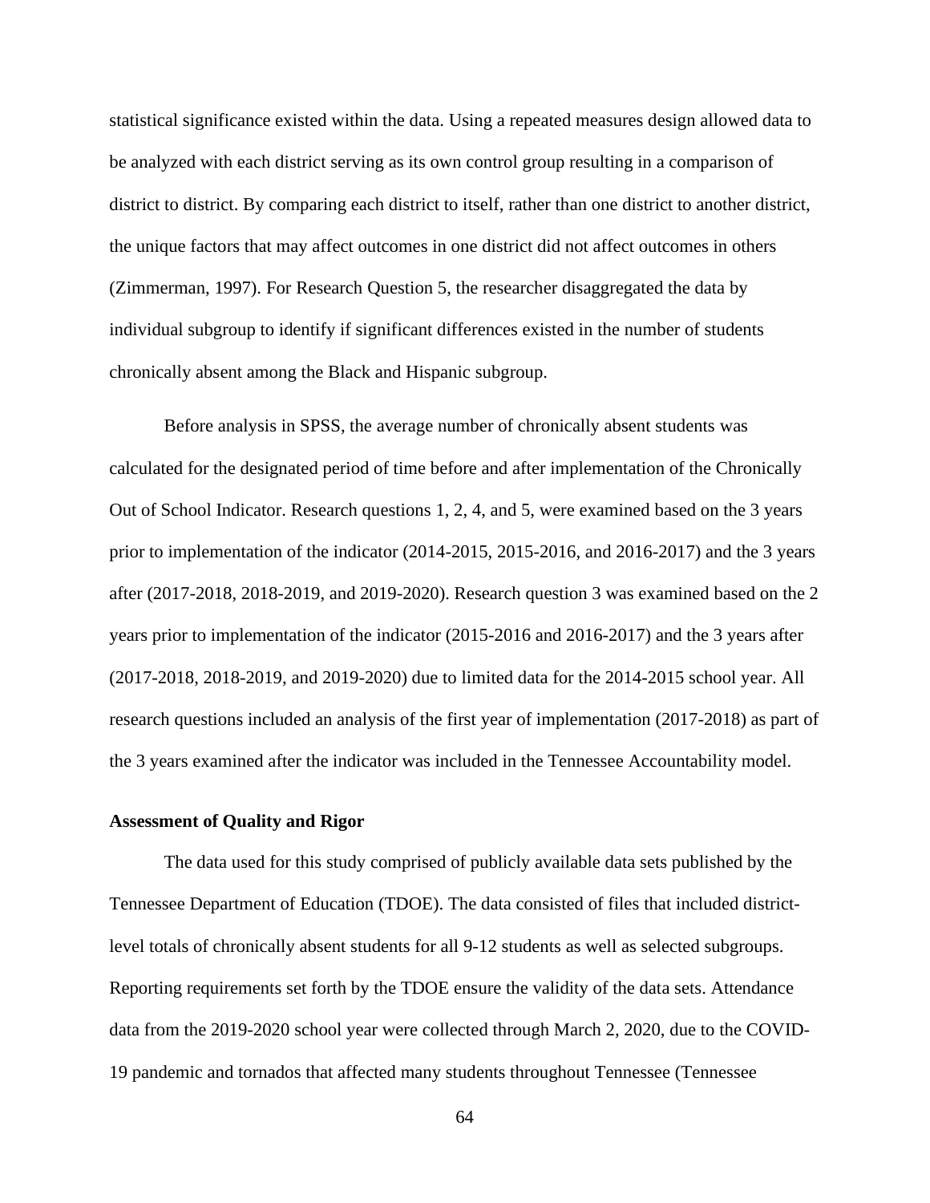statistical significance existed within the data. Using a repeated measures design allowed data to be analyzed with each district serving as its own control group resulting in a comparison of district to district. By comparing each district to itself, rather than one district to another district, the unique factors that may affect outcomes in one district did not affect outcomes in others (Zimmerman, 1997). For Research Question 5, the researcher disaggregated the data by individual subgroup to identify if significant differences existed in the number of students chronically absent among the Black and Hispanic subgroup.

Before analysis in SPSS, the average number of chronically absent students was calculated for the designated period of time before and after implementation of the Chronically Out of School Indicator. Research questions 1, 2, 4, and 5, were examined based on the 3 years prior to implementation of the indicator (2014-2015, 2015-2016, and 2016-2017) and the 3 years after (2017-2018, 2018-2019, and 2019-2020). Research question 3 was examined based on the 2 years prior to implementation of the indicator (2015-2016 and 2016-2017) and the 3 years after (2017-2018, 2018-2019, and 2019-2020) due to limited data for the 2014-2015 school year. All research questions included an analysis of the first year of implementation (2017-2018) as part of the 3 years examined after the indicator was included in the Tennessee Accountability model.

**Assessment of Quality and Rigor**

The data used for this study comprised of publicly available data sets published by the Tennessee Department of Education (TDOE). The data consisted of files that included district-level totals of chronically absent students for all 9-12 students as well as selected subgroups. Reporting requirements set forth by the TDOE ensure the validity of the data sets. Attendance data from the 2019-2020 school year were collected through March 2, 2020, due to the COVID-19 pandemic and tornados that affected many students throughout Tennessee (Tennessee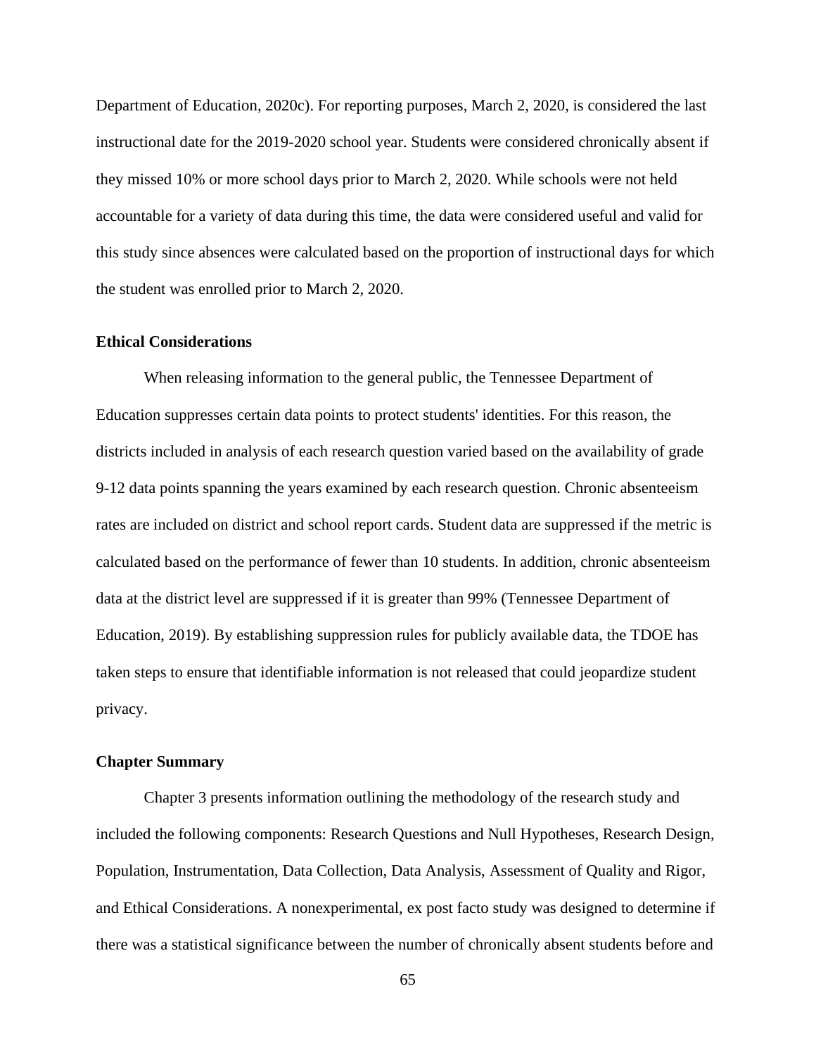Department of Education, 2020c). For reporting purposes, March 2, 2020, is considered the last instructional date for the 2019-2020 school year. Students were considered chronically absent if they missed 10% or more school days prior to March 2, 2020. While schools were not held accountable for a variety of data during this time, the data were considered useful and valid for this study since absences were calculated based on the proportion of instructional days for which the student was enrolled prior to March 2, 2020.

### Ethical Considerations

When releasing information to the general public, the Tennessee Department of Education suppresses certain data points to protect students' identities. For this reason, the districts included in analysis of each research question varied based on the availability of grade 9-12 data points spanning the years examined by each research question. Chronic absenteeism rates are included on district and school report cards. Student data are suppressed if the metric is calculated based on the performance of fewer than 10 students. In addition, chronic absenteeism data at the district level are suppressed if it is greater than 99% (Tennessee Department of Education, 2019). By establishing suppression rules for publicly available data, the TDOE has taken steps to ensure that identifiable information is not released that could jeopardize student privacy.

### Chapter Summary

Chapter 3 presents information outlining the methodology of the research study and included the following components: Research Questions and Null Hypotheses, Research Design, Population, Instrumentation, Data Collection, Data Analysis, Assessment of Quality and Rigor, and Ethical Considerations. A nonexperimental, ex post facto study was designed to determine if there was a statistical significance between the number of chronically absent students before and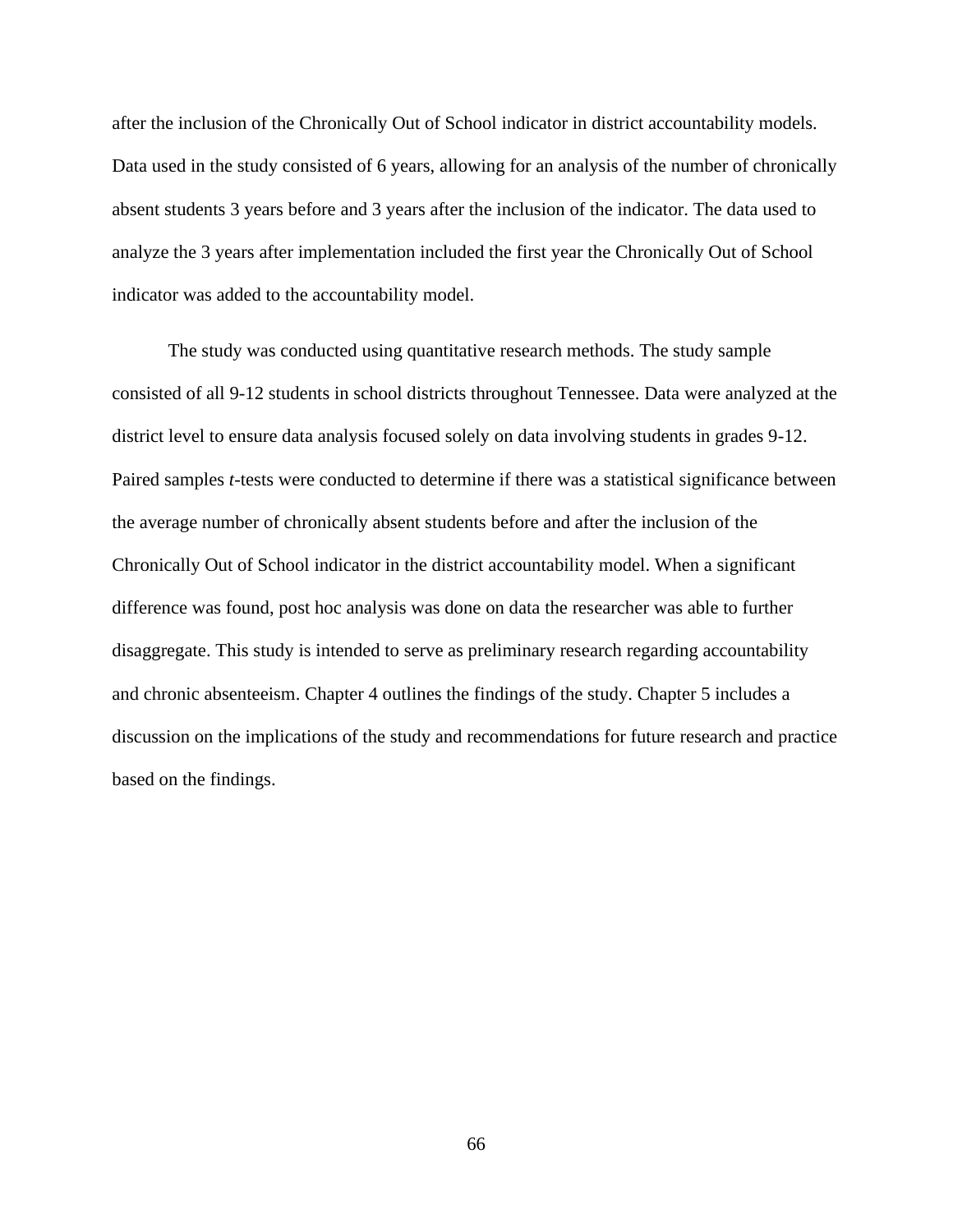after the inclusion of the Chronically Out of School indicator in district accountability models. Data used in the study consisted of 6 years, allowing for an analysis of the number of chronically absent students 3 years before and 3 years after the inclusion of the indicator. The data used to analyze the 3 years after implementation included the first year the Chronically Out of School indicator was added to the accountability model.

The study was conducted using quantitative research methods. The study sample consisted of all 9-12 students in school districts throughout Tennessee. Data were analyzed at the district level to ensure data analysis focused solely on data involving students in grades 9-12. Paired samples *t*-tests were conducted to determine if there was a statistical significance between the average number of chronically absent students before and after the inclusion of the Chronically Out of School indicator in the district accountability model. When a significant difference was found, post hoc analysis was done on data the researcher was able to further disaggregate. This study is intended to serve as preliminary research regarding accountability and chronic absenteeism. Chapter 4 outlines the findings of the study. Chapter 5 includes a discussion on the implications of the study and recommendations for future research and practice based on the findings.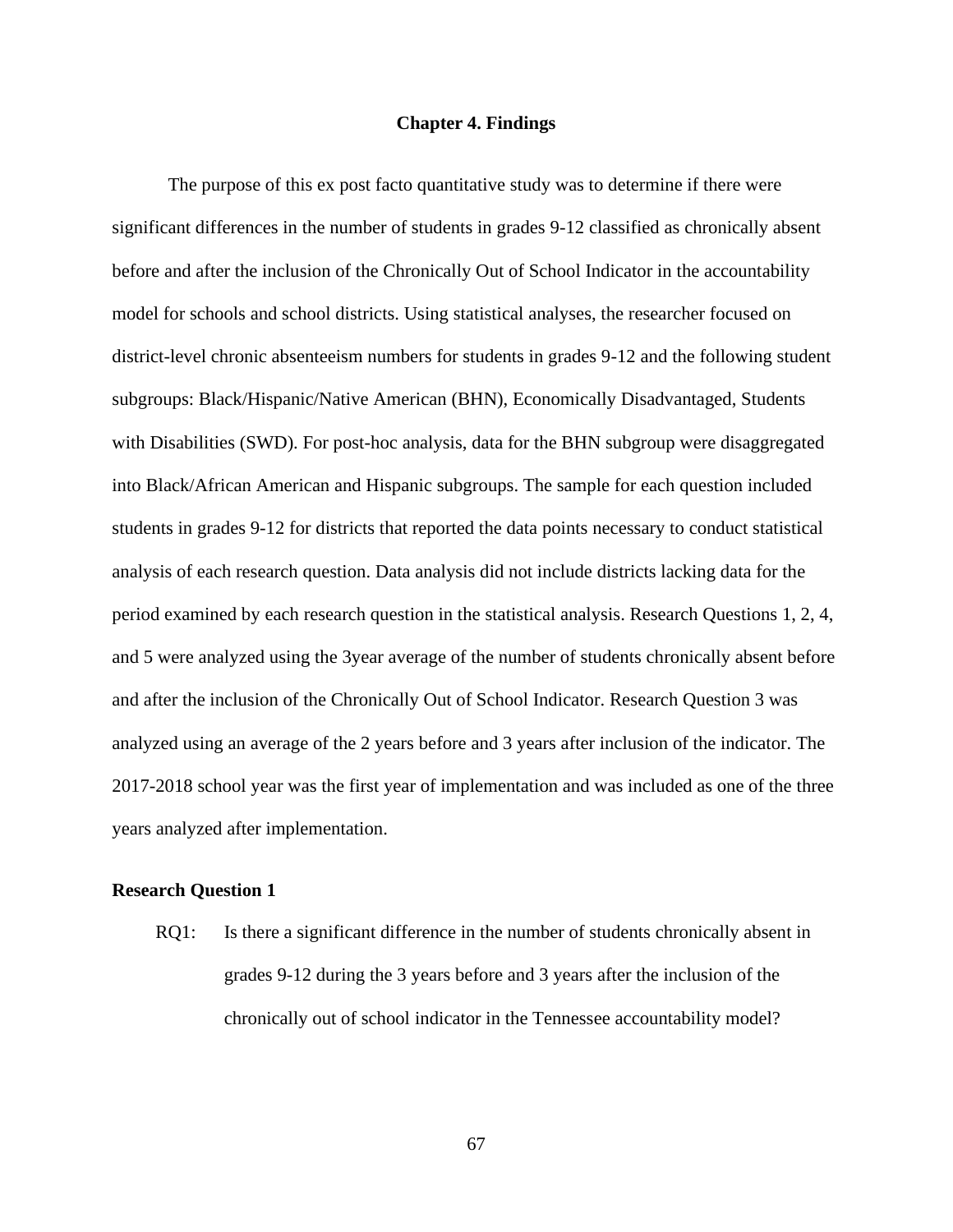# Chapter 4. Findings

The purpose of this ex post facto quantitative study was to determine if there were significant differences in the number of students in grades 9-12 classified as chronically absent before and after the inclusion of the Chronically Out of School Indicator in the accountability model for schools and school districts. Using statistical analyses, the researcher focused on district-level chronic absenteeism numbers for students in grades 9-12 and the following student subgroups: Black/Hispanic/Native American (BHN), Economically Disadvantaged, Students with Disabilities (SWD). For post-hoc analysis, data for the BHN subgroup were disaggregated into Black/African American and Hispanic subgroups. The sample for each question included students in grades 9-12 for districts that reported the data points necessary to conduct statistical analysis of each research question. Data analysis did not include districts lacking data for the period examined by each research question in the statistical analysis. Research Questions 1, 2, 4, and 5 were analyzed using the 3year average of the number of students chronically absent before and after the inclusion of the Chronically Out of School Indicator. Research Question 3 was analyzed using an average of the 2 years before and 3 years after inclusion of the indicator. The 2017-2018 school year was the first year of implementation and was included as one of the three years analyzed after implementation.

### Research Question 1

RQ1: Is there a significant difference in the number of students chronically absent in grades 9-12 during the 3 years before and 3 years after the inclusion of the chronically out of school indicator in the Tennessee accountability model?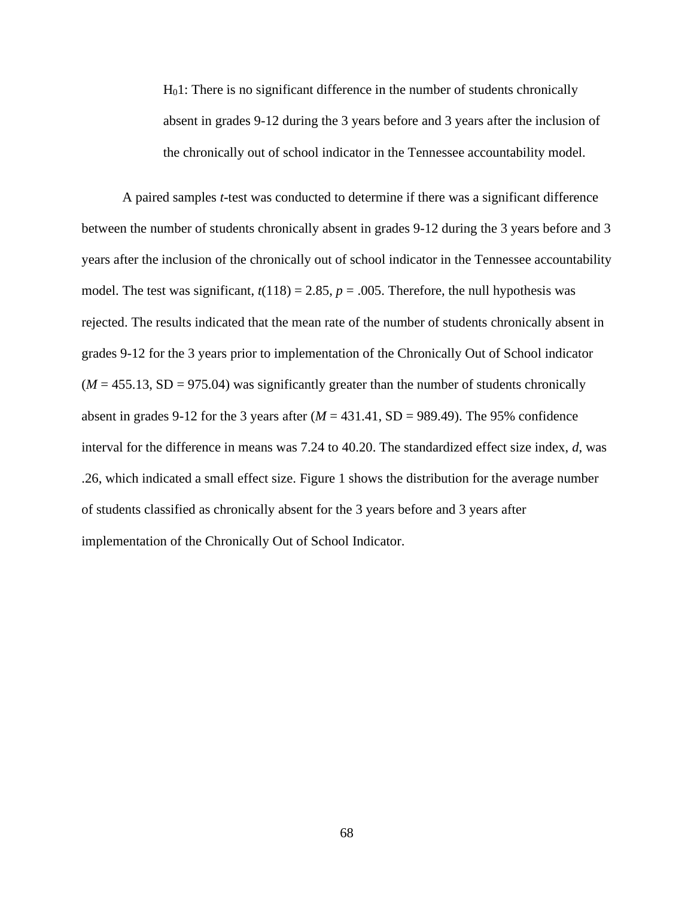$H_01$: There is no significant difference in the number of students chronically absent in grades 9-12 during the 3 years before and 3 years after the inclusion of the chronically out of school indicator in the Tennessee accountability model.

A paired samples *t*-test was conducted to determine if there was a significant difference between the number of students chronically absent in grades 9-12 during the 3 years before and 3 years after the inclusion of the chronically out of school indicator in the Tennessee accountability model. The test was significant, $t(118) = 2.85$, $p = .005$. Therefore, the null hypothesis was rejected. The results indicated that the mean rate of the number of students chronically absent in grades 9-12 for the 3 years prior to implementation of the Chronically Out of School indicator ($M = 455.13$, SD = 975.04) was significantly greater than the number of students chronically absent in grades 9-12 for the 3 years after ($M = 431.41$, SD = 989.49). The 95% confidence interval for the difference in means was 7.24 to 40.20. The standardized effect size index, *d*, was .26, which indicated a small effect size. Figure 1 shows the distribution for the average number of students classified as chronically absent for the 3 years before and 3 years after implementation of the Chronically Out of School Indicator.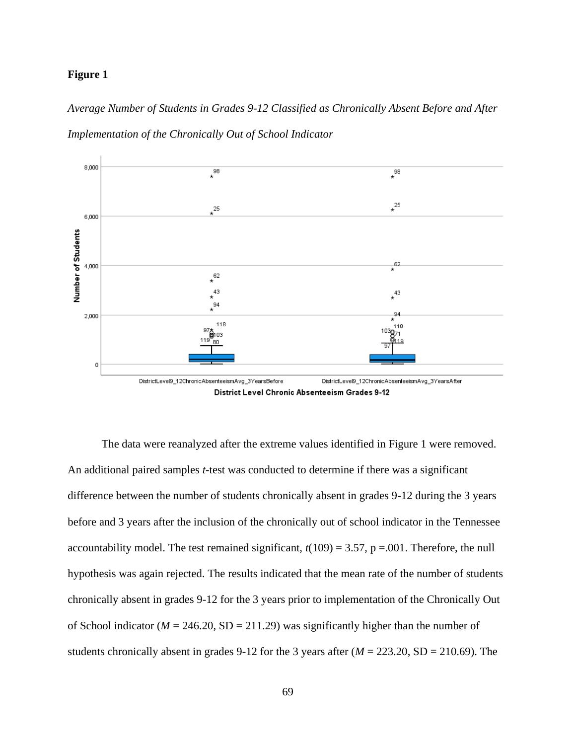**Figure 1**

*Average Number of Students in Grades 9-12 Classified as Chronically Absent Before and After Implementation of the Chronically Out of School Indicator*

The data were reanalyzed after the extreme values identified in Figure 1 were removed. An additional paired samples *t*-test was conducted to determine if there was a significant difference between the number of students chronically absent in grades 9-12 during the 3 years before and 3 years after the inclusion of the chronically out of school indicator in the Tennessee accountability model. The test remained significant, $t(109) = 3.57$, $p = .001$. Therefore, the null hypothesis was again rejected. The results indicated that the mean rate of the number of students chronically absent in grades 9-12 for the 3 years prior to implementation of the Chronically Out of School indicator ($M = 246.20$, SD = 211.29) was significantly higher than the number of students chronically absent in grades 9-12 for the 3 years after ($M = 223.20$, SD = 210.69). The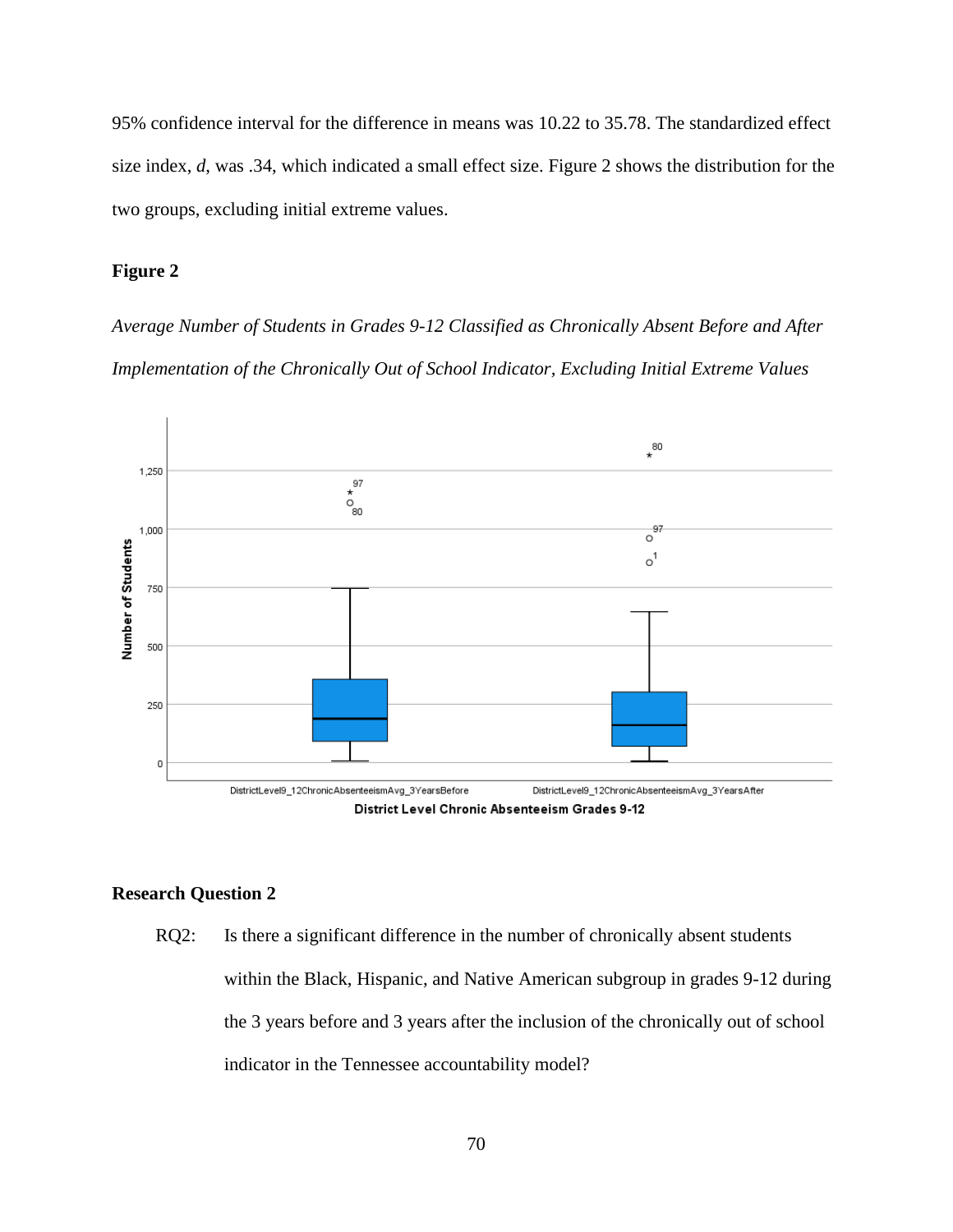95% confidence interval for the difference in means was 10.22 to 35.78. The standardized effect size index, *d*, was .34, which indicated a small effect size. Figure 2 shows the distribution for the two groups, excluding initial extreme values.

**Figure 2**

*Average Number of Students in Grades 9-12 Classified as Chronically Absent Before and After Implementation of the Chronically Out of School Indicator, Excluding Initial Extreme Values*

## Research Question 2

RQ2: Is there a significant difference in the number of chronically absent students within the Black, Hispanic, and Native American subgroup in grades 9-12 during the 3 years before and 3 years after the inclusion of the chronically out of school indicator in the Tennessee accountability model?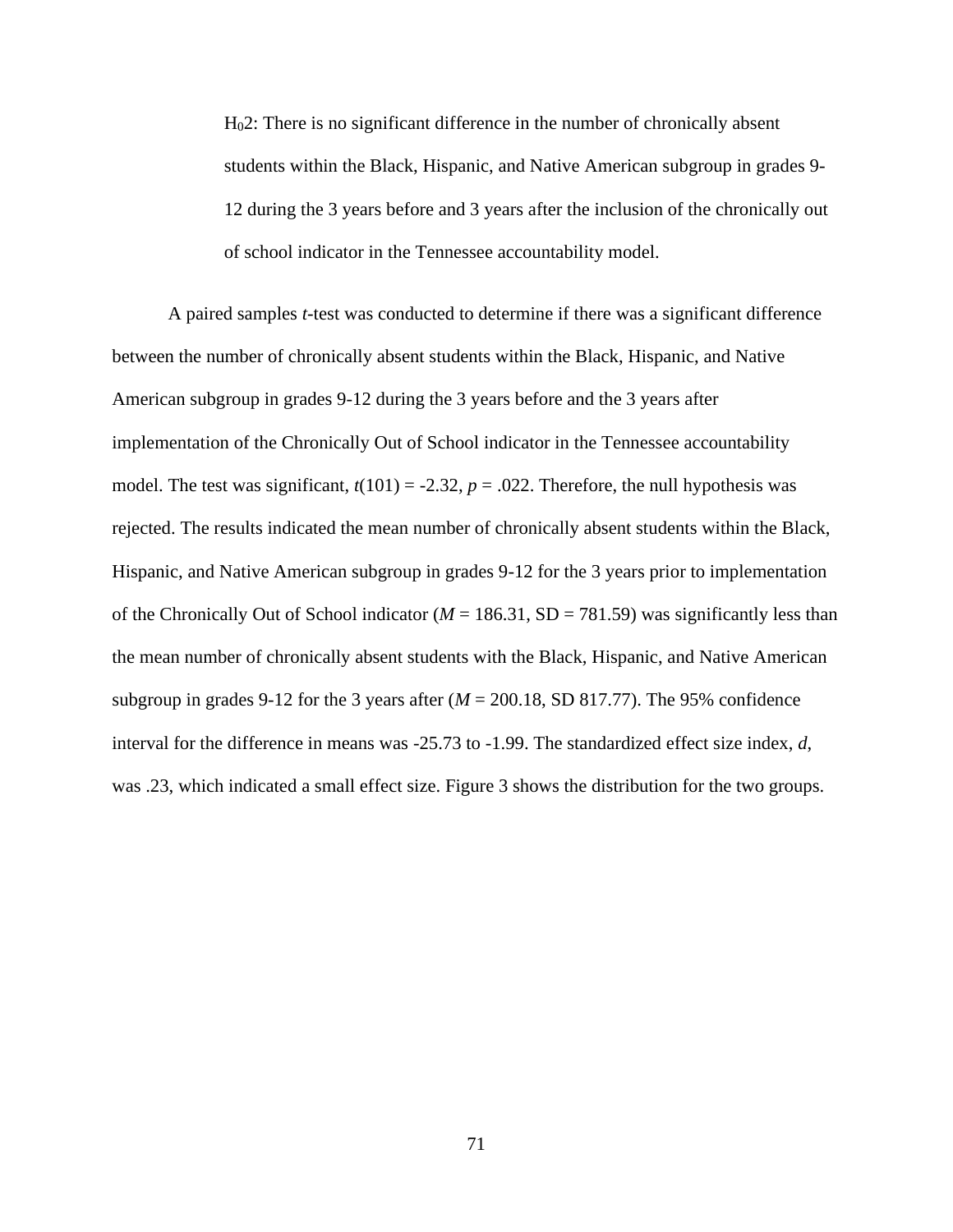$H_02$: There is no significant difference in the number of chronically absent students within the Black, Hispanic, and Native American subgroup in grades 9-12 during the 3 years before and 3 years after the inclusion of the chronically out of school indicator in the Tennessee accountability model.

A paired samples *t*-test was conducted to determine if there was a significant difference between the number of chronically absent students within the Black, Hispanic, and Native American subgroup in grades 9-12 during the 3 years before and the 3 years after implementation of the Chronically Out of School indicator in the Tennessee accountability model. The test was significant, $t(101) = -2.32$, $p = .022$. Therefore, the null hypothesis was rejected. The results indicated the mean number of chronically absent students within the Black, Hispanic, and Native American subgroup in grades 9-12 for the 3 years prior to implementation of the Chronically Out of School indicator ($M = 186.31$, SD = 781.59) was significantly less than the mean number of chronically absent students with the Black, Hispanic, and Native American subgroup in grades 9-12 for the 3 years after ($M = 200.18$, SD 817.77). The 95% confidence interval for the difference in means was -25.73 to -1.99. The standardized effect size index, *d*, was .23, which indicated a small effect size. Figure 3 shows the distribution for the two groups.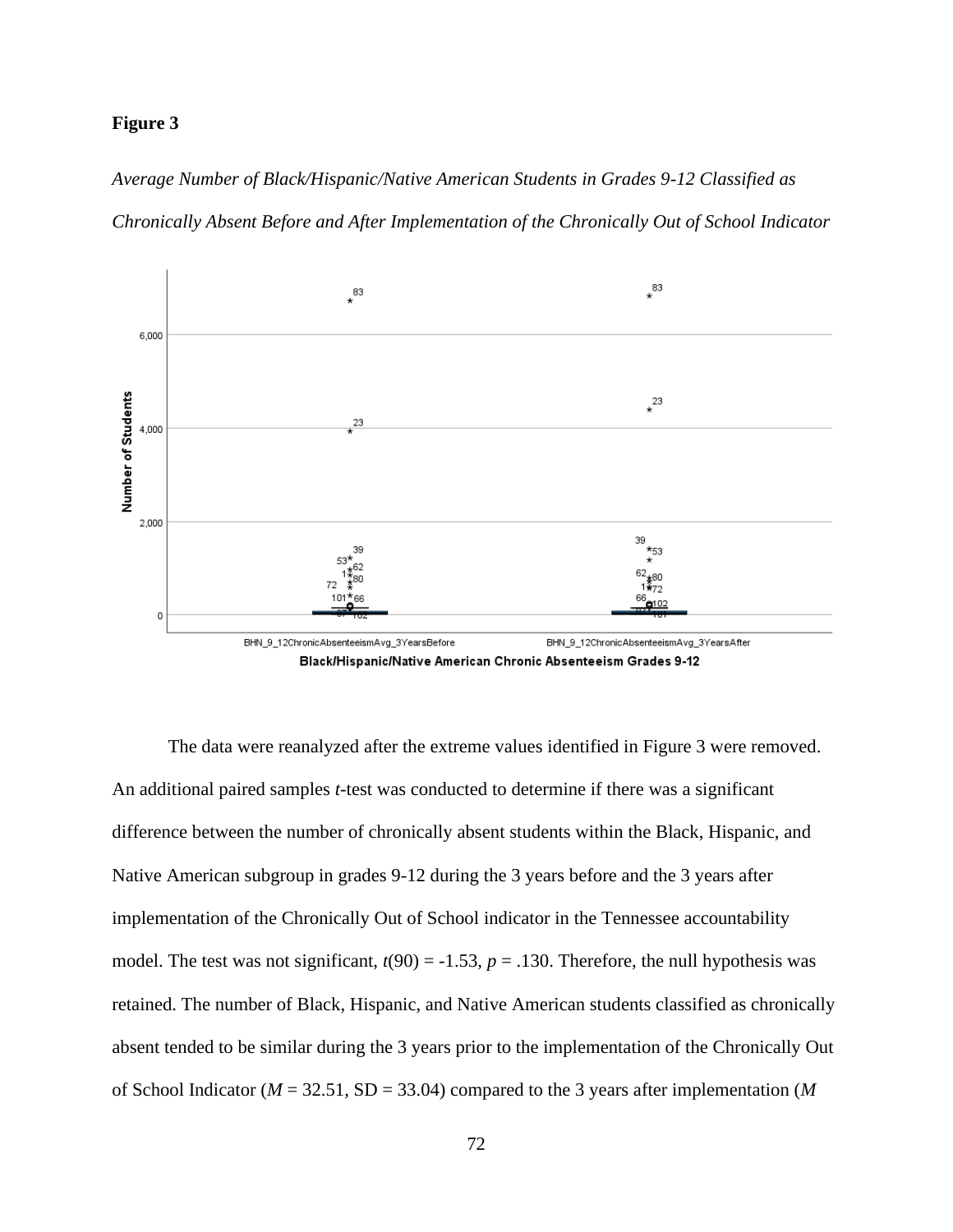**Figure 3**

*Average Number of Black/Hispanic/Native American Students in Grades 9-12 Classified as Chronically Absent Before and After Implementation of the Chronically Out of School Indicator*

The data were reanalyzed after the extreme values identified in Figure 3 were removed. An additional paired samples *t*-test was conducted to determine if there was a significant difference between the number of chronically absent students within the Black, Hispanic, and Native American subgroup in grades 9-12 during the 3 years before and the 3 years after implementation of the Chronically Out of School indicator in the Tennessee accountability model. The test was not significant, $t(90) = -1.53$, $p = .130$. Therefore, the null hypothesis was retained. The number of Black, Hispanic, and Native American students classified as chronically absent tended to be similar during the 3 years prior to the implementation of the Chronically Out of School Indicator ($M = 32.51$, SD = 33.04) compared to the 3 years after implementation (*M*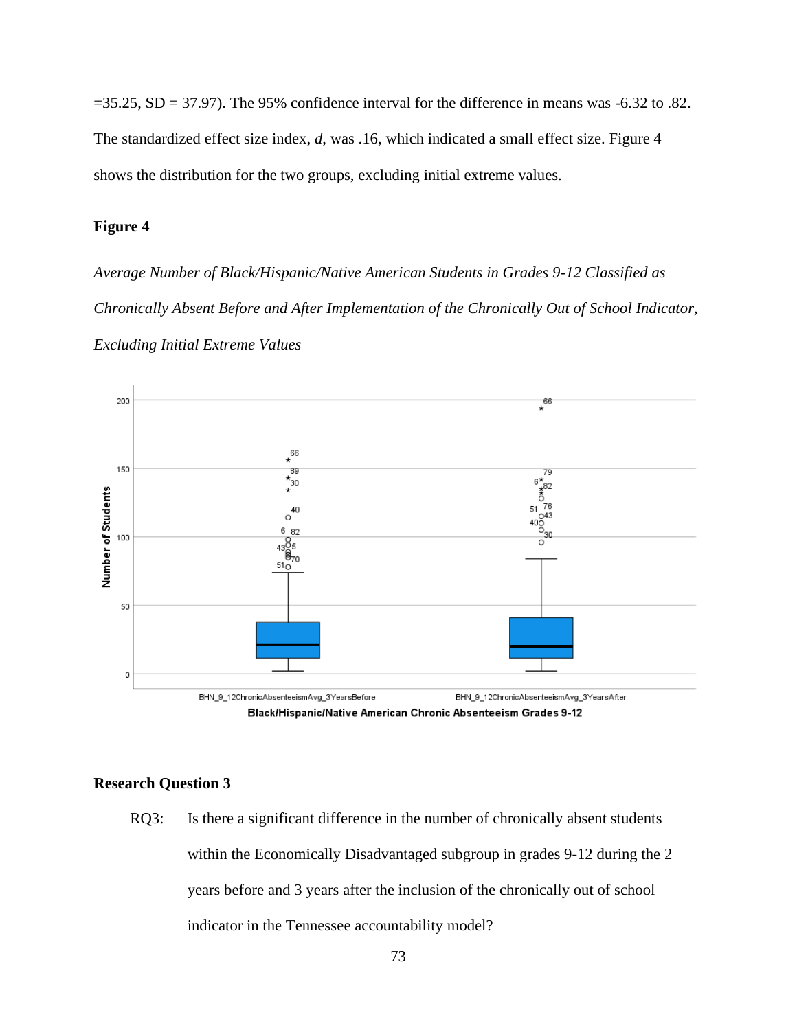=35.25, SD = 37.97). The 95% confidence interval for the difference in means was -6.32 to .82. The standardized effect size index, *d*, was .16, which indicated a small effect size. Figure 4 shows the distribution for the two groups, excluding initial extreme values.

**Figure 4**

*Average Number of Black/Hispanic/Native American Students in Grades 9-12 Classified as Chronically Absent Before and After Implementation of the Chronically Out of School Indicator, Excluding Initial Extreme Values*

**Research Question 3**

RQ3: Is there a significant difference in the number of chronically absent students within the Economically Disadvantaged subgroup in grades 9-12 during the 2 years before and 3 years after the inclusion of the chronically out of school indicator in the Tennessee accountability model?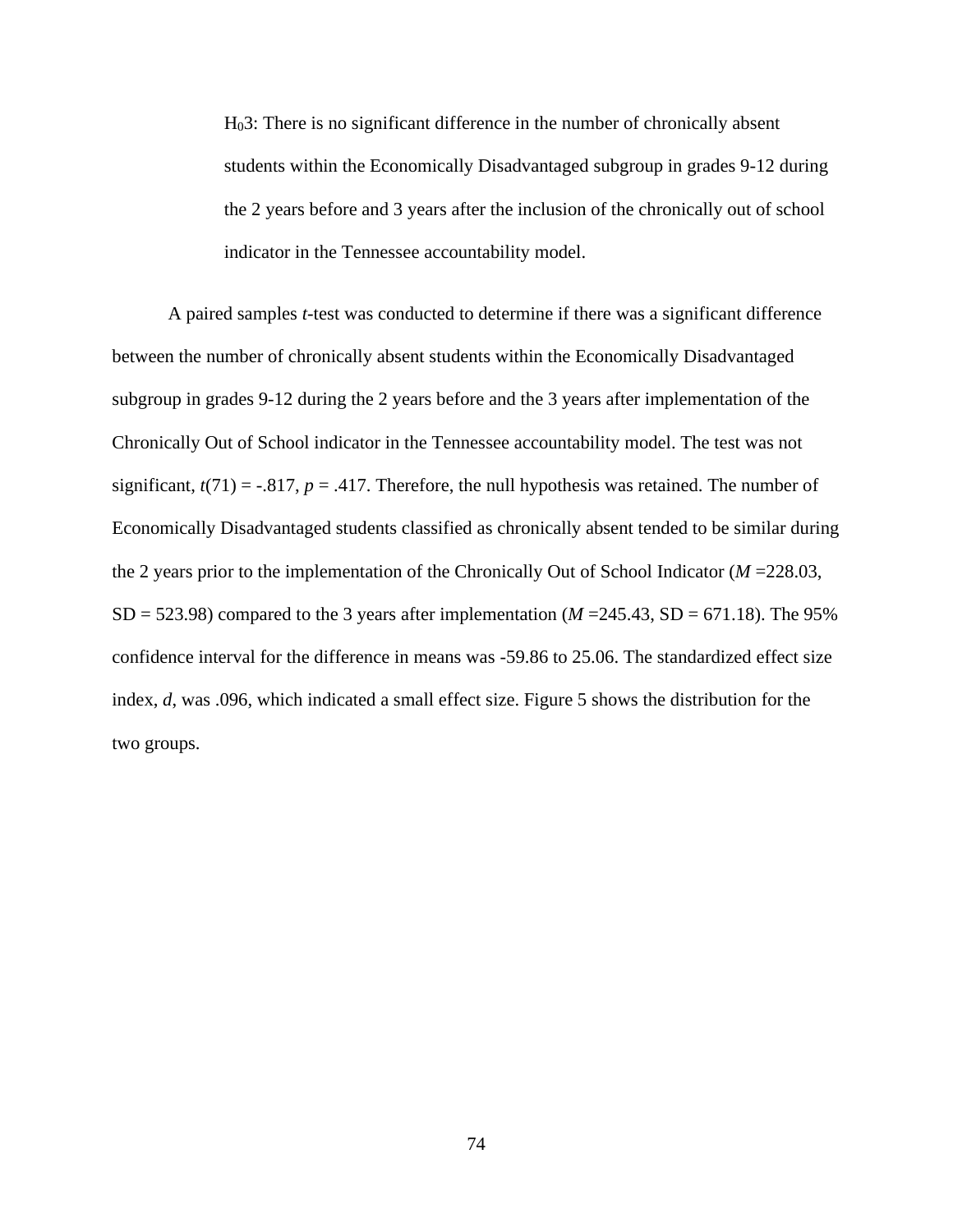$H_03$: There is no significant difference in the number of chronically absent students within the Economically Disadvantaged subgroup in grades 9-12 during the 2 years before and 3 years after the inclusion of the chronically out of school indicator in the Tennessee accountability model.

A paired samples *t*-test was conducted to determine if there was a significant difference between the number of chronically absent students within the Economically Disadvantaged subgroup in grades 9-12 during the 2 years before and the 3 years after implementation of the Chronically Out of School indicator in the Tennessee accountability model. The test was not significant, $t(71) = -.817$, $p = .417$. Therefore, the null hypothesis was retained. The number of Economically Disadvantaged students classified as chronically absent tended to be similar during the 2 years prior to the implementation of the Chronically Out of School Indicator ($M$ =228.03, SD = 523.98) compared to the 3 years after implementation ($M$ =245.43, SD = 671.18). The 95% confidence interval for the difference in means was -59.86 to 25.06. The standardized effect size index, $d$, was .096, which indicated a small effect size. Figure 5 shows the distribution for the two groups.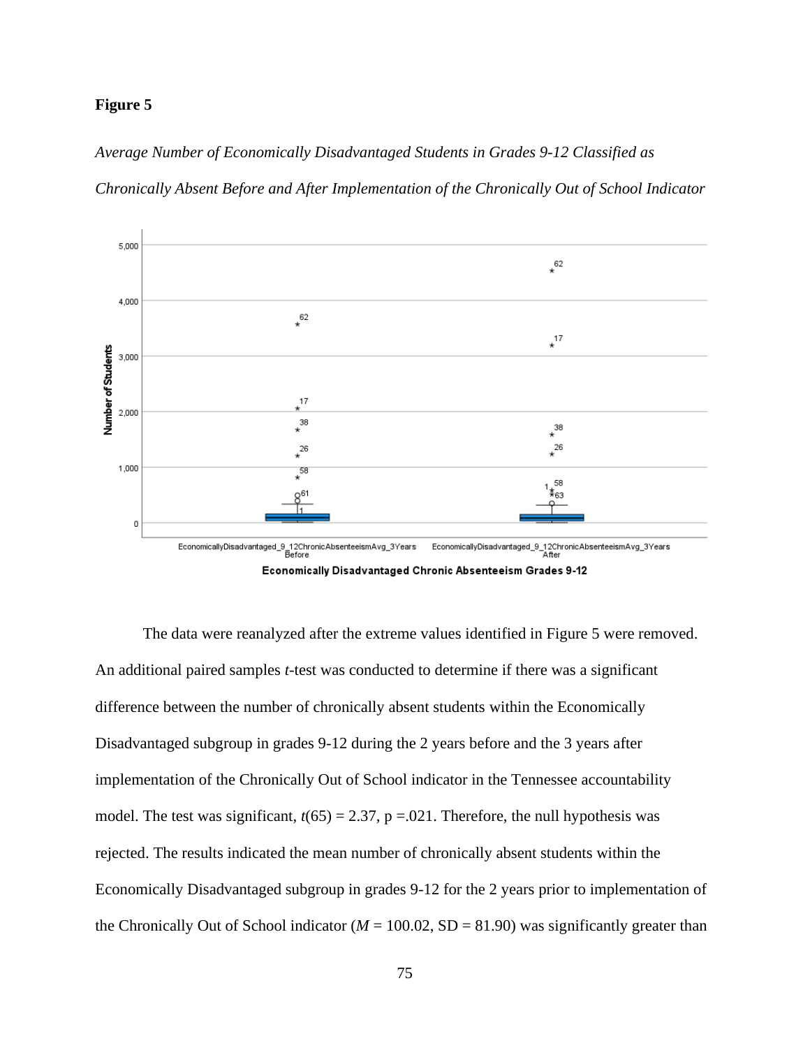**Figure 5**

*Average Number of Economically Disadvantaged Students in Grades 9-12 Classified as Chronically Absent Before and After Implementation of the Chronically Out of School Indicator*

The data were reanalyzed after the extreme values identified in Figure 5 were removed. An additional paired samples *t*-test was conducted to determine if there was a significant difference between the number of chronically absent students within the Economically Disadvantaged subgroup in grades 9-12 during the 2 years before and the 3 years after implementation of the Chronically Out of School indicator in the Tennessee accountability model. The test was significant, $t(65) = 2.37$, $p = .021$. Therefore, the null hypothesis was rejected. The results indicated the mean number of chronically absent students within the Economically Disadvantaged subgroup in grades 9-12 for the 2 years prior to implementation of the Chronically Out of School indicator ($M = 100.02$, SD = 81.90) was significantly greater than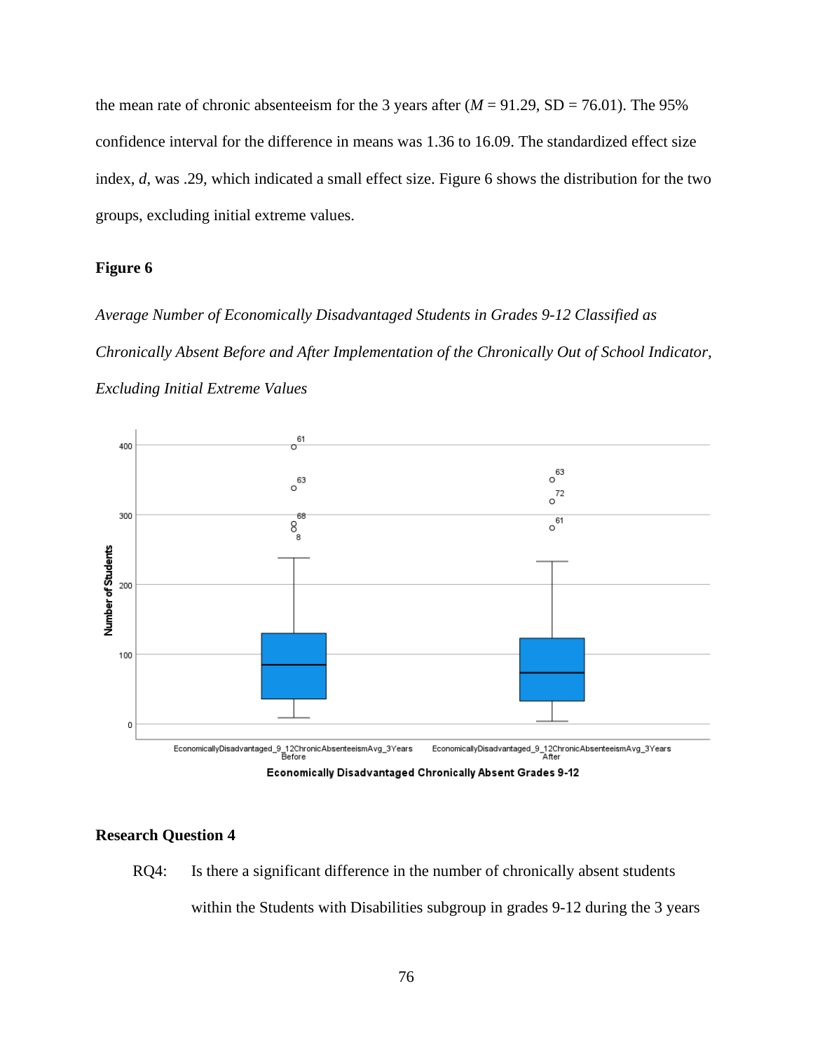the mean rate of chronic absenteeism for the 3 years after ($M$ = 91.29, SD = 76.01). The 95% confidence interval for the difference in means was 1.36 to 16.09. The standardized effect size index, $d$, was .29, which indicated a small effect size. Figure 6 shows the distribution for the two groups, excluding initial extreme values.

**Figure 6**

*Average Number of Economically Disadvantaged Students in Grades 9-12 Classified as Chronically Absent Before and After Implementation of the Chronically Out of School Indicator, Excluding Initial Extreme Values*

**Research Question 4**

RQ4: Is there a significant difference in the number of chronically absent students within the Students with Disabilities subgroup in grades 9-12 during the 3 years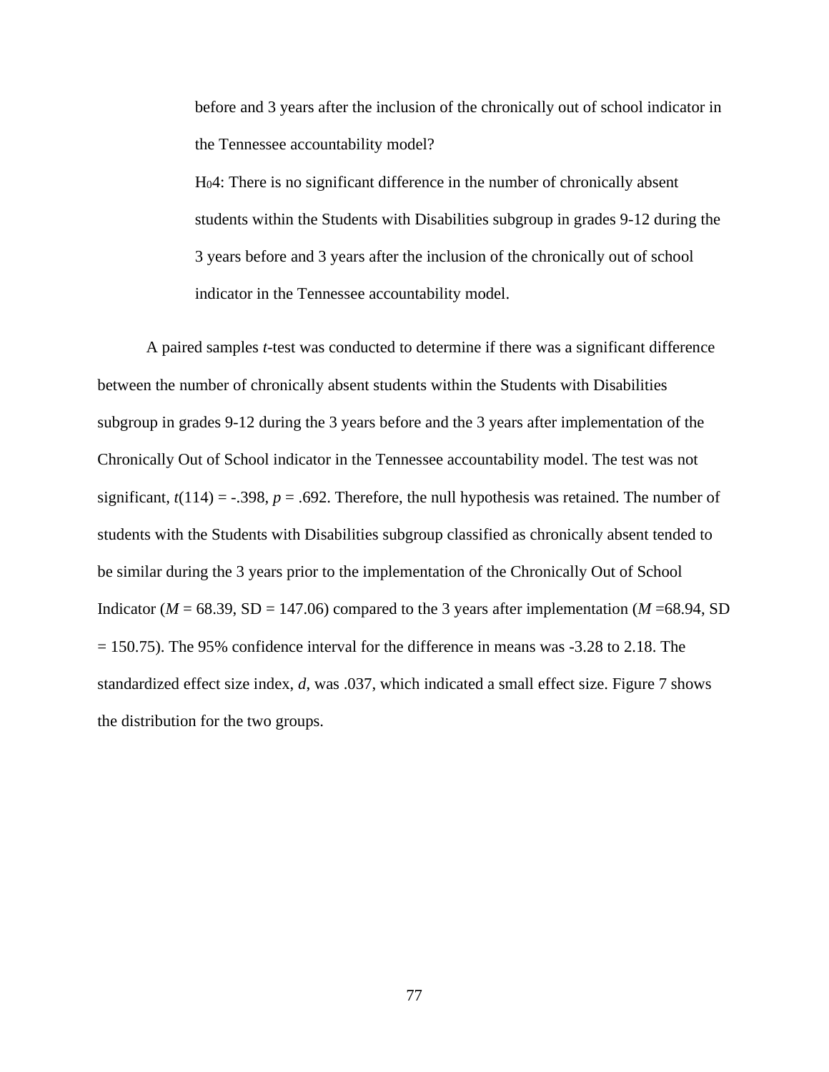before and 3 years after the inclusion of the chronically out of school indicator in the Tennessee accountability model?

$H_0$4: There is no significant difference in the number of chronically absent students within the Students with Disabilities subgroup in grades 9-12 during the 3 years before and 3 years after the inclusion of the chronically out of school indicator in the Tennessee accountability model.

A paired samples *t*-test was conducted to determine if there was a significant difference between the number of chronically absent students within the Students with Disabilities subgroup in grades 9-12 during the 3 years before and the 3 years after implementation of the Chronically Out of School indicator in the Tennessee accountability model. The test was not significant, $t(114) = -.398$, $p = .692$. Therefore, the null hypothesis was retained. The number of students with the Students with Disabilities subgroup classified as chronically absent tended to be similar during the 3 years prior to the implementation of the Chronically Out of School Indicator ($M = 68.39$, SD = 147.06) compared to the 3 years after implementation ($M = 68.94$, SD = 150.75). The 95% confidence interval for the difference in means was -3.28 to 2.18. The standardized effect size index, *d*, was .037, which indicated a small effect size. Figure 7 shows the distribution for the two groups.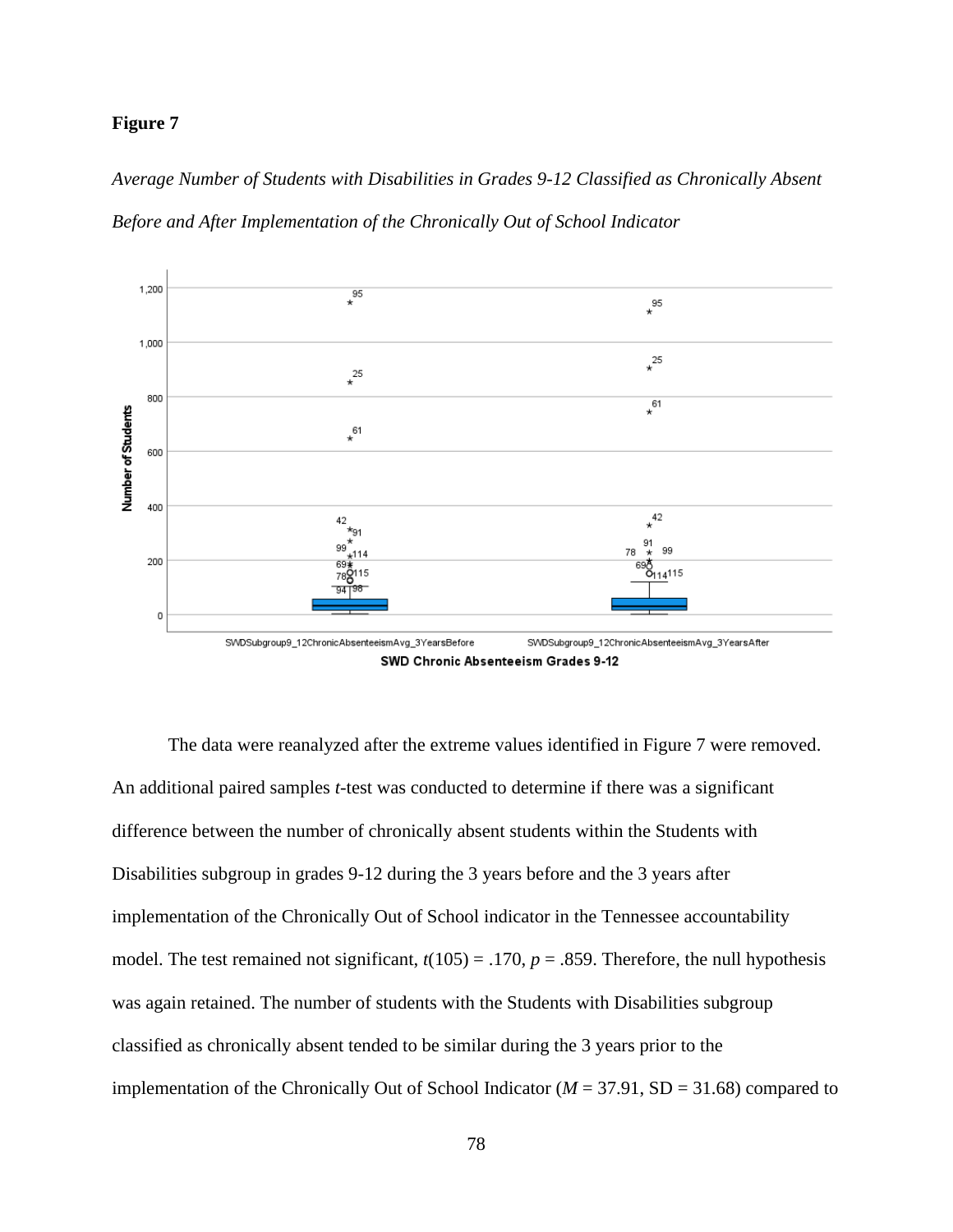**Figure 7**

*Average Number of Students with Disabilities in Grades 9-12 Classified as Chronically Absent Before and After Implementation of the Chronically Out of School Indicator*

The data were reanalyzed after the extreme values identified in Figure 7 were removed. An additional paired samples *t*-test was conducted to determine if there was a significant difference between the number of chronically absent students within the Students with Disabilities subgroup in grades 9-12 during the 3 years before and the 3 years after implementation of the Chronically Out of School indicator in the Tennessee accountability model. The test remained not significant, $t(105) = .170$, $p = .859$. Therefore, the null hypothesis was again retained. The number of students with the Students with Disabilities subgroup classified as chronically absent tended to be similar during the 3 years prior to the implementation of the Chronically Out of School Indicator ($M = 37.91$, SD = 31.68) compared to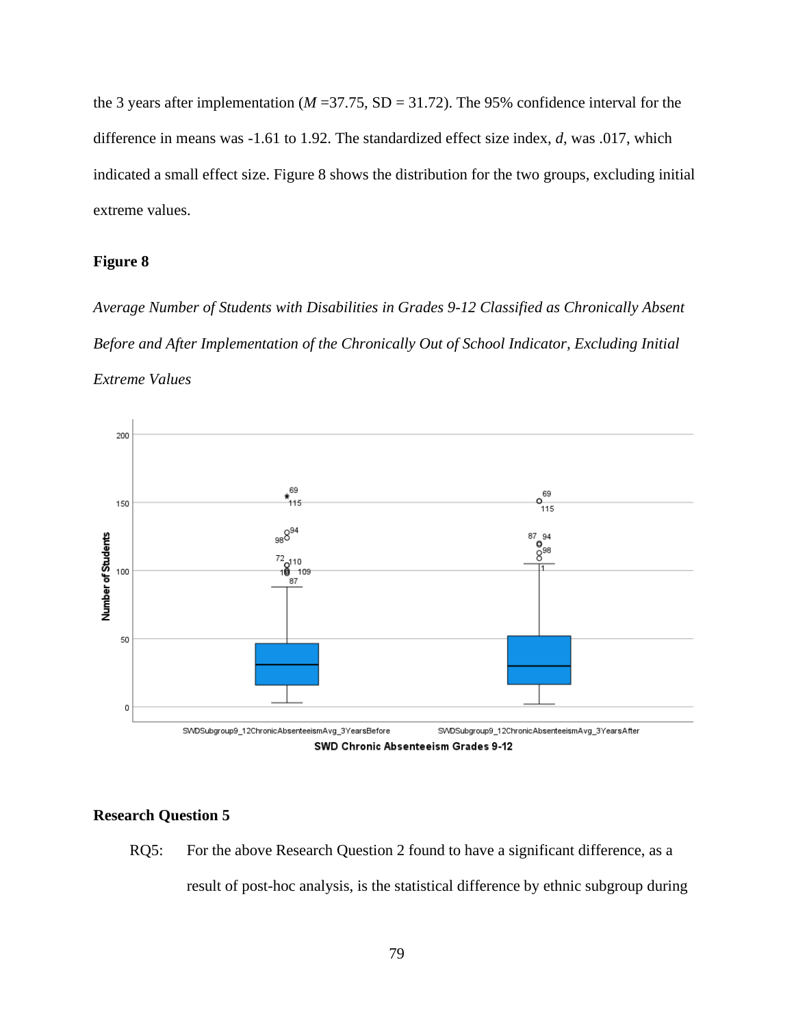the 3 years after implementation ($M$ =37.75, SD = 31.72). The 95% confidence interval for the difference in means was -1.61 to 1.92. The standardized effect size index, $d$, was .017, which indicated a small effect size. Figure 8 shows the distribution for the two groups, excluding initial extreme values.

**Figure 8**

*Average Number of Students with Disabilities in Grades 9-12 Classified as Chronically Absent Before and After Implementation of the Chronically Out of School Indicator, Excluding Initial Extreme Values*

### Research Question 5

RQ5: For the above Research Question 2 found to have a significant difference, as a result of post-hoc analysis, is the statistical difference by ethnic subgroup during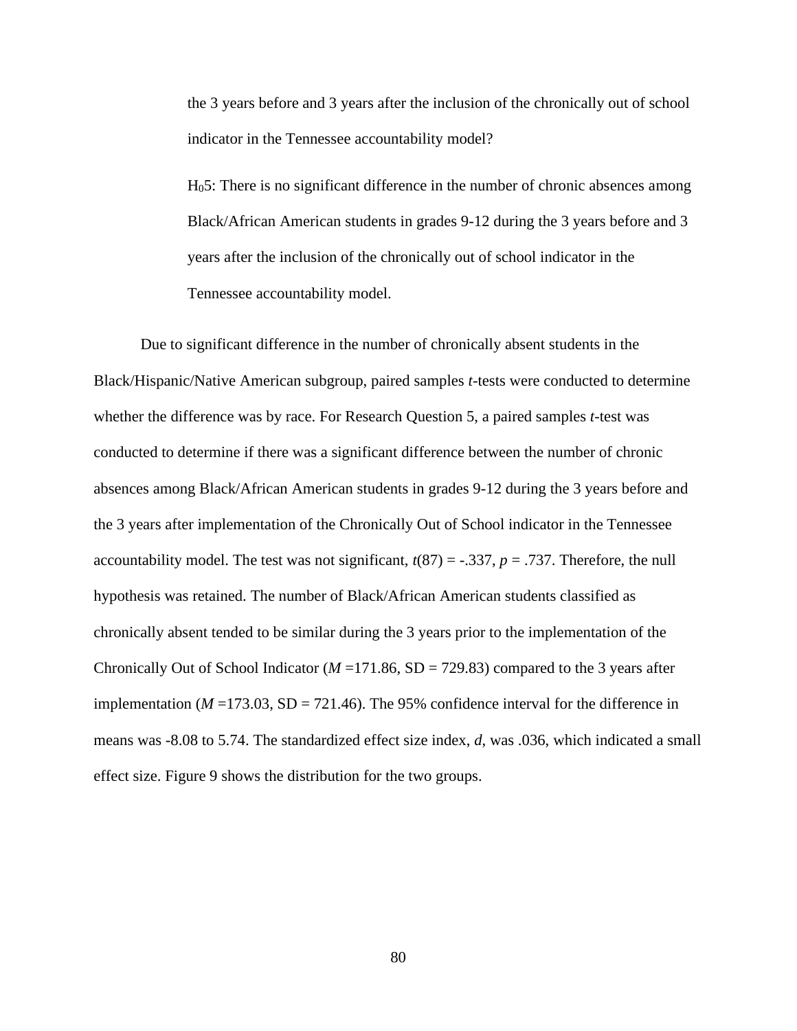the 3 years before and 3 years after the inclusion of the chronically out of school indicator in the Tennessee accountability model?

$H_05$: There is no significant difference in the number of chronic absences among Black/African American students in grades 9-12 during the 3 years before and 3 years after the inclusion of the chronically out of school indicator in the Tennessee accountability model.

Due to significant difference in the number of chronically absent students in the Black/Hispanic/Native American subgroup, paired samples *t*-tests were conducted to determine whether the difference was by race. For Research Question 5, a paired samples *t*-test was conducted to determine if there was a significant difference between the number of chronic absences among Black/African American students in grades 9-12 during the 3 years before and the 3 years after implementation of the Chronically Out of School indicator in the Tennessee accountability model. The test was not significant, $t(87) = -.337$, $p = .737$. Therefore, the null hypothesis was retained. The number of Black/African American students classified as chronically absent tended to be similar during the 3 years prior to the implementation of the Chronically Out of School Indicator ($M = 171.86$, SD = 729.83) compared to the 3 years after implementation ($M = 173.03$, SD = 721.46). The 95% confidence interval for the difference in means was -8.08 to 5.74. The standardized effect size index, *d*, was .036, which indicated a small effect size. Figure 9 shows the distribution for the two groups.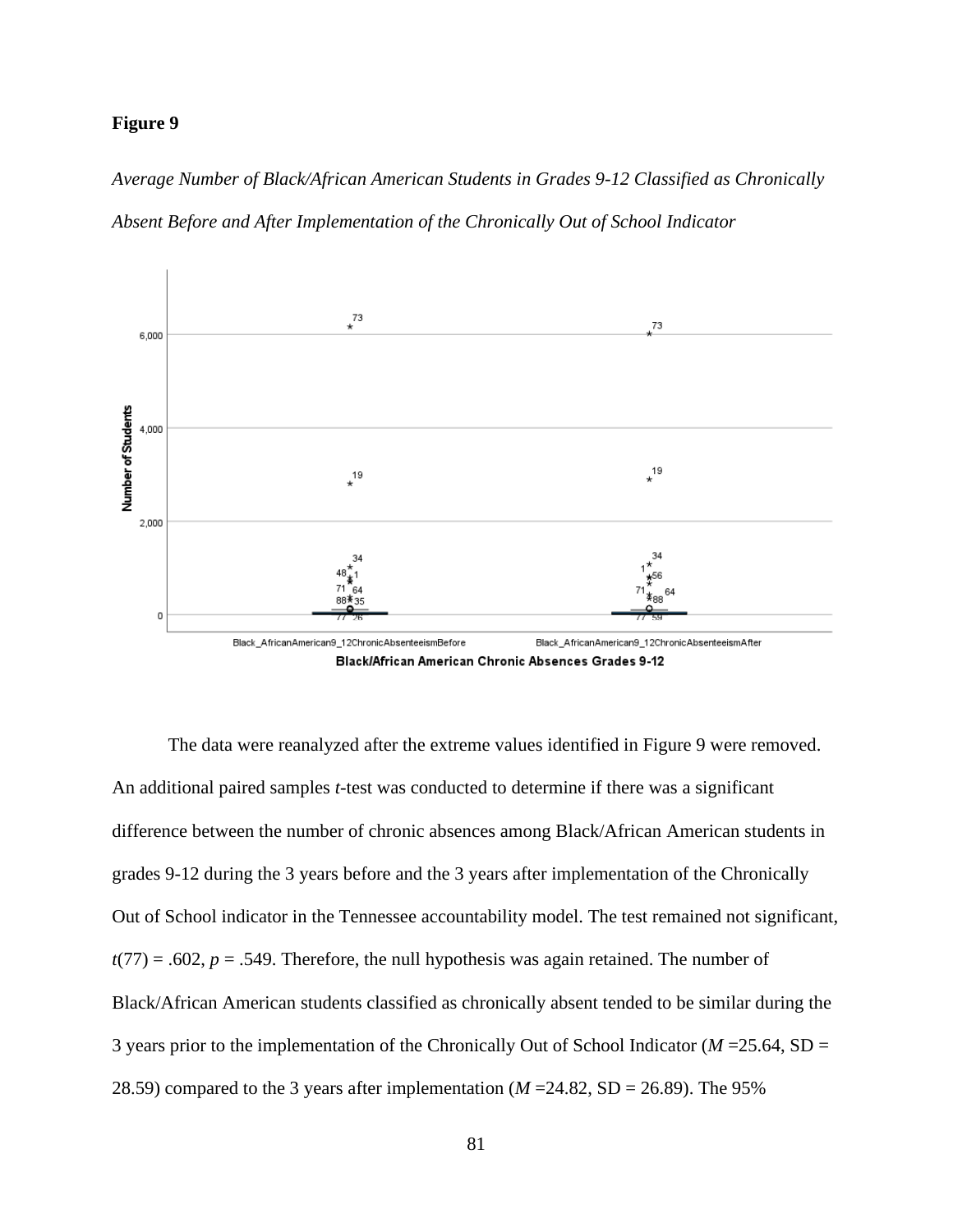**Figure 9**

*Average Number of Black/African American Students in Grades 9-12 Classified as Chronically Absent Before and After Implementation of the Chronically Out of School Indicator*

The data were reanalyzed after the extreme values identified in Figure 9 were removed. An additional paired samples *t*-test was conducted to determine if there was a significant difference between the number of chronic absences among Black/African American students in grades 9-12 during the 3 years before and the 3 years after implementation of the Chronically Out of School indicator in the Tennessee accountability model. The test remained not significant, $t(77) = .602$, $p = .549$. Therefore, the null hypothesis was again retained. The number of Black/African American students classified as chronically absent tended to be similar during the 3 years prior to the implementation of the Chronically Out of School Indicator ($M$ =25.64, SD = 28.59) compared to the 3 years after implementation ($M$ =24.82, SD = 26.89). The 95%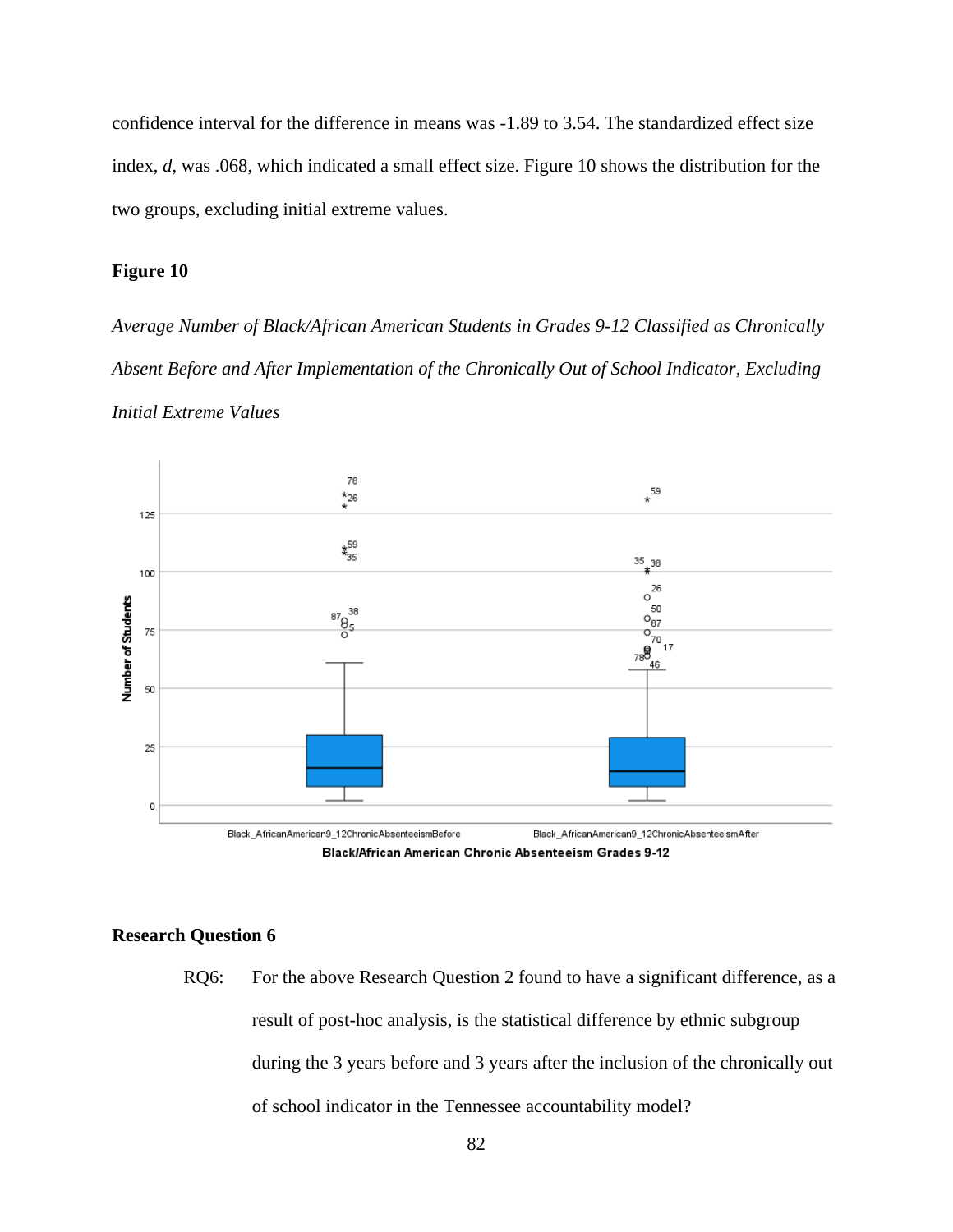confidence interval for the difference in means was -1.89 to 3.54. The standardized effect size index, *d*, was .068, which indicated a small effect size. Figure 10 shows the distribution for the two groups, excluding initial extreme values.

**Figure 10**

*Average Number of Black/African American Students in Grades 9-12 Classified as Chronically Absent Before and After Implementation of the Chronically Out of School Indicator, Excluding Initial Extreme Values*

### Research Question 6

RQ6: For the above Research Question 2 found to have a significant difference, as a result of post-hoc analysis, is the statistical difference by ethnic subgroup during the 3 years before and 3 years after the inclusion of the chronically out of school indicator in the Tennessee accountability model?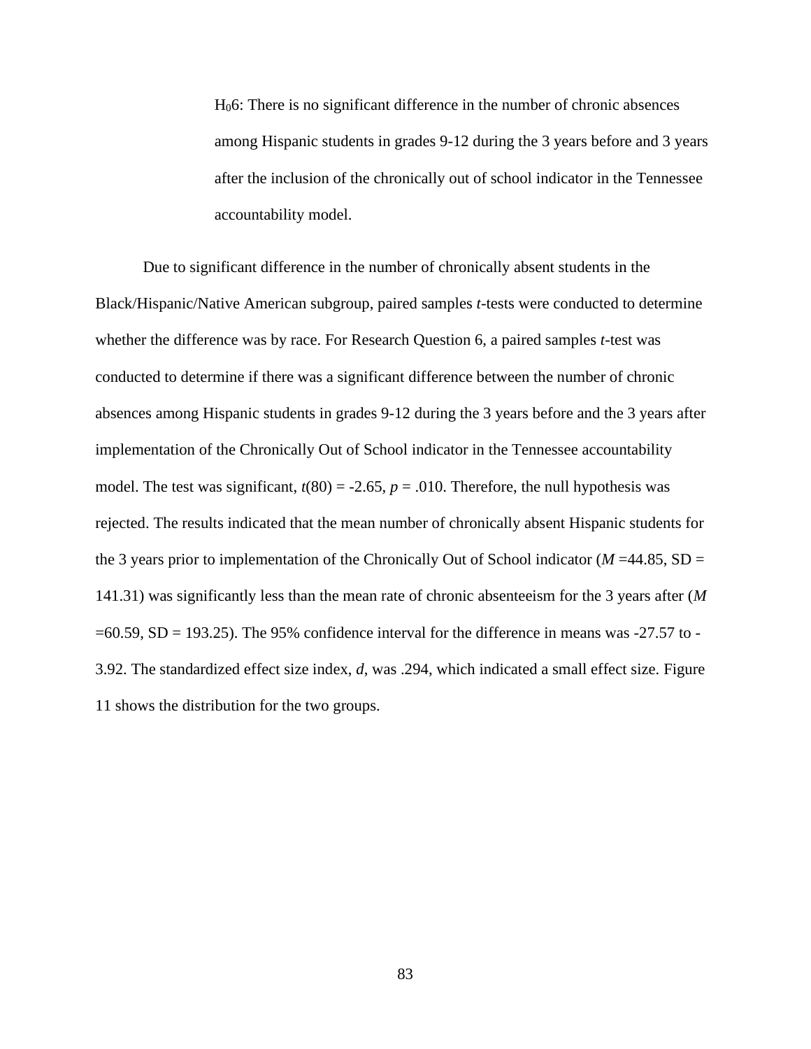$H_06$: There is no significant difference in the number of chronic absences among Hispanic students in grades 9-12 during the 3 years before and 3 years after the inclusion of the chronically out of school indicator in the Tennessee accountability model.

Due to significant difference in the number of chronically absent students in the Black/Hispanic/Native American subgroup, paired samples *t*-tests were conducted to determine whether the difference was by race. For Research Question 6, a paired samples *t*-test was conducted to determine if there was a significant difference between the number of chronic absences among Hispanic students in grades 9-12 during the 3 years before and the 3 years after implementation of the Chronically Out of School indicator in the Tennessee accountability model. The test was significant, $t(80) = -2.65$, $p = .010$. Therefore, the null hypothesis was rejected. The results indicated that the mean number of chronically absent Hispanic students for the 3 years prior to implementation of the Chronically Out of School indicator ($M = 44.85$, SD = 141.31) was significantly less than the mean rate of chronic absenteeism for the 3 years after ($M = 60.59$, SD = 193.25). The 95% confidence interval for the difference in means was -27.57 to -3.92. The standardized effect size index, *d*, was .294, which indicated a small effect size. Figure 11 shows the distribution for the two groups.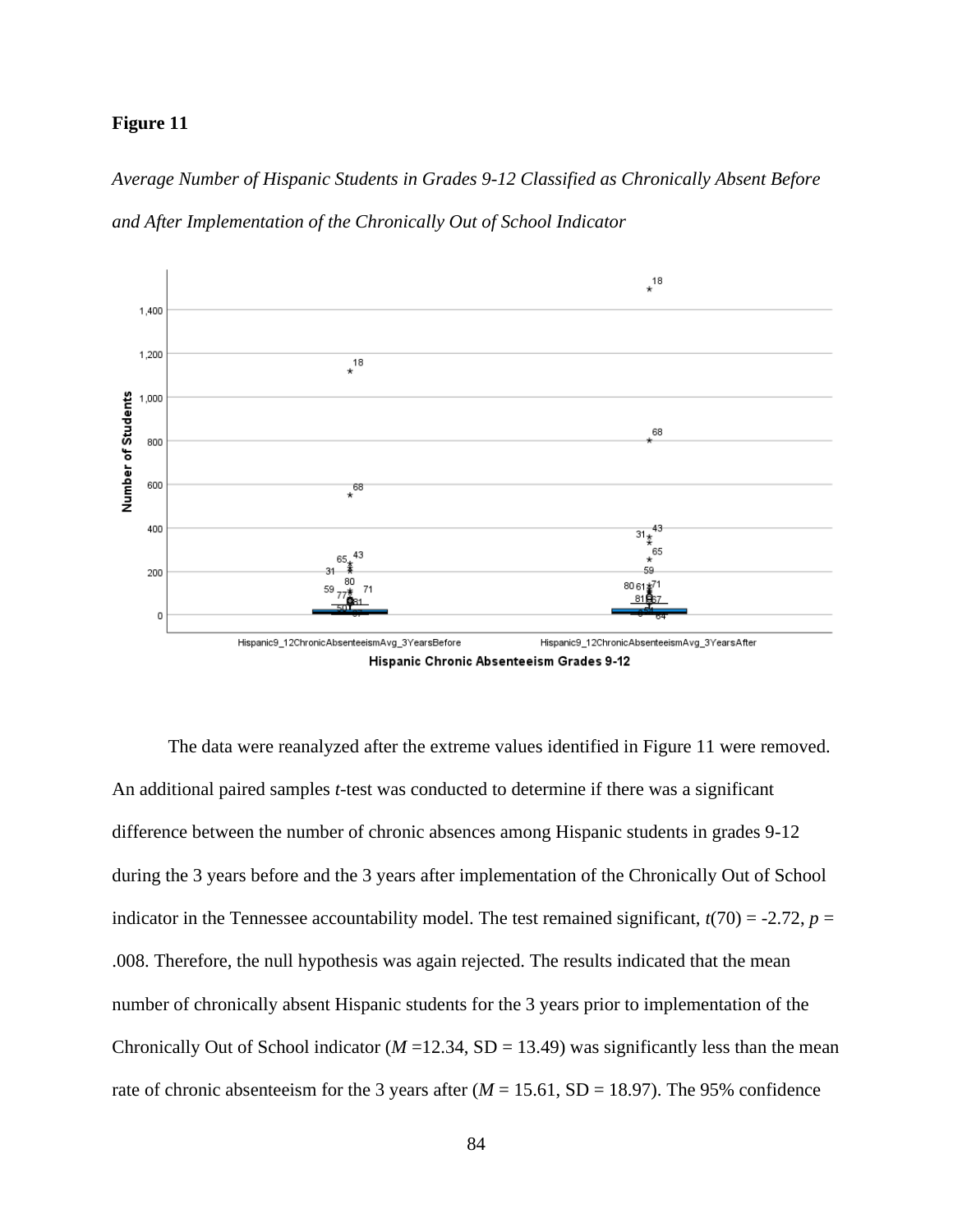**Figure 11**

*Average Number of Hispanic Students in Grades 9-12 Classified as Chronically Absent Before and After Implementation of the Chronically Out of School Indicator*

The data were reanalyzed after the extreme values identified in Figure 11 were removed. An additional paired samples *t*-test was conducted to determine if there was a significant difference between the number of chronic absences among Hispanic students in grades 9-12 during the 3 years before and the 3 years after implementation of the Chronically Out of School indicator in the Tennessee accountability model. The test remained significant, $t(70) = -2.72$, $p = .008$. Therefore, the null hypothesis was again rejected. The results indicated that the mean number of chronically absent Hispanic students for the 3 years prior to implementation of the Chronically Out of School indicator ($M$ =12.34, SD = 13.49) was significantly less than the mean rate of chronic absenteeism for the 3 years after ($M$ = 15.61, SD = 18.97). The 95% confidence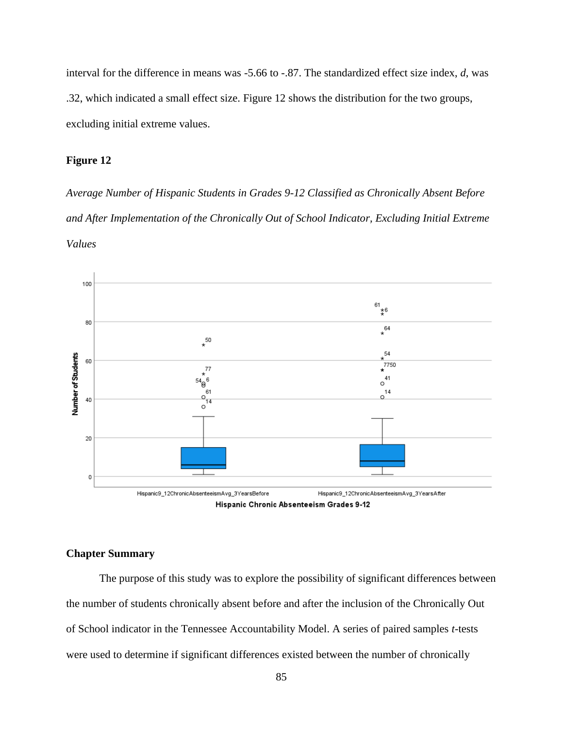interval for the difference in means was -5.66 to -.87. The standardized effect size index, *d*, was .32, which indicated a small effect size. Figure 12 shows the distribution for the two groups, excluding initial extreme values.

**Figure 12**

*Average Number of Hispanic Students in Grades 9-12 Classified as Chronically Absent Before and After Implementation of the Chronically Out of School Indicator, Excluding Initial Extreme Values*

## Chapter Summary

The purpose of this study was to explore the possibility of significant differences between the number of students chronically absent before and after the inclusion of the Chronically Out of School indicator in the Tennessee Accountability Model. A series of paired samples *t*-tests were used to determine if significant differences existed between the number of chronically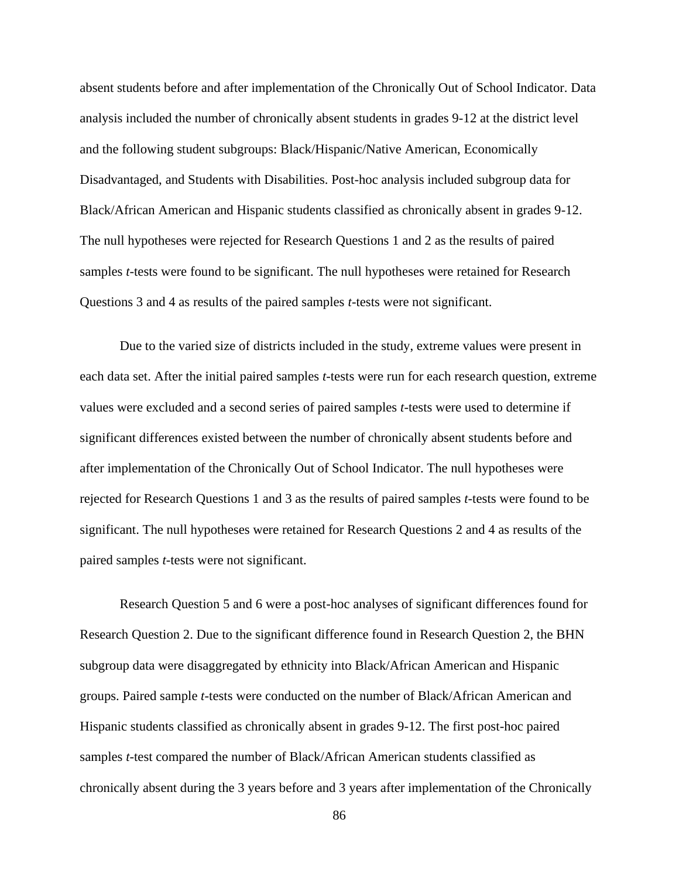absent students before and after implementation of the Chronically Out of School Indicator. Data analysis included the number of chronically absent students in grades 9-12 at the district level and the following student subgroups: Black/Hispanic/Native American, Economically Disadvantaged, and Students with Disabilities. Post-hoc analysis included subgroup data for Black/African American and Hispanic students classified as chronically absent in grades 9-12. The null hypotheses were rejected for Research Questions 1 and 2 as the results of paired samples *t*-tests were found to be significant. The null hypotheses were retained for Research Questions 3 and 4 as results of the paired samples *t*-tests were not significant.

Due to the varied size of districts included in the study, extreme values were present in each data set. After the initial paired samples *t*-tests were run for each research question, extreme values were excluded and a second series of paired samples *t*-tests were used to determine if significant differences existed between the number of chronically absent students before and after implementation of the Chronically Out of School Indicator. The null hypotheses were rejected for Research Questions 1 and 3 as the results of paired samples *t*-tests were found to be significant. The null hypotheses were retained for Research Questions 2 and 4 as results of the paired samples *t*-tests were not significant.

Research Question 5 and 6 were a post-hoc analyses of significant differences found for Research Question 2. Due to the significant difference found in Research Question 2, the BHN subgroup data were disaggregated by ethnicity into Black/African American and Hispanic groups. Paired sample *t*-tests were conducted on the number of Black/African American and Hispanic students classified as chronically absent in grades 9-12. The first post-hoc paired samples *t*-test compared the number of Black/African American students classified as chronically absent during the 3 years before and 3 years after implementation of the Chronically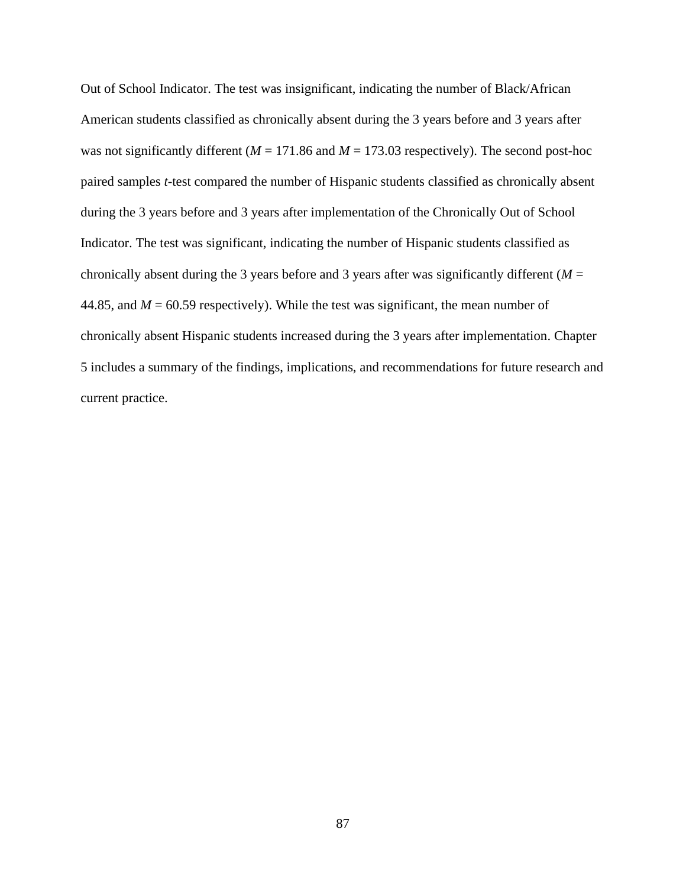Out of School Indicator. The test was insignificant, indicating the number of Black/African American students classified as chronically absent during the 3 years before and 3 years after was not significantly different ($M$ = 171.86 and $M$ = 173.03 respectively). The second post-hoc paired samples $t$-test compared the number of Hispanic students classified as chronically absent during the 3 years before and 3 years after implementation of the Chronically Out of School Indicator. The test was significant, indicating the number of Hispanic students classified as chronically absent during the 3 years before and 3 years after was significantly different ($M$ = 44.85, and $M$ = 60.59 respectively). While the test was significant, the mean number of chronically absent Hispanic students increased during the 3 years after implementation. Chapter 5 includes a summary of the findings, implications, and recommendations for future research and current practice.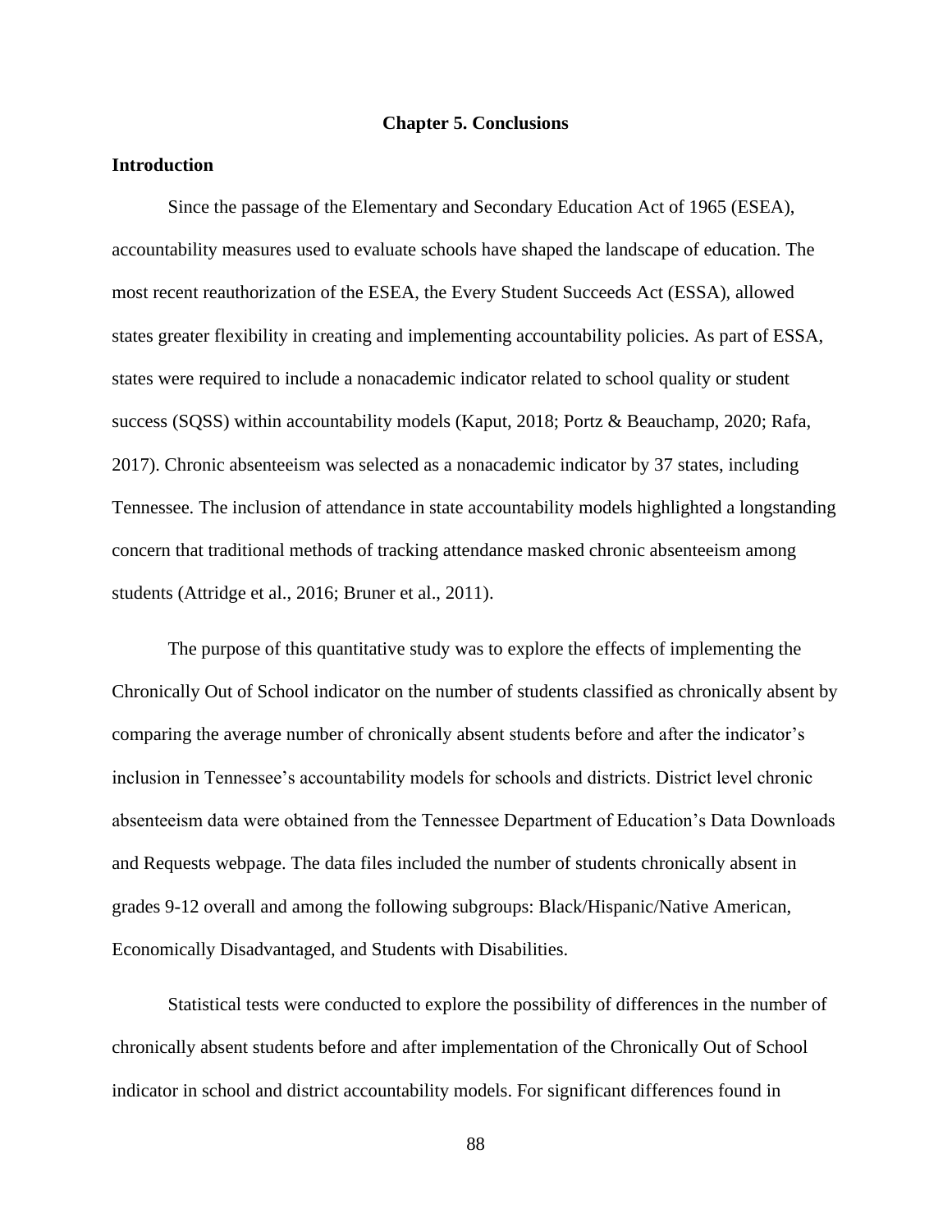# Chapter 5. Conclusions

## Introduction

Since the passage of the Elementary and Secondary Education Act of 1965 (ESEA), accountability measures used to evaluate schools have shaped the landscape of education. The most recent reauthorization of the ESEA, the Every Student Succeeds Act (ESSA), allowed states greater flexibility in creating and implementing accountability policies. As part of ESSA, states were required to include a nonacademic indicator related to school quality or student success (SQSS) within accountability models (Kaput, 2018; Portz & Beauchamp, 2020; Rafa, 2017). Chronic absenteeism was selected as a nonacademic indicator by 37 states, including Tennessee. The inclusion of attendance in state accountability models highlighted a longstanding concern that traditional methods of tracking attendance masked chronic absenteeism among students (Attridge et al., 2016; Bruner et al., 2011).

The purpose of this quantitative study was to explore the effects of implementing the Chronically Out of School indicator on the number of students classified as chronically absent by comparing the average number of chronically absent students before and after the indicator's inclusion in Tennessee's accountability models for schools and districts. District level chronic absenteeism data were obtained from the Tennessee Department of Education's Data Downloads and Requests webpage. The data files included the number of students chronically absent in grades 9-12 overall and among the following subgroups: Black/Hispanic/Native American, Economically Disadvantaged, and Students with Disabilities.

Statistical tests were conducted to explore the possibility of differences in the number of chronically absent students before and after implementation of the Chronically Out of School indicator in school and district accountability models. For significant differences found in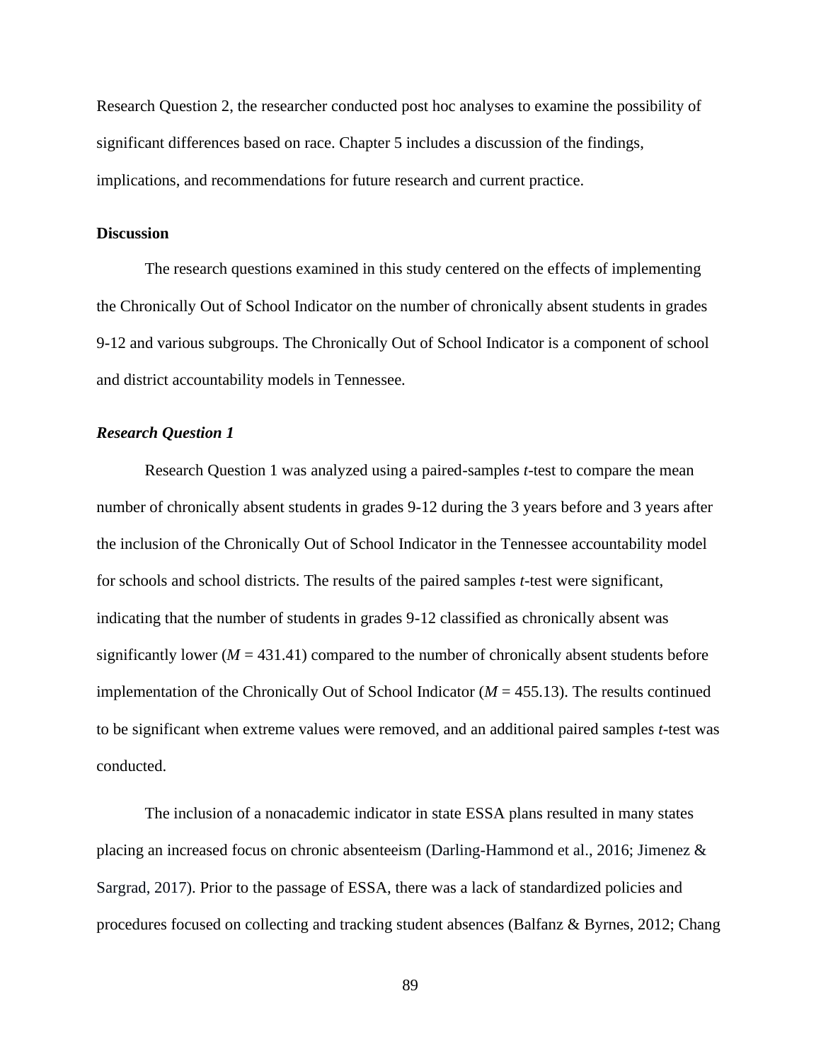Research Question 2, the researcher conducted post hoc analyses to examine the possibility of significant differences based on race. Chapter 5 includes a discussion of the findings, implications, and recommendations for future research and current practice.

## Discussion

The research questions examined in this study centered on the effects of implementing the Chronically Out of School Indicator on the number of chronically absent students in grades 9-12 and various subgroups. The Chronically Out of School Indicator is a component of school and district accountability models in Tennessee.

### *Research Question 1*

Research Question 1 was analyzed using a paired-samples *t*-test to compare the mean number of chronically absent students in grades 9-12 during the 3 years before and 3 years after the inclusion of the Chronically Out of School Indicator in the Tennessee accountability model for schools and school districts. The results of the paired samples *t*-test were significant, indicating that the number of students in grades 9-12 classified as chronically absent was significantly lower ($M$ = 431.41) compared to the number of chronically absent students before implementation of the Chronically Out of School Indicator ($M$ = 455.13). The results continued to be significant when extreme values were removed, and an additional paired samples *t*-test was conducted.

The inclusion of a nonacademic indicator in state ESSA plans resulted in many states placing an increased focus on chronic absenteeism (Darling-Hammond et al., 2016; Jimenez & Sargrad, 2017). Prior to the passage of ESSA, there was a lack of standardized policies and procedures focused on collecting and tracking student absences (Balfanz & Byrnes, 2012; Chang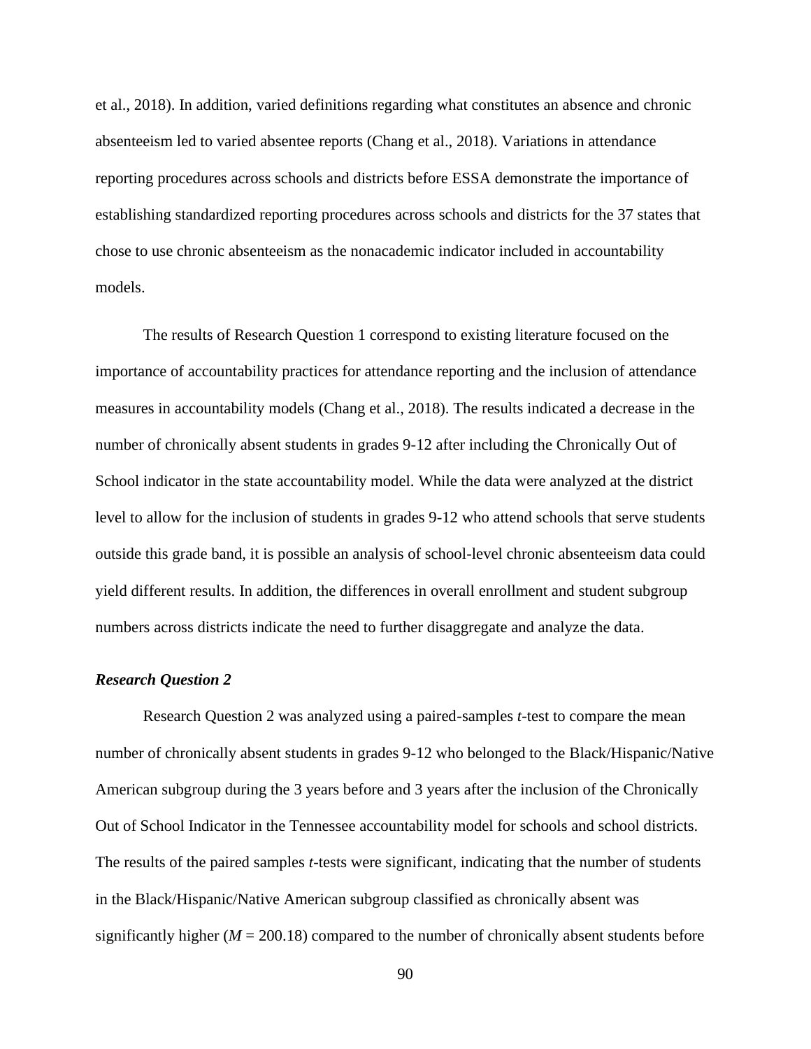et al., 2018). In addition, varied definitions regarding what constitutes an absence and chronic absenteeism led to varied absentee reports (Chang et al., 2018). Variations in attendance reporting procedures across schools and districts before ESSA demonstrate the importance of establishing standardized reporting procedures across schools and districts for the 37 states that chose to use chronic absenteeism as the nonacademic indicator included in accountability models.

The results of Research Question 1 correspond to existing literature focused on the importance of accountability practices for attendance reporting and the inclusion of attendance measures in accountability models (Chang et al., 2018). The results indicated a decrease in the number of chronically absent students in grades 9-12 after including the Chronically Out of School indicator in the state accountability model. While the data were analyzed at the district level to allow for the inclusion of students in grades 9-12 who attend schools that serve students outside this grade band, it is possible an analysis of school-level chronic absenteeism data could yield different results. In addition, the differences in overall enrollment and student subgroup numbers across districts indicate the need to further disaggregate and analyze the data.

### *Research Question 2*

Research Question 2 was analyzed using a paired-samples *t*-test to compare the mean number of chronically absent students in grades 9-12 who belonged to the Black/Hispanic/Native American subgroup during the 3 years before and 3 years after the inclusion of the Chronically Out of School Indicator in the Tennessee accountability model for schools and school districts. The results of the paired samples *t*-tests were significant, indicating that the number of students in the Black/Hispanic/Native American subgroup classified as chronically absent was significantly higher ($M$ = 200.18) compared to the number of chronically absent students before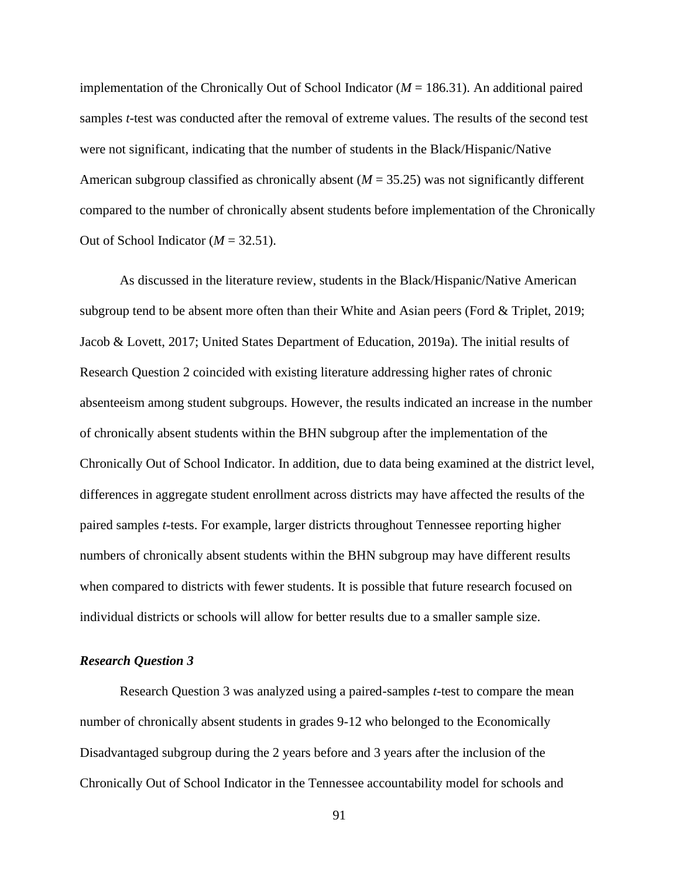implementation of the Chronically Out of School Indicator ($M$ = 186.31). An additional paired samples *t*-test was conducted after the removal of extreme values. The results of the second test were not significant, indicating that the number of students in the Black/Hispanic/Native American subgroup classified as chronically absent ($M$ = 35.25) was not significantly different compared to the number of chronically absent students before implementation of the Chronically Out of School Indicator ($M$ = 32.51).

As discussed in the literature review, students in the Black/Hispanic/Native American subgroup tend to be absent more often than their White and Asian peers (Ford & Triplet, 2019; Jacob & Lovett, 2017; United States Department of Education, 2019a). The initial results of Research Question 2 coincided with existing literature addressing higher rates of chronic absenteeism among student subgroups. However, the results indicated an increase in the number of chronically absent students within the BHN subgroup after the implementation of the Chronically Out of School Indicator. In addition, due to data being examined at the district level, differences in aggregate student enrollment across districts may have affected the results of the paired samples *t*-tests. For example, larger districts throughout Tennessee reporting higher numbers of chronically absent students within the BHN subgroup may have different results when compared to districts with fewer students. It is possible that future research focused on individual districts or schools will allow for better results due to a smaller sample size.

### *Research Question 3*

Research Question 3 was analyzed using a paired-samples *t*-test to compare the mean number of chronically absent students in grades 9-12 who belonged to the Economically Disadvantaged subgroup during the 2 years before and 3 years after the inclusion of the Chronically Out of School Indicator in the Tennessee accountability model for schools and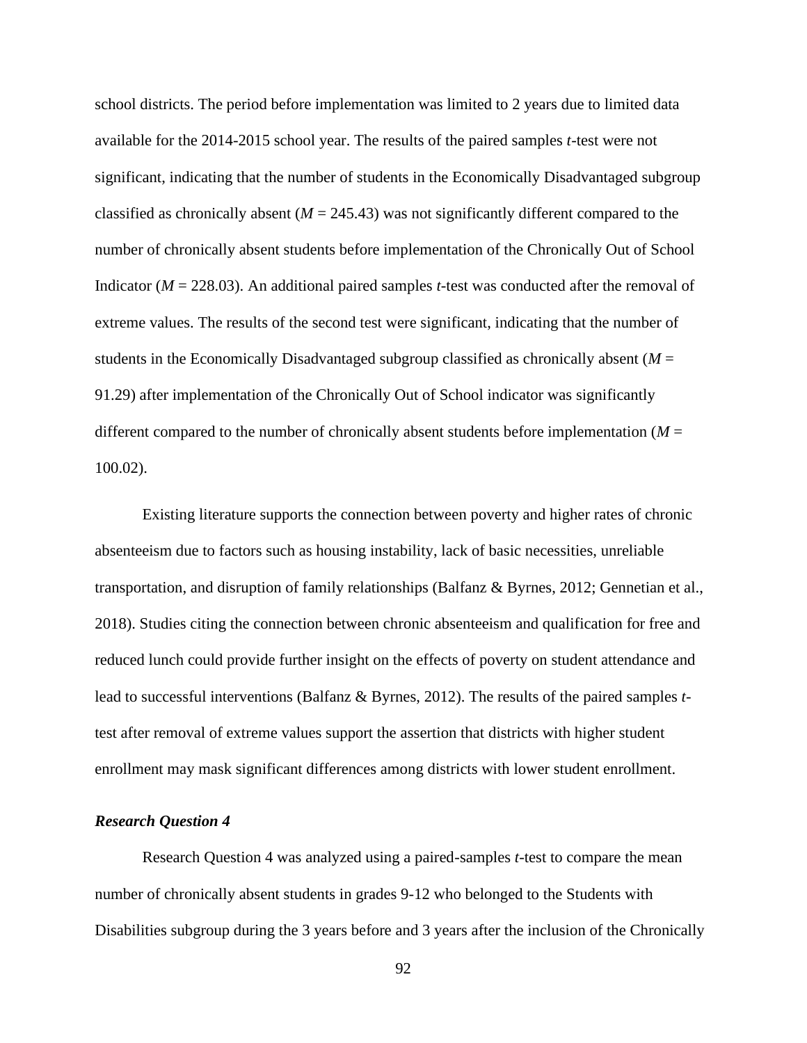school districts. The period before implementation was limited to 2 years due to limited data available for the 2014-2015 school year. The results of the paired samples *t*-test were not significant, indicating that the number of students in the Economically Disadvantaged subgroup classified as chronically absent ($M$ = 245.43) was not significantly different compared to the number of chronically absent students before implementation of the Chronically Out of School Indicator ($M$ = 228.03). An additional paired samples *t*-test was conducted after the removal of extreme values. The results of the second test were significant, indicating that the number of students in the Economically Disadvantaged subgroup classified as chronically absent ($M$ = 91.29) after implementation of the Chronically Out of School indicator was significantly different compared to the number of chronically absent students before implementation ($M$ = 100.02).

Existing literature supports the connection between poverty and higher rates of chronic absenteeism due to factors such as housing instability, lack of basic necessities, unreliable transportation, and disruption of family relationships (Balfanz & Byrnes, 2012; Gennetian et al., 2018). Studies citing the connection between chronic absenteeism and qualification for free and reduced lunch could provide further insight on the effects of poverty on student attendance and lead to successful interventions (Balfanz & Byrnes, 2012). The results of the paired samples *t*-test after removal of extreme values support the assertion that districts with higher student enrollment may mask significant differences among districts with lower student enrollment.

### *Research Question 4*

Research Question 4 was analyzed using a paired-samples *t*-test to compare the mean number of chronically absent students in grades 9-12 who belonged to the Students with Disabilities subgroup during the 3 years before and 3 years after the inclusion of the Chronically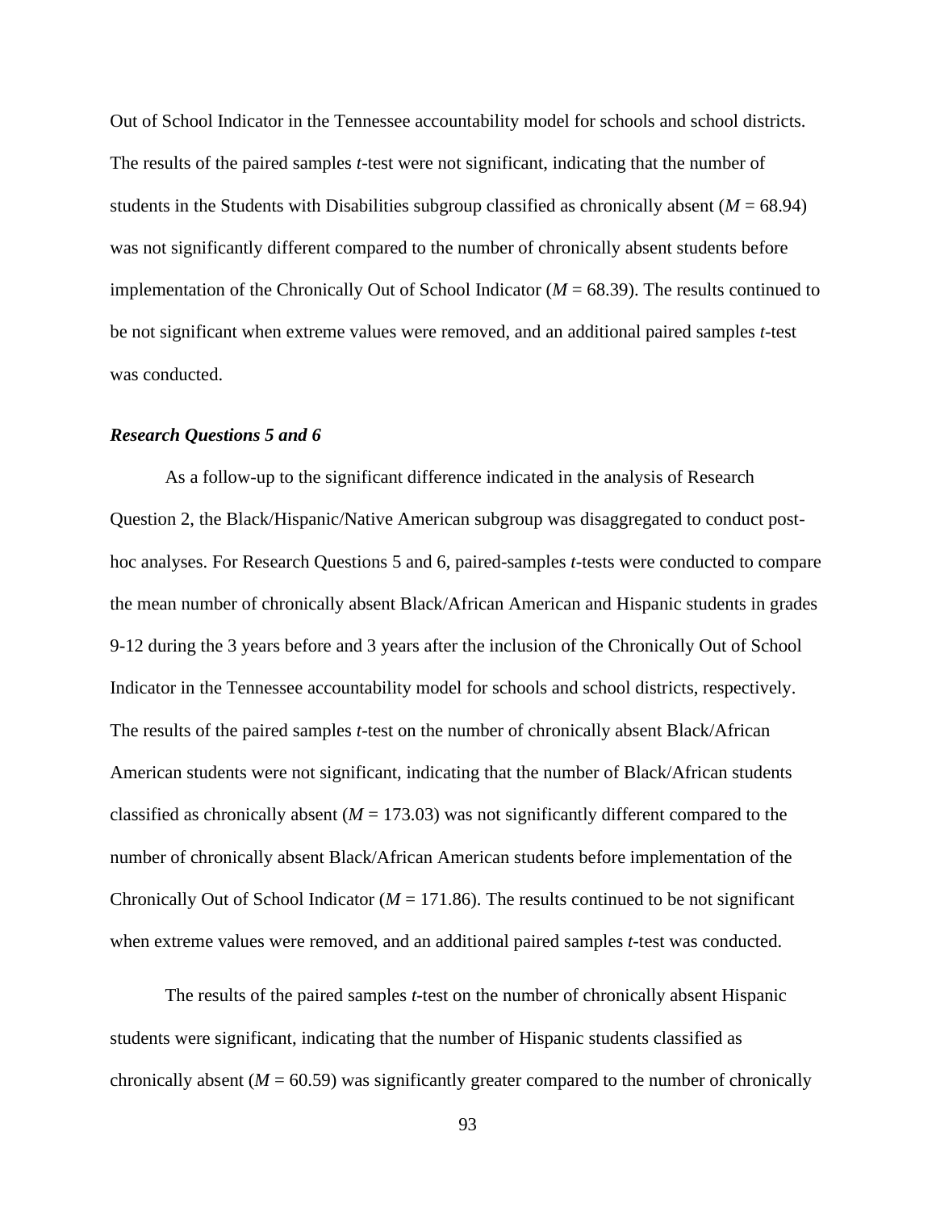Out of School Indicator in the Tennessee accountability model for schools and school districts. The results of the paired samples *t*-test were not significant, indicating that the number of students in the Students with Disabilities subgroup classified as chronically absent ($M$ = 68.94) was not significantly different compared to the number of chronically absent students before implementation of the Chronically Out of School Indicator ($M$ = 68.39). The results continued to be not significant when extreme values were removed, and an additional paired samples *t*-test was conducted.

### *Research Questions 5 and 6*

As a follow-up to the significant difference indicated in the analysis of Research Question 2, the Black/Hispanic/Native American subgroup was disaggregated to conduct post-hoc analyses. For Research Questions 5 and 6, paired-samples *t*-tests were conducted to compare the mean number of chronically absent Black/African American and Hispanic students in grades 9-12 during the 3 years before and 3 years after the inclusion of the Chronically Out of School Indicator in the Tennessee accountability model for schools and school districts, respectively. The results of the paired samples *t*-test on the number of chronically absent Black/African American students were not significant, indicating that the number of Black/African students classified as chronically absent ($M$ = 173.03) was not significantly different compared to the number of chronically absent Black/African American students before implementation of the Chronically Out of School Indicator ($M$ = 171.86). The results continued to be not significant when extreme values were removed, and an additional paired samples *t*-test was conducted.

The results of the paired samples *t*-test on the number of chronically absent Hispanic students were significant, indicating that the number of Hispanic students classified as chronically absent ($M$ = 60.59) was significantly greater compared to the number of chronically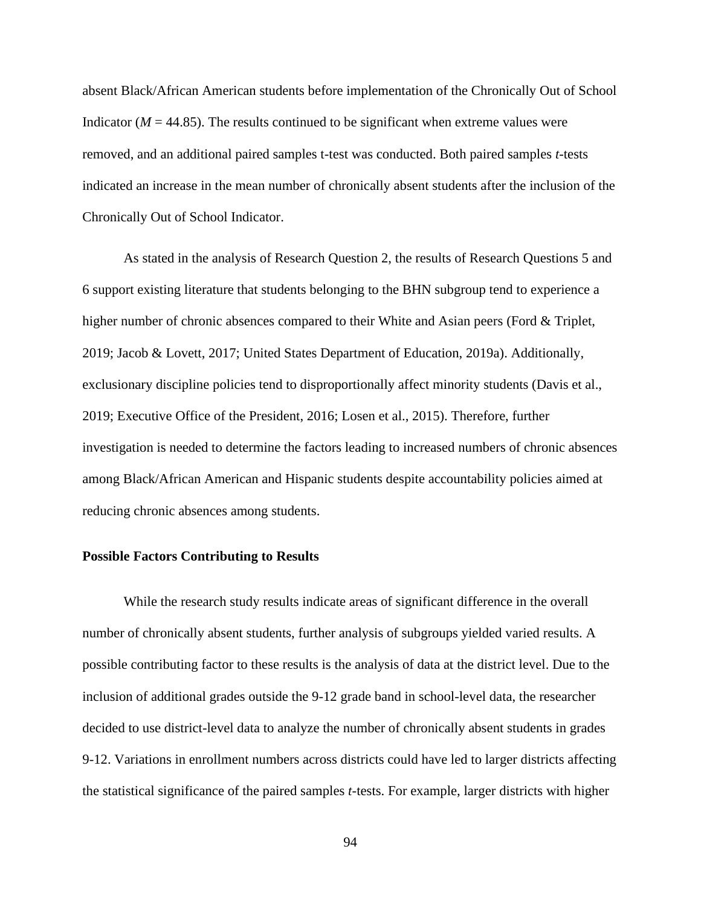absent Black/African American students before implementation of the Chronically Out of School Indicator ($M$ = 44.85). The results continued to be significant when extreme values were removed, and an additional paired samples t-test was conducted. Both paired samples $t$-tests indicated an increase in the mean number of chronically absent students after the inclusion of the Chronically Out of School Indicator.

As stated in the analysis of Research Question 2, the results of Research Questions 5 and 6 support existing literature that students belonging to the BHN subgroup tend to experience a higher number of chronic absences compared to their White and Asian peers (Ford & Triplet, 2019; Jacob & Lovett, 2017; United States Department of Education, 2019a). Additionally, exclusionary discipline policies tend to disproportionally affect minority students (Davis et al., 2019; Executive Office of the President, 2016; Losen et al., 2015). Therefore, further investigation is needed to determine the factors leading to increased numbers of chronic absences among Black/African American and Hispanic students despite accountability policies aimed at reducing chronic absences among students.

### Possible Factors Contributing to Results

While the research study results indicate areas of significant difference in the overall number of chronically absent students, further analysis of subgroups yielded varied results. A possible contributing factor to these results is the analysis of data at the district level. Due to the inclusion of additional grades outside the 9-12 grade band in school-level data, the researcher decided to use district-level data to analyze the number of chronically absent students in grades 9-12. Variations in enrollment numbers across districts could have led to larger districts affecting the statistical significance of the paired samples $t$-tests. For example, larger districts with higher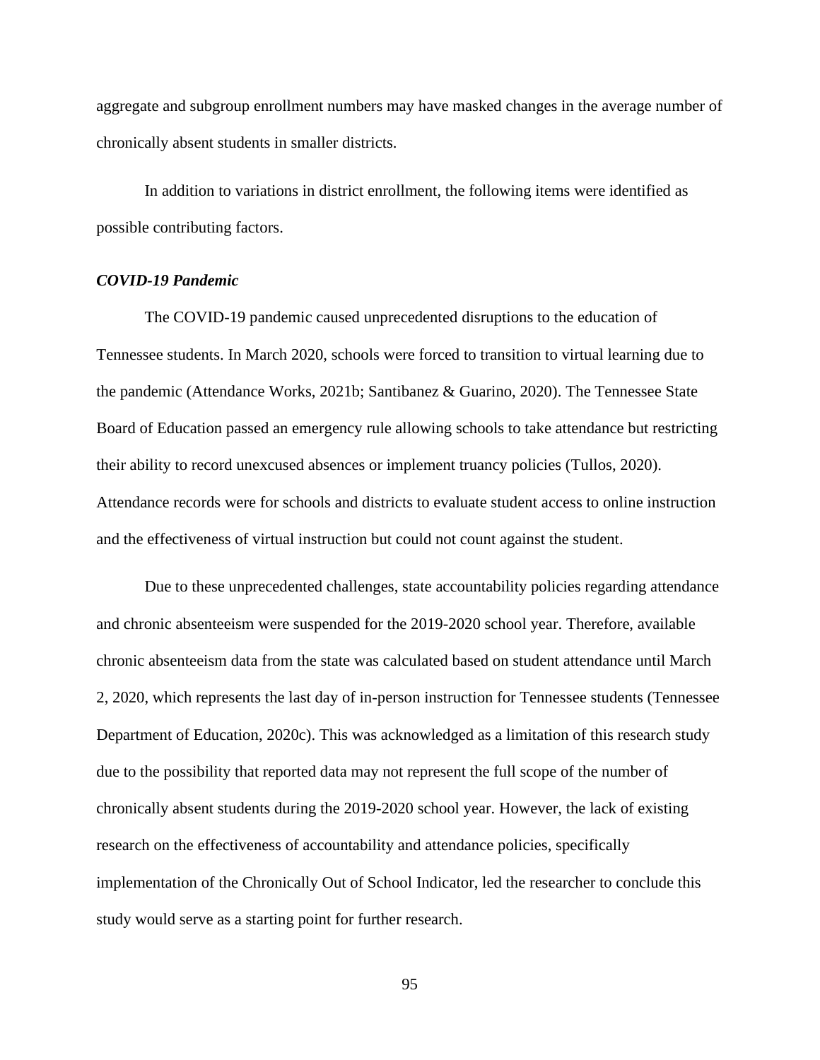aggregate and subgroup enrollment numbers may have masked changes in the average number of chronically absent students in smaller districts.

In addition to variations in district enrollment, the following items were identified as possible contributing factors.

### *COVID-19 Pandemic*

The COVID-19 pandemic caused unprecedented disruptions to the education of Tennessee students. In March 2020, schools were forced to transition to virtual learning due to the pandemic (Attendance Works, 2021b; Santibanez & Guarino, 2020). The Tennessee State Board of Education passed an emergency rule allowing schools to take attendance but restricting their ability to record unexcused absences or implement truancy policies (Tullos, 2020). Attendance records were for schools and districts to evaluate student access to online instruction and the effectiveness of virtual instruction but could not count against the student.

Due to these unprecedented challenges, state accountability policies regarding attendance and chronic absenteeism were suspended for the 2019-2020 school year. Therefore, available chronic absenteeism data from the state was calculated based on student attendance until March 2, 2020, which represents the last day of in-person instruction for Tennessee students (Tennessee Department of Education, 2020c). This was acknowledged as a limitation of this research study due to the possibility that reported data may not represent the full scope of the number of chronically absent students during the 2019-2020 school year. However, the lack of existing research on the effectiveness of accountability and attendance policies, specifically implementation of the Chronically Out of School Indicator, led the researcher to conclude this study would serve as a starting point for further research.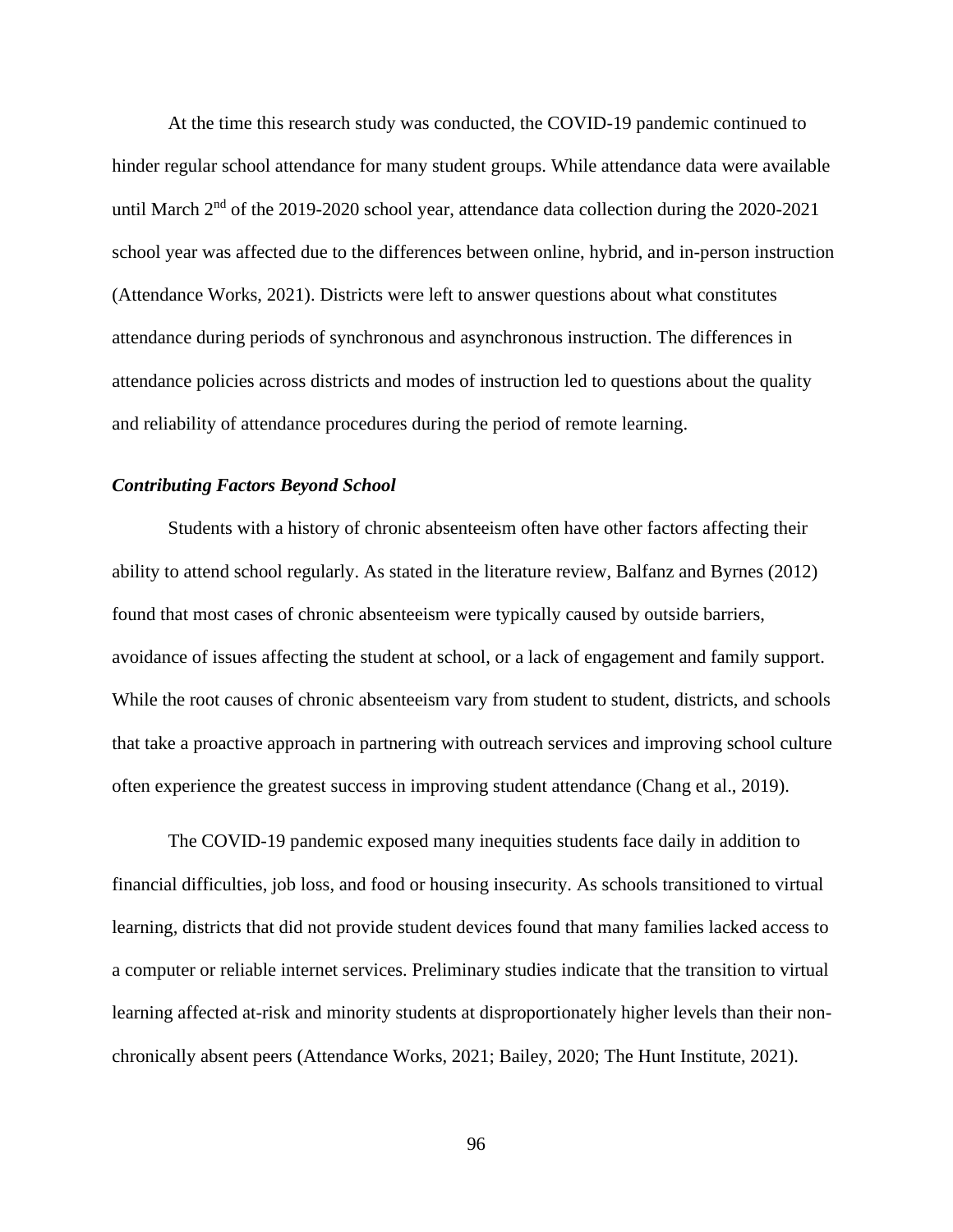At the time this research study was conducted, the COVID-19 pandemic continued to hinder regular school attendance for many student groups. While attendance data were available until March 2nd of the 2019-2020 school year, attendance data collection during the 2020-2021 school year was affected due to the differences between online, hybrid, and in-person instruction (Attendance Works, 2021). Districts were left to answer questions about what constitutes attendance during periods of synchronous and asynchronous instruction. The differences in attendance policies across districts and modes of instruction led to questions about the quality and reliability of attendance procedures during the period of remote learning.

***Contributing Factors Beyond School***

Students with a history of chronic absenteeism often have other factors affecting their ability to attend school regularly. As stated in the literature review, Balfanz and Byrnes (2012) found that most cases of chronic absenteeism were typically caused by outside barriers, avoidance of issues affecting the student at school, or a lack of engagement and family support. While the root causes of chronic absenteeism vary from student to student, districts, and schools that take a proactive approach in partnering with outreach services and improving school culture often experience the greatest success in improving student attendance (Chang et al., 2019).

The COVID-19 pandemic exposed many inequities students face daily in addition to financial difficulties, job loss, and food or housing insecurity. As schools transitioned to virtual learning, districts that did not provide student devices found that many families lacked access to a computer or reliable internet services. Preliminary studies indicate that the transition to virtual learning affected at-risk and minority students at disproportionately higher levels than their non-chronically absent peers (Attendance Works, 2021; Bailey, 2020; The Hunt Institute, 2021).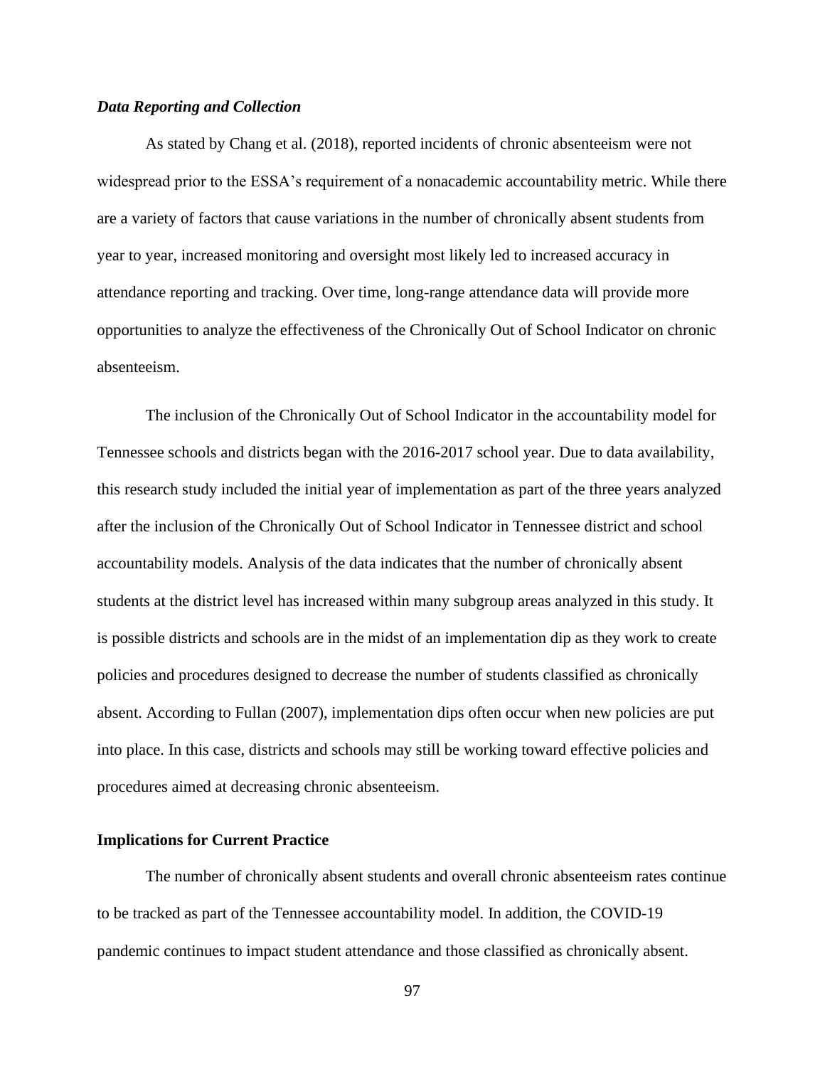### *Data Reporting and Collection*

As stated by Chang et al. (2018), reported incidents of chronic absenteeism were not widespread prior to the ESSA's requirement of a nonacademic accountability metric. While there are a variety of factors that cause variations in the number of chronically absent students from year to year, increased monitoring and oversight most likely led to increased accuracy in attendance reporting and tracking. Over time, long-range attendance data will provide more opportunities to analyze the effectiveness of the Chronically Out of School Indicator on chronic absenteeism.

The inclusion of the Chronically Out of School Indicator in the accountability model for Tennessee schools and districts began with the 2016-2017 school year. Due to data availability, this research study included the initial year of implementation as part of the three years analyzed after the inclusion of the Chronically Out of School Indicator in Tennessee district and school accountability models. Analysis of the data indicates that the number of chronically absent students at the district level has increased within many subgroup areas analyzed in this study. It is possible districts and schools are in the midst of an implementation dip as they work to create policies and procedures designed to decrease the number of students classified as chronically absent. According to Fullan (2007), implementation dips often occur when new policies are put into place. In this case, districts and schools may still be working toward effective policies and procedures aimed at decreasing chronic absenteeism.

## Implications for Current Practice

The number of chronically absent students and overall chronic absenteeism rates continue to be tracked as part of the Tennessee accountability model. In addition, the COVID-19 pandemic continues to impact student attendance and those classified as chronically absent.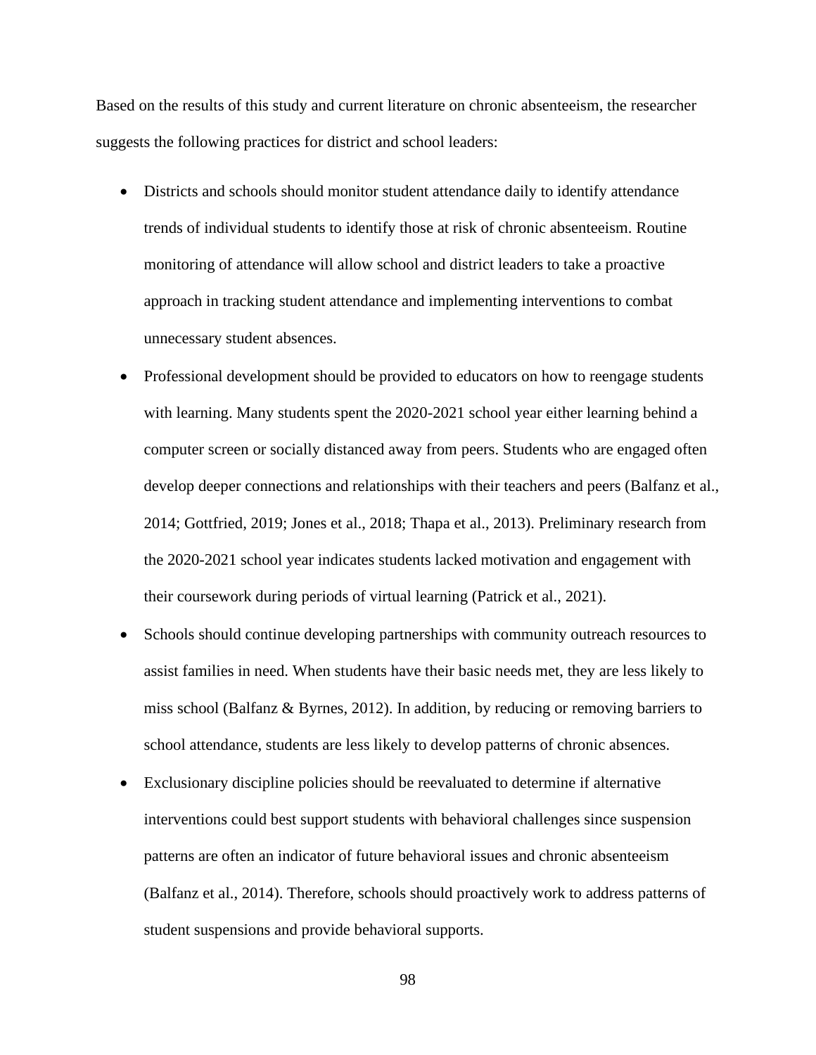Based on the results of this study and current literature on chronic absenteeism, the researcher suggests the following practices for district and school leaders:

- Districts and schools should monitor student attendance daily to identify attendance trends of individual students to identify those at risk of chronic absenteeism. Routine monitoring of attendance will allow school and district leaders to take a proactive approach in tracking student attendance and implementing interventions to combat unnecessary student absences.
- Professional development should be provided to educators on how to reengage students with learning. Many students spent the 2020-2021 school year either learning behind a computer screen or socially distanced away from peers. Students who are engaged often develop deeper connections and relationships with their teachers and peers (Balfanz et al., 2014; Gottfried, 2019; Jones et al., 2018; Thapa et al., 2013). Preliminary research from the 2020-2021 school year indicates students lacked motivation and engagement with their coursework during periods of virtual learning (Patrick et al., 2021).
- Schools should continue developing partnerships with community outreach resources to assist families in need. When students have their basic needs met, they are less likely to miss school (Balfanz & Byrnes, 2012). In addition, by reducing or removing barriers to school attendance, students are less likely to develop patterns of chronic absences.
- Exclusionary discipline policies should be reevaluated to determine if alternative interventions could best support students with behavioral challenges since suspension patterns are often an indicator of future behavioral issues and chronic absenteeism (Balfanz et al., 2014). Therefore, schools should proactively work to address patterns of student suspensions and provide behavioral supports.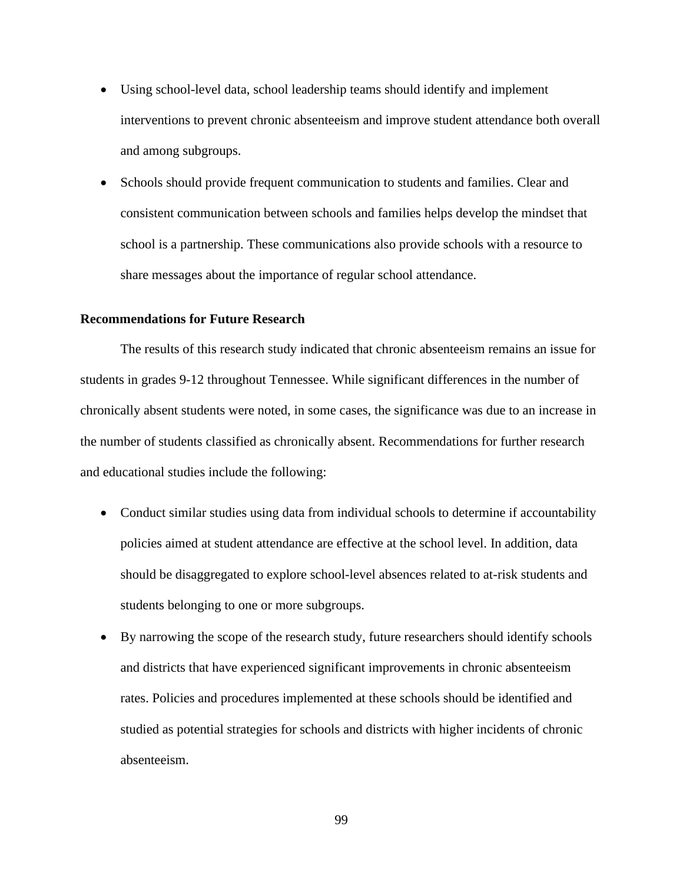- Using school-level data, school leadership teams should identify and implement interventions to prevent chronic absenteeism and improve student attendance both overall and among subgroups.
- Schools should provide frequent communication to students and families. Clear and consistent communication between schools and families helps develop the mindset that school is a partnership. These communications also provide schools with a resource to share messages about the importance of regular school attendance.

**Recommendations for Future Research**

The results of this research study indicated that chronic absenteeism remains an issue for students in grades 9-12 throughout Tennessee. While significant differences in the number of chronically absent students were noted, in some cases, the significance was due to an increase in the number of students classified as chronically absent. Recommendations for further research and educational studies include the following:

- Conduct similar studies using data from individual schools to determine if accountability policies aimed at student attendance are effective at the school level. In addition, data should be disaggregated to explore school-level absences related to at-risk students and students belonging to one or more subgroups.
- By narrowing the scope of the research study, future researchers should identify schools and districts that have experienced significant improvements in chronic absenteeism rates. Policies and procedures implemented at these schools should be identified and studied as potential strategies for schools and districts with higher incidents of chronic absenteeism.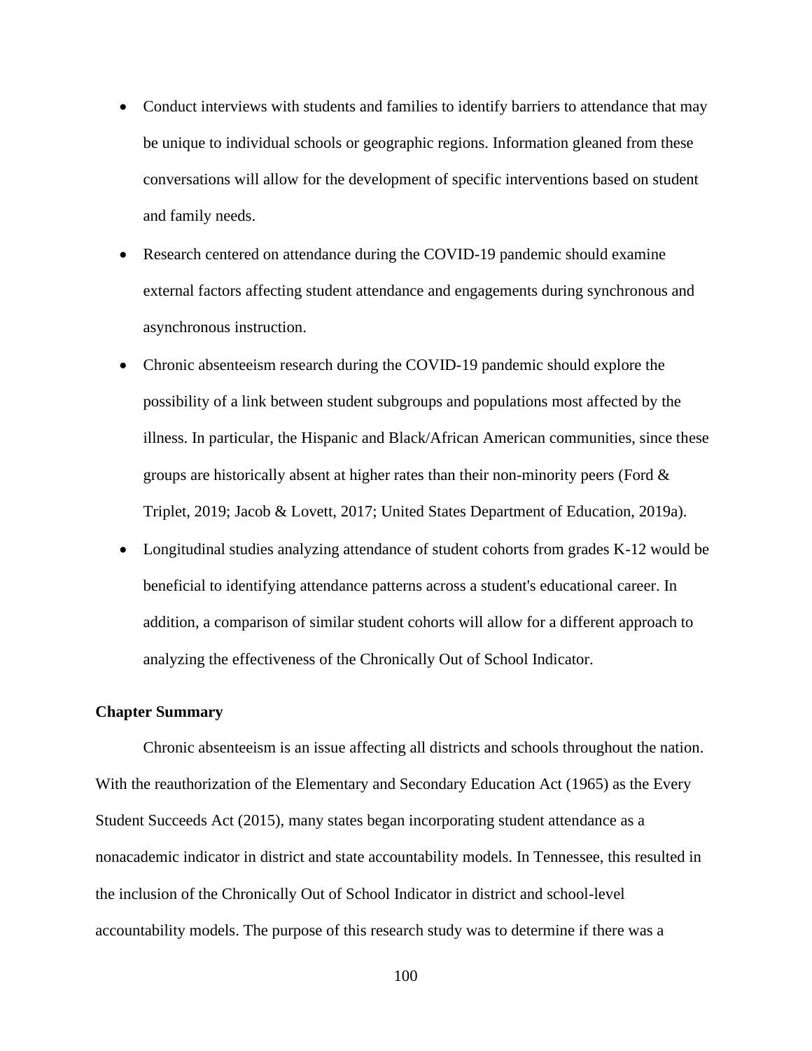- Conduct interviews with students and families to identify barriers to attendance that may be unique to individual schools or geographic regions. Information gleaned from these conversations will allow for the development of specific interventions based on student and family needs.
- Research centered on attendance during the COVID-19 pandemic should examine external factors affecting student attendance and engagements during synchronous and asynchronous instruction.
- Chronic absenteeism research during the COVID-19 pandemic should explore the possibility of a link between student subgroups and populations most affected by the illness. In particular, the Hispanic and Black/African American communities, since these groups are historically absent at higher rates than their non-minority peers (Ford & Triplet, 2019; Jacob & Lovett, 2017; United States Department of Education, 2019a).
- Longitudinal studies analyzing attendance of student cohorts from grades K-12 would be beneficial to identifying attendance patterns across a student's educational career. In addition, a comparison of similar student cohorts will allow for a different approach to analyzing the effectiveness of the Chronically Out of School Indicator.

### Chapter Summary

Chronic absenteeism is an issue affecting all districts and schools throughout the nation. With the reauthorization of the Elementary and Secondary Education Act (1965) as the Every Student Succeeds Act (2015), many states began incorporating student attendance as a nonacademic indicator in district and state accountability models. In Tennessee, this resulted in the inclusion of the Chronically Out of School Indicator in district and school-level accountability models. The purpose of this research study was to determine if there was a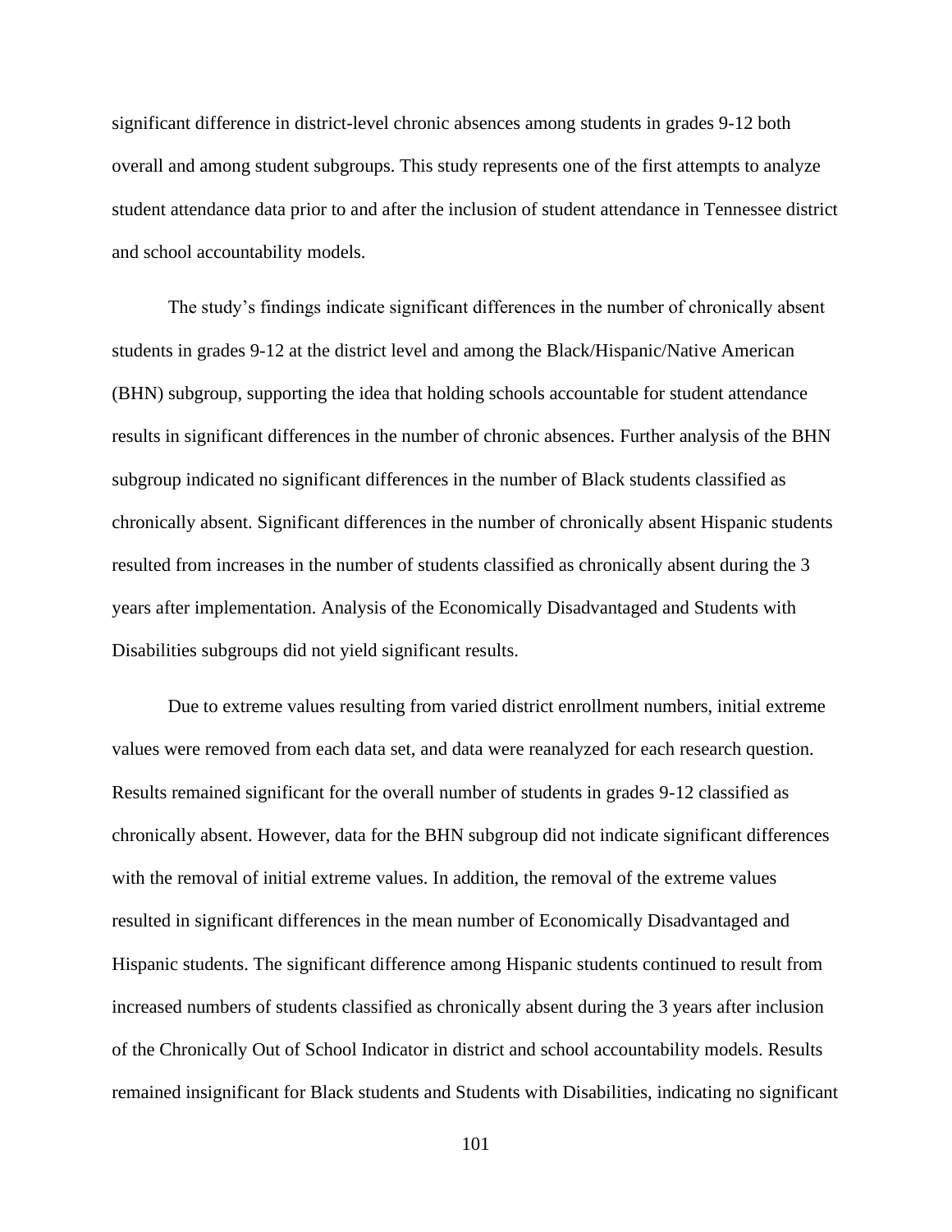significant difference in district-level chronic absences among students in grades 9-12 both overall and among student subgroups. This study represents one of the first attempts to analyze student attendance data prior to and after the inclusion of student attendance in Tennessee district and school accountability models.

The study's findings indicate significant differences in the number of chronically absent students in grades 9-12 at the district level and among the Black/Hispanic/Native American (BHN) subgroup, supporting the idea that holding schools accountable for student attendance results in significant differences in the number of chronic absences. Further analysis of the BHN subgroup indicated no significant differences in the number of Black students classified as chronically absent. Significant differences in the number of chronically absent Hispanic students resulted from increases in the number of students classified as chronically absent during the 3 years after implementation. Analysis of the Economically Disadvantaged and Students with Disabilities subgroups did not yield significant results.

Due to extreme values resulting from varied district enrollment numbers, initial extreme values were removed from each data set, and data were reanalyzed for each research question. Results remained significant for the overall number of students in grades 9-12 classified as chronically absent. However, data for the BHN subgroup did not indicate significant differences with the removal of initial extreme values. In addition, the removal of the extreme values resulted in significant differences in the mean number of Economically Disadvantaged and Hispanic students. The significant difference among Hispanic students continued to result from increased numbers of students classified as chronically absent during the 3 years after inclusion of the Chronically Out of School Indicator in district and school accountability models. Results remained insignificant for Black students and Students with Disabilities, indicating no significant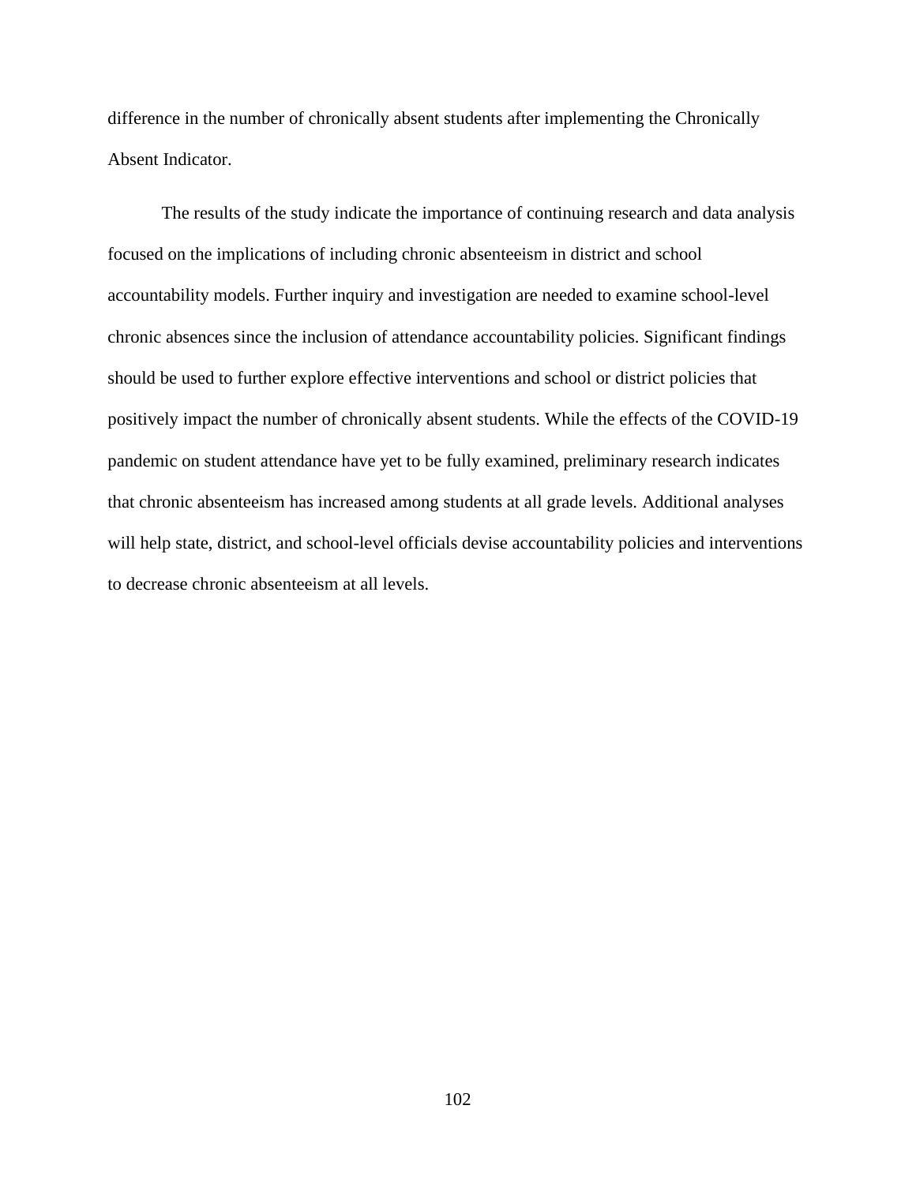difference in the number of chronically absent students after implementing the Chronically Absent Indicator.

The results of the study indicate the importance of continuing research and data analysis focused on the implications of including chronic absenteeism in district and school accountability models. Further inquiry and investigation are needed to examine school-level chronic absences since the inclusion of attendance accountability policies. Significant findings should be used to further explore effective interventions and school or district policies that positively impact the number of chronically absent students. While the effects of the COVID-19 pandemic on student attendance have yet to be fully examined, preliminary research indicates that chronic absenteeism has increased among students at all grade levels. Additional analyses will help state, district, and school-level officials devise accountability policies and interventions to decrease chronic absenteeism at all levels.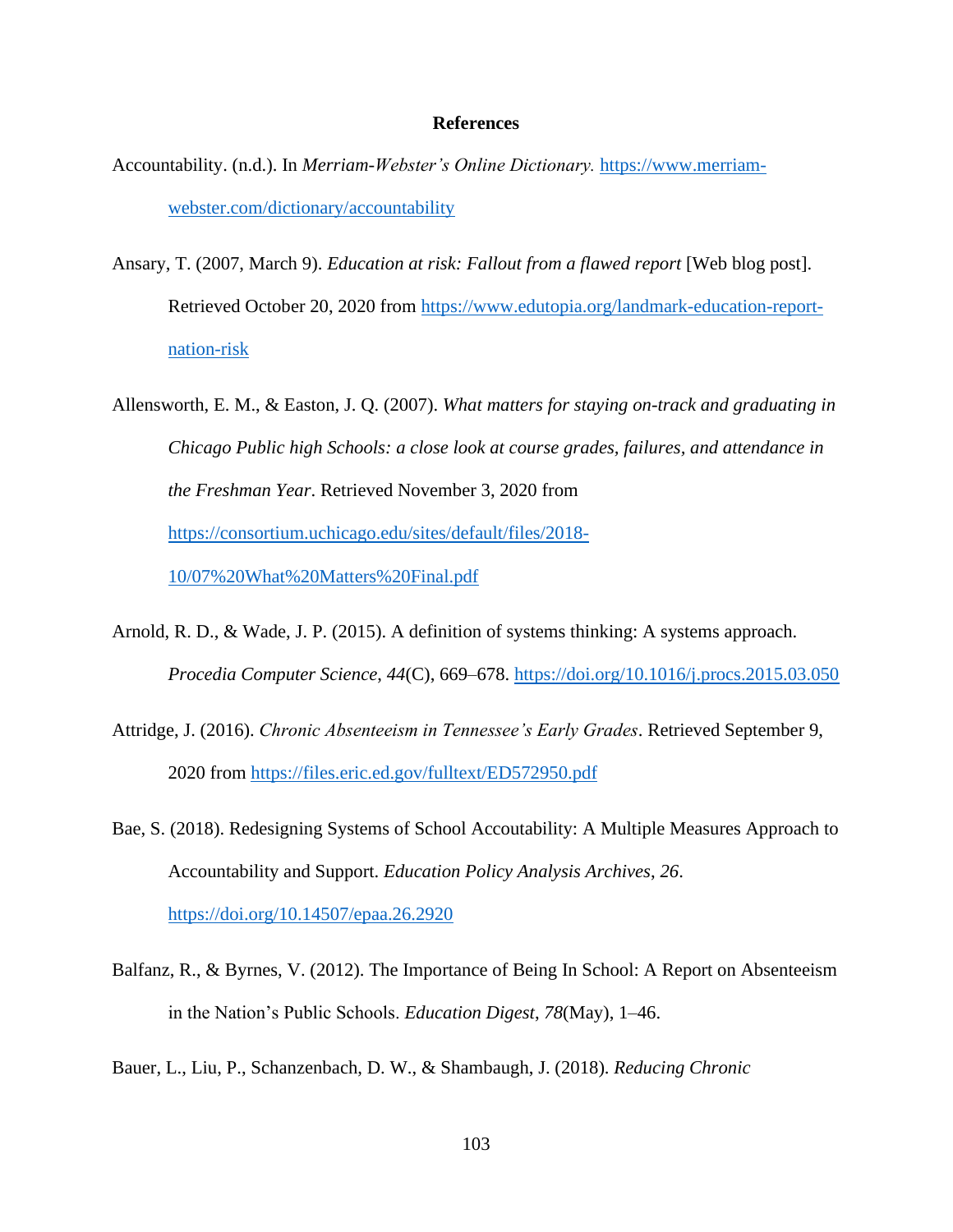# References

Accountability. (n.d.). In *Merriam-Webster's Online Dictionary.* https://www.merriam-webster.com/dictionary/accountability

Ansary, T. (2007, March 9). *Education at risk: Fallout from a flawed report* [Web blog post]. Retrieved October 20, 2020 from https://www.edutopia.org/landmark-education-report-nation-risk

Allensworth, E. M., & Easton, J. Q. (2007). *What matters for staying on-track and graduating in Chicago Public high Schools: a close look at course grades, failures, and attendance in the Freshman Year*. Retrieved November 3, 2020 from https://consortium.uchicago.edu/sites/default/files/2018-10/07%20What%20Matters%20Final.pdf

Arnold, R. D., & Wade, J. P. (2015). A definition of systems thinking: A systems approach. *Procedia Computer Science*, *44*(C), 669–678. https://doi.org/10.1016/j.procs.2015.03.050

Attridge, J. (2016). *Chronic Absenteeism in Tennessee's Early Grades*. Retrieved September 9, 2020 from https://files.eric.ed.gov/fulltext/ED572950.pdf

Bae, S. (2018). Redesigning Systems of School Accoutability: A Multiple Measures Approach to Accountability and Support. *Education Policy Analysis Archives*, *26*. https://doi.org/10.14507/epaa.26.2920

Balfanz, R., & Byrnes, V. (2012). The Importance of Being In School: A Report on Absenteeism in the Nation's Public Schools. *Education Digest*, *78*(May), 1–46.

Bauer, L., Liu, P., Schanzenbach, D. W., & Shambaugh, J. (2018). *Reducing Chronic*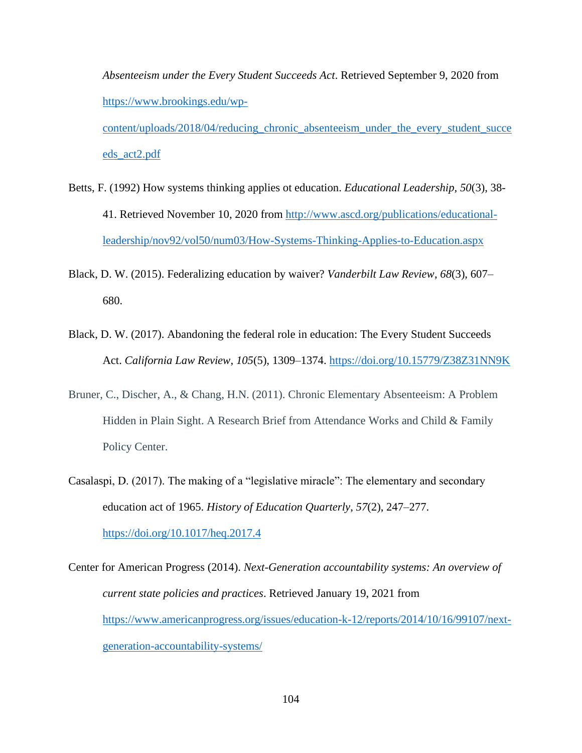*Absenteeism under the Every Student Succeeds Act*. Retrieved September 9, 2020 from https://www.brookings.edu/wp-content/uploads/2018/04/reducing_chronic_absenteeism_under_the_every_student_succeeds_act2.pdf

Betts, F. (1992) How systems thinking applies ot education. *Educational Leadership, 50*(3), 38-41. Retrieved November 10, 2020 from http://www.ascd.org/publications/educational-leadership/nov92/vol50/num03/How-Systems-Thinking-Applies-to-Education.aspx

Black, D. W. (2015). Federalizing education by waiver? *Vanderbilt Law Review*, *68*(3), 607–680.

Black, D. W. (2017). Abandoning the federal role in education: The Every Student Succeeds Act. *California Law Review*, *105*(5), 1309–1374. https://doi.org/10.15779/Z38Z31NN9K

Bruner, C., Discher, A., & Chang, H.N. (2011). Chronic Elementary Absenteeism: A Problem Hidden in Plain Sight. A Research Brief from Attendance Works and Child & Family Policy Center.

Casalaspi, D. (2017). The making of a "legislative miracle": The elementary and secondary education act of 1965. *History of Education Quarterly*, *57*(2), 247–277. https://doi.org/10.1017/heq.2017.4

Center for American Progress (2014). *Next-Generation accountability systems: An overview of current state policies and practices*. Retrieved January 19, 2021 from https://www.americanprogress.org/issues/education-k-12/reports/2014/10/16/99107/next-generation-accountability-systems/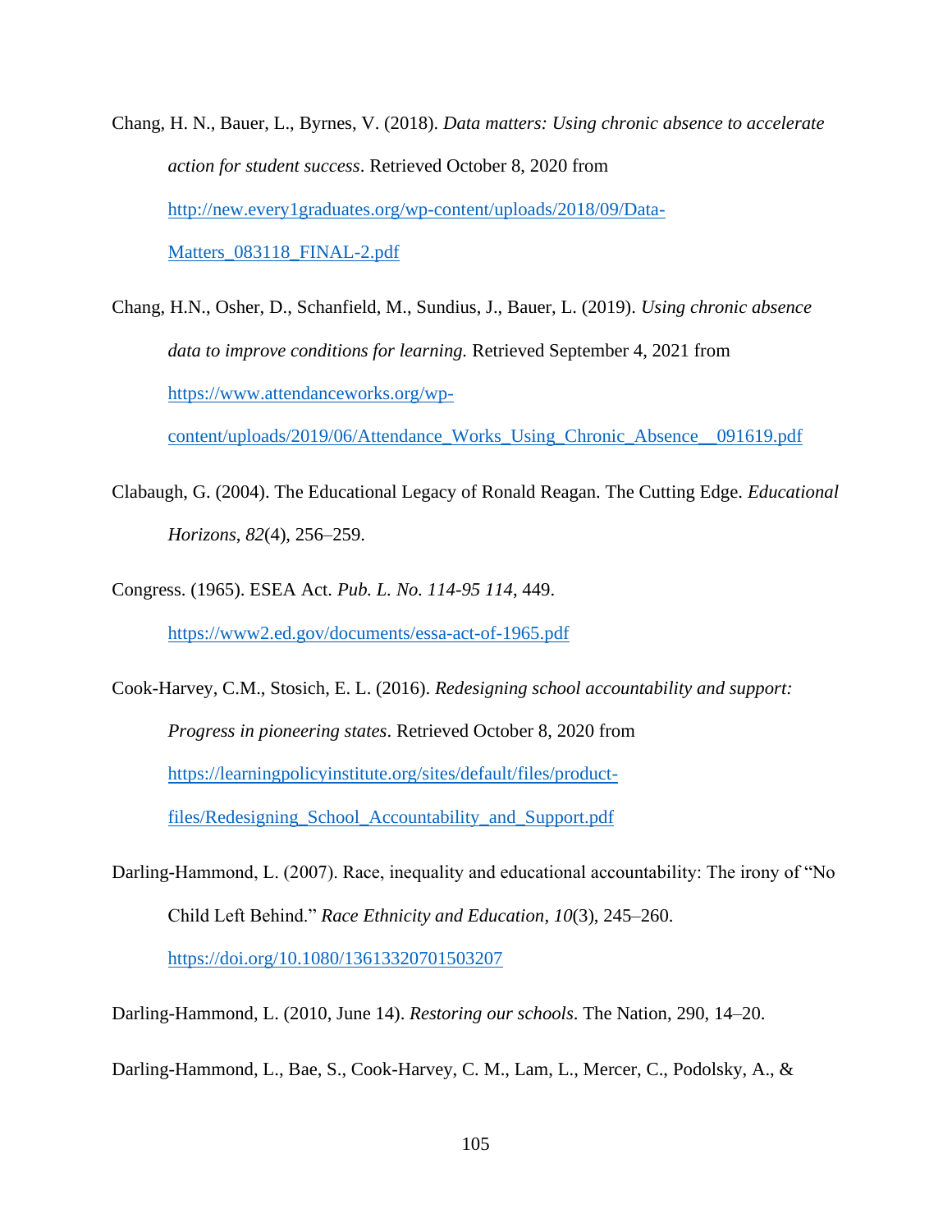Chang, H. N., Bauer, L., Byrnes, V. (2018). *Data matters: Using chronic absence to accelerate action for student success*. Retrieved October 8, 2020 from http://new.every1graduates.org/wp-content/uploads/2018/09/Data-Matters_083118_FINAL-2.pdf

Chang, H.N., Osher, D., Schanfield, M., Sundius, J., Bauer, L. (2019). *Using chronic absence data to improve conditions for learning.* Retrieved September 4, 2021 from https://www.attendanceworks.org/wp-content/uploads/2019/06/Attendance_Works_Using_Chronic_Absence__091619.pdf

Clabaugh, G. (2004). The Educational Legacy of Ronald Reagan. The Cutting Edge. *Educational Horizons*, *82*(4), 256–259.

Congress. (1965). ESEA Act. *Pub. L. No. 114-95 114*, 449. https://www2.ed.gov/documents/essa-act-of-1965.pdf

Cook-Harvey, C.M., Stosich, E. L. (2016). *Redesigning school accountability and support: Progress in pioneering states*. Retrieved October 8, 2020 from https://learningpolicyinstitute.org/sites/default/files/product-files/Redesigning_School_Accountability_and_Support.pdf

Darling-Hammond, L. (2007). Race, inequality and educational accountability: The irony of "No Child Left Behind." *Race Ethnicity and Education*, *10*(3), 245–260. https://doi.org/10.1080/13613320701503207

Darling-Hammond, L. (2010, June 14). *Restoring our schools*. The Nation, 290, 14–20.

Darling-Hammond, L., Bae, S., Cook-Harvey, C. M., Lam, L., Mercer, C., Podolsky, A., &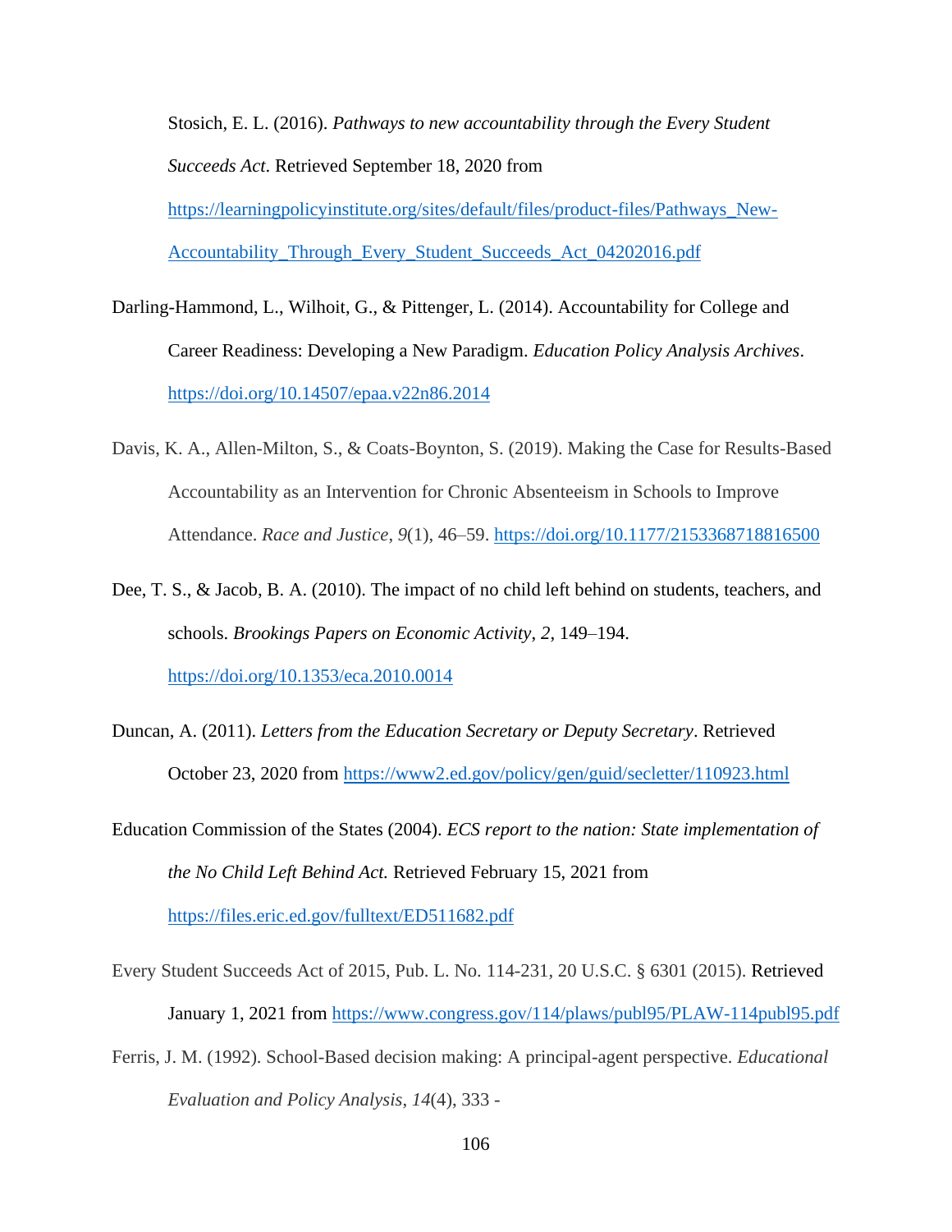Stosich, E. L. (2016). *Pathways to new accountability through the Every Student Succeeds Act*. Retrieved September 18, 2020 from https://learningpolicyinstitute.org/sites/default/files/product-files/Pathways_New-Accountability_Through_Every_Student_Succeeds_Act_04202016.pdf

Darling-Hammond, L., Wilhoit, G., & Pittenger, L. (2014). Accountability for College and Career Readiness: Developing a New Paradigm. *Education Policy Analysis Archives*. https://doi.org/10.14507/epaa.v22n86.2014

Davis, K. A., Allen-Milton, S., & Coats-Boynton, S. (2019). Making the Case for Results-Based Accountability as an Intervention for Chronic Absenteeism in Schools to Improve Attendance. *Race and Justice*, *9*(1), 46–59. https://doi.org/10.1177/2153368718816500

Dee, T. S., & Jacob, B. A. (2010). The impact of no child left behind on students, teachers, and schools. *Brookings Papers on Economic Activity*, *2*, 149–194. https://doi.org/10.1353/eca.2010.0014

Duncan, A. (2011). *Letters from the Education Secretary or Deputy Secretary*. Retrieved October 23, 2020 from https://www2.ed.gov/policy/gen/guid/secletter/110923.html

Education Commission of the States (2004). *ECS report to the nation: State implementation of the No Child Left Behind Act.* Retrieved February 15, 2021 from https://files.eric.ed.gov/fulltext/ED511682.pdf

Every Student Succeeds Act of 2015, Pub. L. No. 114-231, 20 U.S.C. § 6301 (2015). Retrieved January 1, 2021 from https://www.congress.gov/114/plaws/publ95/PLAW-114publ95.pdf

Ferris, J. M. (1992). School-Based decision making: A principal-agent perspective. *Educational Evaluation and Policy Analysis*, *14*(4), 333 -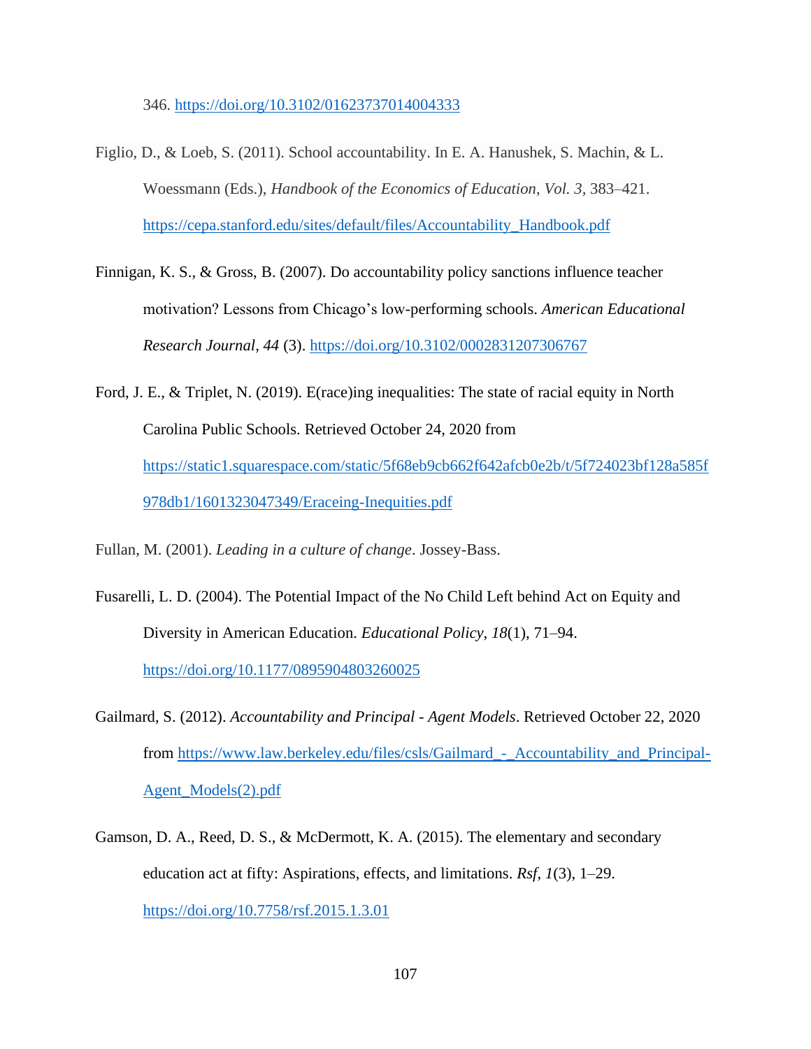346. https://doi.org/10.3102/01623737014004333

Figlio, D., & Loeb, S. (2011). School accountability. In E. A. Hanushek, S. Machin, & L. Woessmann (Eds.), *Handbook of the Economics of Education, Vol. 3,* 383–421. https://cepa.stanford.edu/sites/default/files/Accountability_Handbook.pdf

Finnigan, K. S., & Gross, B. (2007). Do accountability policy sanctions influence teacher motivation? Lessons from Chicago's low-performing schools. *American Educational Research Journal*, *44* (3). https://doi.org/10.3102/0002831207306767

Ford, J. E., & Triplet, N. (2019). E(race)ing inequalities: The state of racial equity in North Carolina Public Schools. Retrieved October 24, 2020 from https://static1.squarespace.com/static/5f68eb9cb662f642afcb0e2b/t/5f724023bf128a585f978db1/1601323047349/Eraceing-Inequities.pdf

Fullan, M. (2001). *Leading in a culture of change*. Jossey-Bass.

Fusarelli, L. D. (2004). The Potential Impact of the No Child Left behind Act on Equity and Diversity in American Education. *Educational Policy*, *18*(1), 71–94. https://doi.org/10.1177/0895904803260025

Gailmard, S. (2012). *Accountability and Principal - Agent Models*. Retrieved October 22, 2020 from https://www.law.berkeley.edu/files/csls/Gailmard_-_Accountability_and_Principal-Agent_Models(2).pdf

Gamson, D. A., Reed, D. S., & McDermott, K. A. (2015). The elementary and secondary education act at fifty: Aspirations, effects, and limitations. *Rsf*, *1*(3), 1–29. https://doi.org/10.7758/rsf.2015.1.3.01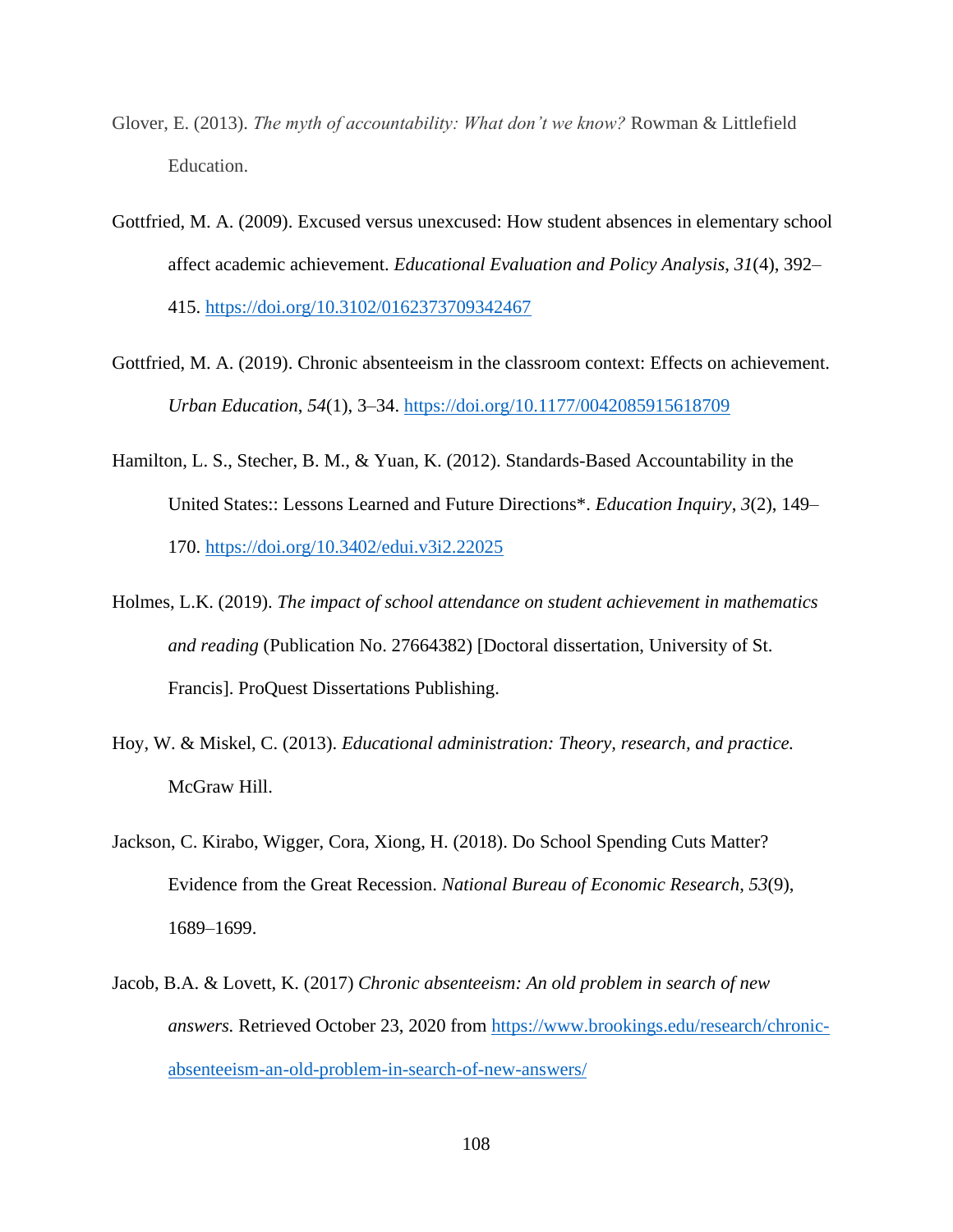Glover, E. (2013). *The myth of accountability: What don't we know?* Rowman & Littlefield Education.

Gottfried, M. A. (2009). Excused versus unexcused: How student absences in elementary school affect academic achievement. *Educational Evaluation and Policy Analysis*, *31*(4), 392–415. https://doi.org/10.3102/0162373709342467

Gottfried, M. A. (2019). Chronic absenteeism in the classroom context: Effects on achievement. *Urban Education*, *54*(1), 3–34. https://doi.org/10.1177/0042085915618709

Hamilton, L. S., Stecher, B. M., & Yuan, K. (2012). Standards-Based Accountability in the United States:: Lessons Learned and Future Directions*. *Education Inquiry*, *3*(2), 149–170. https://doi.org/10.3402/edui.v3i2.22025

Holmes, L.K. (2019). *The impact of school attendance on student achievement in mathematics and reading* (Publication No. 27664382) [Doctoral dissertation, University of St. Francis]. ProQuest Dissertations Publishing.

Hoy, W. & Miskel, C. (2013). *Educational administration: Theory, research, and practice.* McGraw Hill.

Jackson, C. Kirabo, Wigger, Cora, Xiong, H. (2018). Do School Spending Cuts Matter? Evidence from the Great Recession. *National Bureau of Economic Research*, *53*(9), 1689–1699.

Jacob, B.A. & Lovett, K. (2017) *Chronic absenteeism: An old problem in search of new answers.* Retrieved October 23, 2020 from https://www.brookings.edu/research/chronic-absenteeism-an-old-problem-in-search-of-new-answers/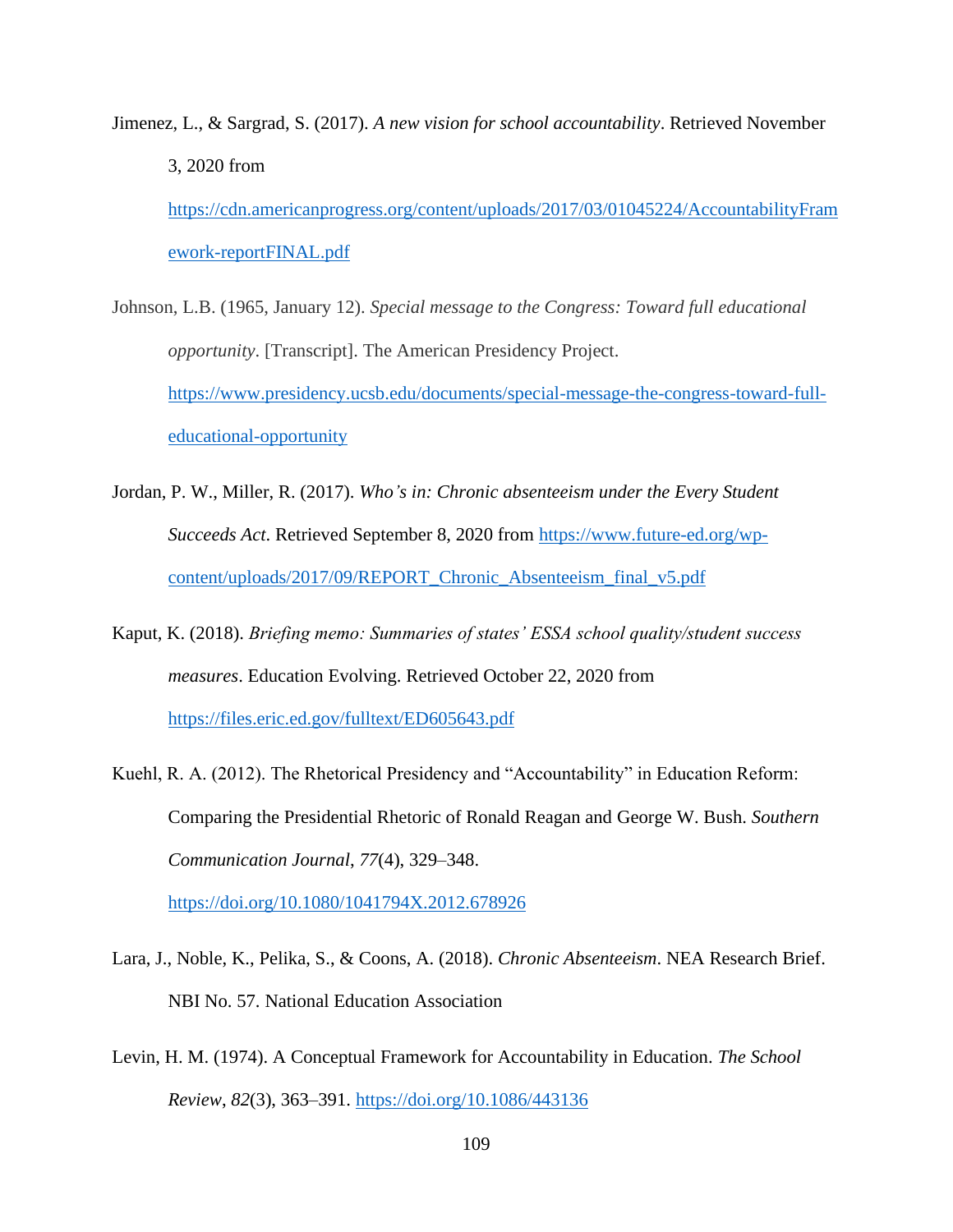Jimenez, L., & Sargrad, S. (2017). *A new vision for school accountability*. Retrieved November 3, 2020 from https://cdn.americanprogress.org/content/uploads/2017/03/01045224/AccountabilityFramework-reportFINAL.pdf

Johnson, L.B. (1965, January 12). *Special message to the Congress: Toward full educational opportunity*. [Transcript]. The American Presidency Project. https://www.presidency.ucsb.edu/documents/special-message-the-congress-toward-full-educational-opportunity

Jordan, P. W., Miller, R. (2017). *Who's in: Chronic absenteeism under the Every Student Succeeds Act.* Retrieved September 8, 2020 from https://www.future-ed.org/wp-content/uploads/2017/09/REPORT_Chronic_Absenteeism_final_v5.pdf

Kaput, K. (2018). *Briefing memo: Summaries of states' ESSA school quality/student success measures*. Education Evolving. Retrieved October 22, 2020 from https://files.eric.ed.gov/fulltext/ED605643.pdf

Kuehl, R. A. (2012). The Rhetorical Presidency and "Accountability" in Education Reform: Comparing the Presidential Rhetoric of Ronald Reagan and George W. Bush. *Southern Communication Journal*, *77*(4), 329–348. https://doi.org/10.1080/1041794X.2012.678926

Lara, J., Noble, K., Pelika, S., & Coons, A. (2018). *Chronic Absenteeism*. NEA Research Brief. NBI No. 57. National Education Association

Levin, H. M. (1974). A Conceptual Framework for Accountability in Education. *The School Review*, *82*(3), 363–391. https://doi.org/10.1086/443136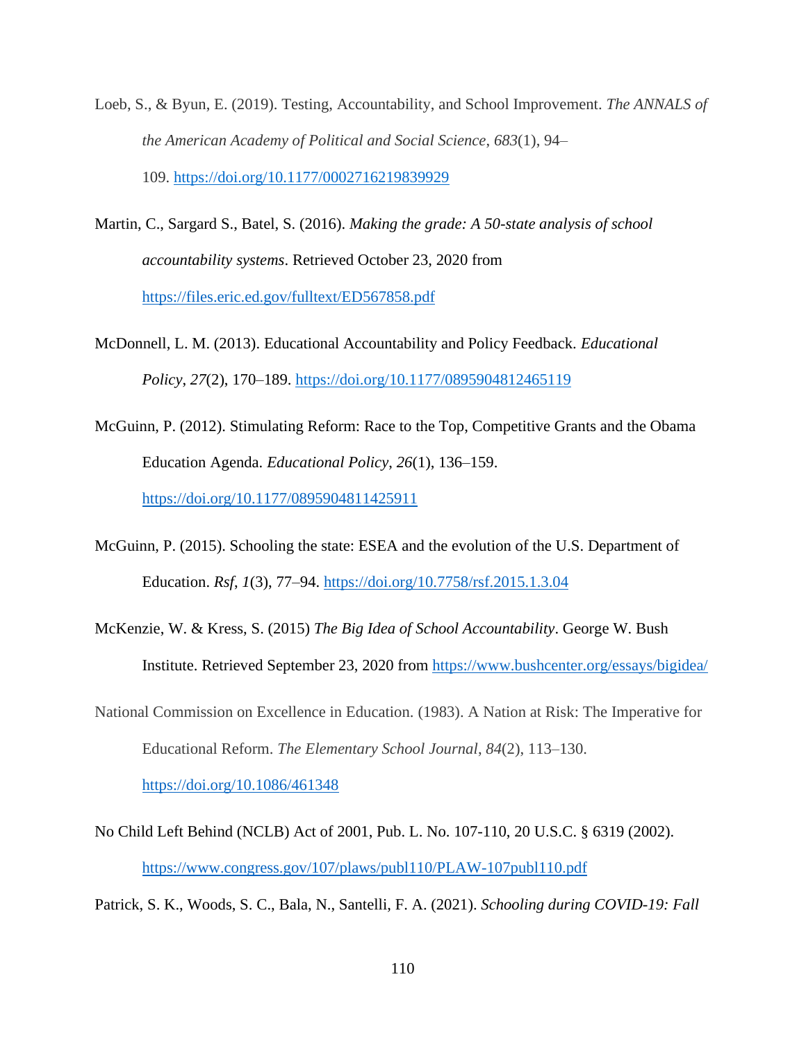Loeb, S., & Byun, E. (2019). Testing, Accountability, and School Improvement. *The ANNALS of the American Academy of Political and Social Science*, *683*(1), 94–109. https://doi.org/10.1177/0002716219839929

Martin, C., Sargard S., Batel, S. (2016). *Making the grade: A 50-state analysis of school accountability systems*. Retrieved October 23, 2020 from https://files.eric.ed.gov/fulltext/ED567858.pdf

McDonnell, L. M. (2013). Educational Accountability and Policy Feedback. *Educational Policy*, *27*(2), 170–189. https://doi.org/10.1177/0895904812465119

McGuinn, P. (2012). Stimulating Reform: Race to the Top, Competitive Grants and the Obama Education Agenda. *Educational Policy*, *26*(1), 136–159. https://doi.org/10.1177/0895904811425911

McGuinn, P. (2015). Schooling the state: ESEA and the evolution of the U.S. Department of Education. *Rsf*, *1*(3), 77–94. https://doi.org/10.7758/rsf.2015.1.3.04

McKenzie, W. & Kress, S. (2015) *The Big Idea of School Accountability*. George W. Bush Institute. Retrieved September 23, 2020 from https://www.bushcenter.org/essays/bigidea/

National Commission on Excellence in Education. (1983). A Nation at Risk: The Imperative for Educational Reform. *The Elementary School Journal*, *84*(2), 113–130. https://doi.org/10.1086/461348

No Child Left Behind (NCLB) Act of 2001, Pub. L. No. 107-110, 20 U.S.C. § 6319 (2002). https://www.congress.gov/107/plaws/publ110/PLAW-107publ110.pdf

Patrick, S. K., Woods, S. C., Bala, N., Santelli, F. A. (2021). *Schooling during COVID-19: Fall*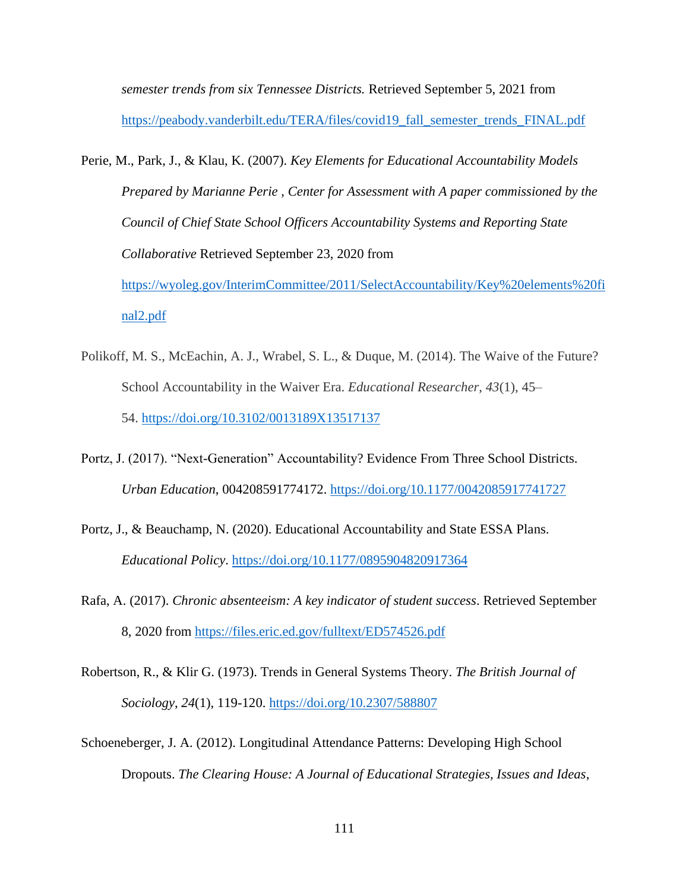*semester trends from six Tennessee Districts.* Retrieved September 5, 2021 from https://peabody.vanderbilt.edu/TERA/files/covid19_fall_semester_trends_FINAL.pdf

Perie, M., Park, J., & Klau, K. (2007). *Key Elements for Educational Accountability Models Prepared by Marianne Perie , Center for Assessment with A paper commissioned by the Council of Chief State School Officers Accountability Systems and Reporting State Collaborative* Retrieved September 23, 2020 from https://wyoleg.gov/InterimCommittee/2011/SelectAccountability/Key%20elements%20final2.pdf

Polikoff, M. S., McEachin, A. J., Wrabel, S. L., & Duque, M. (2014). The Waive of the Future? School Accountability in the Waiver Era. *Educational Researcher*, *43*(1), 45–54. https://doi.org/10.3102/0013189X13517137

Portz, J. (2017). "Next-Generation" Accountability? Evidence From Three School Districts. *Urban Education*, 004208591774172. https://doi.org/10.1177/0042085917741727

Portz, J., & Beauchamp, N. (2020). Educational Accountability and State ESSA Plans. *Educational Policy*. https://doi.org/10.1177/0895904820917364

Rafa, A. (2017). *Chronic absenteeism: A key indicator of student success*. Retrieved September 8, 2020 from https://files.eric.ed.gov/fulltext/ED574526.pdf

Robertson, R., & Klir G. (1973). Trends in General Systems Theory. *The British Journal of Sociology*, *24*(1), 119-120. https://doi.org/10.2307/588807

Schoeneberger, J. A. (2012). Longitudinal Attendance Patterns: Developing High School Dropouts. *The Clearing House: A Journal of Educational Strategies, Issues and Ideas*,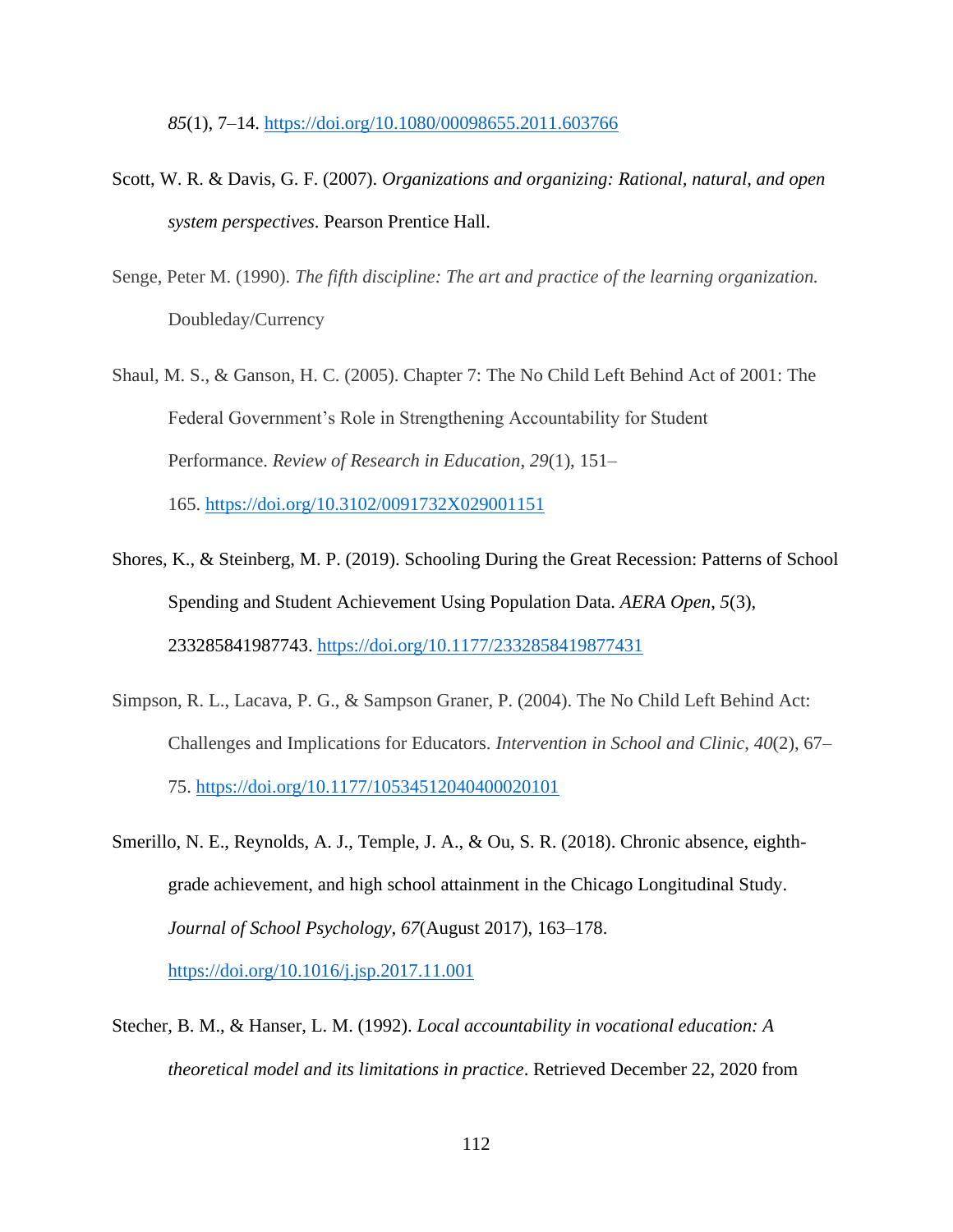*85*(1), 7–14. https://doi.org/10.1080/00098655.2011.603766

Scott, W. R. & Davis, G. F. (2007). *Organizations and organizing: Rational, natural, and open system perspectives*. Pearson Prentice Hall.

Senge, Peter M. (1990). *The fifth discipline: The art and practice of the learning organization.* Doubleday/Currency

Shaul, M. S., & Ganson, H. C. (2005). Chapter 7: The No Child Left Behind Act of 2001: The Federal Government's Role in Strengthening Accountability for Student Performance. *Review of Research in Education*, *29*(1), 151–165. https://doi.org/10.3102/0091732X029001151

Shores, K., & Steinberg, M. P. (2019). Schooling During the Great Recession: Patterns of School Spending and Student Achievement Using Population Data. *AERA Open*, *5*(3), 233285841987743. https://doi.org/10.1177/2332858419877431

Simpson, R. L., Lacava, P. G., & Sampson Graner, P. (2004). The No Child Left Behind Act: Challenges and Implications for Educators. *Intervention in School and Clinic*, *40*(2), 67–75. https://doi.org/10.1177/10534512040400020101

Smerillo, N. E., Reynolds, A. J., Temple, J. A., & Ou, S. R. (2018). Chronic absence, eighth-grade achievement, and high school attainment in the Chicago Longitudinal Study. *Journal of School Psychology*, *67*(August 2017), 163–178. https://doi.org/10.1016/j.jsp.2017.11.001

Stecher, B. M., & Hanser, L. M. (1992). *Local accountability in vocational education: A theoretical model and its limitations in practice*. Retrieved December 22, 2020 from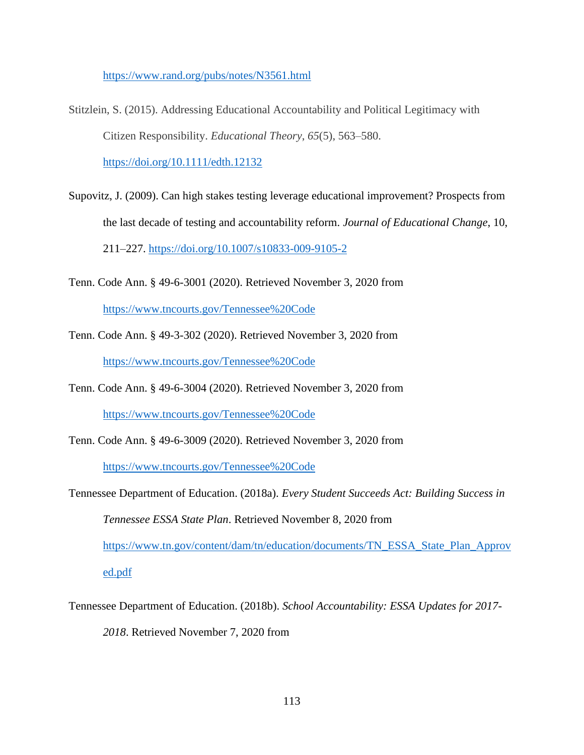https://www.rand.org/pubs/notes/N3561.html

Stitzlein, S. (2015). Addressing Educational Accountability and Political Legitimacy with Citizen Responsibility. *Educational Theory*, *65*(5), 563–580. https://doi.org/10.1111/edth.12132

Supovitz, J. (2009). Can high stakes testing leverage educational improvement? Prospects from the last decade of testing and accountability reform. *Journal of Educational Change*, 10, 211–227. https://doi.org/10.1007/s10833-009-9105-2

Tenn. Code Ann. § 49-6-3001 (2020). Retrieved November 3, 2020 from https://www.tncourts.gov/Tennessee%20Code

Tenn. Code Ann. § 49-3-302 (2020). Retrieved November 3, 2020 from https://www.tncourts.gov/Tennessee%20Code

Tenn. Code Ann. § 49-6-3004 (2020). Retrieved November 3, 2020 from https://www.tncourts.gov/Tennessee%20Code

Tenn. Code Ann. § 49-6-3009 (2020). Retrieved November 3, 2020 from https://www.tncourts.gov/Tennessee%20Code

Tennessee Department of Education. (2018a). *Every Student Succeeds Act: Building Success in Tennessee ESSA State Plan*. Retrieved November 8, 2020 from https://www.tn.gov/content/dam/tn/education/documents/TN_ESSA_State_Plan_Approved.pdf

Tennessee Department of Education. (2018b). *School Accountability: ESSA Updates for 2017-2018*. Retrieved November 7, 2020 from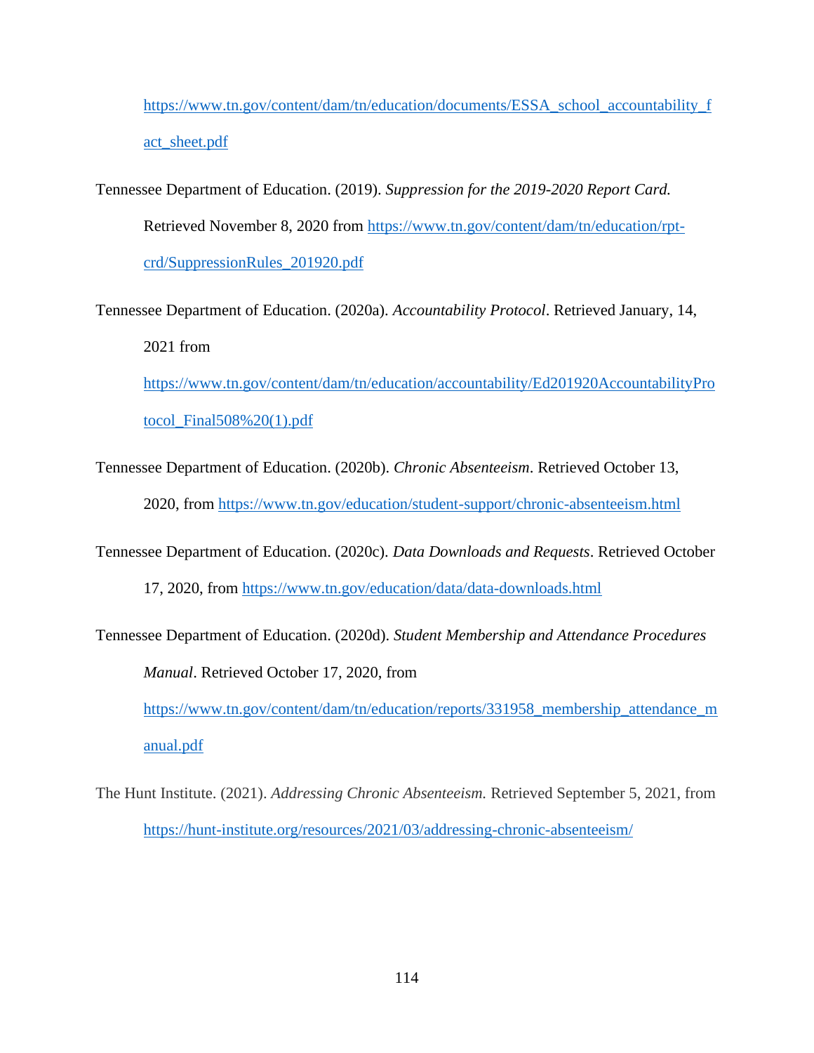https://www.tn.gov/content/dam/tn/education/documents/ESSA_school_accountability_fact_sheet.pdf

Tennessee Department of Education. (2019). *Suppression for the 2019-2020 Report Card.* Retrieved November 8, 2020 from https://www.tn.gov/content/dam/tn/education/rpt-crd/SuppressionRules_201920.pdf

Tennessee Department of Education. (2020a). *Accountability Protocol*. Retrieved January, 14, 2021 from https://www.tn.gov/content/dam/tn/education/accountability/Ed201920AccountabilityProtocol_Final508%20(1).pdf

Tennessee Department of Education. (2020b). *Chronic Absenteeism*. Retrieved October 13, 2020, from https://www.tn.gov/education/student-support/chronic-absenteeism.html

Tennessee Department of Education. (2020c). *Data Downloads and Requests*. Retrieved October 17, 2020, from https://www.tn.gov/education/data/data-downloads.html

Tennessee Department of Education. (2020d). *Student Membership and Attendance Procedures Manual*. Retrieved October 17, 2020, from https://www.tn.gov/content/dam/tn/education/reports/331958_membership_attendance_manual.pdf

The Hunt Institute. (2021). *Addressing Chronic Absenteeism.* Retrieved September 5, 2021, from https://hunt-institute.org/resources/2021/03/addressing-chronic-absenteeism/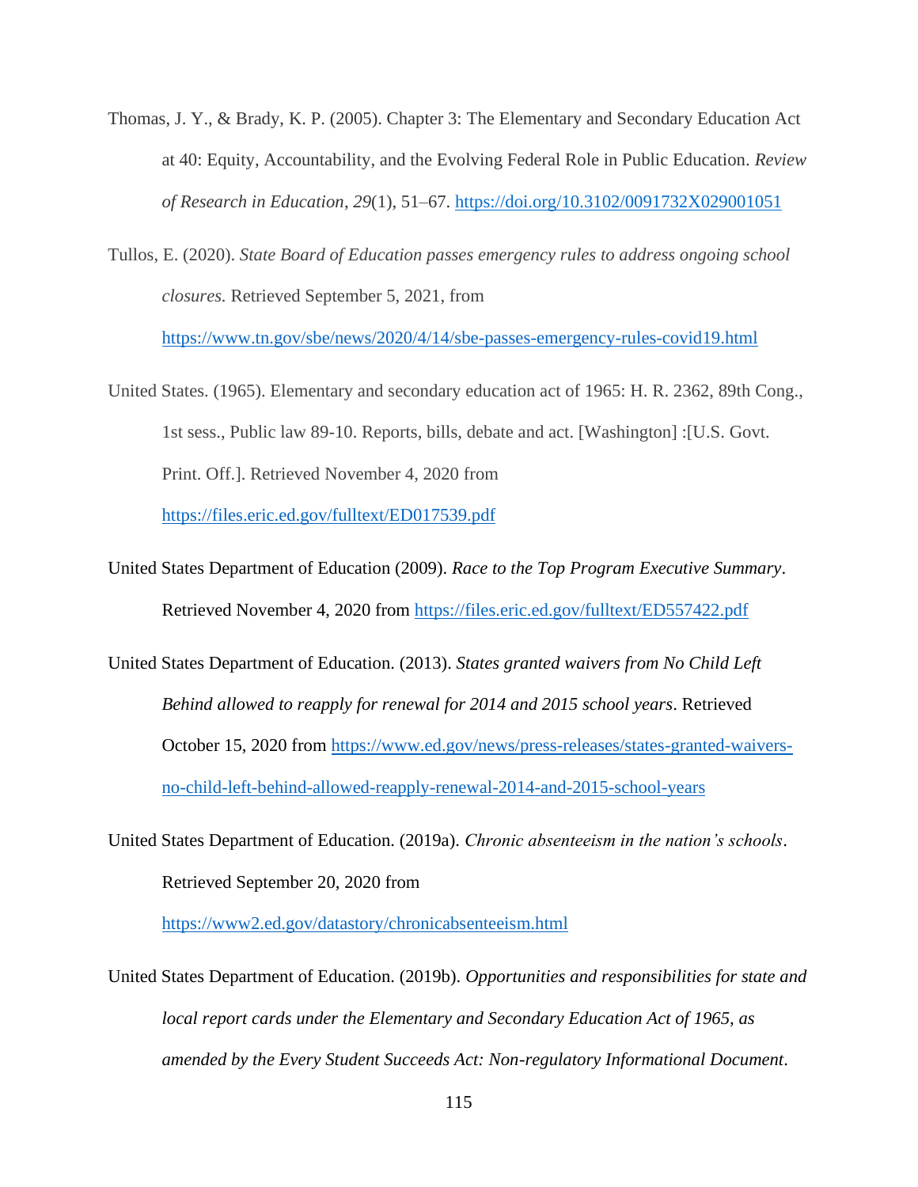Thomas, J. Y., & Brady, K. P. (2005). Chapter 3: The Elementary and Secondary Education Act at 40: Equity, Accountability, and the Evolving Federal Role in Public Education. *Review of Research in Education*, *29*(1), 51–67. https://doi.org/10.3102/0091732X029001051

Tullos, E. (2020). *State Board of Education passes emergency rules to address ongoing school closures.* Retrieved September 5, 2021, from https://www.tn.gov/sbe/news/2020/4/14/sbe-passes-emergency-rules-covid19.html

United States. (1965). Elementary and secondary education act of 1965: H. R. 2362, 89th Cong., 1st sess., Public law 89-10. Reports, bills, debate and act. [Washington] :[U.S. Govt. Print. Off.]. Retrieved November 4, 2020 from https://files.eric.ed.gov/fulltext/ED017539.pdf

United States Department of Education (2009). *Race to the Top Program Executive Summary*. Retrieved November 4, 2020 from https://files.eric.ed.gov/fulltext/ED557422.pdf

United States Department of Education. (2013). *States granted waivers from No Child Left Behind allowed to reapply for renewal for 2014 and 2015 school years*. Retrieved October 15, 2020 from https://www.ed.gov/news/press-releases/states-granted-waivers-no-child-left-behind-allowed-reapply-renewal-2014-and-2015-school-years

United States Department of Education. (2019a). *Chronic absenteeism in the nation's schools*. Retrieved September 20, 2020 from https://www2.ed.gov/datastory/chronicabsenteeism.html

United States Department of Education. (2019b). *Opportunities and responsibilities for state and local report cards under the Elementary and Secondary Education Act of 1965, as amended by the Every Student Succeeds Act: Non-regulatory Informational Document*.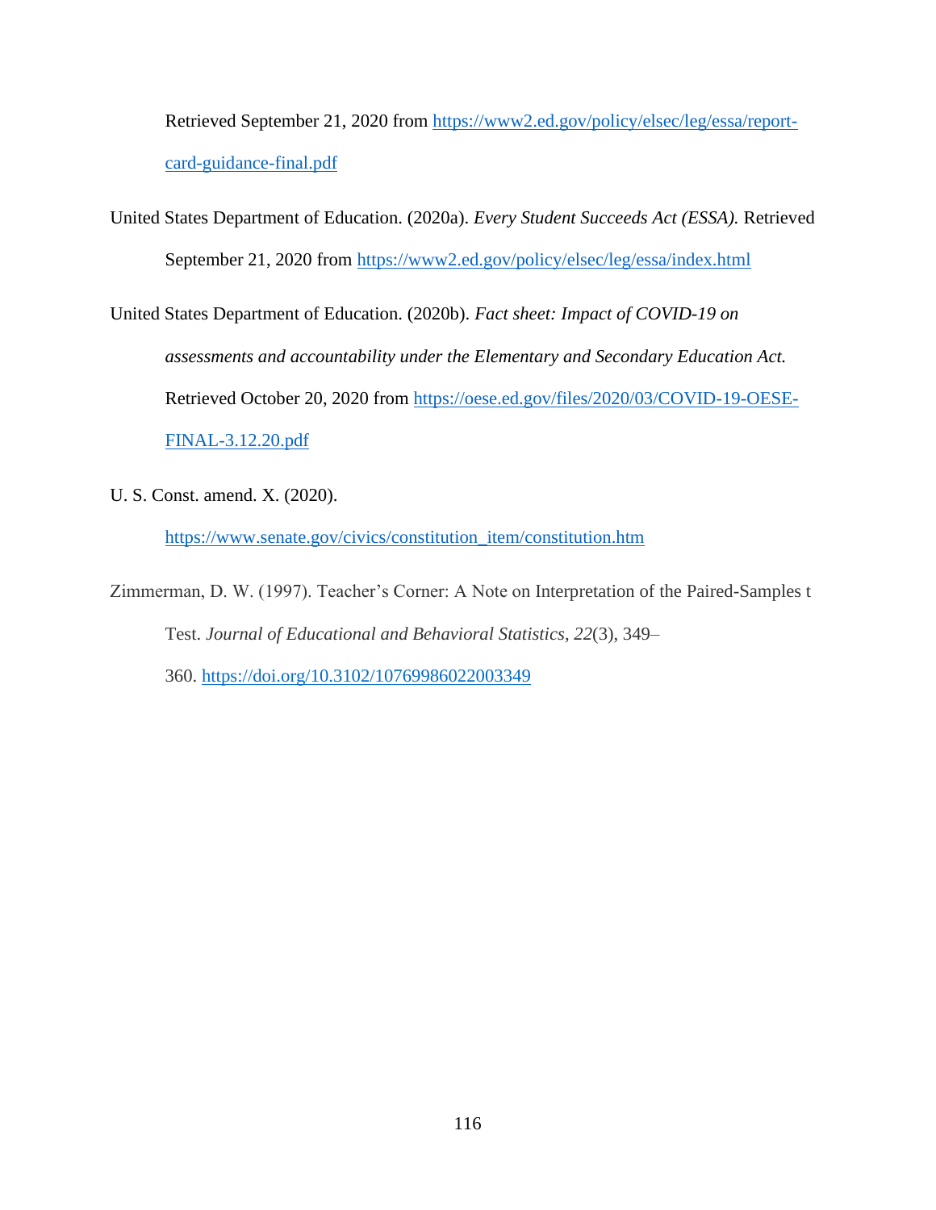Retrieved September 21, 2020 from https://www2.ed.gov/policy/elsec/leg/essa/report-card-guidance-final.pdf

United States Department of Education. (2020a). *Every Student Succeeds Act (ESSA).* Retrieved September 21, 2020 from https://www2.ed.gov/policy/elsec/leg/essa/index.html

United States Department of Education. (2020b). *Fact sheet: Impact of COVID-19 on assessments and accountability under the Elementary and Secondary Education Act.* Retrieved October 20, 2020 from https://oese.ed.gov/files/2020/03/COVID-19-OESE-FINAL-3.12.20.pdf

U. S. Const. amend. X. (2020). https://www.senate.gov/civics/constitution_item/constitution.htm

Zimmerman, D. W. (1997). Teacher's Corner: A Note on Interpretation of the Paired-Samples t Test. *Journal of Educational and Behavioral Statistics*, *22*(3), 349–360. https://doi.org/10.3102/10769986022003349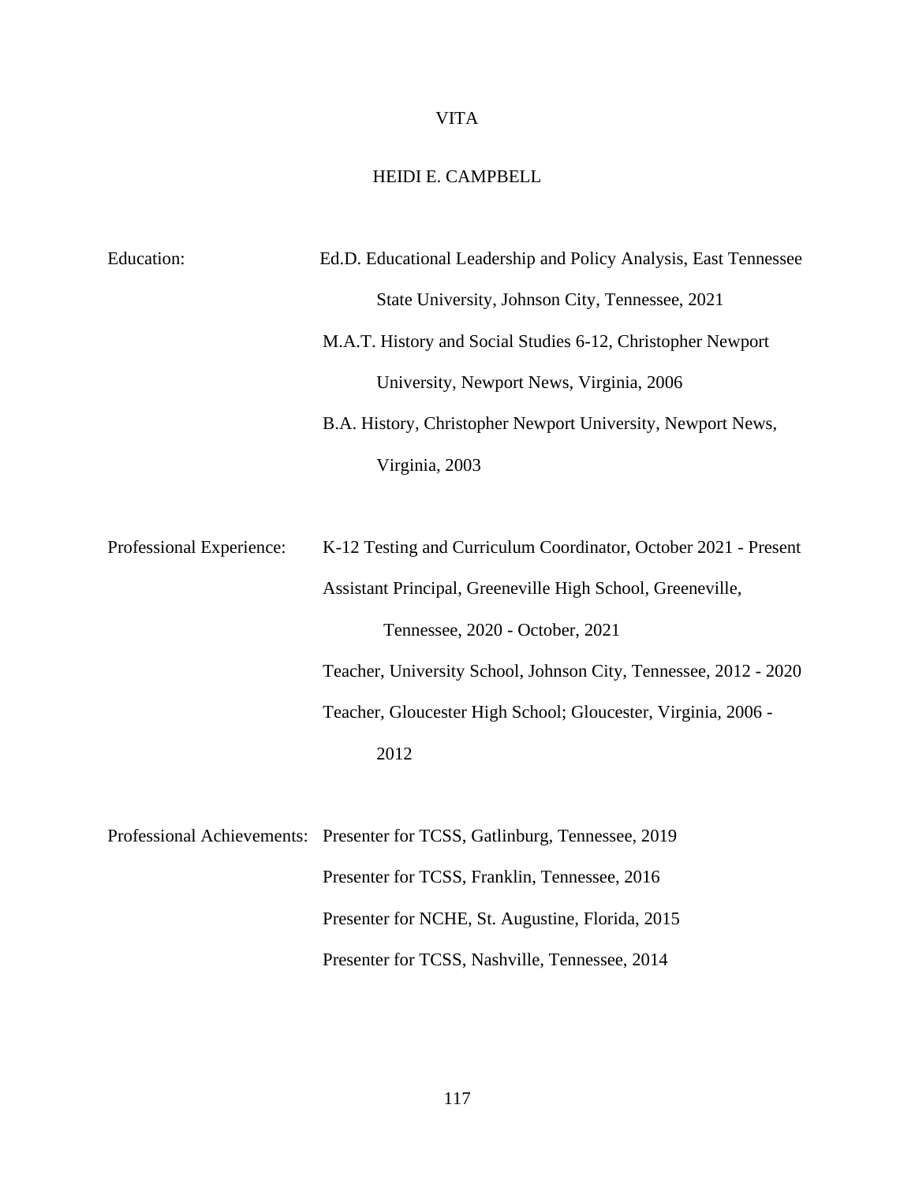# VITA

## HEIDI E. CAMPBELL

| | |
|---|---|
| Education: | Ed.D. Educational Leadership and Policy Analysis, East Tennessee State University, Johnson City, Tennessee, 2021 |
| | M.A.T. History and Social Studies 6-12, Christopher Newport University, Newport News, Virginia, 2006 |
| | B.A. History, Christopher Newport University, Newport News, Virginia, 2003 |
| Professional Experience: | K-12 Testing and Curriculum Coordinator, October 2021 - Present |
| | Assistant Principal, Greeneville High School, Greeneville, Tennessee, 2020 - October, 2021 |
| | Teacher, University School, Johnson City, Tennessee, 2012 - 2020 |
| | Teacher, Gloucester High School; Gloucester, Virginia, 2006 - 2012 |
| Professional Achievements: | Presenter for TCSS, Gatlinburg, Tennessee, 2019 |
| | Presenter for TCSS, Franklin, Tennessee, 2016 |
| | Presenter for NCHE, St. Augustine, Florida, 2015 |
| | Presenter for TCSS, Nashville, Tennessee, 2014 |